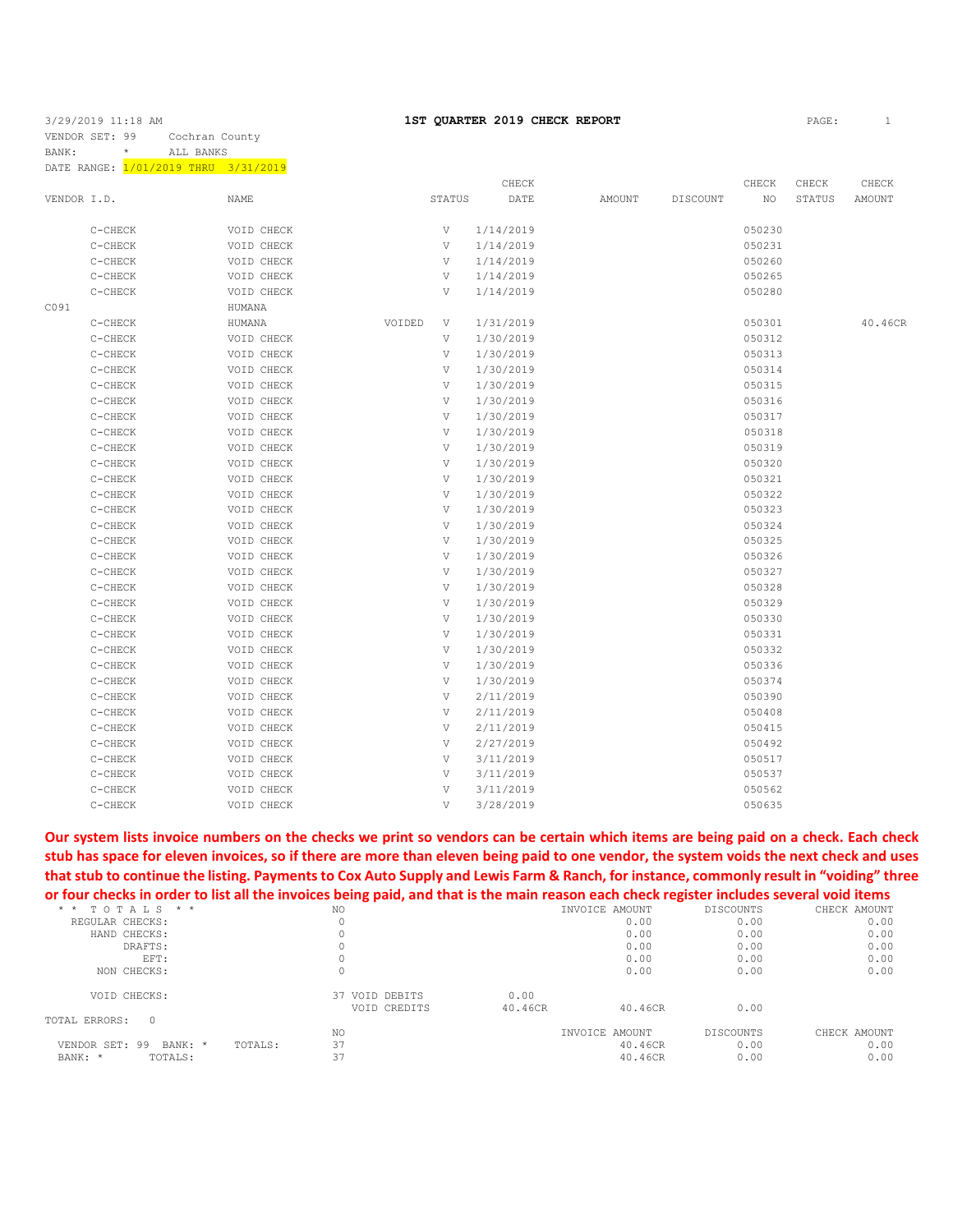3/29/2019 11:18 AM **1ST QUARTER 2019 CHECK REPORT**

VENDOR SET: 99 Cochran County
BANK: * ALL BANKS
DATE RANGE: 1/01/2019 THRU 3/31/2019

| VENDOR I.D. | NAME | STATUS | | CHECK DATE | AMOUNT | DISCOUNT | CHECK NO | CHECK STATUS | CHECK AMOUNT |
|---|---|---|---|---|---|---|---|---|---|
| C-CHECK | VOID CHECK | | V | 1/14/2019 | | | 050230 | | |
| C-CHECK | VOID CHECK | | V | 1/14/2019 | | | 050231 | | |
| C-CHECK | VOID CHECK | | V | 1/14/2019 | | | 050260 | | |
| C-CHECK | VOID CHECK | | V | 1/14/2019 | | | 050265 | | |
| C-CHECK | VOID CHECK | | V | 1/14/2019 | | | 050280 | | |
| C091 | HUMANA | | | | | | | | |
| C-CHECK | HUMANA | VOIDED | V | 1/31/2019 | | | 050301 | | 40.46CR |
| C-CHECK | VOID CHECK | | V | 1/30/2019 | | | 050312 | | |
| C-CHECK | VOID CHECK | | V | 1/30/2019 | | | 050313 | | |
| C-CHECK | VOID CHECK | | V | 1/30/2019 | | | 050314 | | |
| C-CHECK | VOID CHECK | | V | 1/30/2019 | | | 050315 | | |
| C-CHECK | VOID CHECK | | V | 1/30/2019 | | | 050316 | | |
| C-CHECK | VOID CHECK | | V | 1/30/2019 | | | 050317 | | |
| C-CHECK | VOID CHECK | | V | 1/30/2019 | | | 050318 | | |
| C-CHECK | VOID CHECK | | V | 1/30/2019 | | | 050319 | | |
| C-CHECK | VOID CHECK | | V | 1/30/2019 | | | 050320 | | |
| C-CHECK | VOID CHECK | | V | 1/30/2019 | | | 050321 | | |
| C-CHECK | VOID CHECK | | V | 1/30/2019 | | | 050322 | | |
| C-CHECK | VOID CHECK | | V | 1/30/2019 | | | 050323 | | |
| C-CHECK | VOID CHECK | | V | 1/30/2019 | | | 050324 | | |
| C-CHECK | VOID CHECK | | V | 1/30/2019 | | | 050325 | | |
| C-CHECK | VOID CHECK | | V | 1/30/2019 | | | 050326 | | |
| C-CHECK | VOID CHECK | | V | 1/30/2019 | | | 050327 | | |
| C-CHECK | VOID CHECK | | V | 1/30/2019 | | | 050328 | | |
| C-CHECK | VOID CHECK | | V | 1/30/2019 | | | 050329 | | |
| C-CHECK | VOID CHECK | | V | 1/30/2019 | | | 050330 | | |
| C-CHECK | VOID CHECK | | V | 1/30/2019 | | | 050331 | | |
| C-CHECK | VOID CHECK | | V | 1/30/2019 | | | 050332 | | |
| C-CHECK | VOID CHECK | | V | 1/30/2019 | | | 050336 | | |
| C-CHECK | VOID CHECK | | V | 1/30/2019 | | | 050374 | | |
| C-CHECK | VOID CHECK | | V | 2/11/2019 | | | 050390 | | |
| C-CHECK | VOID CHECK | | V | 2/11/2019 | | | 050408 | | |
| C-CHECK | VOID CHECK | | V | 2/11/2019 | | | 050415 | | |
| C-CHECK | VOID CHECK | | V | 2/27/2019 | | | 050492 | | |
| C-CHECK | VOID CHECK | | V | 3/11/2019 | | | 050517 | | |
| C-CHECK | VOID CHECK | | V | 3/11/2019 | | | 050537 | | |
| C-CHECK | VOID CHECK | | V | 3/11/2019 | | | 050562 | | |
| C-CHECK | VOID CHECK | | V | 3/28/2019 | | | 050635 | | |

**Our system lists invoice numbers on the checks we print so vendors can be certain which items are being paid on a check. Each check stub has space for eleven invoices, so if there are more than eleven being paid to one vendor, the system voids the next check and uses that stub to continue the listing. Payments to Cox Auto Supply and Lewis Farm & Ranch, for instance, commonly result in "voiding" three or four checks in order to list all the invoices being paid, and that is the main reason each check register includes several void items**

| * * T O T A L S * * | NO | | | INVOICE AMOUNT | DISCOUNTS | CHECK AMOUNT |
|---|---|---|---|---|---|---|
| REGULAR CHECKS: | 0 | | | 0.00 | 0.00 | 0.00 |
| HAND CHECKS: | 0 | | | 0.00 | 0.00 | 0.00 |
| DRAFTS: | 0 | | | 0.00 | 0.00 | 0.00 |
| EFT: | 0 | | | 0.00 | 0.00 | 0.00 |
| NON CHECKS: | 0 | | | 0.00 | 0.00 | 0.00 |
| VOID CHECKS: | 37 | VOID DEBITS | 0.00 | | | |
| | | VOID CREDITS | 40.46CR | 40.46CR | 0.00 | |
| TOTAL ERRORS: 0 | | | | | | |

| | NO | INVOICE AMOUNT | DISCOUNTS | CHECK AMOUNT |
|---|---|---|---|---|
| VENDOR SET: 99 BANK: * TOTALS: | 37 | 40.46CR | 0.00 | 0.00 |
| BANK: * TOTALS: | 37 | 40.46CR | 0.00 | 0.00 |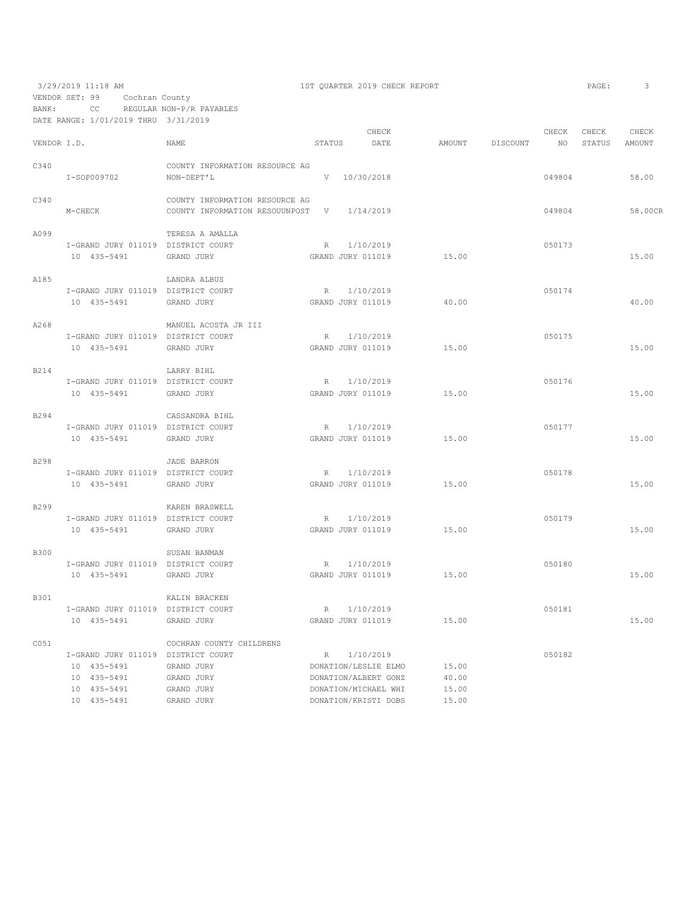3/29/2019 11:18 AM — 1ST QUARTER 2019 CHECK REPORT

VENDOR SET: 99 Cochran County
BANK: CC REGULAR NON-P/R PAYABLES
DATE RANGE: 1/01/2019 THRU 3/31/2019

| VENDOR I.D. | NAME | STATUS | CHECK DATE | AMOUNT | DISCOUNT | CHECK NO | CHECK STATUS | CHECK AMOUNT |
|---|---|---|---|---|---|---|---|---|
| C340 | COUNTY INFORMATION RESOURCE AG | | | | | | | |
| I-SOP009702 | NON-DEPT'L | V | 10/30/2018 | | | 049804 | | 58.00 |
| C340 | COUNTY INFORMATION RESOURCE AG | | | | | | | |
| M-CHECK | COUNTY INFORMATION RESOUUNPOST | V | 1/14/2019 | | | 049804 | | 58.00CR |
| A099 | TERESA A AMALLA | | | | | | | |
| I-GRAND JURY 011019 | DISTRICT COURT | R | 1/10/2019 | | | 050173 | | |
| 10 435-5491 | GRAND JURY | GRAND JURY 011019 | | 15.00 | | | | 15.00 |
| A185 | LANDRA ALBUS | | | | | | | |
| I-GRAND JURY 011019 | DISTRICT COURT | R | 1/10/2019 | | | 050174 | | |
| 10 435-5491 | GRAND JURY | GRAND JURY 011019 | | 40.00 | | | | 40.00 |
| A268 | MANUEL ACOSTA JR III | | | | | | | |
| I-GRAND JURY 011019 | DISTRICT COURT | R | 1/10/2019 | | | 050175 | | |
| 10 435-5491 | GRAND JURY | GRAND JURY 011019 | | 15.00 | | | | 15.00 |
| B214 | LARRY BIHL | | | | | | | |
| I-GRAND JURY 011019 | DISTRICT COURT | R | 1/10/2019 | | | 050176 | | |
| 10 435-5491 | GRAND JURY | GRAND JURY 011019 | | 15.00 | | | | 15.00 |
| B294 | CASSANDRA BIHL | | | | | | | |
| I-GRAND JURY 011019 | DISTRICT COURT | R | 1/10/2019 | | | 050177 | | |
| 10 435-5491 | GRAND JURY | GRAND JURY 011019 | | 15.00 | | | | 15.00 |
| B298 | JADE BARRON | | | | | | | |
| I-GRAND JURY 011019 | DISTRICT COURT | R | 1/10/2019 | | | 050178 | | |
| 10 435-5491 | GRAND JURY | GRAND JURY 011019 | | 15.00 | | | | 15.00 |
| B299 | KAREN BRASWELL | | | | | | | |
| I-GRAND JURY 011019 | DISTRICT COURT | R | 1/10/2019 | | | 050179 | | |
| 10 435-5491 | GRAND JURY | GRAND JURY 011019 | | 15.00 | | | | 15.00 |
| B300 | SUSAN BANMAN | | | | | | | |
| I-GRAND JURY 011019 | DISTRICT COURT | R | 1/10/2019 | | | 050180 | | |
| 10 435-5491 | GRAND JURY | GRAND JURY 011019 | | 15.00 | | | | 15.00 |
| B301 | KALIN BRACKEN | | | | | | | |
| I-GRAND JURY 011019 | DISTRICT COURT | R | 1/10/2019 | | | 050181 | | |
| 10 435-5491 | GRAND JURY | GRAND JURY 011019 | | 15.00 | | | | 15.00 |
| C051 | COCHRAN COUNTY CHILDRENS | | | | | | | |
| I-GRAND JURY 011019 | DISTRICT COURT | R | 1/10/2019 | | | 050182 | | |
| 10 435-5491 | GRAND JURY | DONATION/LESLIE ELMO | | 15.00 | | | | |
| 10 435-5491 | GRAND JURY | DONATION/ALBERT GONZ | | 40.00 | | | | |
| 10 435-5491 | GRAND JURY | DONATION/MICHAEL WHI | | 15.00 | | | | |
| 10 435-5491 | GRAND JURY | DONATION/KRISTI DOBS | | 15.00 | | | | |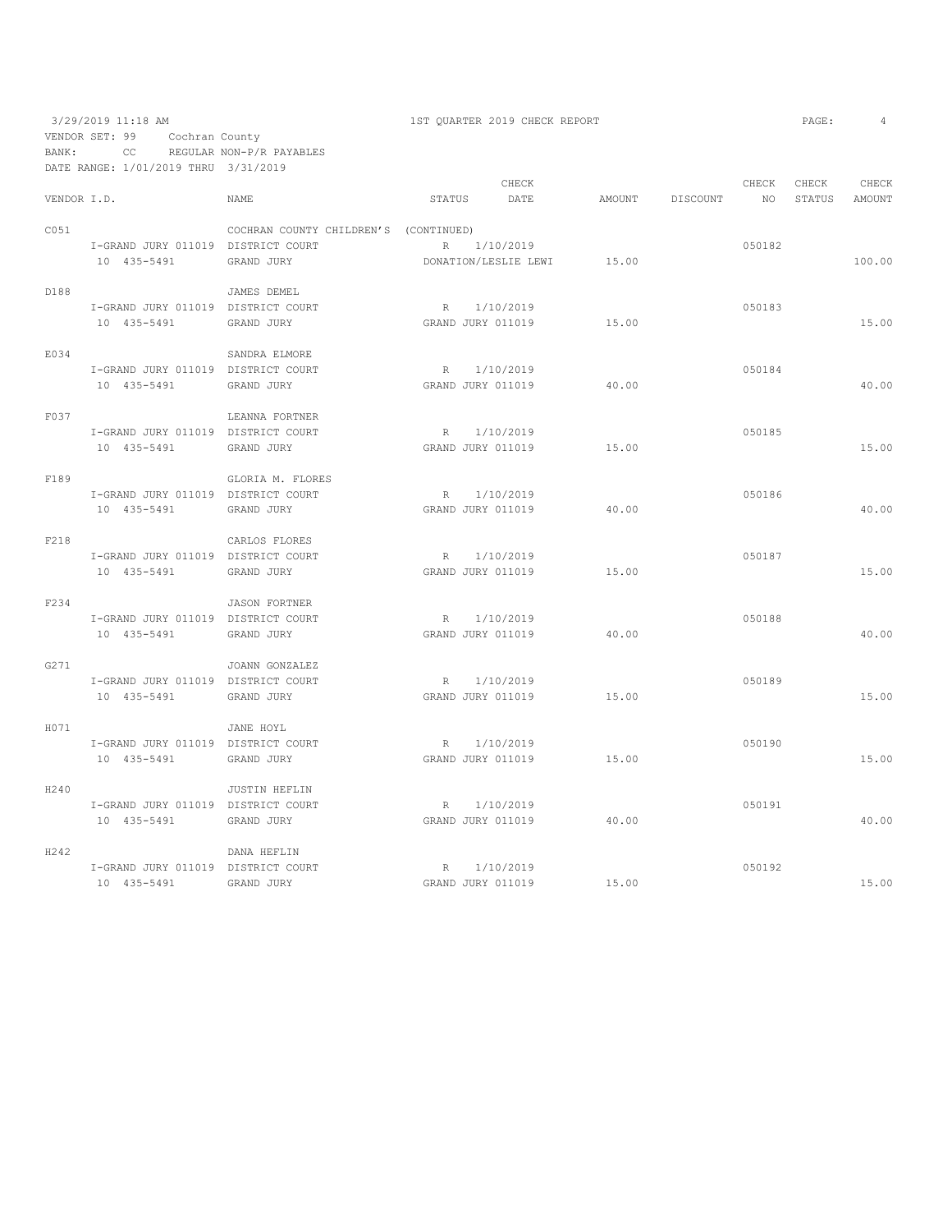3/29/2019 11:18 AM — 1ST QUARTER 2019 CHECK REPORT

VENDOR SET: 99 Cochran County
BANK: CC REGULAR NON-P/R PAYABLES
DATE RANGE: 1/01/2019 THRU 3/31/2019

| VENDOR I.D. | NAME | STATUS | CHECK DATE | AMOUNT | DISCOUNT | CHECK NO | CHECK STATUS | CHECK AMOUNT |
|---|---|---|---|---|---|---|---|---|
| C051 | COCHRAN COUNTY CHILDREN'S (CONTINUED) | | | | | | | |
| I-GRAND JURY 011019 | DISTRICT COURT | R | 1/10/2019 | | | 050182 | | |
| 10 435-5491 | GRAND JURY | DONATION/LESLIE LEWI | | 15.00 | | | | 100.00 |
| D188 | JAMES DEMEL | | | | | | | |
| I-GRAND JURY 011019 | DISTRICT COURT | R | 1/10/2019 | | | 050183 | | |
| 10 435-5491 | GRAND JURY | GRAND JURY 011019 | | 15.00 | | | | 15.00 |
| E034 | SANDRA ELMORE | | | | | | | |
| I-GRAND JURY 011019 | DISTRICT COURT | R | 1/10/2019 | | | 050184 | | |
| 10 435-5491 | GRAND JURY | GRAND JURY 011019 | | 40.00 | | | | 40.00 |
| F037 | LEANNA FORTNER | | | | | | | |
| I-GRAND JURY 011019 | DISTRICT COURT | R | 1/10/2019 | | | 050185 | | |
| 10 435-5491 | GRAND JURY | GRAND JURY 011019 | | 15.00 | | | | 15.00 |
| F189 | GLORIA M. FLORES | | | | | | | |
| I-GRAND JURY 011019 | DISTRICT COURT | R | 1/10/2019 | | | 050186 | | |
| 10 435-5491 | GRAND JURY | GRAND JURY 011019 | | 40.00 | | | | 40.00 |
| F218 | CARLOS FLORES | | | | | | | |
| I-GRAND JURY 011019 | DISTRICT COURT | R | 1/10/2019 | | | 050187 | | |
| 10 435-5491 | GRAND JURY | GRAND JURY 011019 | | 15.00 | | | | 15.00 |
| F234 | JASON FORTNER | | | | | | | |
| I-GRAND JURY 011019 | DISTRICT COURT | R | 1/10/2019 | | | 050188 | | |
| 10 435-5491 | GRAND JURY | GRAND JURY 011019 | | 40.00 | | | | 40.00 |
| G271 | JOANN GONZALEZ | | | | | | | |
| I-GRAND JURY 011019 | DISTRICT COURT | R | 1/10/2019 | | | 050189 | | |
| 10 435-5491 | GRAND JURY | GRAND JURY 011019 | | 15.00 | | | | 15.00 |
| H071 | JANE HOYL | | | | | | | |
| I-GRAND JURY 011019 | DISTRICT COURT | R | 1/10/2019 | | | 050190 | | |
| 10 435-5491 | GRAND JURY | GRAND JURY 011019 | | 15.00 | | | | 15.00 |
| H240 | JUSTIN HEFLIN | | | | | | | |
| I-GRAND JURY 011019 | DISTRICT COURT | R | 1/10/2019 | | | 050191 | | |
| 10 435-5491 | GRAND JURY | GRAND JURY 011019 | | 40.00 | | | | 40.00 |
| H242 | DANA HEFLIN | | | | | | | |
| I-GRAND JURY 011019 | DISTRICT COURT | R | 1/10/2019 | | | 050192 | | |
| 10 435-5491 | GRAND JURY | GRAND JURY 011019 | | 15.00 | | | | 15.00 |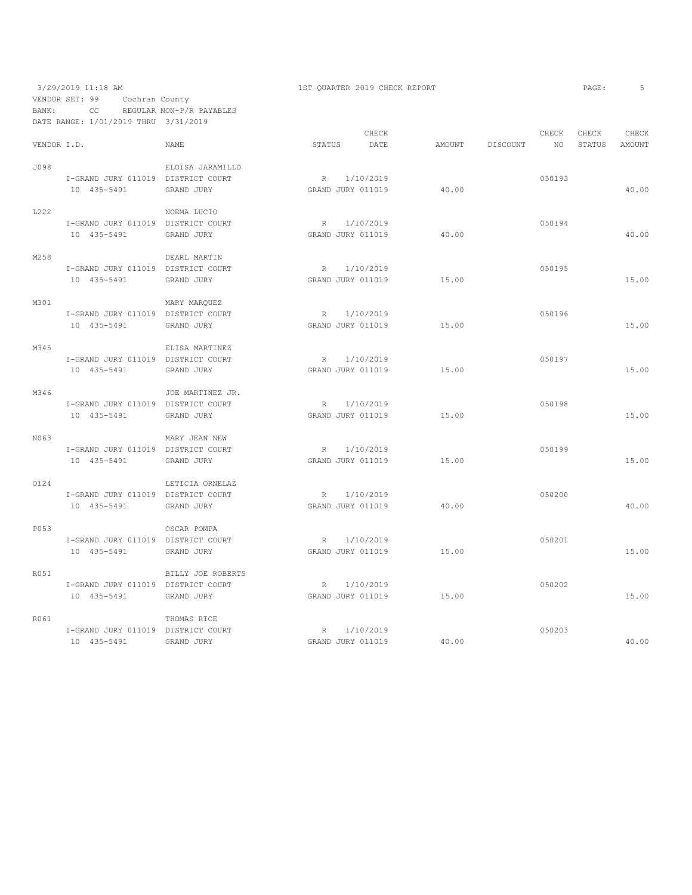3/29/2019 11:18 AM — 1ST QUARTER 2019 CHECK REPORT

VENDOR SET: 99 Cochran County
BANK: CC REGULAR NON-P/R PAYABLES
DATE RANGE: 1/01/2019 THRU 3/31/2019

| VENDOR I.D. | NAME | STATUS | CHECK DATE | AMOUNT | DISCOUNT | CHECK NO | CHECK STATUS | CHECK AMOUNT |
|---|---|---|---|---|---|---|---|---|
| J098 | ELOISA JARAMILLO | | | | | | | |
| I-GRAND JURY 011019 | DISTRICT COURT | R | 1/10/2019 | | | 050193 | | |
| 10 435-5491 | GRAND JURY | GRAND JURY 011019 | | 40.00 | | | | 40.00 |
| L222 | NORMA LUCIO | | | | | | | |
| I-GRAND JURY 011019 | DISTRICT COURT | R | 1/10/2019 | | | 050194 | | |
| 10 435-5491 | GRAND JURY | GRAND JURY 011019 | | 40.00 | | | | 40.00 |
| M258 | DEARL MARTIN | | | | | | | |
| I-GRAND JURY 011019 | DISTRICT COURT | R | 1/10/2019 | | | 050195 | | |
| 10 435-5491 | GRAND JURY | GRAND JURY 011019 | | 15.00 | | | | 15.00 |
| M301 | MARY MARQUEZ | | | | | | | |
| I-GRAND JURY 011019 | DISTRICT COURT | R | 1/10/2019 | | | 050196 | | |
| 10 435-5491 | GRAND JURY | GRAND JURY 011019 | | 15.00 | | | | 15.00 |
| M345 | ELISA MARTINEZ | | | | | | | |
| I-GRAND JURY 011019 | DISTRICT COURT | R | 1/10/2019 | | | 050197 | | |
| 10 435-5491 | GRAND JURY | GRAND JURY 011019 | | 15.00 | | | | 15.00 |
| M346 | JOE MARTINEZ JR. | | | | | | | |
| I-GRAND JURY 011019 | DISTRICT COURT | R | 1/10/2019 | | | 050198 | | |
| 10 435-5491 | GRAND JURY | GRAND JURY 011019 | | 15.00 | | | | 15.00 |
| N063 | MARY JEAN NEW | | | | | | | |
| I-GRAND JURY 011019 | DISTRICT COURT | R | 1/10/2019 | | | 050199 | | |
| 10 435-5491 | GRAND JURY | GRAND JURY 011019 | | 15.00 | | | | 15.00 |
| O124 | LETICIA ORNELAZ | | | | | | | |
| I-GRAND JURY 011019 | DISTRICT COURT | R | 1/10/2019 | | | 050200 | | |
| 10 435-5491 | GRAND JURY | GRAND JURY 011019 | | 40.00 | | | | 40.00 |
| P053 | OSCAR POMPA | | | | | | | |
| I-GRAND JURY 011019 | DISTRICT COURT | R | 1/10/2019 | | | 050201 | | |
| 10 435-5491 | GRAND JURY | GRAND JURY 011019 | | 15.00 | | | | 15.00 |
| R051 | BILLY JOE ROBERTS | | | | | | | |
| I-GRAND JURY 011019 | DISTRICT COURT | R | 1/10/2019 | | | 050202 | | |
| 10 435-5491 | GRAND JURY | GRAND JURY 011019 | | 15.00 | | | | 15.00 |
| R061 | THOMAS RICE | | | | | | | |
| I-GRAND JURY 011019 | DISTRICT COURT | R | 1/10/2019 | | | 050203 | | |
| 10 435-5491 | GRAND JURY | GRAND JURY 011019 | | 40.00 | | | | 40.00 |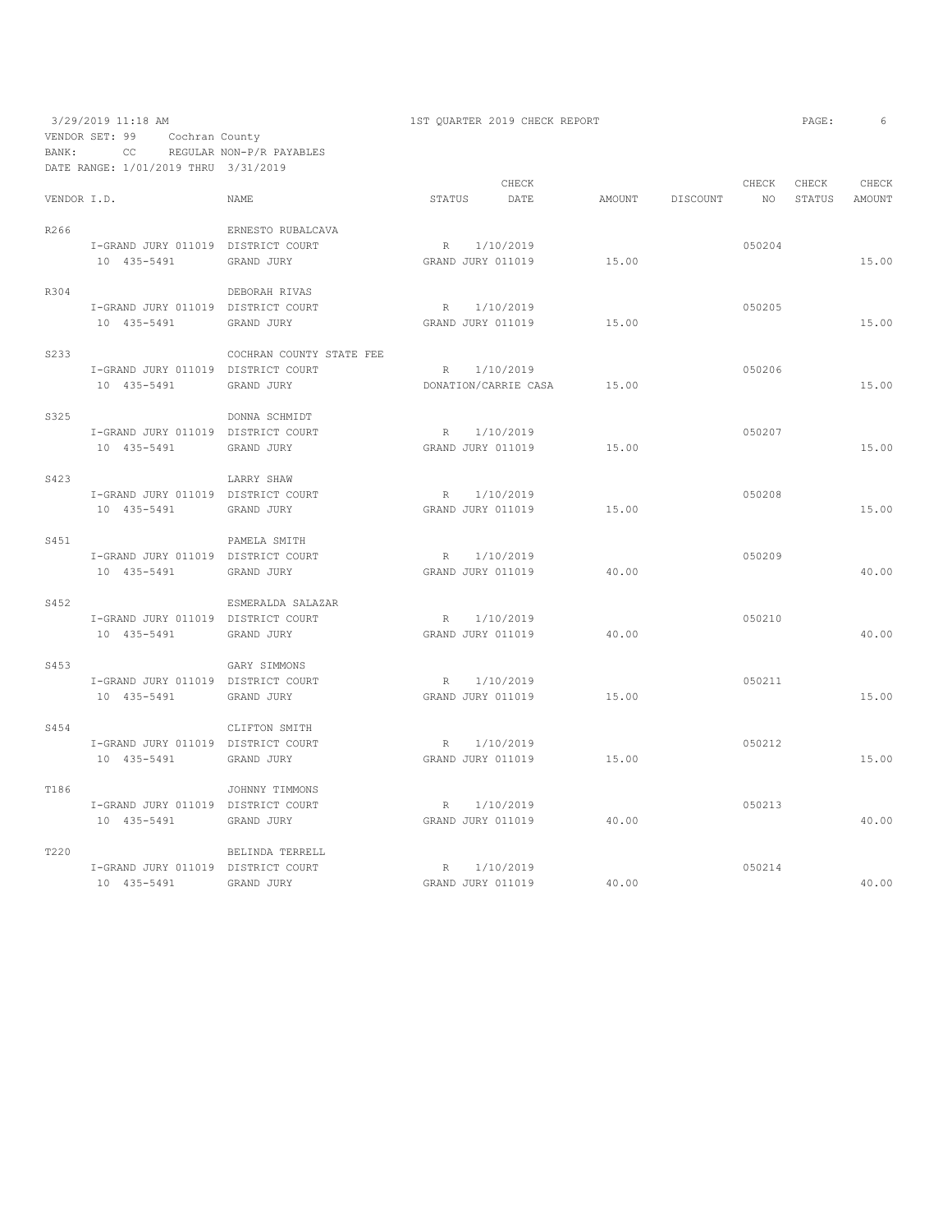3/29/2019 11:18 AM — 1ST QUARTER 2019 CHECK REPORT

VENDOR SET: 99 Cochran County
BANK: CC REGULAR NON-P/R PAYABLES
DATE RANGE: 1/01/2019 THRU 3/31/2019

| VENDOR I.D. | NAME | STATUS | CHECK DATE | AMOUNT | DISCOUNT | CHECK NO | CHECK STATUS | CHECK AMOUNT |
|---|---|---|---|---|---|---|---|---|
| R266 | ERNESTO RUBALCAVA | | | | | | | |
| I-GRAND JURY 011019 | DISTRICT COURT | R | 1/10/2019 | | | 050204 | | |
| 10 435-5491 | GRAND JURY | GRAND JURY 011019 | | 15.00 | | | | 15.00 |
| R304 | DEBORAH RIVAS | | | | | | | |
| I-GRAND JURY 011019 | DISTRICT COURT | R | 1/10/2019 | | | 050205 | | |
| 10 435-5491 | GRAND JURY | GRAND JURY 011019 | | 15.00 | | | | 15.00 |
| S233 | COCHRAN COUNTY STATE FEE | | | | | | | |
| I-GRAND JURY 011019 | DISTRICT COURT | R | 1/10/2019 | | | 050206 | | |
| 10 435-5491 | GRAND JURY | DONATION/CARRIE CASA | | 15.00 | | | | 15.00 |
| S325 | DONNA SCHMIDT | | | | | | | |
| I-GRAND JURY 011019 | DISTRICT COURT | R | 1/10/2019 | | | 050207 | | |
| 10 435-5491 | GRAND JURY | GRAND JURY 011019 | | 15.00 | | | | 15.00 |
| S423 | LARRY SHAW | | | | | | | |
| I-GRAND JURY 011019 | DISTRICT COURT | R | 1/10/2019 | | | 050208 | | |
| 10 435-5491 | GRAND JURY | GRAND JURY 011019 | | 15.00 | | | | 15.00 |
| S451 | PAMELA SMITH | | | | | | | |
| I-GRAND JURY 011019 | DISTRICT COURT | R | 1/10/2019 | | | 050209 | | |
| 10 435-5491 | GRAND JURY | GRAND JURY 011019 | | 40.00 | | | | 40.00 |
| S452 | ESMERALDA SALAZAR | | | | | | | |
| I-GRAND JURY 011019 | DISTRICT COURT | R | 1/10/2019 | | | 050210 | | |
| 10 435-5491 | GRAND JURY | GRAND JURY 011019 | | 40.00 | | | | 40.00 |
| S453 | GARY SIMMONS | | | | | | | |
| I-GRAND JURY 011019 | DISTRICT COURT | R | 1/10/2019 | | | 050211 | | |
| 10 435-5491 | GRAND JURY | GRAND JURY 011019 | | 15.00 | | | | 15.00 |
| S454 | CLIFTON SMITH | | | | | | | |
| I-GRAND JURY 011019 | DISTRICT COURT | R | 1/10/2019 | | | 050212 | | |
| 10 435-5491 | GRAND JURY | GRAND JURY 011019 | | 15.00 | | | | 15.00 |
| T186 | JOHNNY TIMMONS | | | | | | | |
| I-GRAND JURY 011019 | DISTRICT COURT | R | 1/10/2019 | | | 050213 | | |
| 10 435-5491 | GRAND JURY | GRAND JURY 011019 | | 40.00 | | | | 40.00 |
| T220 | BELINDA TERRELL | | | | | | | |
| I-GRAND JURY 011019 | DISTRICT COURT | R | 1/10/2019 | | | 050214 | | |
| 10 435-5491 | GRAND JURY | GRAND JURY 011019 | | 40.00 | | | | 40.00 |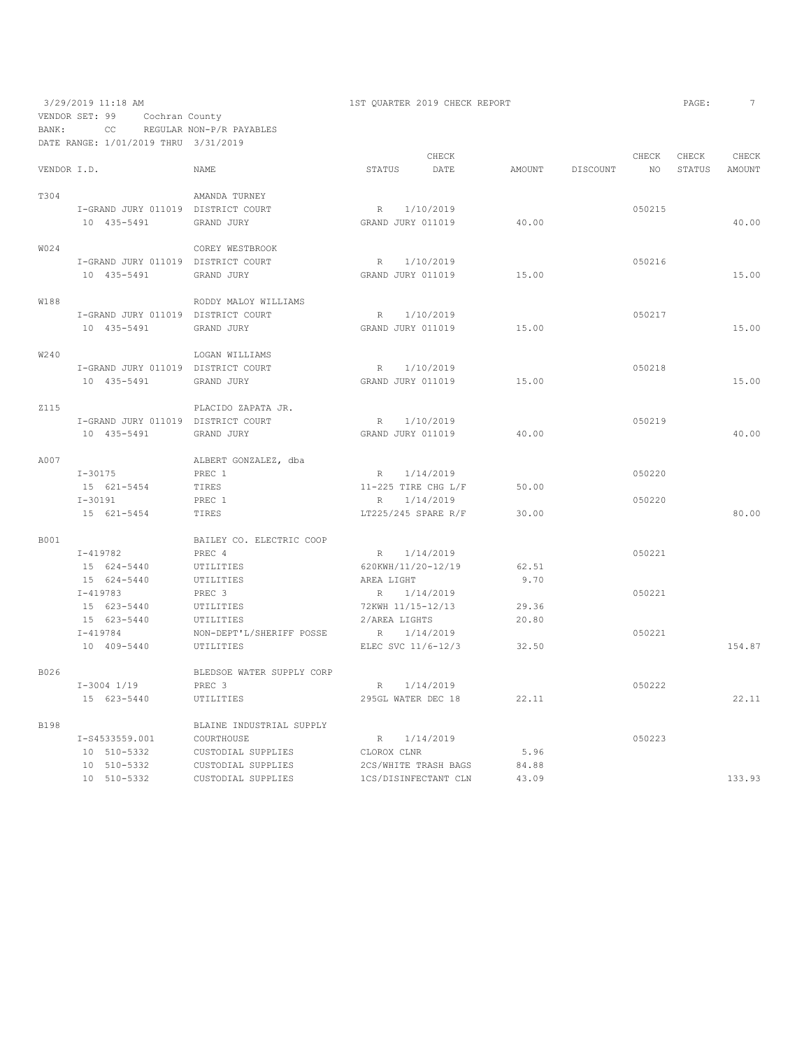3/29/2019 11:18 AM — 1ST QUARTER 2019 CHECK REPORT

VENDOR SET: 99 Cochran County
BANK: CC REGULAR NON-P/R PAYABLES
DATE RANGE: 1/01/2019 THRU 3/31/2019

| VENDOR I.D. | NAME | STATUS | CHECK DATE | AMOUNT | DISCOUNT | CHECK NO | CHECK STATUS | CHECK AMOUNT |
|---|---|---|---|---|---|---|---|---|
| T304 | AMANDA TURNEY | | | | | | | |
| I-GRAND JURY 011019 | DISTRICT COURT | R | 1/10/2019 | | | 050215 | | |
| 10 435-5491 | GRAND JURY | GRAND JURY 011019 | | 40.00 | | | | 40.00 |
| W024 | COREY WESTBROOK | | | | | | | |
| I-GRAND JURY 011019 | DISTRICT COURT | R | 1/10/2019 | | | 050216 | | |
| 10 435-5491 | GRAND JURY | GRAND JURY 011019 | | 15.00 | | | | 15.00 |
| W188 | RODDY MALOY WILLIAMS | | | | | | | |
| I-GRAND JURY 011019 | DISTRICT COURT | R | 1/10/2019 | | | 050217 | | |
| 10 435-5491 | GRAND JURY | GRAND JURY 011019 | | 15.00 | | | | 15.00 |
| W240 | LOGAN WILLIAMS | | | | | | | |
| I-GRAND JURY 011019 | DISTRICT COURT | R | 1/10/2019 | | | 050218 | | |
| 10 435-5491 | GRAND JURY | GRAND JURY 011019 | | 15.00 | | | | 15.00 |
| Z115 | PLACIDO ZAPATA JR. | | | | | | | |
| I-GRAND JURY 011019 | DISTRICT COURT | R | 1/10/2019 | | | 050219 | | |
| 10 435-5491 | GRAND JURY | GRAND JURY 011019 | | 40.00 | | | | 40.00 |
| A007 | ALBERT GONZALEZ, dba | | | | | | | |
| I-30175 | PREC 1 | R | 1/14/2019 | | | 050220 | | |
| 15 621-5454 | TIRES | 11-225 TIRE CHG L/F | | 50.00 | | | | |
| I-30191 | PREC 1 | R | 1/14/2019 | | | 050220 | | |
| 15 621-5454 | TIRES | LT225/245 SPARE R/F | | 30.00 | | | | 80.00 |
| B001 | BAILEY CO. ELECTRIC COOP | | | | | | | |
| I-419782 | PREC 4 | R | 1/14/2019 | | | 050221 | | |
| 15 624-5440 | UTILITIES | 620KWH/11/20-12/19 | | 62.51 | | | | |
| 15 624-5440 | UTILITIES | AREA LIGHT | | 9.70 | | | | |
| I-419783 | PREC 3 | R | 1/14/2019 | | | 050221 | | |
| 15 623-5440 | UTILITIES | 72KWH 11/15-12/13 | | 29.36 | | | | |
| 15 623-5440 | UTILITIES | 2/AREA LIGHTS | | 20.80 | | | | |
| I-419784 | NON-DEPT'L/SHERIFF POSSE | R | 1/14/2019 | | | 050221 | | |
| 10 409-5440 | UTILITIES | ELEC SVC 11/6-12/3 | | 32.50 | | | | 154.87 |
| B026 | BLEDSOE WATER SUPPLY CORP | | | | | | | |
| I-3004 1/19 | PREC 3 | R | 1/14/2019 | | | 050222 | | |
| 15 623-5440 | UTILITIES | 295GL WATER DEC 18 | | 22.11 | | | | 22.11 |
| B198 | BLAINE INDUSTRIAL SUPPLY | | | | | | | |
| I-S4533559.001 | COURTHOUSE | R | 1/14/2019 | | | 050223 | | |
| 10 510-5332 | CUSTODIAL SUPPLIES | CLOROX CLNR | | 5.96 | | | | |
| 10 510-5332 | CUSTODIAL SUPPLIES | 2CS/WHITE TRASH BAGS | | 84.88 | | | | |
| 10 510-5332 | CUSTODIAL SUPPLIES | 1CS/DISINFECTANT CLN | | 43.09 | | | | 133.93 |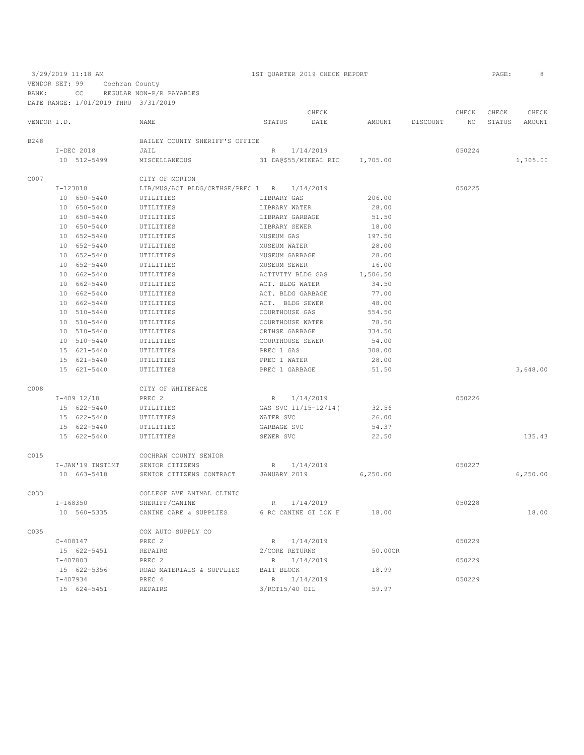3/29/2019 11:18 AM — 1ST QUARTER 2019 CHECK REPORT

VENDOR SET: 99 Cochran County
BANK: CC REGULAR NON-P/R PAYABLES
DATE RANGE: 1/01/2019 THRU 3/31/2019

| VENDOR I.D. | NAME | STATUS | CHECK DATE | AMOUNT | DISCOUNT | CHECK NO | CHECK STATUS | CHECK AMOUNT |
|---|---|---|---|---|---|---|---|---|
| B248 | BAILEY COUNTY SHERIFF'S OFFICE | | | | | | | |
| I-DEC 2018 | JAIL | R | 1/14/2019 | | | 050224 | | |
| 10 512-5499 | MISCELLANEOUS | 31 DA@$55/MIKEAL RIC | | 1,705.00 | | | | 1,705.00 |
| C007 | CITY OF MORTON | | | | | | | |
| I-123018 | LIB/MUS/ACT BLDG/CRTHSE/PREC 1 | R | 1/14/2019 | | | 050225 | | |
| 10 650-5440 | UTILITIES | LIBRARY GAS | | 206.00 | | | | |
| 10 650-5440 | UTILITIES | LIBRARY WATER | | 28.00 | | | | |
| 10 650-5440 | UTILITIES | LIBRARY GARBAGE | | 51.50 | | | | |
| 10 650-5440 | UTILITIES | LIBRARY SEWER | | 18.00 | | | | |
| 10 652-5440 | UTILITIES | MUSEUM GAS | | 197.50 | | | | |
| 10 652-5440 | UTILITIES | MUSEUM WATER | | 28.00 | | | | |
| 10 652-5440 | UTILITIES | MUSEUM GARBAGE | | 28.00 | | | | |
| 10 652-5440 | UTILITIES | MUSEUM SEWER | | 16.00 | | | | |
| 10 662-5440 | UTILITIES | ACTIVITY BLDG GAS | | 1,506.50 | | | | |
| 10 662-5440 | UTILITIES | ACT. BLDG WATER | | 34.50 | | | | |
| 10 662-5440 | UTILITIES | ACT. BLDG GARBAGE | | 77.00 | | | | |
| 10 662-5440 | UTILITIES | ACT. BLDG SEWER | | 48.00 | | | | |
| 10 510-5440 | UTILITIES | COURTHOUSE GAS | | 554.50 | | | | |
| 10 510-5440 | UTILITIES | COURTHOUSE WATER | | 78.50 | | | | |
| 10 510-5440 | UTILITIES | CRTHSE GARBAGE | | 334.50 | | | | |
| 10 510-5440 | UTILITIES | COURTHOUSE SEWER | | 54.00 | | | | |
| 15 621-5440 | UTILITIES | PREC 1 GAS | | 308.00 | | | | |
| 15 621-5440 | UTILITIES | PREC 1 WATER | | 28.00 | | | | |
| 15 621-5440 | UTILITIES | PREC 1 GARBAGE | | 51.50 | | | | 3,648.00 |
| C008 | CITY OF WHITEFACE | | | | | | | |
| I-409 12/18 | PREC 2 | R | 1/14/2019 | | | 050226 | | |
| 15 622-5440 | UTILITIES | GAS SVC 11/15-12/14( | | 32.56 | | | | |
| 15 622-5440 | UTILITIES | WATER SVC | | 26.00 | | | | |
| 15 622-5440 | UTILITIES | GARBAGE SVC | | 54.37 | | | | |
| 15 622-5440 | UTILITIES | SEWER SVC | | 22.50 | | | | 135.43 |
| C015 | COCHRAN COUNTY SENIOR | | | | | | | |
| I-JAN'19 INSTLMT | SENIOR CITIZENS | R | 1/14/2019 | | | 050227 | | |
| 10 663-5418 | SENIOR CITIZENS CONTRACT | JANUARY 2019 | | 6,250.00 | | | | 6,250.00 |
| C033 | COLLEGE AVE ANIMAL CLINIC | | | | | | | |
| I-168350 | SHERIFF/CANINE | R | 1/14/2019 | | | 050228 | | |
| 10 560-5335 | CANINE CARE & SUPPLIES | 6 RC CANINE GI LOW F | | 18.00 | | | | 18.00 |
| C035 | COX AUTO SUPPLY CO | | | | | | | |
| C-408147 | PREC 2 | R | 1/14/2019 | | | 050229 | | |
| 15 622-5451 | REPAIRS | 2/CORE RETURNS | | 50.00CR | | | | |
| I-407803 | PREC 2 | R | 1/14/2019 | | | 050229 | | |
| 15 622-5356 | ROAD MATERIALS & SUPPLIES | BAIT BLOCK | | 18.99 | | | | |
| I-407934 | PREC 4 | R | 1/14/2019 | | | 050229 | | |
| 15 624-5451 | REPAIRS | 3/ROT15/40 OIL | | 59.97 | | | | |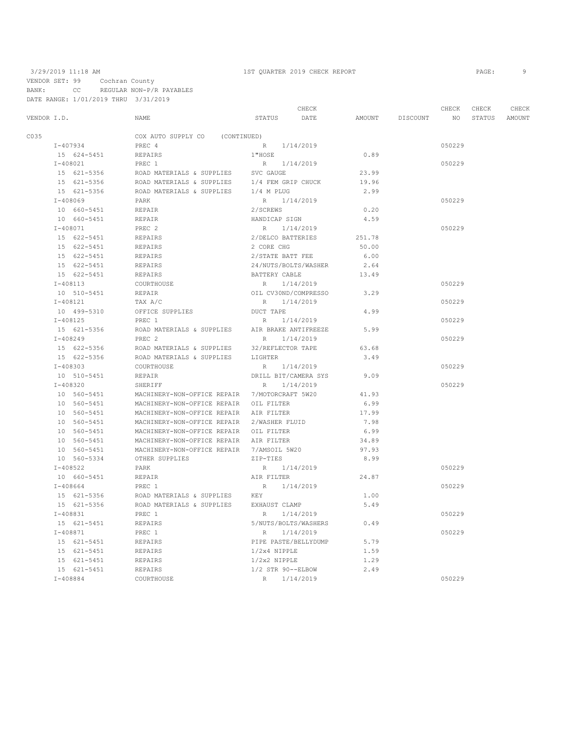3/29/2019 11:18 AM — 1ST QUARTER 2019 CHECK REPORT

VENDOR SET: 99 Cochran County
BANK: CC REGULAR NON-P/R PAYABLES
DATE RANGE: 1/01/2019 THRU 3/31/2019

| VENDOR I.D. | NAME | STATUS | CHECK DATE | AMOUNT | DISCOUNT | CHECK NO | CHECK STATUS | CHECK AMOUNT |
|---|---|---|---|---|---|---|---|---|
| C035 | COX AUTO SUPPLY CO (CONTINUED) | | | | | | | |
| I-407934 | PREC 4 | R | 1/14/2019 | | | 050229 | | |
| 15 624-5451 | REPAIRS | 1"HOSE | | 0.89 | | | | |
| I-408021 | PREC 1 | R | 1/14/2019 | | | 050229 | | |
| 15 621-5356 | ROAD MATERIALS & SUPPLIES | SVC GAUGE | | 23.99 | | | | |
| 15 621-5356 | ROAD MATERIALS & SUPPLIES | 1/4 FEM GRIP CHUCK | | 19.96 | | | | |
| 15 621-5356 | ROAD MATERIALS & SUPPLIES | 1/4 M PLUG | | 2.99 | | | | |
| I-408069 | PARK | R | 1/14/2019 | | | 050229 | | |
| 10 660-5451 | REPAIR | 2/SCREWS | | 0.20 | | | | |
| 10 660-5451 | REPAIR | HANDICAP SIGN | | 4.59 | | | | |
| I-408071 | PREC 2 | R | 1/14/2019 | | | 050229 | | |
| 15 622-5451 | REPAIRS | 2/DELCO BATTERIES | | 251.78 | | | | |
| 15 622-5451 | REPAIRS | 2 CORE CHG | | 50.00 | | | | |
| 15 622-5451 | REPAIRS | 2/STATE BATT FEE | | 6.00 | | | | |
| 15 622-5451 | REPAIRS | 24/NUTS/BOLTS/WASHER | | 2.64 | | | | |
| 15 622-5451 | REPAIRS | BATTERY CABLE | | 13.49 | | | | |
| I-408113 | COURTHOUSE | R | 1/14/2019 | | | 050229 | | |
| 10 510-5451 | REPAIR | OIL CV30ND/COMPRESSO | | 3.29 | | | | |
| I-408121 | TAX A/C | R | 1/14/2019 | | | 050229 | | |
| 10 499-5310 | OFFICE SUPPLIES | DUCT TAPE | | 4.99 | | | | |
| I-408125 | PREC 1 | R | 1/14/2019 | | | 050229 | | |
| 15 621-5356 | ROAD MATERIALS & SUPPLIES | AIR BRAKE ANTIFREEZE | | 5.99 | | | | |
| I-408249 | PREC 2 | R | 1/14/2019 | | | 050229 | | |
| 15 622-5356 | ROAD MATERIALS & SUPPLIES | 32/REFLECTOR TAPE | | 63.68 | | | | |
| 15 622-5356 | ROAD MATERIALS & SUPPLIES | LIGHTER | | 3.49 | | | | |
| I-408303 | COURTHOUSE | R | 1/14/2019 | | | 050229 | | |
| 10 510-5451 | REPAIR | DRILL BIT/CAMERA SYS | | 9.09 | | | | |
| I-408320 | SHERIFF | R | 1/14/2019 | | | 050229 | | |
| 10 560-5451 | MACHINERY-NON-OFFICE REPAIR | 7/MOTORCRAFT 5W20 | | 41.93 | | | | |
| 10 560-5451 | MACHINERY-NON-OFFICE REPAIR | OIL FILTER | | 6.99 | | | | |
| 10 560-5451 | MACHINERY-NON-OFFICE REPAIR | AIR FILTER | | 17.99 | | | | |
| 10 560-5451 | MACHINERY-NON-OFFICE REPAIR | 2/WASHER FLUID | | 7.98 | | | | |
| 10 560-5451 | MACHINERY-NON-OFFICE REPAIR | OIL FILTER | | 6.99 | | | | |
| 10 560-5451 | MACHINERY-NON-OFFICE REPAIR | AIR FILTER | | 34.89 | | | | |
| 10 560-5451 | MACHINERY-NON-OFFICE REPAIR | 7/AMSOIL 5W20 | | 97.93 | | | | |
| 10 560-5334 | OTHER SUPPLIES | ZIP-TIES | | 8.99 | | | | |
| I-408522 | PARK | R | 1/14/2019 | | | 050229 | | |
| 10 660-5451 | REPAIR | AIR FILTER | | 24.87 | | | | |
| I-408664 | PREC 1 | R | 1/14/2019 | | | 050229 | | |
| 15 621-5356 | ROAD MATERIALS & SUPPLIES | KEY | | 1.00 | | | | |
| 15 621-5356 | ROAD MATERIALS & SUPPLIES | EXHAUST CLAMP | | 5.49 | | | | |
| I-408831 | PREC 1 | R | 1/14/2019 | | | 050229 | | |
| 15 621-5451 | REPAIRS | 5/NUTS/BOLTS/WASHERS | | 0.49 | | | | |
| I-408871 | PREC 1 | R | 1/14/2019 | | | 050229 | | |
| 15 621-5451 | REPAIRS | PIPE PASTE/BELLYDUMP | | 5.79 | | | | |
| 15 621-5451 | REPAIRS | 1/2x4 NIPPLE | | 1.59 | | | | |
| 15 621-5451 | REPAIRS | 1/2x2 NIPPLE | | 1.29 | | | | |
| 15 621-5451 | REPAIRS | 1/2 STR 90--ELBOW | | 2.49 | | | | |
| I-408884 | COURTHOUSE | R | 1/14/2019 | | | 050229 | | |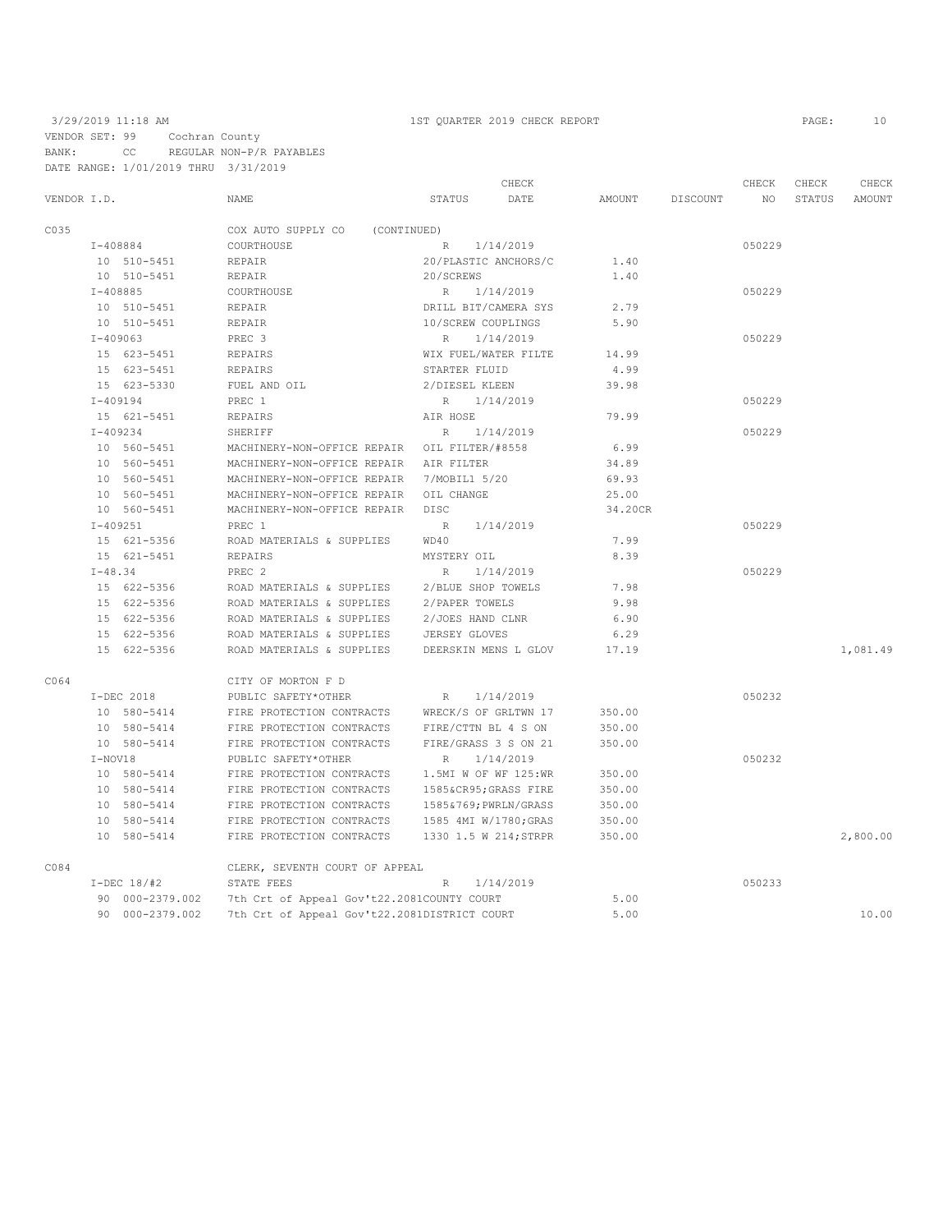3/29/2019 11:18 AM 1ST QUARTER 2019 CHECK REPORT

VENDOR SET: 99 Cochran County
BANK: CC REGULAR NON-P/R PAYABLES
DATE RANGE: 1/01/2019 THRU 3/31/2019

| VENDOR I.D. | NAME | STATUS | CHECK DATE | AMOUNT | DISCOUNT | CHECK NO | CHECK STATUS | CHECK AMOUNT |
|---|---|---|---|---|---|---|---|---|
| C035 | COX AUTO SUPPLY CO (CONTINUED) | | | | | | | |
| I-408884 | COURTHOUSE | R | 1/14/2019 | | | 050229 | | |
| 10 510-5451 | REPAIR | 20/PLASTIC ANCHORS/C | | 1.40 | | | | |
| 10 510-5451 | REPAIR | 20/SCREWS | | 1.40 | | | | |
| I-408885 | COURTHOUSE | R | 1/14/2019 | | | 050229 | | |
| 10 510-5451 | REPAIR | DRILL BIT/CAMERA SYS | | 2.79 | | | | |
| 10 510-5451 | REPAIR | 10/SCREW COUPLINGS | | 5.90 | | | | |
| I-409063 | PREC 3 | R | 1/14/2019 | | | 050229 | | |
| 15 623-5451 | REPAIRS | WIX FUEL/WATER FILTE | | 14.99 | | | | |
| 15 623-5451 | REPAIRS | STARTER FLUID | | 4.99 | | | | |
| 15 623-5330 | FUEL AND OIL | 2/DIESEL KLEEN | | 39.98 | | | | |
| I-409194 | PREC 1 | R | 1/14/2019 | | | 050229 | | |
| 15 621-5451 | REPAIRS | AIR HOSE | | 79.99 | | | | |
| I-409234 | SHERIFF | R | 1/14/2019 | | | 050229 | | |
| 10 560-5451 | MACHINERY-NON-OFFICE REPAIR | OIL FILTER/#8558 | | 6.99 | | | | |
| 10 560-5451 | MACHINERY-NON-OFFICE REPAIR | AIR FILTER | | 34.89 | | | | |
| 10 560-5451 | MACHINERY-NON-OFFICE REPAIR | 7/MOBIL1 5/20 | | 69.93 | | | | |
| 10 560-5451 | MACHINERY-NON-OFFICE REPAIR | OIL CHANGE | | 25.00 | | | | |
| 10 560-5451 | MACHINERY-NON-OFFICE REPAIR | DISC | | 34.20CR | | | | |
| I-409251 | PREC 1 | R | 1/14/2019 | | | 050229 | | |
| 15 621-5356 | ROAD MATERIALS & SUPPLIES | WD40 | | 7.99 | | | | |
| 15 621-5451 | REPAIRS | MYSTERY OIL | | 8.39 | | | | |
| I-48.34 | PREC 2 | R | 1/14/2019 | | | 050229 | | |
| 15 622-5356 | ROAD MATERIALS & SUPPLIES | 2/BLUE SHOP TOWELS | | 7.98 | | | | |
| 15 622-5356 | ROAD MATERIALS & SUPPLIES | 2/PAPER TOWELS | | 9.98 | | | | |
| 15 622-5356 | ROAD MATERIALS & SUPPLIES | 2/JOES HAND CLNR | | 6.90 | | | | |
| 15 622-5356 | ROAD MATERIALS & SUPPLIES | JERSEY GLOVES | | 6.29 | | | | |
| 15 622-5356 | ROAD MATERIALS & SUPPLIES | DEERSKIN MENS L GLOV | | 17.19 | | | | 1,081.49 |
| C064 | CITY OF MORTON F D | | | | | | | |
| I-DEC 2018 | PUBLIC SAFETY*OTHER | R | 1/14/2019 | | | 050232 | | |
| 10 580-5414 | FIRE PROTECTION CONTRACTS | WRECK/S OF GRLTWN 17 | | 350.00 | | | | |
| 10 580-5414 | FIRE PROTECTION CONTRACTS | FIRE/CTTN BL 4 S ON | | 350.00 | | | | |
| 10 580-5414 | FIRE PROTECTION CONTRACTS | FIRE/GRASS 3 S ON 21 | | 350.00 | | | | |
| I-NOV18 | PUBLIC SAFETY*OTHER | R | 1/14/2019 | | | 050232 | | |
| 10 580-5414 | FIRE PROTECTION CONTRACTS | 1.5MI W OF WF 125:WR | | 350.00 | | | | |
| 10 580-5414 | FIRE PROTECTION CONTRACTS | 1585&CR95;GRASS FIRE | | 350.00 | | | | |
| 10 580-5414 | FIRE PROTECTION CONTRACTS | 1585&769;PWRLN/GRASS | | 350.00 | | | | |
| 10 580-5414 | FIRE PROTECTION CONTRACTS | 1585 4MI W/1780;GRAS | | 350.00 | | | | |
| 10 580-5414 | FIRE PROTECTION CONTRACTS | 1330 1.5 W 214;STRPR | | 350.00 | | | | 2,800.00 |
| C084 | CLERK, SEVENTH COURT OF APPEAL | | | | | | | |
| I-DEC 18/#2 | STATE FEES | R | 1/14/2019 | | | 050233 | | |
| 90 000-2379.002 | 7th Crt of Appeal Gov't22.2081 | COUNTY COURT | | 5.00 | | | | |
| 90 000-2379.002 | 7th Crt of Appeal Gov't22.2081 | DISTRICT COURT | | 5.00 | | | | 10.00 |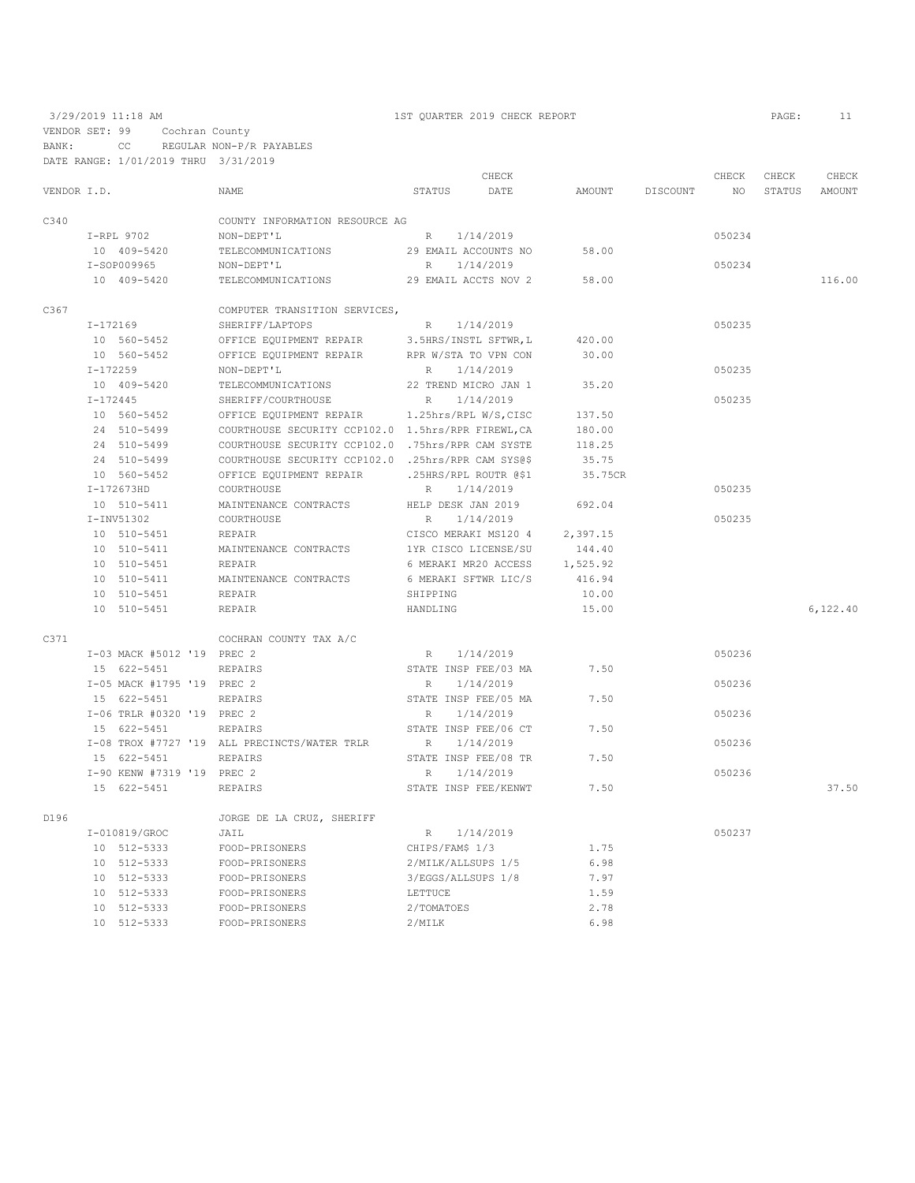3/29/2019 11:18 AM — 1ST QUARTER 2019 CHECK REPORT — PAGE: 11

VENDOR SET: 99 Cochran County
BANK: CC REGULAR NON-P/R PAYABLES
DATE RANGE: 1/01/2019 THRU 3/31/2019

| VENDOR I.D. | NAME | STATUS | CHECK DATE | AMOUNT | DISCOUNT | CHECK NO | CHECK STATUS | CHECK AMOUNT |
|---|---|---|---|---|---|---|---|---|
| C340 | COUNTY INFORMATION RESOURCE AG | | | | | | | |
| I-RPL 9702 | NON-DEPT'L | R | 1/14/2019 | | | 050234 | | |
| 10 409-5420 | TELECOMMUNICATIONS | 29 EMAIL ACCOUNTS NO | | 58.00 | | | | |
| I-SOP009965 | NON-DEPT'L | R | 1/14/2019 | | | 050234 | | |
| 10 409-5420 | TELECOMMUNICATIONS | 29 EMAIL ACCTS NOV 2 | | 58.00 | | | | 116.00 |
| C367 | COMPUTER TRANSITION SERVICES, | | | | | | | |
| I-172169 | SHERIFF/LAPTOPS | R | 1/14/2019 | | | 050235 | | |
| 10 560-5452 | OFFICE EQUIPMENT REPAIR | 3.5HRS/INSTL SFTWR,L | | 420.00 | | | | |
| 10 560-5452 | OFFICE EQUIPMENT REPAIR | RPR W/STA TO VPN CON | | 30.00 | | | | |
| I-172259 | NON-DEPT'L | R | 1/14/2019 | | | 050235 | | |
| 10 409-5420 | TELECOMMUNICATIONS | 22 TREND MICRO JAN 1 | | 35.20 | | | | |
| I-172445 | SHERIFF/COURTHOUSE | R | 1/14/2019 | | | 050235 | | |
| 10 560-5452 | OFFICE EQUIPMENT REPAIR | 1.25hrs/RPL W/S,CISC | | 137.50 | | | | |
| 24 510-5499 | COURTHOUSE SECURITY CCP102.0 | 1.5hrs/RPR FIREWL,CA | | 180.00 | | | | |
| 24 510-5499 | COURTHOUSE SECURITY CCP102.0 | .75hrs/RPR CAM SYSTE | | 118.25 | | | | |
| 24 510-5499 | COURTHOUSE SECURITY CCP102.0 | .25hrs/RPR CAM SYS@$ | | 35.75 | | | | |
| 10 560-5452 | OFFICE EQUIPMENT REPAIR | .25HRS/RPL ROUTR @$1 | | 35.75CR | | | | |
| I-172673HD | COURTHOUSE | R | 1/14/2019 | | | 050235 | | |
| 10 510-5411 | MAINTENANCE CONTRACTS | HELP DESK JAN 2019 | | 692.04 | | | | |
| I-INV51302 | COURTHOUSE | R | 1/14/2019 | | | 050235 | | |
| 10 510-5451 | REPAIR | CISCO MERAKI MS120 4 | | 2,397.15 | | | | |
| 10 510-5411 | MAINTENANCE CONTRACTS | 1YR CISCO LICENSE/SU | | 144.40 | | | | |
| 10 510-5451 | REPAIR | 6 MERAKI MR20 ACCESS | | 1,525.92 | | | | |
| 10 510-5411 | MAINTENANCE CONTRACTS | 6 MERAKI SFTWR LIC/S | | 416.94 | | | | |
| 10 510-5451 | REPAIR | SHIPPING | | 10.00 | | | | |
| 10 510-5451 | REPAIR | HANDLING | | 15.00 | | | | 6,122.40 |
| C371 | COCHRAN COUNTY TAX A/C | | | | | | | |
| I-03 MACK #5012 '19 | PREC 2 | R | 1/14/2019 | | | 050236 | | |
| 15 622-5451 | REPAIRS | STATE INSP FEE/03 MA | | 7.50 | | | | |
| I-05 MACK #1795 '19 | PREC 2 | R | 1/14/2019 | | | 050236 | | |
| 15 622-5451 | REPAIRS | STATE INSP FEE/05 MA | | 7.50 | | | | |
| I-06 TRLR #0320 '19 | PREC 2 | R | 1/14/2019 | | | 050236 | | |
| 15 622-5451 | REPAIRS | STATE INSP FEE/06 CT | | 7.50 | | | | |
| I-08 TROX #7727 '19 | ALL PRECINCTS/WATER TRLR | R | 1/14/2019 | | | 050236 | | |
| 15 622-5451 | REPAIRS | STATE INSP FEE/08 TR | | 7.50 | | | | |
| I-90 KENW #7319 '19 | PREC 2 | R | 1/14/2019 | | | 050236 | | |
| 15 622-5451 | REPAIRS | STATE INSP FEE/KENWT | | 7.50 | | | | 37.50 |
| D196 | JORGE DE LA CRUZ, SHERIFF | | | | | | | |
| I-010819/GROC | JAIL | R | 1/14/2019 | | | 050237 | | |
| 10 512-5333 | FOOD-PRISONERS | CHIPS/FAM$ 1/3 | | 1.75 | | | | |
| 10 512-5333 | FOOD-PRISONERS | 2/MILK/ALLSUPS 1/5 | | 6.98 | | | | |
| 10 512-5333 | FOOD-PRISONERS | 3/EGGS/ALLSUPS 1/8 | | 7.97 | | | | |
| 10 512-5333 | FOOD-PRISONERS | LETTUCE | | 1.59 | | | | |
| 10 512-5333 | FOOD-PRISONERS | 2/TOMATOES | | 2.78 | | | | |
| 10 512-5333 | FOOD-PRISONERS | 2/MILK | | 6.98 | | | | |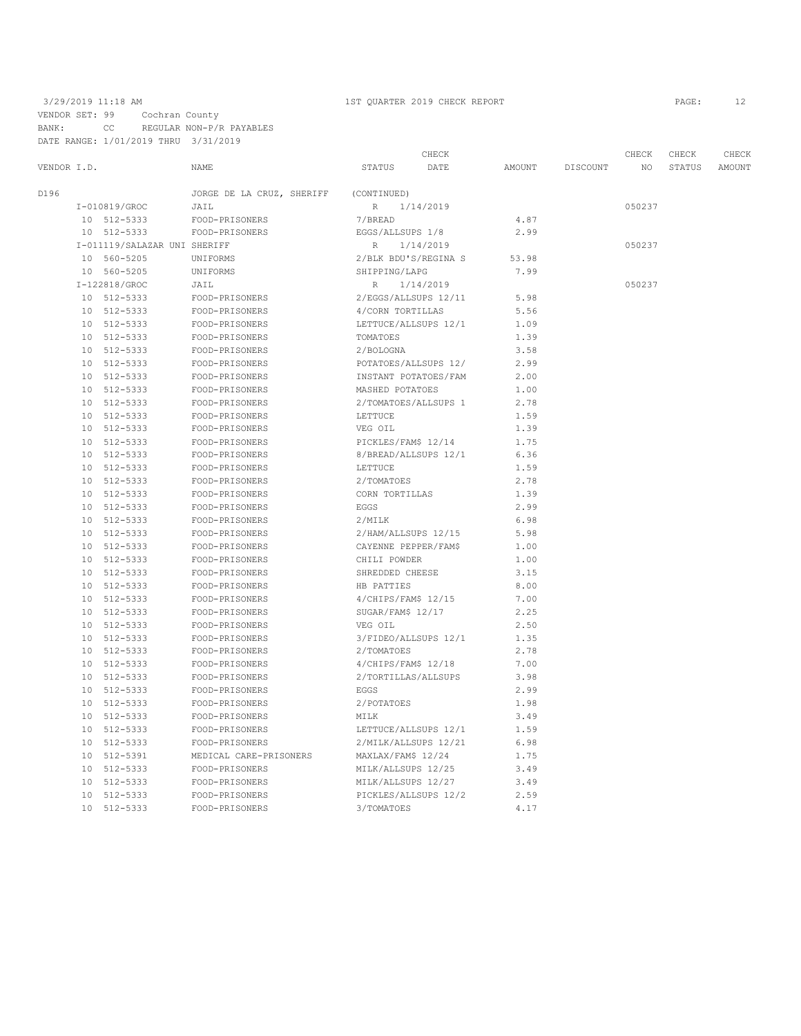3/29/2019 11:18 AM 1ST QUARTER 2019 CHECK REPORT

VENDOR SET: 99 Cochran County
BANK: CC REGULAR NON-P/R PAYABLES
DATE RANGE: 1/01/2019 THRU 3/31/2019

| VENDOR I.D. | NAME | STATUS | CHECK DATE | AMOUNT | DISCOUNT | CHECK NO | CHECK STATUS | CHECK AMOUNT |
|---|---|---|---|---|---|---|---|---|
| D196 | JORGE DE LA CRUZ, SHERIFF | (CONTINUED) | | | | | | |
| I-010819/GROC | JAIL | R | 1/14/2019 | | | 050237 | | |
| 10 512-5333 | FOOD-PRISONERS | 7/BREAD | | 4.87 | | | | |
| 10 512-5333 | FOOD-PRISONERS | EGGS/ALLSUPS 1/8 | | 2.99 | | | | |
| I-011119/SALAZAR UNI | SHERIFF | R | 1/14/2019 | | | 050237 | | |
| 10 560-5205 | UNIFORMS | 2/BLK BDU'S/REGINA S | | 53.98 | | | | |
| 10 560-5205 | UNIFORMS | SHIPPING/LAPG | | 7.99 | | | | |
| I-122818/GROC | JAIL | R | 1/14/2019 | | | 050237 | | |
| 10 512-5333 | FOOD-PRISONERS | 2/EGGS/ALLSUPS 12/11 | | 5.98 | | | | |
| 10 512-5333 | FOOD-PRISONERS | 4/CORN TORTILLAS | | 5.56 | | | | |
| 10 512-5333 | FOOD-PRISONERS | LETTUCE/ALLSUPS 12/1 | | 1.09 | | | | |
| 10 512-5333 | FOOD-PRISONERS | TOMATOES | | 1.39 | | | | |
| 10 512-5333 | FOOD-PRISONERS | 2/BOLOGNA | | 3.58 | | | | |
| 10 512-5333 | FOOD-PRISONERS | POTATOES/ALLSUPS 12/ | | 2.99 | | | | |
| 10 512-5333 | FOOD-PRISONERS | INSTANT POTATOES/FAM | | 2.00 | | | | |
| 10 512-5333 | FOOD-PRISONERS | MASHED POTATOES | | 1.00 | | | | |
| 10 512-5333 | FOOD-PRISONERS | 2/TOMATOES/ALLSUPS 1 | | 2.78 | | | | |
| 10 512-5333 | FOOD-PRISONERS | LETTUCE | | 1.59 | | | | |
| 10 512-5333 | FOOD-PRISONERS | VEG OIL | | 1.39 | | | | |
| 10 512-5333 | FOOD-PRISONERS | PICKLES/FAM$ 12/14 | | 1.75 | | | | |
| 10 512-5333 | FOOD-PRISONERS | 8/BREAD/ALLSUPS 12/1 | | 6.36 | | | | |
| 10 512-5333 | FOOD-PRISONERS | LETTUCE | | 1.59 | | | | |
| 10 512-5333 | FOOD-PRISONERS | 2/TOMATOES | | 2.78 | | | | |
| 10 512-5333 | FOOD-PRISONERS | CORN TORTILLAS | | 1.39 | | | | |
| 10 512-5333 | FOOD-PRISONERS | EGGS | | 2.99 | | | | |
| 10 512-5333 | FOOD-PRISONERS | 2/MILK | | 6.98 | | | | |
| 10 512-5333 | FOOD-PRISONERS | 2/HAM/ALLSUPS 12/15 | | 5.98 | | | | |
| 10 512-5333 | FOOD-PRISONERS | CAYENNE PEPPER/FAM$ | | 1.00 | | | | |
| 10 512-5333 | FOOD-PRISONERS | CHILI POWDER | | 1.00 | | | | |
| 10 512-5333 | FOOD-PRISONERS | SHREDDED CHEESE | | 3.15 | | | | |
| 10 512-5333 | FOOD-PRISONERS | HB PATTIES | | 8.00 | | | | |
| 10 512-5333 | FOOD-PRISONERS | 4/CHIPS/FAM$ 12/15 | | 7.00 | | | | |
| 10 512-5333 | FOOD-PRISONERS | SUGAR/FAM$ 12/17 | | 2.25 | | | | |
| 10 512-5333 | FOOD-PRISONERS | VEG OIL | | 2.50 | | | | |
| 10 512-5333 | FOOD-PRISONERS | 3/FIDEO/ALLSUPS 12/1 | | 1.35 | | | | |
| 10 512-5333 | FOOD-PRISONERS | 2/TOMATOES | | 2.78 | | | | |
| 10 512-5333 | FOOD-PRISONERS | 4/CHIPS/FAM$ 12/18 | | 7.00 | | | | |
| 10 512-5333 | FOOD-PRISONERS | 2/TORTILLAS/ALLSUPS | | 3.98 | | | | |
| 10 512-5333 | FOOD-PRISONERS | EGGS | | 2.99 | | | | |
| 10 512-5333 | FOOD-PRISONERS | 2/POTATOES | | 1.98 | | | | |
| 10 512-5333 | FOOD-PRISONERS | MILK | | 3.49 | | | | |
| 10 512-5333 | FOOD-PRISONERS | LETTUCE/ALLSUPS 12/1 | | 1.59 | | | | |
| 10 512-5333 | FOOD-PRISONERS | 2/MILK/ALLSUPS 12/21 | | 6.98 | | | | |
| 10 512-5391 | MEDICAL CARE-PRISONERS | MAXLAX/FAM$ 12/24 | | 1.75 | | | | |
| 10 512-5333 | FOOD-PRISONERS | MILK/ALLSUPS 12/25 | | 3.49 | | | | |
| 10 512-5333 | FOOD-PRISONERS | MILK/ALLSUPS 12/27 | | 3.49 | | | | |
| 10 512-5333 | FOOD-PRISONERS | PICKLES/ALLSUPS 12/2 | | 2.59 | | | | |
| 10 512-5333 | FOOD-PRISONERS | 3/TOMATOES | | 4.17 | | | | |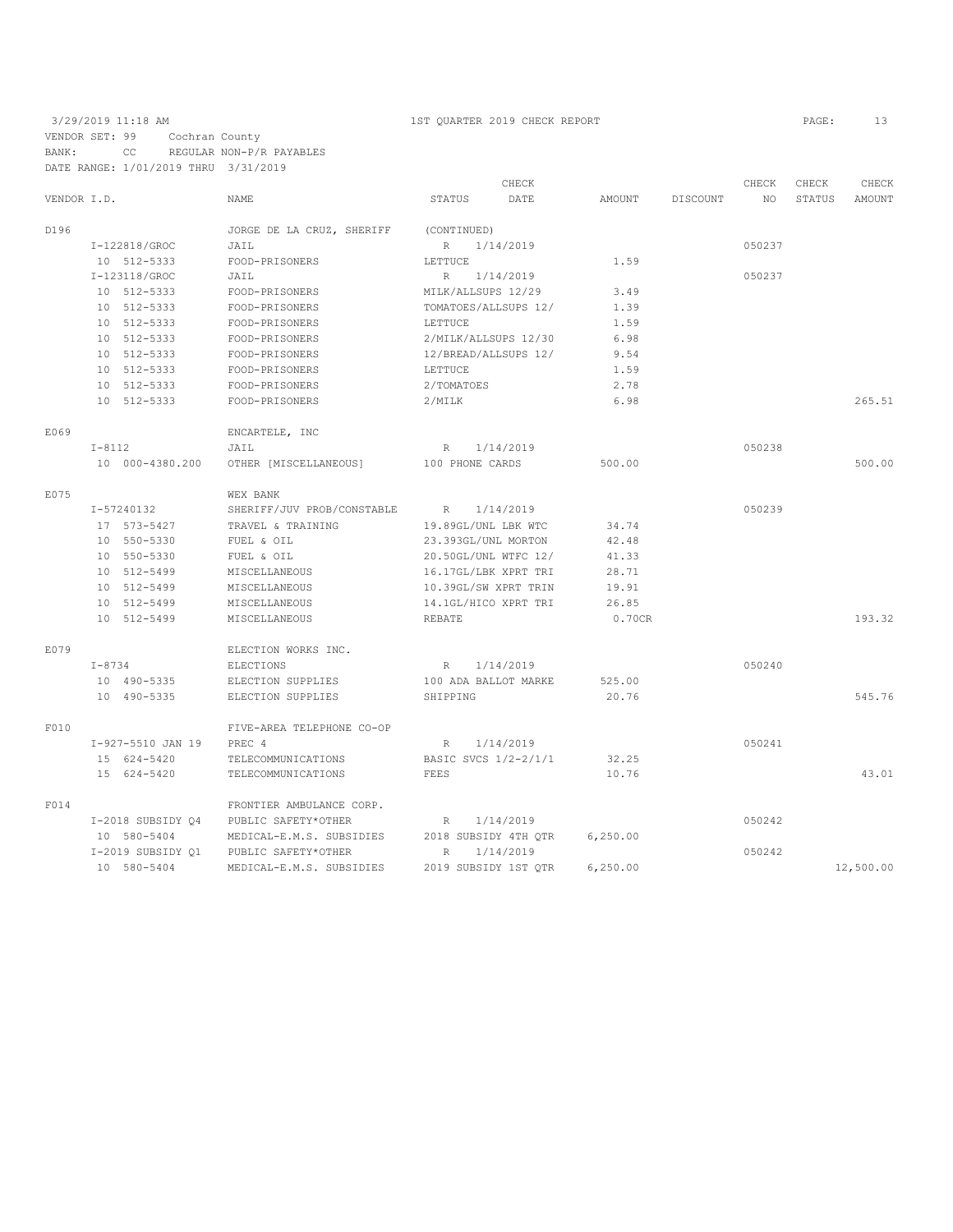3/29/2019 11:18 AM — 1ST QUARTER 2019 CHECK REPORT

VENDOR SET: 99 Cochran County
BANK: CC REGULAR NON-P/R PAYABLES
DATE RANGE: 1/01/2019 THRU 3/31/2019

| VENDOR I.D. | NAME | STATUS | CHECK DATE | AMOUNT | DISCOUNT | CHECK NO | CHECK STATUS | CHECK AMOUNT |
|---|---|---|---|---|---|---|---|---|
| D196 | JORGE DE LA CRUZ, SHERIFF | (CONTINUED) | | | | | | |
| I-122818/GROC | JAIL | R | 1/14/2019 | | | 050237 | | |
| 10 512-5333 | FOOD-PRISONERS | LETTUCE | | 1.59 | | | | |
| I-123118/GROC | JAIL | R | 1/14/2019 | | | 050237 | | |
| 10 512-5333 | FOOD-PRISONERS | MILK/ALLSUPS 12/29 | | 3.49 | | | | |
| 10 512-5333 | FOOD-PRISONERS | TOMATOES/ALLSUPS 12/ | | 1.39 | | | | |
| 10 512-5333 | FOOD-PRISONERS | LETTUCE | | 1.59 | | | | |
| 10 512-5333 | FOOD-PRISONERS | 2/MILK/ALLSUPS 12/30 | | 6.98 | | | | |
| 10 512-5333 | FOOD-PRISONERS | 12/BREAD/ALLSUPS 12/ | | 9.54 | | | | |
| 10 512-5333 | FOOD-PRISONERS | LETTUCE | | 1.59 | | | | |
| 10 512-5333 | FOOD-PRISONERS | 2/TOMATOES | | 2.78 | | | | |
| 10 512-5333 | FOOD-PRISONERS | 2/MILK | | 6.98 | | | | 265.51 |
| E069 | ENCARTELE, INC | | | | | | | |
| I-8112 | JAIL | R | 1/14/2019 | | | 050238 | | |
| 10 000-4380.200 | OTHER [MISCELLANEOUS] | 100 PHONE CARDS | | 500.00 | | | | 500.00 |
| E075 | WEX BANK | | | | | | | |
| I-57240132 | SHERIFF/JUV PROB/CONSTABLE | R | 1/14/2019 | | | 050239 | | |
| 17 573-5427 | TRAVEL & TRAINING | 19.89GL/UNL LBK WTC | | 34.74 | | | | |
| 10 550-5330 | FUEL & OIL | 23.393GL/UNL MORTON | | 42.48 | | | | |
| 10 550-5330 | FUEL & OIL | 20.50GL/UNL WTFC 12/ | | 41.33 | | | | |
| 10 512-5499 | MISCELLANEOUS | 16.17GL/LBK XPRT TRI | | 28.71 | | | | |
| 10 512-5499 | MISCELLANEOUS | 10.39GL/SW XPRT TRIN | | 19.91 | | | | |
| 10 512-5499 | MISCELLANEOUS | 14.1GL/HICO XPRT TRI | | 26.85 | | | | |
| 10 512-5499 | MISCELLANEOUS | REBATE | | 0.70CR | | | | 193.32 |
| E079 | ELECTION WORKS INC. | | | | | | | |
| I-8734 | ELECTIONS | R | 1/14/2019 | | | 050240 | | |
| 10 490-5335 | ELECTION SUPPLIES | 100 ADA BALLOT MARKE | | 525.00 | | | | |
| 10 490-5335 | ELECTION SUPPLIES | SHIPPING | | 20.76 | | | | 545.76 |
| F010 | FIVE-AREA TELEPHONE CO-OP | | | | | | | |
| I-927-5510 JAN 19 | PREC 4 | R | 1/14/2019 | | | 050241 | | |
| 15 624-5420 | TELECOMMUNICATIONS | BASIC SVCS 1/2-2/1/1 | | 32.25 | | | | |
| 15 624-5420 | TELECOMMUNICATIONS | FEES | | 10.76 | | | | 43.01 |
| F014 | FRONTIER AMBULANCE CORP. | | | | | | | |
| I-2018 SUBSIDY Q4 | PUBLIC SAFETY*OTHER | R | 1/14/2019 | | | 050242 | | |
| 10 580-5404 | MEDICAL-E.M.S. SUBSIDIES | 2018 SUBSIDY 4TH QTR | | 6,250.00 | | | | |
| I-2019 SUBSIDY Q1 | PUBLIC SAFETY*OTHER | R | 1/14/2019 | | | 050242 | | |
| 10 580-5404 | MEDICAL-E.M.S. SUBSIDIES | 2019 SUBSIDY 1ST QTR | | 6,250.00 | | | | 12,500.00 |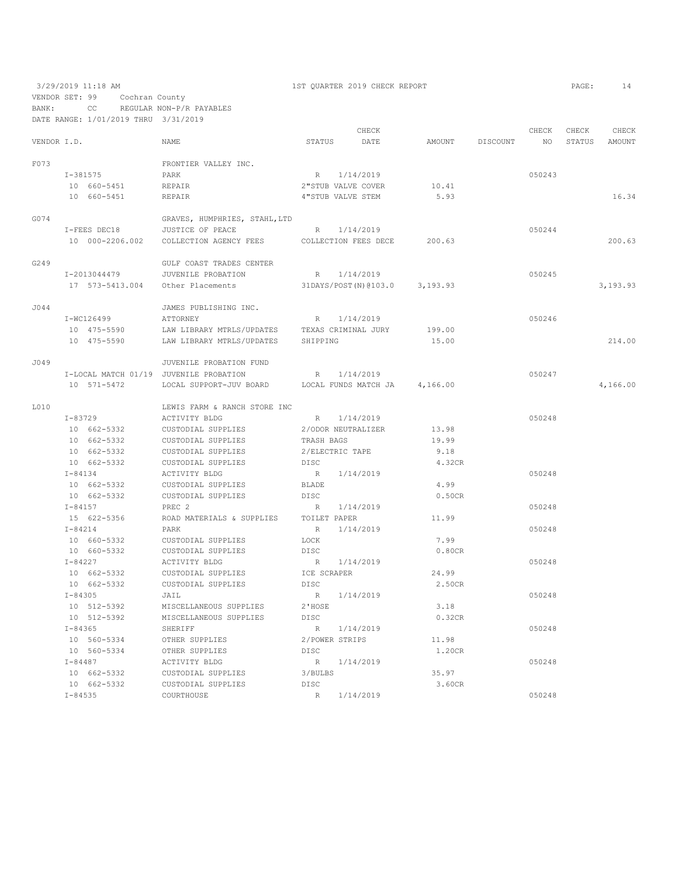3/29/2019 11:18 AM — 1ST QUARTER 2019 CHECK REPORT

VENDOR SET: 99 Cochran County
BANK: CC REGULAR NON-P/R PAYABLES
DATE RANGE: 1/01/2019 THRU 3/31/2019

| VENDOR I.D. | NAME | STATUS | CHECK DATE | AMOUNT | DISCOUNT | CHECK NO | CHECK STATUS | CHECK AMOUNT |
|---|---|---|---|---|---|---|---|---|
| F073 | FRONTIER VALLEY INC. | | | | | | | |
| I-381575 | PARK | R | 1/14/2019 | | | 050243 | | |
| 10 660-5451 | REPAIR | 2"STUB VALVE COVER | | 10.41 | | | | |
| 10 660-5451 | REPAIR | 4"STUB VALVE STEM | | 5.93 | | | | 16.34 |
| G074 | GRAVES, HUMPHRIES, STAHL,LTD | | | | | | | |
| I-FEES DEC18 | JUSTICE OF PEACE | R | 1/14/2019 | | | 050244 | | |
| 10 000-2206.002 | COLLECTION AGENCY FEES | COLLECTION FEES DECE | | 200.63 | | | | 200.63 |
| G249 | GULF COAST TRADES CENTER | | | | | | | |
| I-2013044479 | JUVENILE PROBATION | R | 1/14/2019 | | | 050245 | | |
| 17 573-5413.004 | Other Placements | 31DAYS/POST(N)@103.0 | | 3,193.93 | | | | 3,193.93 |
| J044 | JAMES PUBLISHING INC. | | | | | | | |
| I-WC126499 | ATTORNEY | R | 1/14/2019 | | | 050246 | | |
| 10 475-5590 | LAW LIBRARY MTRLS/UPDATES | TEXAS CRIMINAL JURY | | 199.00 | | | | |
| 10 475-5590 | LAW LIBRARY MTRLS/UPDATES | SHIPPING | | 15.00 | | | | 214.00 |
| J049 | JUVENILE PROBATION FUND | | | | | | | |
| I-LOCAL MATCH 01/19 | JUVENILE PROBATION | R | 1/14/2019 | | | 050247 | | |
| 10 571-5472 | LOCAL SUPPORT-JUV BOARD | LOCAL FUNDS MATCH JA | | 4,166.00 | | | | 4,166.00 |
| L010 | LEWIS FARM & RANCH STORE INC | | | | | | | |
| I-83729 | ACTIVITY BLDG | R | 1/14/2019 | | | 050248 | | |
| 10 662-5332 | CUSTODIAL SUPPLIES | 2/ODOR NEUTRALIZER | | 13.98 | | | | |
| 10 662-5332 | CUSTODIAL SUPPLIES | TRASH BAGS | | 19.99 | | | | |
| 10 662-5332 | CUSTODIAL SUPPLIES | 2/ELECTRIC TAPE | | 9.18 | | | | |
| 10 662-5332 | CUSTODIAL SUPPLIES | DISC | | 4.32CR | | | | |
| I-84134 | ACTIVITY BLDG | R | 1/14/2019 | | | 050248 | | |
| 10 662-5332 | CUSTODIAL SUPPLIES | BLADE | | 4.99 | | | | |
| 10 662-5332 | CUSTODIAL SUPPLIES | DISC | | 0.50CR | | | | |
| I-84157 | PREC 2 | R | 1/14/2019 | | | 050248 | | |
| 15 622-5356 | ROAD MATERIALS & SUPPLIES | TOILET PAPER | | 11.99 | | | | |
| I-84214 | PARK | R | 1/14/2019 | | | 050248 | | |
| 10 660-5332 | CUSTODIAL SUPPLIES | LOCK | | 7.99 | | | | |
| 10 660-5332 | CUSTODIAL SUPPLIES | DISC | | 0.80CR | | | | |
| I-84227 | ACTIVITY BLDG | R | 1/14/2019 | | | 050248 | | |
| 10 662-5332 | CUSTODIAL SUPPLIES | ICE SCRAPER | | 24.99 | | | | |
| 10 662-5332 | CUSTODIAL SUPPLIES | DISC | | 2.50CR | | | | |
| I-84305 | JAIL | R | 1/14/2019 | | | 050248 | | |
| 10 512-5392 | MISCELLANEOUS SUPPLIES | 2'HOSE | | 3.18 | | | | |
| 10 512-5392 | MISCELLANEOUS SUPPLIES | DISC | | 0.32CR | | | | |
| I-84365 | SHERIFF | R | 1/14/2019 | | | 050248 | | |
| 10 560-5334 | OTHER SUPPLIES | 2/POWER STRIPS | | 11.98 | | | | |
| 10 560-5334 | OTHER SUPPLIES | DISC | | 1.20CR | | | | |
| I-84487 | ACTIVITY BLDG | R | 1/14/2019 | | | 050248 | | |
| 10 662-5332 | CUSTODIAL SUPPLIES | 3/BULBS | | 35.97 | | | | |
| 10 662-5332 | CUSTODIAL SUPPLIES | DISC | | 3.60CR | | | | |
| I-84535 | COURTHOUSE | R | 1/14/2019 | | | 050248 | | |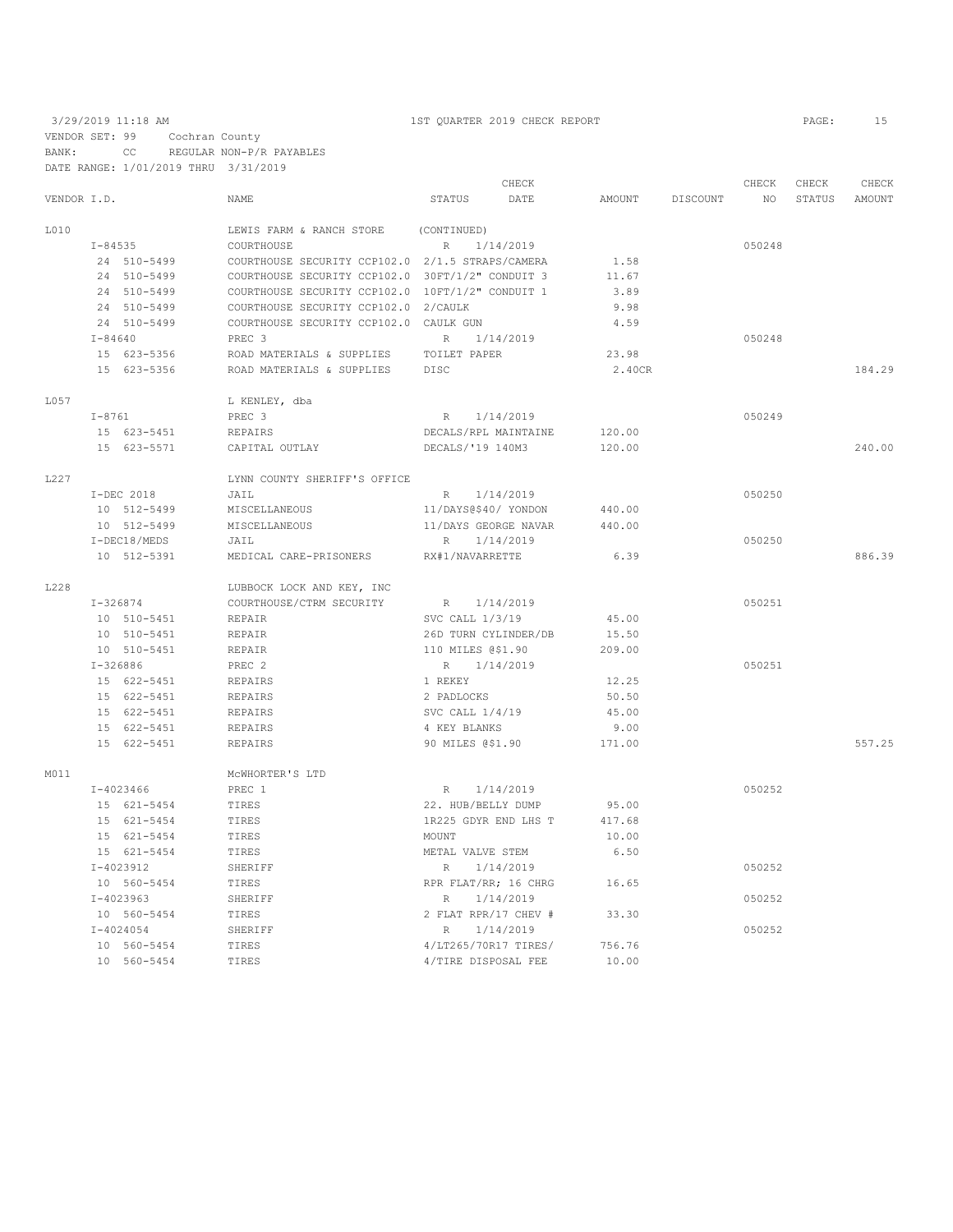3/29/2019 11:18 AM — 1ST QUARTER 2019 CHECK REPORT

VENDOR SET: 99 Cochran County
BANK: CC REGULAR NON-P/R PAYABLES
DATE RANGE: 1/01/2019 THRU 3/31/2019

| VENDOR I.D. | NAME | STATUS | CHECK DATE | AMOUNT | DISCOUNT | CHECK NO | CHECK STATUS | CHECK AMOUNT |
|---|---|---|---|---|---|---|---|---|
| L010 | LEWIS FARM & RANCH STORE | (CONTINUED) | | | | | | |
| I-84535 | COURTHOUSE | R | 1/14/2019 | | | 050248 | | |
| 24 510-5499 | COURTHOUSE SECURITY CCP102.0 | 2/1.5 STRAPS/CAMERA | | 1.58 | | | | |
| 24 510-5499 | COURTHOUSE SECURITY CCP102.0 | 30FT/1/2" CONDUIT 3 | | 11.67 | | | | |
| 24 510-5499 | COURTHOUSE SECURITY CCP102.0 | 10FT/1/2" CONDUIT 1 | | 3.89 | | | | |
| 24 510-5499 | COURTHOUSE SECURITY CCP102.0 | 2/CAULK | | 9.98 | | | | |
| 24 510-5499 | COURTHOUSE SECURITY CCP102.0 | CAULK GUN | | 4.59 | | | | |
| I-84640 | PREC 3 | R | 1/14/2019 | | | 050248 | | |
| 15 623-5356 | ROAD MATERIALS & SUPPLIES | TOILET PAPER | | 23.98 | | | | |
| 15 623-5356 | ROAD MATERIALS & SUPPLIES | DISC | | 2.40CR | | | | 184.29 |
| L057 | L KENLEY, dba | | | | | | | |
| I-8761 | PREC 3 | R | 1/14/2019 | | | 050249 | | |
| 15 623-5451 | REPAIRS | DECALS/RPL MAINTAINE | | 120.00 | | | | |
| 15 623-5571 | CAPITAL OUTLAY | DECALS/'19 140M3 | | 120.00 | | | | 240.00 |
| L227 | LYNN COUNTY SHERIFF'S OFFICE | | | | | | | |
| I-DEC 2018 | JAIL | R | 1/14/2019 | | | 050250 | | |
| 10 512-5499 | MISCELLANEOUS | 11/DAYS@$40/ YONDON | | 440.00 | | | | |
| 10 512-5499 | MISCELLANEOUS | 11/DAYS GEORGE NAVAR | | 440.00 | | | | |
| I-DEC18/MEDS | JAIL | R | 1/14/2019 | | | 050250 | | |
| 10 512-5391 | MEDICAL CARE-PRISONERS | RX#1/NAVARRETTE | | 6.39 | | | | 886.39 |
| L228 | LUBBOCK LOCK AND KEY, INC | | | | | | | |
| I-326874 | COURTHOUSE/CTRM SECURITY | R | 1/14/2019 | | | 050251 | | |
| 10 510-5451 | REPAIR | SVC CALL 1/3/19 | | 45.00 | | | | |
| 10 510-5451 | REPAIR | 26D TURN CYLINDER/DB | | 15.50 | | | | |
| 10 510-5451 | REPAIR | 110 MILES @$1.90 | | 209.00 | | | | |
| I-326886 | PREC 2 | R | 1/14/2019 | | | 050251 | | |
| 15 622-5451 | REPAIRS | 1 REKEY | | 12.25 | | | | |
| 15 622-5451 | REPAIRS | 2 PADLOCKS | | 50.50 | | | | |
| 15 622-5451 | REPAIRS | SVC CALL 1/4/19 | | 45.00 | | | | |
| 15 622-5451 | REPAIRS | 4 KEY BLANKS | | 9.00 | | | | |
| 15 622-5451 | REPAIRS | 90 MILES @$1.90 | | 171.00 | | | | 557.25 |
| M011 | McWHORTER'S LTD | | | | | | | |
| I-4023466 | PREC 1 | R | 1/14/2019 | | | 050252 | | |
| 15 621-5454 | TIRES | 22. HUB/BELLY DUMP | | 95.00 | | | | |
| 15 621-5454 | TIRES | 1R225 GDYR END LHS T | | 417.68 | | | | |
| 15 621-5454 | TIRES | MOUNT | | 10.00 | | | | |
| 15 621-5454 | TIRES | METAL VALVE STEM | | 6.50 | | | | |
| I-4023912 | SHERIFF | R | 1/14/2019 | | | 050252 | | |
| 10 560-5454 | TIRES | RPR FLAT/RR; 16 CHRG | | 16.65 | | | | |
| I-4023963 | SHERIFF | R | 1/14/2019 | | | 050252 | | |
| 10 560-5454 | TIRES | 2 FLAT RPR/17 CHEV # | | 33.30 | | | | |
| I-4024054 | SHERIFF | R | 1/14/2019 | | | 050252 | | |
| 10 560-5454 | TIRES | 4/LT265/70R17 TIRES/ | | 756.76 | | | | |
| 10 560-5454 | TIRES | 4/TIRE DISPOSAL FEE | | 10.00 | | | | |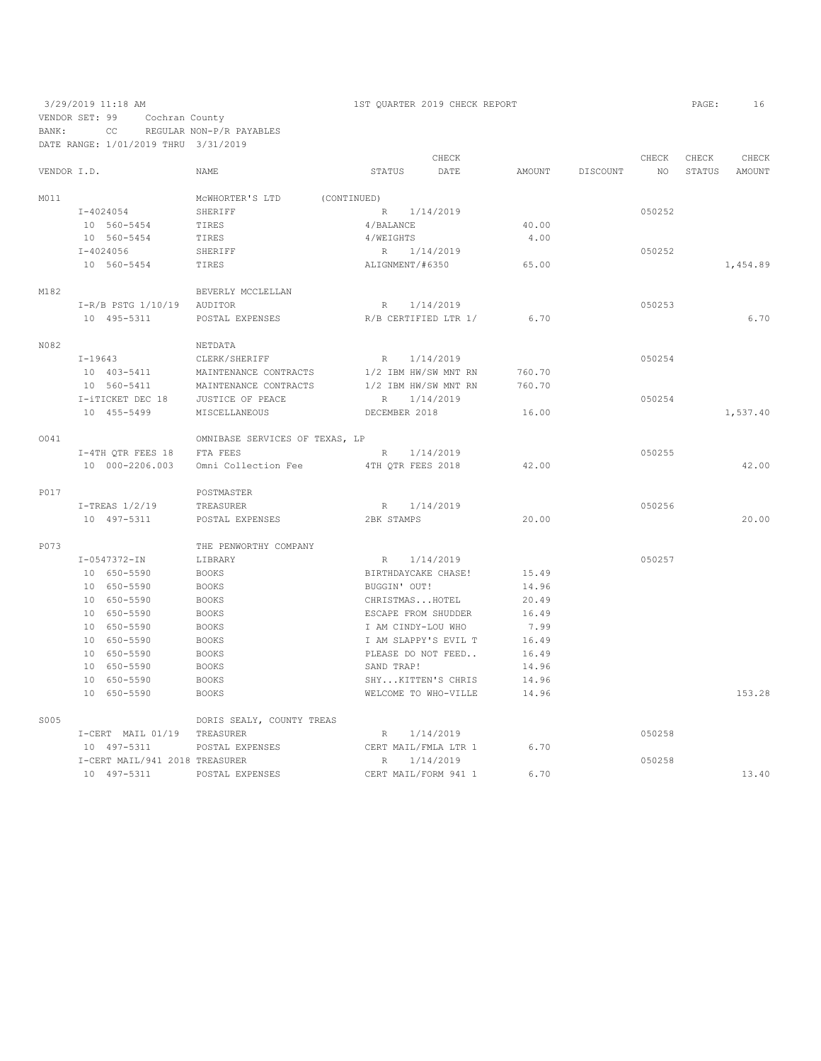3/29/2019 11:18 AM 1ST QUARTER 2019 CHECK REPORT

VENDOR SET: 99 Cochran County
BANK: CC REGULAR NON-P/R PAYABLES
DATE RANGE: 1/01/2019 THRU 3/31/2019

| VENDOR I.D. | NAME | STATUS | CHECK DATE | AMOUNT | DISCOUNT | CHECK NO | CHECK STATUS | CHECK AMOUNT |
|---|---|---|---|---|---|---|---|---|
| M011 | McWHORTER'S LTD (CONTINUED) | | | | | | | |
| I-4024054 | SHERIFF | R | 1/14/2019 | | | 050252 | | |
| 10 560-5454 | TIRES | 4/BALANCE | | 40.00 | | | | |
| 10 560-5454 | TIRES | 4/WEIGHTS | | 4.00 | | | | |
| I-4024056 | SHERIFF | R | 1/14/2019 | | | 050252 | | |
| 10 560-5454 | TIRES | ALIGNMENT/#6350 | | 65.00 | | | | 1,454.89 |
| M182 | BEVERLY MCCLELLAN | | | | | | | |
| I-R/B PSTG 1/10/19 | AUDITOR | R | 1/14/2019 | | | 050253 | | |
| 10 495-5311 | POSTAL EXPENSES | R/B CERTIFIED LTR 1/ | | 6.70 | | | | 6.70 |
| N082 | NETDATA | | | | | | | |
| I-19643 | CLERK/SHERIFF | R | 1/14/2019 | | | 050254 | | |
| 10 403-5411 | MAINTENANCE CONTRACTS | 1/2 IBM HW/SW MNT RN | | 760.70 | | | | |
| 10 560-5411 | MAINTENANCE CONTRACTS | 1/2 IBM HW/SW MNT RN | | 760.70 | | | | |
| I-iTICKET DEC 18 | JUSTICE OF PEACE | R | 1/14/2019 | | | 050254 | | |
| 10 455-5499 | MISCELLANEOUS | DECEMBER 2018 | | 16.00 | | | | 1,537.40 |
| O041 | OMNIBASE SERVICES OF TEXAS, LP | | | | | | | |
| I-4TH QTR FEES 18 | FTA FEES | R | 1/14/2019 | | | 050255 | | |
| 10 000-2206.003 | Omni Collection Fee | 4TH QTR FEES 2018 | | 42.00 | | | | 42.00 |
| P017 | POSTMASTER | | | | | | | |
| I-TREAS 1/2/19 | TREASURER | R | 1/14/2019 | | | 050256 | | |
| 10 497-5311 | POSTAL EXPENSES | 2BK STAMPS | | 20.00 | | | | 20.00 |
| P073 | THE PENWORTHY COMPANY | | | | | | | |
| I-0547372-IN | LIBRARY | R | 1/14/2019 | | | 050257 | | |
| 10 650-5590 | BOOKS | BIRTHDAYCAKE CHASE! | | 15.49 | | | | |
| 10 650-5590 | BOOKS | BUGGIN' OUT! | | 14.96 | | | | |
| 10 650-5590 | BOOKS | CHRISTMAS...HOTEL | | 20.49 | | | | |
| 10 650-5590 | BOOKS | ESCAPE FROM SHUDDER | | 16.49 | | | | |
| 10 650-5590 | BOOKS | I AM CINDY-LOU WHO | | 7.99 | | | | |
| 10 650-5590 | BOOKS | I AM SLAPPY'S EVIL T | | 16.49 | | | | |
| 10 650-5590 | BOOKS | PLEASE DO NOT FEED.. | | 16.49 | | | | |
| 10 650-5590 | BOOKS | SAND TRAP! | | 14.96 | | | | |
| 10 650-5590 | BOOKS | SHY...KITTEN'S CHRIS | | 14.96 | | | | |
| 10 650-5590 | BOOKS | WELCOME TO WHO-VILLE | | 14.96 | | | | 153.28 |
| S005 | DORIS SEALY, COUNTY TREAS | | | | | | | |
| I-CERT MAIL 01/19 | TREASURER | R | 1/14/2019 | | | 050258 | | |
| 10 497-5311 | POSTAL EXPENSES | CERT MAIL/FMLA LTR 1 | | 6.70 | | | | |
| I-CERT MAIL/941 2018 | TREASURER | R | 1/14/2019 | | | 050258 | | |
| 10 497-5311 | POSTAL EXPENSES | CERT MAIL/FORM 941 1 | | 6.70 | | | | 13.40 |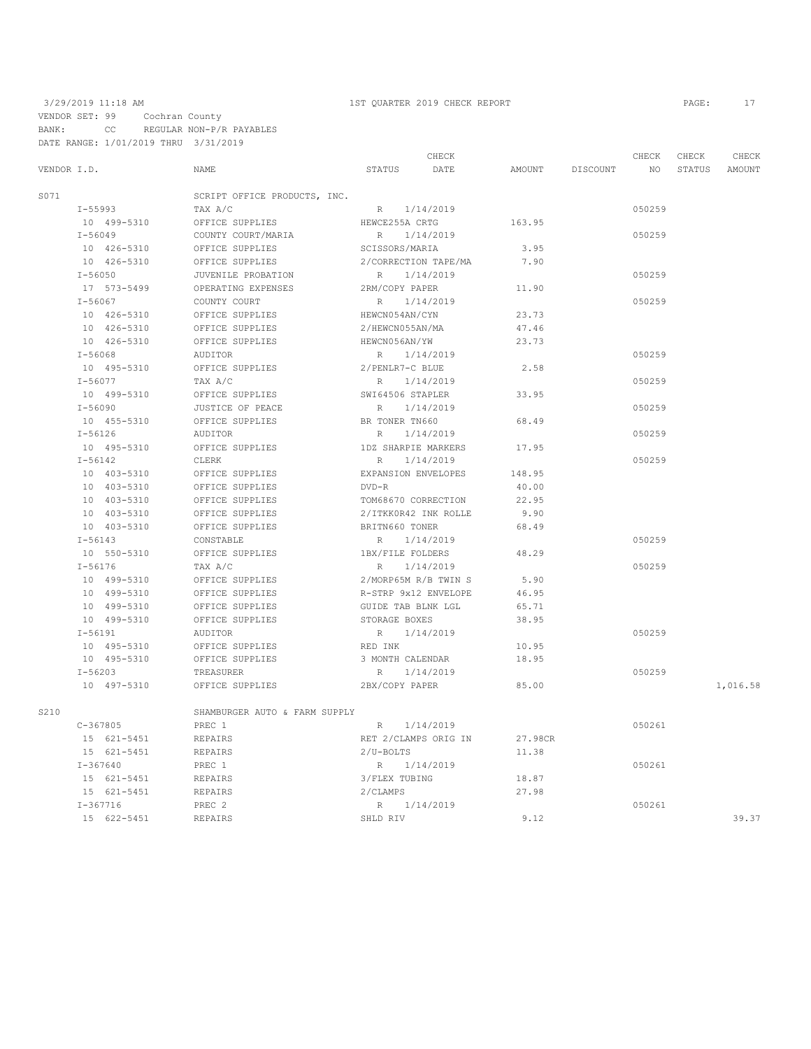3/29/2019 11:18 AM 1ST QUARTER 2019 CHECK REPORT

VENDOR SET: 99 Cochran County
BANK: CC REGULAR NON-P/R PAYABLES
DATE RANGE: 1/01/2019 THRU 3/31/2019

| VENDOR I.D. | NAME | STATUS | CHECK DATE | AMOUNT | DISCOUNT | CHECK NO | CHECK STATUS | CHECK AMOUNT |
|---|---|---|---|---|---|---|---|---|
| S071 | SCRIPT OFFICE PRODUCTS, INC. | | | | | | | |
| I-55993 | TAX A/C | R | 1/14/2019 | | | 050259 | | |
| 10 499-5310 | OFFICE SUPPLIES | HEWCE255A CRTG | | 163.95 | | | | |
| I-56049 | COUNTY COURT/MARIA | R | 1/14/2019 | | | 050259 | | |
| 10 426-5310 | OFFICE SUPPLIES | SCISSORS/MARIA | | 3.95 | | | | |
| 10 426-5310 | OFFICE SUPPLIES | 2/CORRECTION TAPE/MA | | 7.90 | | | | |
| I-56050 | JUVENILE PROBATION | R | 1/14/2019 | | | 050259 | | |
| 17 573-5499 | OPERATING EXPENSES | 2RM/COPY PAPER | | 11.90 | | | | |
| I-56067 | COUNTY COURT | R | 1/14/2019 | | | 050259 | | |
| 10 426-5310 | OFFICE SUPPLIES | HEWCN054AN/CYN | | 23.73 | | | | |
| 10 426-5310 | OFFICE SUPPLIES | 2/HEWCN055AN/MA | | 47.46 | | | | |
| 10 426-5310 | OFFICE SUPPLIES | HEWCN056AN/YW | | 23.73 | | | | |
| I-56068 | AUDITOR | R | 1/14/2019 | | | 050259 | | |
| 10 495-5310 | OFFICE SUPPLIES | 2/PENLR7-C BLUE | | 2.58 | | | | |
| I-56077 | TAX A/C | R | 1/14/2019 | | | 050259 | | |
| 10 499-5310 | OFFICE SUPPLIES | SWI64506 STAPLER | | 33.95 | | | | |
| I-56090 | JUSTICE OF PEACE | R | 1/14/2019 | | | 050259 | | |
| 10 455-5310 | OFFICE SUPPLIES | BR TONER TN660 | | 68.49 | | | | |
| I-56126 | AUDITOR | R | 1/14/2019 | | | 050259 | | |
| 10 495-5310 | OFFICE SUPPLIES | 1DZ SHARPIE MARKERS | | 17.95 | | | | |
| I-56142 | CLERK | R | 1/14/2019 | | | 050259 | | |
| 10 403-5310 | OFFICE SUPPLIES | EXPANSION ENVELOPES | | 148.95 | | | | |
| 10 403-5310 | OFFICE SUPPLIES | DVD-R | | 40.00 | | | | |
| 10 403-5310 | OFFICE SUPPLIES | TOM68670 CORRECTION | | 22.95 | | | | |
| 10 403-5310 | OFFICE SUPPLIES | 2/ITKK0R42 INK ROLLE | | 9.90 | | | | |
| 10 403-5310 | OFFICE SUPPLIES | BRITN660 TONER | | 68.49 | | | | |
| I-56143 | CONSTABLE | R | 1/14/2019 | | | 050259 | | |
| 10 550-5310 | OFFICE SUPPLIES | 1BX/FILE FOLDERS | | 48.29 | | | | |
| I-56176 | TAX A/C | R | 1/14/2019 | | | 050259 | | |
| 10 499-5310 | OFFICE SUPPLIES | 2/MORP65M R/B TWIN S | | 5.90 | | | | |
| 10 499-5310 | OFFICE SUPPLIES | R-STRP 9x12 ENVELOPE | | 46.95 | | | | |
| 10 499-5310 | OFFICE SUPPLIES | GUIDE TAB BLNK LGL | | 65.71 | | | | |
| 10 499-5310 | OFFICE SUPPLIES | STORAGE BOXES | | 38.95 | | | | |
| I-56191 | AUDITOR | R | 1/14/2019 | | | 050259 | | |
| 10 495-5310 | OFFICE SUPPLIES | RED INK | | 10.95 | | | | |
| 10 495-5310 | OFFICE SUPPLIES | 3 MONTH CALENDAR | | 18.95 | | | | |
| I-56203 | TREASURER | R | 1/14/2019 | | | 050259 | | |
| 10 497-5310 | OFFICE SUPPLIES | 2BX/COPY PAPER | | 85.00 | | | | 1,016.58 |
| S210 | SHAMBURGER AUTO & FARM SUPPLY | | | | | | | |
| C-367805 | PREC 1 | R | 1/14/2019 | | | 050261 | | |
| 15 621-5451 | REPAIRS | RET 2/CLAMPS ORIG IN | | 27.98CR | | | | |
| 15 621-5451 | REPAIRS | 2/U-BOLTS | | 11.38 | | | | |
| I-367640 | PREC 1 | R | 1/14/2019 | | | 050261 | | |
| 15 621-5451 | REPAIRS | 3/FLEX TUBING | | 18.87 | | | | |
| 15 621-5451 | REPAIRS | 2/CLAMPS | | 27.98 | | | | |
| I-367716 | PREC 2 | R | 1/14/2019 | | | 050261 | | |
| 15 622-5451 | REPAIRS | SHLD RIV | | 9.12 | | | | 39.37 |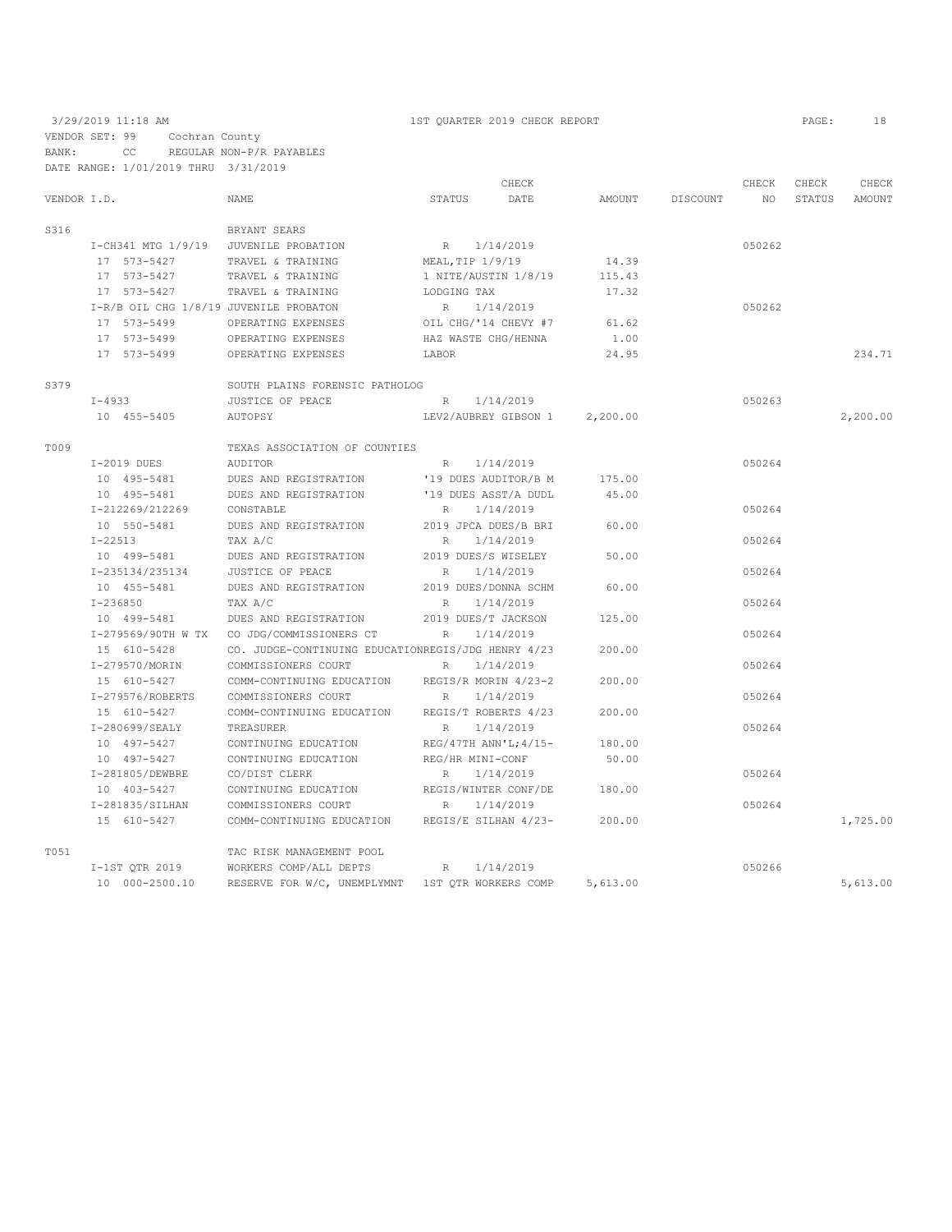3/29/2019 11:18 AM 1ST QUARTER 2019 CHECK REPORT

VENDOR SET: 99 Cochran County
BANK: CC REGULAR NON-P/R PAYABLES
DATE RANGE: 1/01/2019 THRU 3/31/2019

| VENDOR I.D. | NAME | STATUS | CHECK DATE | AMOUNT | DISCOUNT | CHECK NO | CHECK STATUS | CHECK AMOUNT |
|---|---|---|---|---|---|---|---|---|
| S316 | BRYANT SEARS | | | | | | | |
| I-CH341 MTG 1/9/19 | JUVENILE PROBATION | R | 1/14/2019 | | | 050262 | | |
| 17 573-5427 | TRAVEL & TRAINING | MEAL,TIP 1/9/19 | | 14.39 | | | | |
| 17 573-5427 | TRAVEL & TRAINING | 1 NITE/AUSTIN 1/8/19 | | 115.43 | | | | |
| 17 573-5427 | TRAVEL & TRAINING | LODGING TAX | | 17.32 | | | | |
| I-R/B OIL CHG 1/8/19 | JUVENILE PROBATON | R | 1/14/2019 | | | 050262 | | |
| 17 573-5499 | OPERATING EXPENSES | OIL CHG/'14 CHEVY #7 | | 61.62 | | | | |
| 17 573-5499 | OPERATING EXPENSES | HAZ WASTE CHG/HENNA | | 1.00 | | | | |
| 17 573-5499 | OPERATING EXPENSES | LABOR | | 24.95 | | | | 234.71 |
| S379 | SOUTH PLAINS FORENSIC PATHOLOG | | | | | | | |
| I-4933 | JUSTICE OF PEACE | R | 1/14/2019 | | | 050263 | | |
| 10 455-5405 | AUTOPSY | LEV2/AUBREY GIBSON 1 | | 2,200.00 | | | | 2,200.00 |
| T009 | TEXAS ASSOCIATION OF COUNTIES | | | | | | | |
| I-2019 DUES | AUDITOR | R | 1/14/2019 | | | 050264 | | |
| 10 495-5481 | DUES AND REGISTRATION | '19 DUES AUDITOR/B M | | 175.00 | | | | |
| 10 495-5481 | DUES AND REGISTRATION | '19 DUES ASST/A DUDL | | 45.00 | | | | |
| I-212269/212269 | CONSTABLE | R | 1/14/2019 | | | 050264 | | |
| 10 550-5481 | DUES AND REGISTRATION | 2019 JPCA DUES/B BRI | | 60.00 | | | | |
| I-22513 | TAX A/C | R | 1/14/2019 | | | 050264 | | |
| 10 499-5481 | DUES AND REGISTRATION | 2019 DUES/S WISELEY | | 50.00 | | | | |
| I-235134/235134 | JUSTICE OF PEACE | R | 1/14/2019 | | | 050264 | | |
| 10 455-5481 | DUES AND REGISTRATION | 2019 DUES/DONNA SCHM | | 60.00 | | | | |
| I-236850 | TAX A/C | R | 1/14/2019 | | | 050264 | | |
| 10 499-5481 | DUES AND REGISTRATION | 2019 DUES/T JACKSON | | 125.00 | | | | |
| I-279569/90TH W TX | CO JDG/COMMISSIONERS CT | R | 1/14/2019 | | | 050264 | | |
| 15 610-5428 | CO. JUDGE-CONTINUING EDUCATION | REGIS/JDG HENRY 4/23 | | 200.00 | | | | |
| I-279570/MORIN | COMMISSIONERS COURT | R | 1/14/2019 | | | 050264 | | |
| 15 610-5427 | COMM-CONTINUING EDUCATION | REGIS/R MORIN 4/23-2 | | 200.00 | | | | |
| I-279576/ROBERTS | COMMISSIONERS COURT | R | 1/14/2019 | | | 050264 | | |
| 15 610-5427 | COMM-CONTINUING EDUCATION | REGIS/T ROBERTS 4/23 | | 200.00 | | | | |
| I-280699/SEALY | TREASURER | R | 1/14/2019 | | | 050264 | | |
| 10 497-5427 | CONTINUING EDUCATION | REG/47TH ANN'L;4/15- | | 180.00 | | | | |
| 10 497-5427 | CONTINUING EDUCATION | REG/HR MINI-CONF | | 50.00 | | | | |
| I-281805/DEWBRE | CO/DIST CLERK | R | 1/14/2019 | | | 050264 | | |
| 10 403-5427 | CONTINUING EDUCATION | REGIS/WINTER CONF/DE | | 180.00 | | | | |
| I-281835/SILHAN | COMMISSIONERS COURT | R | 1/14/2019 | | | 050264 | | |
| 15 610-5427 | COMM-CONTINUING EDUCATION | REGIS/E SILHAN 4/23- | | 200.00 | | | | 1,725.00 |
| T051 | TAC RISK MANAGEMENT POOL | | | | | | | |
| I-1ST QTR 2019 | WORKERS COMP/ALL DEPTS | R | 1/14/2019 | | | 050266 | | |
| 10 000-2500.10 | RESERVE FOR W/C, UNEMPLYMNT | 1ST QTR WORKERS COMP | | 5,613.00 | | | | 5,613.00 |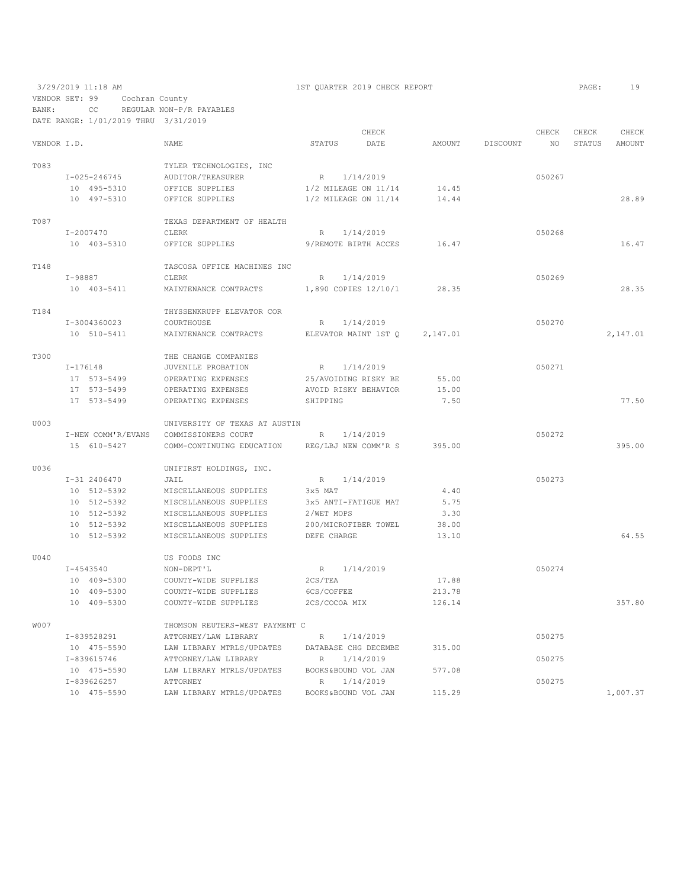3/29/2019 11:18 AM 1ST QUARTER 2019 CHECK REPORT

VENDOR SET: 99 Cochran County

BANK: CC REGULAR NON-P/R PAYABLES

DATE RANGE: 1/01/2019 THRU 3/31/2019

| VENDOR I.D. | NAME | STATUS | CHECK DATE | AMOUNT | DISCOUNT | CHECK NO | CHECK STATUS | CHECK AMOUNT |
|---|---|---|---|---|---|---|---|---|
| T083 | TYLER TECHNOLOGIES, INC | | | | | | | |
| I-025-246745 | AUDITOR/TREASURER | R | 1/14/2019 | | | 050267 | | |
| 10 495-5310 | OFFICE SUPPLIES | 1/2 MILEAGE ON 11/14 | | 14.45 | | | | |
| 10 497-5310 | OFFICE SUPPLIES | 1/2 MILEAGE ON 11/14 | | 14.44 | | | | 28.89 |
| T087 | TEXAS DEPARTMENT OF HEALTH | | | | | | | |
| I-2007470 | CLERK | R | 1/14/2019 | | | 050268 | | |
| 10 403-5310 | OFFICE SUPPLIES | 9/REMOTE BIRTH ACCES | | 16.47 | | | | 16.47 |
| T148 | TASCOSA OFFICE MACHINES INC | | | | | | | |
| I-98887 | CLERK | R | 1/14/2019 | | | 050269 | | |
| 10 403-5411 | MAINTENANCE CONTRACTS | 1,890 COPIES 12/10/1 | | 28.35 | | | | 28.35 |
| T184 | THYSSENKRUPP ELEVATOR COR | | | | | | | |
| I-3004360023 | COURTHOUSE | R | 1/14/2019 | | | 050270 | | |
| 10 510-5411 | MAINTENANCE CONTRACTS | ELEVATOR MAINT 1ST Q | | 2,147.01 | | | | 2,147.01 |
| T300 | THE CHANGE COMPANIES | | | | | | | |
| I-176148 | JUVENILE PROBATION | R | 1/14/2019 | | | 050271 | | |
| 17 573-5499 | OPERATING EXPENSES | 25/AVOIDING RISKY BE | | 55.00 | | | | |
| 17 573-5499 | OPERATING EXPENSES | AVOID RISKY BEHAVIOR | | 15.00 | | | | |
| 17 573-5499 | OPERATING EXPENSES | SHIPPING | | 7.50 | | | | 77.50 |
| U003 | UNIVERSITY OF TEXAS AT AUSTIN | | | | | | | |
| I-NEW COMM'R/EVANS | COMMISSIONERS COURT | R | 1/14/2019 | | | 050272 | | |
| 15 610-5427 | COMM-CONTINUING EDUCATION | REG/LBJ NEW COMM'R S | | 395.00 | | | | 395.00 |
| U036 | UNIFIRST HOLDINGS, INC. | | | | | | | |
| I-31 2406470 | JAIL | R | 1/14/2019 | | | 050273 | | |
| 10 512-5392 | MISCELLANEOUS SUPPLIES | 3x5 MAT | | 4.40 | | | | |
| 10 512-5392 | MISCELLANEOUS SUPPLIES | 3x5 ANTI-FATIGUE MAT | | 5.75 | | | | |
| 10 512-5392 | MISCELLANEOUS SUPPLIES | 2/WET MOPS | | 3.30 | | | | |
| 10 512-5392 | MISCELLANEOUS SUPPLIES | 200/MICROFIBER TOWEL | | 38.00 | | | | |
| 10 512-5392 | MISCELLANEOUS SUPPLIES | DEFE CHARGE | | 13.10 | | | | 64.55 |
| U040 | US FOODS INC | | | | | | | |
| I-4543540 | NON-DEPT'L | R | 1/14/2019 | | | 050274 | | |
| 10 409-5300 | COUNTY-WIDE SUPPLIES | 2CS/TEA | | 17.88 | | | | |
| 10 409-5300 | COUNTY-WIDE SUPPLIES | 6CS/COFFEE | | 213.78 | | | | |
| 10 409-5300 | COUNTY-WIDE SUPPLIES | 2CS/COCOA MIX | | 126.14 | | | | 357.80 |
| W007 | THOMSON REUTERS-WEST PAYMENT C | | | | | | | |
| I-839528291 | ATTORNEY/LAW LIBRARY | R | 1/14/2019 | | | 050275 | | |
| 10 475-5590 | LAW LIBRARY MTRLS/UPDATES | DATABASE CHG DECEMBE | | 315.00 | | | | |
| I-839615746 | ATTORNEY/LAW LIBRARY | R | 1/14/2019 | | | 050275 | | |
| 10 475-5590 | LAW LIBRARY MTRLS/UPDATES | BOOKS&BOUND VOL JAN | | 577.08 | | | | |
| I-839626257 | ATTORNEY | R | 1/14/2019 | | | 050275 | | |
| 10 475-5590 | LAW LIBRARY MTRLS/UPDATES | BOOKS&BOUND VOL JAN | | 115.29 | | | | 1,007.37 |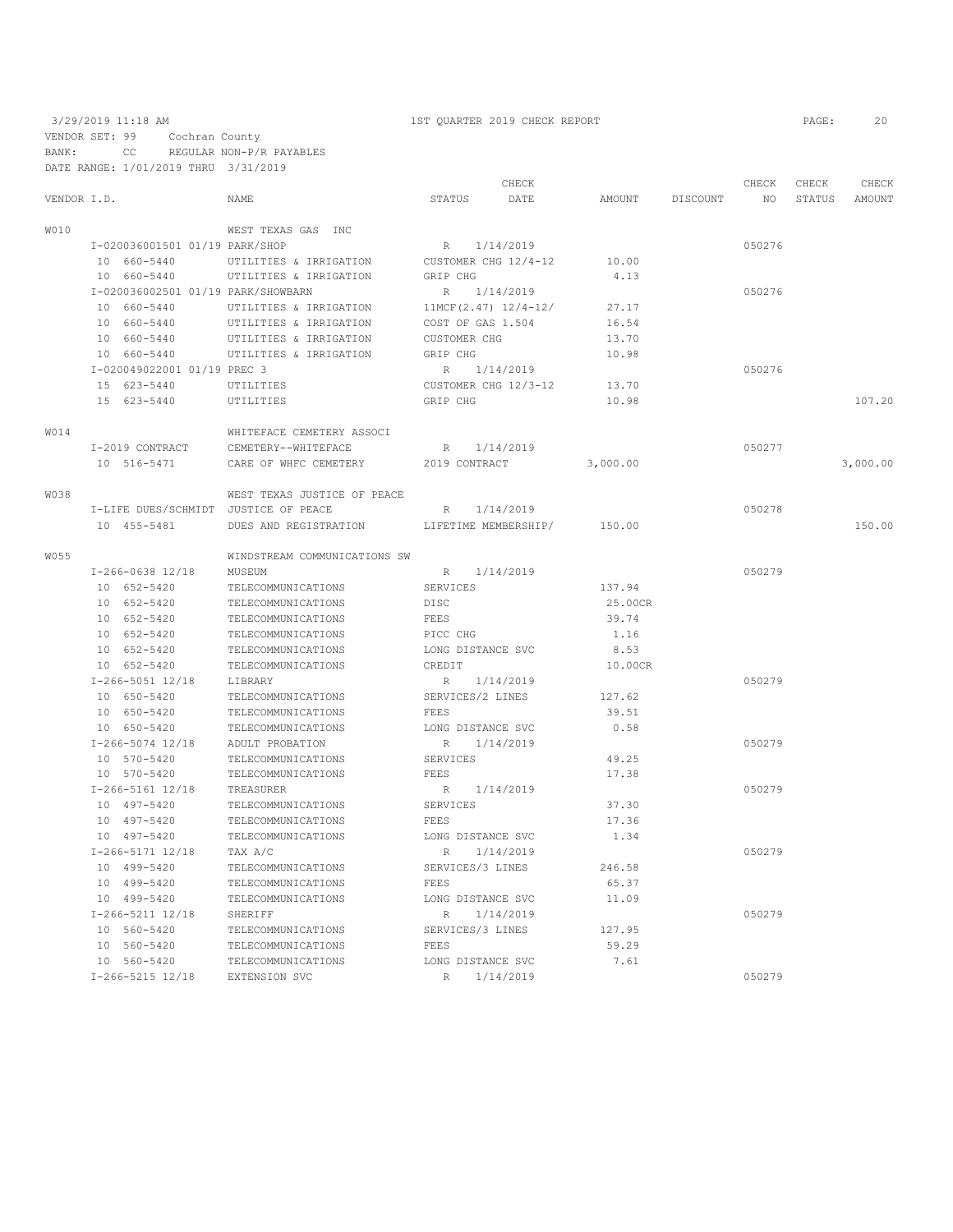3/29/2019 11:18 AM — 1ST QUARTER 2019 CHECK REPORT

VENDOR SET: 99 Cochran County
BANK: CC REGULAR NON-P/R PAYABLES
DATE RANGE: 1/01/2019 THRU 3/31/2019

| VENDOR I.D. | NAME | STATUS | CHECK DATE | AMOUNT | DISCOUNT | CHECK NO | CHECK STATUS | CHECK AMOUNT |
|---|---|---|---|---|---|---|---|---|
| W010 | WEST TEXAS GAS INC | | | | | | | |
| I-020036001501 01/19 PARK/SHOP | | R | 1/14/2019 | | | 050276 | | |
| 10 660-5440 | UTILITIES & IRRIGATION | CUSTOMER CHG 12/4-12 | | 10.00 | | | | |
| 10 660-5440 | UTILITIES & IRRIGATION | GRIP CHG | | 4.13 | | | | |
| I-020036002501 01/19 PARK/SHOWBARN | | R | 1/14/2019 | | | 050276 | | |
| 10 660-5440 | UTILITIES & IRRIGATION | 11MCF(2.47) 12/4-12/ | | 27.17 | | | | |
| 10 660-5440 | UTILITIES & IRRIGATION | COST OF GAS 1.504 | | 16.54 | | | | |
| 10 660-5440 | UTILITIES & IRRIGATION | CUSTOMER CHG | | 13.70 | | | | |
| 10 660-5440 | UTILITIES & IRRIGATION | GRIP CHG | | 10.98 | | | | |
| I-020049022001 01/19 PREC 3 | | R | 1/14/2019 | | | 050276 | | |
| 15 623-5440 | UTILITIES | CUSTOMER CHG 12/3-12 | | 13.70 | | | | |
| 15 623-5440 | UTILITIES | GRIP CHG | | 10.98 | | | | 107.20 |
| W014 | WHITEFACE CEMETERY ASSOCI | | | | | | | |
| I-2019 CONTRACT | CEMETERY--WHITEFACE | R | 1/14/2019 | | | 050277 | | |
| 10 516-5471 | CARE OF WHFC CEMETERY | 2019 CONTRACT | | 3,000.00 | | | | 3,000.00 |
| W038 | WEST TEXAS JUSTICE OF PEACE | | | | | | | |
| I-LIFE DUES/SCHMIDT | JUSTICE OF PEACE | R | 1/14/2019 | | | 050278 | | |
| 10 455-5481 | DUES AND REGISTRATION | LIFETIME MEMBERSHIP/ | | 150.00 | | | | 150.00 |
| W055 | WINDSTREAM COMMUNICATIONS SW | | | | | | | |
| I-266-0638 12/18 | MUSEUM | R | 1/14/2019 | | | 050279 | | |
| 10 652-5420 | TELECOMMUNICATIONS | SERVICES | | 137.94 | | | | |
| 10 652-5420 | TELECOMMUNICATIONS | DISC | | 25.00CR | | | | |
| 10 652-5420 | TELECOMMUNICATIONS | FEES | | 39.74 | | | | |
| 10 652-5420 | TELECOMMUNICATIONS | PICC CHG | | 1.16 | | | | |
| 10 652-5420 | TELECOMMUNICATIONS | LONG DISTANCE SVC | | 8.53 | | | | |
| 10 652-5420 | TELECOMMUNICATIONS | CREDIT | | 10.00CR | | | | |
| I-266-5051 12/18 | LIBRARY | R | 1/14/2019 | | | 050279 | | |
| 10 650-5420 | TELECOMMUNICATIONS | SERVICES/2 LINES | | 127.62 | | | | |
| 10 650-5420 | TELECOMMUNICATIONS | FEES | | 39.51 | | | | |
| 10 650-5420 | TELECOMMUNICATIONS | LONG DISTANCE SVC | | 0.58 | | | | |
| I-266-5074 12/18 | ADULT PROBATION | R | 1/14/2019 | | | 050279 | | |
| 10 570-5420 | TELECOMMUNICATIONS | SERVICES | | 49.25 | | | | |
| 10 570-5420 | TELECOMMUNICATIONS | FEES | | 17.38 | | | | |
| I-266-5161 12/18 | TREASURER | R | 1/14/2019 | | | 050279 | | |
| 10 497-5420 | TELECOMMUNICATIONS | SERVICES | | 37.30 | | | | |
| 10 497-5420 | TELECOMMUNICATIONS | FEES | | 17.36 | | | | |
| 10 497-5420 | TELECOMMUNICATIONS | LONG DISTANCE SVC | | 1.34 | | | | |
| I-266-5171 12/18 | TAX A/C | R | 1/14/2019 | | | 050279 | | |
| 10 499-5420 | TELECOMMUNICATIONS | SERVICES/3 LINES | | 246.58 | | | | |
| 10 499-5420 | TELECOMMUNICATIONS | FEES | | 65.37 | | | | |
| 10 499-5420 | TELECOMMUNICATIONS | LONG DISTANCE SVC | | 11.09 | | | | |
| I-266-5211 12/18 | SHERIFF | R | 1/14/2019 | | | 050279 | | |
| 10 560-5420 | TELECOMMUNICATIONS | SERVICES/3 LINES | | 127.95 | | | | |
| 10 560-5420 | TELECOMMUNICATIONS | FEES | | 59.29 | | | | |
| 10 560-5420 | TELECOMMUNICATIONS | LONG DISTANCE SVC | | 7.61 | | | | |
| I-266-5215 12/18 | EXTENSION SVC | R | 1/14/2019 | | | 050279 | | |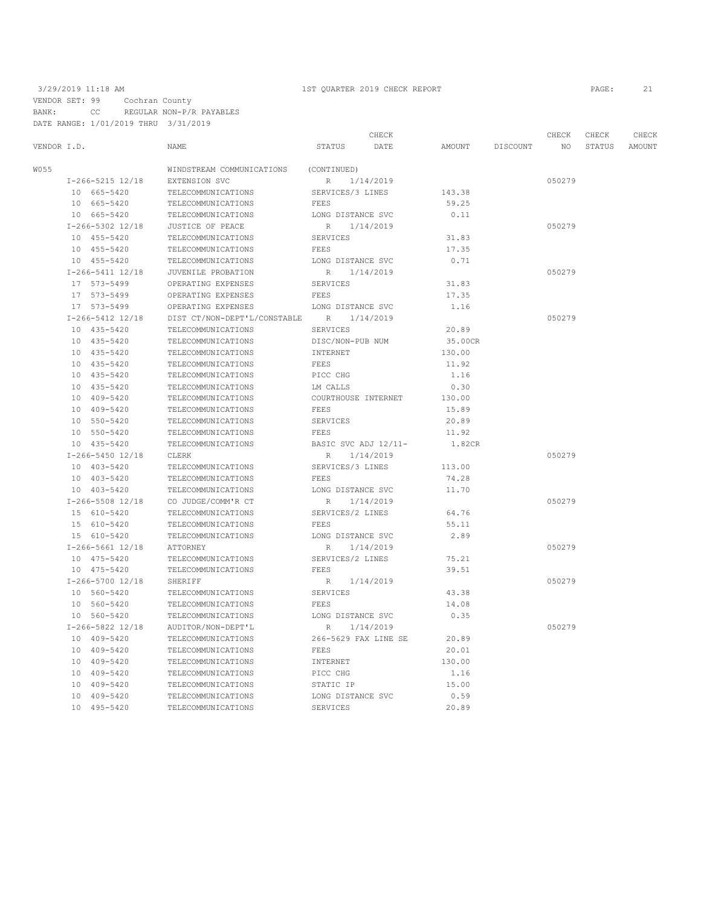3/29/2019 11:18 AM 1ST QUARTER 2019 CHECK REPORT

VENDOR SET: 99 Cochran County
BANK: CC REGULAR NON-P/R PAYABLES
DATE RANGE: 1/01/2019 THRU 3/31/2019

| VENDOR I.D. | NAME | STATUS | CHECK DATE | AMOUNT | DISCOUNT | CHECK NO | CHECK STATUS | CHECK AMOUNT |
|---|---|---|---|---|---|---|---|---|
| W055 | WINDSTREAM COMMUNICATIONS | (CONTINUED) | | | | | | |
| I-266-5215 12/18 | EXTENSION SVC | R | 1/14/2019 | | | 050279 | | |
| 10 665-5420 | TELECOMMUNICATIONS | SERVICES/3 LINES | | 143.38 | | | | |
| 10 665-5420 | TELECOMMUNICATIONS | FEES | | 59.25 | | | | |
| 10 665-5420 | TELECOMMUNICATIONS | LONG DISTANCE SVC | | 0.11 | | | | |
| I-266-5302 12/18 | JUSTICE OF PEACE | R | 1/14/2019 | | | 050279 | | |
| 10 455-5420 | TELECOMMUNICATIONS | SERVICES | | 31.83 | | | | |
| 10 455-5420 | TELECOMMUNICATIONS | FEES | | 17.35 | | | | |
| 10 455-5420 | TELECOMMUNICATIONS | LONG DISTANCE SVC | | 0.71 | | | | |
| I-266-5411 12/18 | JUVENILE PROBATION | R | 1/14/2019 | | | 050279 | | |
| 17 573-5499 | OPERATING EXPENSES | SERVICES | | 31.83 | | | | |
| 17 573-5499 | OPERATING EXPENSES | FEES | | 17.35 | | | | |
| 17 573-5499 | OPERATING EXPENSES | LONG DISTANCE SVC | | 1.16 | | | | |
| I-266-5412 12/18 | DIST CT/NON-DEPT'L/CONSTABLE | R | 1/14/2019 | | | 050279 | | |
| 10 435-5420 | TELECOMMUNICATIONS | SERVICES | | 20.89 | | | | |
| 10 435-5420 | TELECOMMUNICATIONS | DISC/NON-PUB NUM | | 35.00CR | | | | |
| 10 435-5420 | TELECOMMUNICATIONS | INTERNET | | 130.00 | | | | |
| 10 435-5420 | TELECOMMUNICATIONS | FEES | | 11.92 | | | | |
| 10 435-5420 | TELECOMMUNICATIONS | PICC CHG | | 1.16 | | | | |
| 10 435-5420 | TELECOMMUNICATIONS | LM CALLS | | 0.30 | | | | |
| 10 409-5420 | TELECOMMUNICATIONS | COURTHOUSE INTERNET | | 130.00 | | | | |
| 10 409-5420 | TELECOMMUNICATIONS | FEES | | 15.89 | | | | |
| 10 550-5420 | TELECOMMUNICATIONS | SERVICES | | 20.89 | | | | |
| 10 550-5420 | TELECOMMUNICATIONS | FEES | | 11.92 | | | | |
| 10 435-5420 | TELECOMMUNICATIONS | BASIC SVC ADJ 12/11- | | 1.82CR | | | | |
| I-266-5450 12/18 | CLERK | R | 1/14/2019 | | | 050279 | | |
| 10 403-5420 | TELECOMMUNICATIONS | SERVICES/3 LINES | | 113.00 | | | | |
| 10 403-5420 | TELECOMMUNICATIONS | FEES | | 74.28 | | | | |
| 10 403-5420 | TELECOMMUNICATIONS | LONG DISTANCE SVC | | 11.70 | | | | |
| I-266-5508 12/18 | CO JUDGE/COMM'R CT | R | 1/14/2019 | | | 050279 | | |
| 15 610-5420 | TELECOMMUNICATIONS | SERVICES/2 LINES | | 64.76 | | | | |
| 15 610-5420 | TELECOMMUNICATIONS | FEES | | 55.11 | | | | |
| 15 610-5420 | TELECOMMUNICATIONS | LONG DISTANCE SVC | | 2.89 | | | | |
| I-266-5661 12/18 | ATTORNEY | R | 1/14/2019 | | | 050279 | | |
| 10 475-5420 | TELECOMMUNICATIONS | SERVICES/2 LINES | | 75.21 | | | | |
| 10 475-5420 | TELECOMMUNICATIONS | FEES | | 39.51 | | | | |
| I-266-5700 12/18 | SHERIFF | R | 1/14/2019 | | | 050279 | | |
| 10 560-5420 | TELECOMMUNICATIONS | SERVICES | | 43.38 | | | | |
| 10 560-5420 | TELECOMMUNICATIONS | FEES | | 14.08 | | | | |
| 10 560-5420 | TELECOMMUNICATIONS | LONG DISTANCE SVC | | 0.35 | | | | |
| I-266-5822 12/18 | AUDITOR/NON-DEPT'L | R | 1/14/2019 | | | 050279 | | |
| 10 409-5420 | TELECOMMUNICATIONS | 266-5629 FAX LINE SE | | 20.89 | | | | |
| 10 409-5420 | TELECOMMUNICATIONS | FEES | | 20.01 | | | | |
| 10 409-5420 | TELECOMMUNICATIONS | INTERNET | | 130.00 | | | | |
| 10 409-5420 | TELECOMMUNICATIONS | PICC CHG | | 1.16 | | | | |
| 10 409-5420 | TELECOMMUNICATIONS | STATIC IP | | 15.00 | | | | |
| 10 409-5420 | TELECOMMUNICATIONS | LONG DISTANCE SVC | | 0.59 | | | | |
| 10 495-5420 | TELECOMMUNICATIONS | SERVICES | | 20.89 | | | | |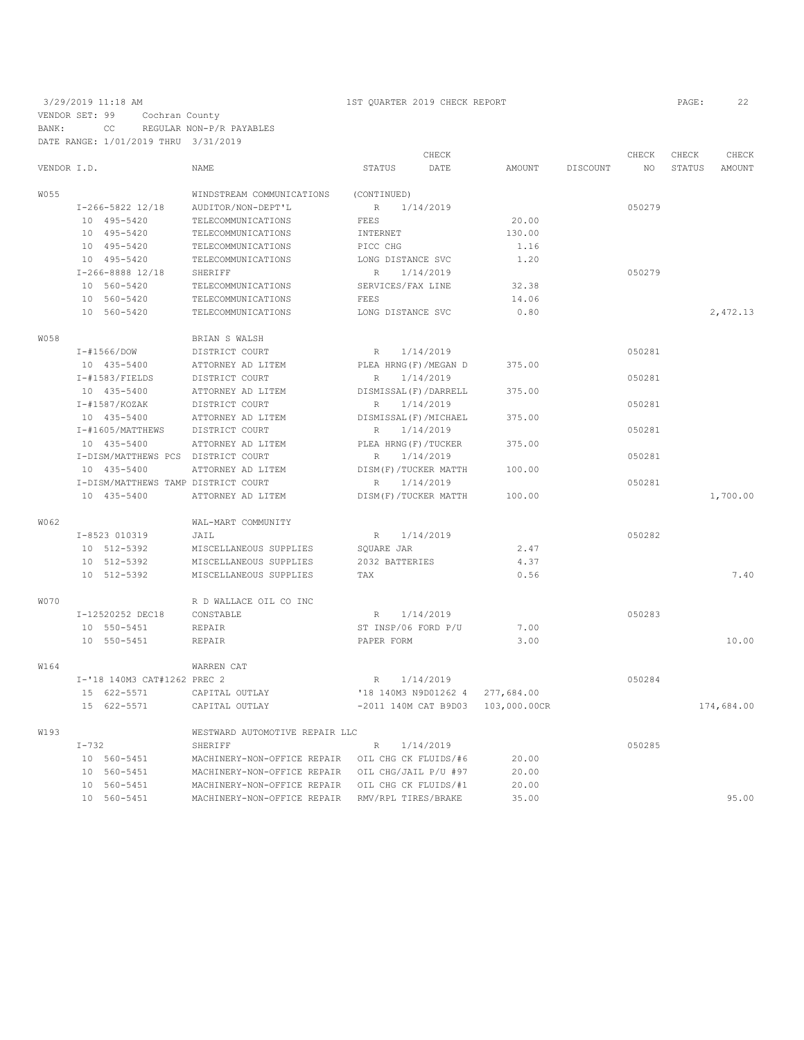3/29/2019 11:18 AM — 1ST QUARTER 2019 CHECK REPORT

VENDOR SET: 99 Cochran County
BANK: CC REGULAR NON-P/R PAYABLES
DATE RANGE: 1/01/2019 THRU 3/31/2019

| VENDOR I.D. | NAME | STATUS | CHECK DATE | AMOUNT | DISCOUNT | CHECK NO | CHECK STATUS | CHECK AMOUNT |
|---|---|---|---|---|---|---|---|---|
| W055 | WINDSTREAM COMMUNICATIONS | (CONTINUED) | | | | | | |
| I-266-5822 12/18 | AUDITOR/NON-DEPT'L | R | 1/14/2019 | | | 050279 | | |
| 10 495-5420 | TELECOMMUNICATIONS | FEES | | 20.00 | | | | |
| 10 495-5420 | TELECOMMUNICATIONS | INTERNET | | 130.00 | | | | |
| 10 495-5420 | TELECOMMUNICATIONS | PICC CHG | | 1.16 | | | | |
| 10 495-5420 | TELECOMMUNICATIONS | LONG DISTANCE SVC | | 1.20 | | | | |
| I-266-8888 12/18 | SHERIFF | R | 1/14/2019 | | | 050279 | | |
| 10 560-5420 | TELECOMMUNICATIONS | SERVICES/FAX LINE | | 32.38 | | | | |
| 10 560-5420 | TELECOMMUNICATIONS | FEES | | 14.06 | | | | |
| 10 560-5420 | TELECOMMUNICATIONS | LONG DISTANCE SVC | | 0.80 | | | | 2,472.13 |
| W058 | BRIAN S WALSH | | | | | | | |
| I-#1566/DOW | DISTRICT COURT | R | 1/14/2019 | | | 050281 | | |
| 10 435-5400 | ATTORNEY AD LITEM | PLEA HRNG(F)/MEGAN D | | 375.00 | | | | |
| I-#1583/FIELDS | DISTRICT COURT | R | 1/14/2019 | | | 050281 | | |
| 10 435-5400 | ATTORNEY AD LITEM | DISMISSAL(F)/DARRELL | | 375.00 | | | | |
| I-#1587/KOZAK | DISTRICT COURT | R | 1/14/2019 | | | 050281 | | |
| 10 435-5400 | ATTORNEY AD LITEM | DISMISSAL(F)/MICHAEL | | 375.00 | | | | |
| I-#1605/MATTHEWS | DISTRICT COURT | R | 1/14/2019 | | | 050281 | | |
| 10 435-5400 | ATTORNEY AD LITEM | PLEA HRNG(F)/TUCKER | | 375.00 | | | | |
| I-DISM/MATTHEWS PCS | DISTRICT COURT | R | 1/14/2019 | | | 050281 | | |
| 10 435-5400 | ATTORNEY AD LITEM | DISM(F)/TUCKER MATTH | | 100.00 | | | | |
| I-DISM/MATTHEWS TAMP | DISTRICT COURT | R | 1/14/2019 | | | 050281 | | |
| 10 435-5400 | ATTORNEY AD LITEM | DISM(F)/TUCKER MATTH | | 100.00 | | | | 1,700.00 |
| W062 | WAL-MART COMMUNITY | | | | | | | |
| I-8523 010319 | JAIL | R | 1/14/2019 | | | 050282 | | |
| 10 512-5392 | MISCELLANEOUS SUPPLIES | SQUARE JAR | | 2.47 | | | | |
| 10 512-5392 | MISCELLANEOUS SUPPLIES | 2032 BATTERIES | | 4.37 | | | | |
| 10 512-5392 | MISCELLANEOUS SUPPLIES | TAX | | 0.56 | | | | 7.40 |
| W070 | R D WALLACE OIL CO INC | | | | | | | |
| I-12520252 DEC18 | CONSTABLE | R | 1/14/2019 | | | 050283 | | |
| 10 550-5451 | REPAIR | ST INSP/06 FORD P/U | | 7.00 | | | | |
| 10 550-5451 | REPAIR | PAPER FORM | | 3.00 | | | | 10.00 |
| W164 | WARREN CAT | | | | | | | |
| I-'18 140M3 CAT#1262 PREC 2 | | R | 1/14/2019 | | | 050284 | | |
| 15 622-5571 | CAPITAL OUTLAY | '18 140M3 N9D01262 4 | | 277,684.00 | | | | |
| 15 622-5571 | CAPITAL OUTLAY | -2011 140M CAT B9D03 | | 103,000.00CR | | | | 174,684.00 |
| W193 | WESTWARD AUTOMOTIVE REPAIR LLC | | | | | | | |
| I-732 | SHERIFF | R | 1/14/2019 | | | 050285 | | |
| 10 560-5451 | MACHINERY-NON-OFFICE REPAIR | OIL CHG CK FLUIDS/#6 | | 20.00 | | | | |
| 10 560-5451 | MACHINERY-NON-OFFICE REPAIR | OIL CHG/JAIL P/U #97 | | 20.00 | | | | |
| 10 560-5451 | MACHINERY-NON-OFFICE REPAIR | OIL CHG CK FLUIDS/#1 | | 20.00 | | | | |
| 10 560-5451 | MACHINERY-NON-OFFICE REPAIR | RMV/RPL TIRES/BRAKE | | 35.00 | | | | 95.00 |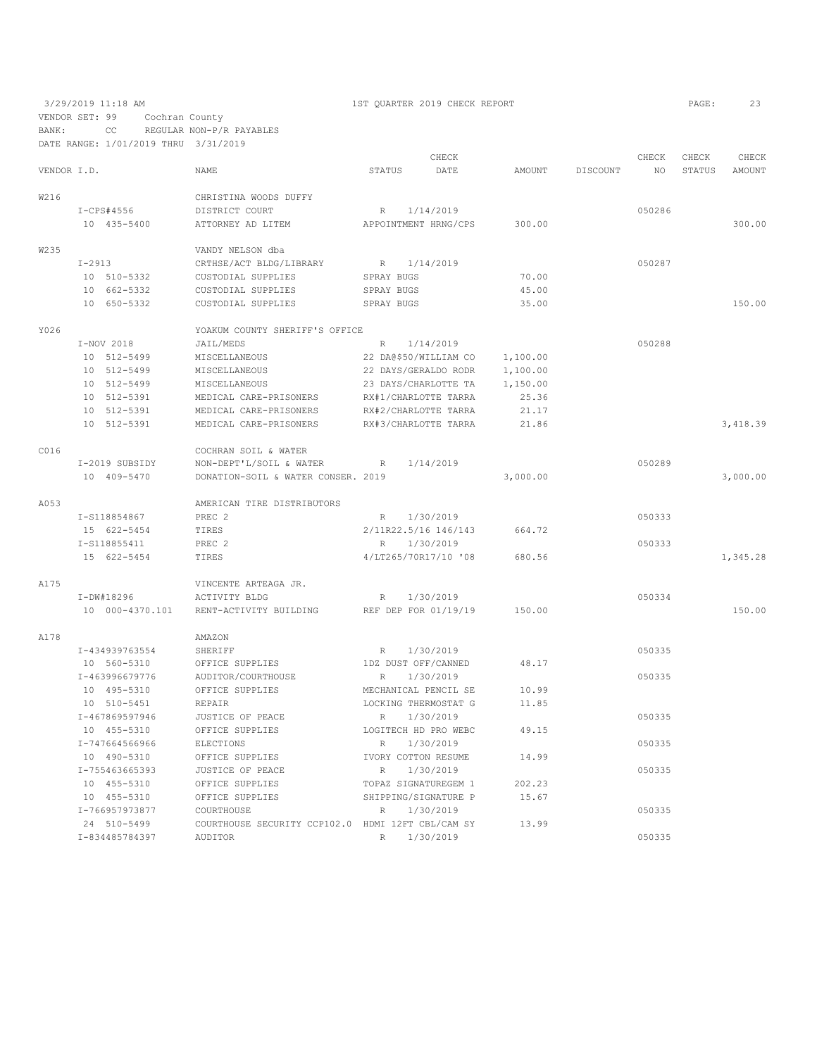3/29/2019 11:18 AM — 1ST QUARTER 2019 CHECK REPORT

VENDOR SET: 99 Cochran County
BANK: CC REGULAR NON-P/R PAYABLES
DATE RANGE: 1/01/2019 THRU 3/31/2019

| VENDOR I.D. | NAME | STATUS | CHECK DATE | AMOUNT | DISCOUNT | CHECK NO | CHECK STATUS | CHECK AMOUNT |
|---|---|---|---|---|---|---|---|---|
| W216 | CHRISTINA WOODS DUFFY | | | | | | | |
| I-CPS#4556 | DISTRICT COURT | R | 1/14/2019 | | | 050286 | | |
| 10 435-5400 | ATTORNEY AD LITEM | APPOINTMENT HRNG/CPS | | 300.00 | | | | 300.00 |
| W235 | VANDY NELSON dba | | | | | | | |
| I-2913 | CRTHSE/ACT BLDG/LIBRARY | R | 1/14/2019 | | | 050287 | | |
| 10 510-5332 | CUSTODIAL SUPPLIES | SPRAY BUGS | | 70.00 | | | | |
| 10 662-5332 | CUSTODIAL SUPPLIES | SPRAY BUGS | | 45.00 | | | | |
| 10 650-5332 | CUSTODIAL SUPPLIES | SPRAY BUGS | | 35.00 | | | | 150.00 |
| Y026 | YOAKUM COUNTY SHERIFF'S OFFICE | | | | | | | |
| I-NOV 2018 | JAIL/MEDS | R | 1/14/2019 | | | 050288 | | |
| 10 512-5499 | MISCELLANEOUS | 22 DA@$50/WILLIAM CO | | 1,100.00 | | | | |
| 10 512-5499 | MISCELLANEOUS | 22 DAYS/GERALDO RODR | | 1,100.00 | | | | |
| 10 512-5499 | MISCELLANEOUS | 23 DAYS/CHARLOTTE TA | | 1,150.00 | | | | |
| 10 512-5391 | MEDICAL CARE-PRISONERS | RX#1/CHARLOTTE TARRA | | 25.36 | | | | |
| 10 512-5391 | MEDICAL CARE-PRISONERS | RX#2/CHARLOTTE TARRA | | 21.17 | | | | |
| 10 512-5391 | MEDICAL CARE-PRISONERS | RX#3/CHARLOTTE TARRA | | 21.86 | | | | 3,418.39 |
| C016 | COCHRAN SOIL & WATER | | | | | | | |
| I-2019 SUBSIDY | NON-DEPT'L/SOIL & WATER | R | 1/14/2019 | | | 050289 | | |
| 10 409-5470 | DONATION-SOIL & WATER CONSER. 2019 | | | 3,000.00 | | | | 3,000.00 |
| A053 | AMERICAN TIRE DISTRIBUTORS | | | | | | | |
| I-S118854867 | PREC 2 | R | 1/30/2019 | | | 050333 | | |
| 15 622-5454 | TIRES | 2/11R22.5/16 146/143 | | 664.72 | | | | |
| I-S118855411 | PREC 2 | R | 1/30/2019 | | | 050333 | | |
| 15 622-5454 | TIRES | 4/LT265/70R17/10 '08 | | 680.56 | | | | 1,345.28 |
| A175 | VINCENTE ARTEAGA JR. | | | | | | | |
| I-DW#18296 | ACTIVITY BLDG | R | 1/30/2019 | | | 050334 | | |
| 10 000-4370.101 | RENT-ACTIVITY BUILDING | REF DEP FOR 01/19/19 | | 150.00 | | | | 150.00 |
| A178 | AMAZON | | | | | | | |
| I-434939763554 | SHERIFF | R | 1/30/2019 | | | 050335 | | |
| 10 560-5310 | OFFICE SUPPLIES | 1DZ DUST OFF/CANNED | | 48.17 | | | | |
| I-463996679776 | AUDITOR/COURTHOUSE | R | 1/30/2019 | | | 050335 | | |
| 10 495-5310 | OFFICE SUPPLIES | MECHANICAL PENCIL SE | | 10.99 | | | | |
| 10 510-5451 | REPAIR | LOCKING THERMOSTAT G | | 11.85 | | | | |
| I-467869597946 | JUSTICE OF PEACE | R | 1/30/2019 | | | 050335 | | |
| 10 455-5310 | OFFICE SUPPLIES | LOGITECH HD PRO WEBC | | 49.15 | | | | |
| I-747664566966 | ELECTIONS | R | 1/30/2019 | | | 050335 | | |
| 10 490-5310 | OFFICE SUPPLIES | IVORY COTTON RESUME | | 14.99 | | | | |
| I-755463665393 | JUSTICE OF PEACE | R | 1/30/2019 | | | 050335 | | |
| 10 455-5310 | OFFICE SUPPLIES | TOPAZ SIGNATUREGEM 1 | | 202.23 | | | | |
| 10 455-5310 | OFFICE SUPPLIES | SHIPPING/SIGNATURE P | | 15.67 | | | | |
| I-766957973877 | COURTHOUSE | R | 1/30/2019 | | | 050335 | | |
| 24 510-5499 | COURTHOUSE SECURITY CCP102.0 | HDMI 12FT CBL/CAM SY | | 13.99 | | | | |
| I-834485784397 | AUDITOR | R | 1/30/2019 | | | 050335 | | |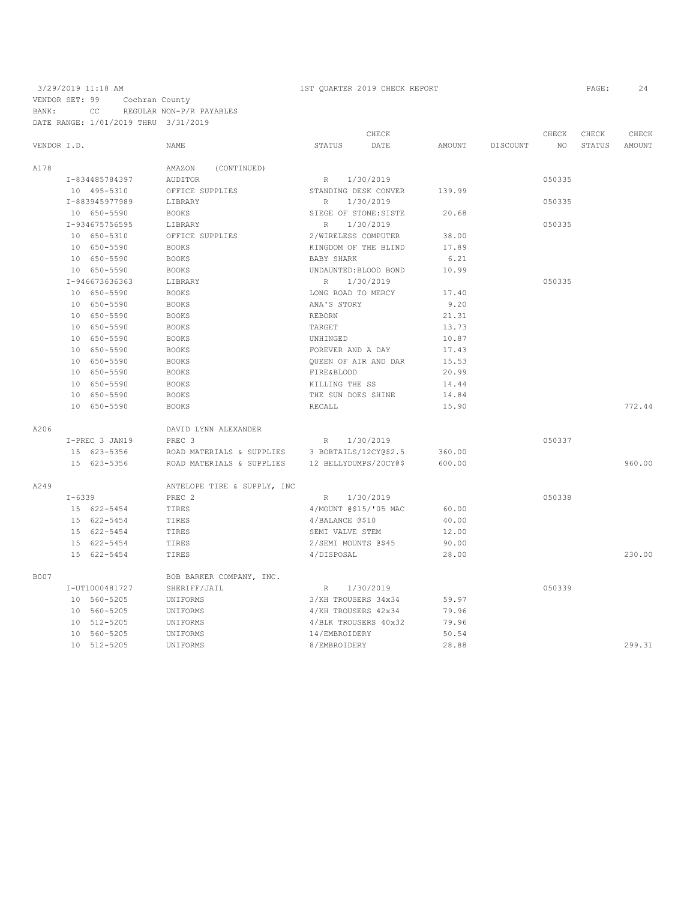3/29/2019 11:18 AM — 1ST QUARTER 2019 CHECK REPORT

VENDOR SET: 99 Cochran County
BANK: CC REGULAR NON-P/R PAYABLES
DATE RANGE: 1/01/2019 THRU 3/31/2019

| VENDOR I.D. | NAME | STATUS | CHECK DATE | AMOUNT | DISCOUNT | CHECK NO | CHECK STATUS | CHECK AMOUNT |
|---|---|---|---|---|---|---|---|---|
| A178 | AMAZON (CONTINUED) | | | | | | | |
| I-834485784397 | AUDITOR | R | 1/30/2019 | | | 050335 | | |
| 10 495-5310 | OFFICE SUPPLIES | STANDING DESK CONVER | | 139.99 | | | | |
| I-883945977989 | LIBRARY | R | 1/30/2019 | | | 050335 | | |
| 10 650-5590 | BOOKS | SIEGE OF STONE:SISTE | | 20.68 | | | | |
| I-934675756595 | LIBRARY | R | 1/30/2019 | | | 050335 | | |
| 10 650-5310 | OFFICE SUPPLIES | 2/WIRELESS COMPUTER | | 38.00 | | | | |
| 10 650-5590 | BOOKS | KINGDOM OF THE BLIND | | 17.89 | | | | |
| 10 650-5590 | BOOKS | BABY SHARK | | 6.21 | | | | |
| 10 650-5590 | BOOKS | UNDAUNTED:BLOOD BOND | | 10.99 | | | | |
| I-946673636363 | LIBRARY | R | 1/30/2019 | | | 050335 | | |
| 10 650-5590 | BOOKS | LONG ROAD TO MERCY | | 17.40 | | | | |
| 10 650-5590 | BOOKS | ANA'S STORY | | 9.20 | | | | |
| 10 650-5590 | BOOKS | REBORN | | 21.31 | | | | |
| 10 650-5590 | BOOKS | TARGET | | 13.73 | | | | |
| 10 650-5590 | BOOKS | UNHINGED | | 10.87 | | | | |
| 10 650-5590 | BOOKS | FOREVER AND A DAY | | 17.43 | | | | |
| 10 650-5590 | BOOKS | QUEEN OF AIR AND DAR | | 15.53 | | | | |
| 10 650-5590 | BOOKS | FIRE&BLOOD | | 20.99 | | | | |
| 10 650-5590 | BOOKS | KILLING THE SS | | 14.44 | | | | |
| 10 650-5590 | BOOKS | THE SUN DOES SHINE | | 14.84 | | | | |
| 10 650-5590 | BOOKS | RECALL | | 15.90 | | | | 772.44 |
| A206 | DAVID LYNN ALEXANDER | | | | | | | |
| I-PREC 3 JAN19 | PREC 3 | R | 1/30/2019 | | | 050337 | | |
| 15 623-5356 | ROAD MATERIALS & SUPPLIES | 3 BOBTAILS/12CY@$2.5 | | 360.00 | | | | |
| 15 623-5356 | ROAD MATERIALS & SUPPLIES | 12 BELLYDUMPS/20CY@$ | | 600.00 | | | | 960.00 |
| A249 | ANTELOPE TIRE & SUPPLY, INC | | | | | | | |
| I-6339 | PREC 2 | R | 1/30/2019 | | | 050338 | | |
| 15 622-5454 | TIRES | 4/MOUNT @$15/'05 MAC | | 60.00 | | | | |
| 15 622-5454 | TIRES | 4/BALANCE @$10 | | 40.00 | | | | |
| 15 622-5454 | TIRES | SEMI VALVE STEM | | 12.00 | | | | |
| 15 622-5454 | TIRES | 2/SEMI MOUNTS @$45 | | 90.00 | | | | |
| 15 622-5454 | TIRES | 4/DISPOSAL | | 28.00 | | | | 230.00 |
| B007 | BOB BARKER COMPANY, INC. | | | | | | | |
| I-UT1000481727 | SHERIFF/JAIL | R | 1/30/2019 | | | 050339 | | |
| 10 560-5205 | UNIFORMS | 3/KH TROUSERS 34x34 | | 59.97 | | | | |
| 10 560-5205 | UNIFORMS | 4/KH TROUSERS 42x34 | | 79.96 | | | | |
| 10 512-5205 | UNIFORMS | 4/BLK TROUSERS 40x32 | | 79.96 | | | | |
| 10 560-5205 | UNIFORMS | 14/EMBROIDERY | | 50.54 | | | | |
| 10 512-5205 | UNIFORMS | 8/EMBROIDERY | | 28.88 | | | | 299.31 |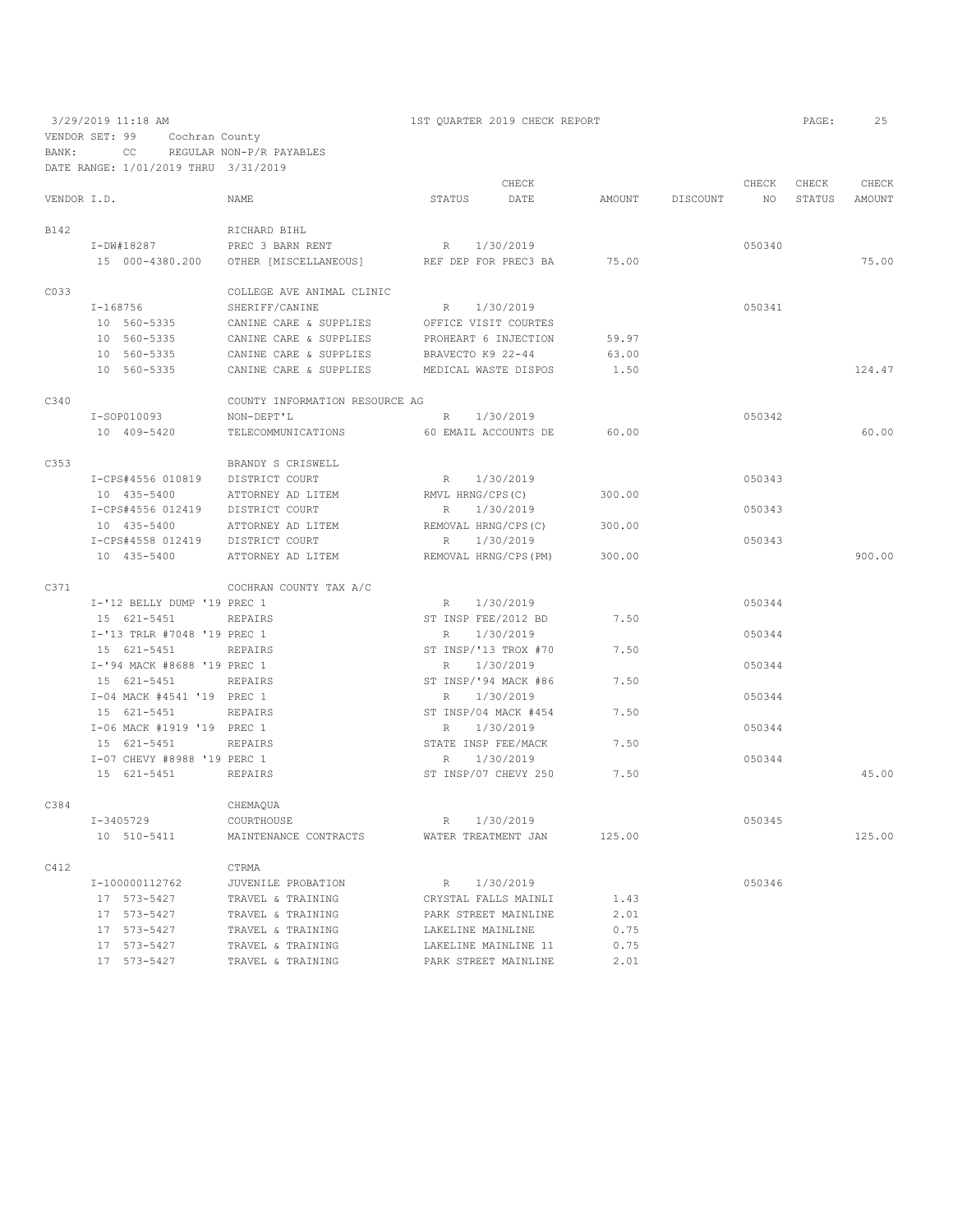3/29/2019 11:18 AM　　　1ST QUARTER 2019 CHECK REPORT

VENDOR SET: 99　Cochran County
BANK:　CC　REGULAR NON-P/R PAYABLES
DATE RANGE: 1/01/2019 THRU 3/31/2019

| VENDOR I.D. | NAME | STATUS | CHECK DATE | AMOUNT | DISCOUNT | CHECK NO | CHECK STATUS | CHECK AMOUNT |
|---|---|---|---|---|---|---|---|---|
| B142 | RICHARD BIHL | | | | | | | |
| I-DW#18287 | PREC 3 BARN RENT | R | 1/30/2019 | | | 050340 | | |
| 15 000-4380.200 | OTHER [MISCELLANEOUS] | REF DEP FOR PREC3 BA | | 75.00 | | | | 75.00 |
| C033 | COLLEGE AVE ANIMAL CLINIC | | | | | | | |
| I-168756 | SHERIFF/CANINE | R | 1/30/2019 | | | 050341 | | |
| 10 560-5335 | CANINE CARE & SUPPLIES | OFFICE VISIT COURTES | | | | | | |
| 10 560-5335 | CANINE CARE & SUPPLIES | PROHEART 6 INJECTION | | 59.97 | | | | |
| 10 560-5335 | CANINE CARE & SUPPLIES | BRAVECTO K9 22-44 | | 63.00 | | | | |
| 10 560-5335 | CANINE CARE & SUPPLIES | MEDICAL WASTE DISPOS | | 1.50 | | | | 124.47 |
| C340 | COUNTY INFORMATION RESOURCE AG | | | | | | | |
| I-SOP010093 | NON-DEPT'L | R | 1/30/2019 | | | 050342 | | |
| 10 409-5420 | TELECOMMUNICATIONS | 60 EMAIL ACCOUNTS DE | | 60.00 | | | | 60.00 |
| C353 | BRANDY S CRISWELL | | | | | | | |
| I-CPS#4556 010819 | DISTRICT COURT | R | 1/30/2019 | | | 050343 | | |
| 10 435-5400 | ATTORNEY AD LITEM | RMVL HRNG/CPS(C) | | 300.00 | | | | |
| I-CPS#4556 012419 | DISTRICT COURT | R | 1/30/2019 | | | 050343 | | |
| 10 435-5400 | ATTORNEY AD LITEM | REMOVAL HRNG/CPS(C) | | 300.00 | | | | |
| I-CPS#4558 012419 | DISTRICT COURT | R | 1/30/2019 | | | 050343 | | |
| 10 435-5400 | ATTORNEY AD LITEM | REMOVAL HRNG/CPS(PM) | | 300.00 | | | | 900.00 |
| C371 | COCHRAN COUNTY TAX A/C | | | | | | | |
| I-'12 BELLY DUMP '19 PREC 1 | | R | 1/30/2019 | | | 050344 | | |
| 15 621-5451 | REPAIRS | ST INSP FEE/2012 BD | | 7.50 | | | | |
| I-'13 TRLR #7048 '19 PREC 1 | | R | 1/30/2019 | | | 050344 | | |
| 15 621-5451 | REPAIRS | ST INSP/'13 TROX #70 | | 7.50 | | | | |
| I-'94 MACK #8688 '19 PREC 1 | | R | 1/30/2019 | | | 050344 | | |
| 15 621-5451 | REPAIRS | ST INSP/'94 MACK #86 | | 7.50 | | | | |
| I-04 MACK #4541 '19 PREC 1 | | R | 1/30/2019 | | | 050344 | | |
| 15 621-5451 | REPAIRS | ST INSP/04 MACK #454 | | 7.50 | | | | |
| I-06 MACK #1919 '19 PREC 1 | | R | 1/30/2019 | | | 050344 | | |
| 15 621-5451 | REPAIRS | STATE INSP FEE/MACK | | 7.50 | | | | |
| I-07 CHEVY #8988 '19 PERC 1 | | R | 1/30/2019 | | | 050344 | | |
| 15 621-5451 | REPAIRS | ST INSP/07 CHEVY 250 | | 7.50 | | | | 45.00 |
| C384 | CHEMAQUA | | | | | | | |
| I-3405729 | COURTHOUSE | R | 1/30/2019 | | | 050345 | | |
| 10 510-5411 | MAINTENANCE CONTRACTS | WATER TREATMENT JAN | | 125.00 | | | | 125.00 |
| C412 | CTRMA | | | | | | | |
| I-100000112762 | JUVENILE PROBATION | R | 1/30/2019 | | | 050346 | | |
| 17 573-5427 | TRAVEL & TRAINING | CRYSTAL FALLS MAINLI | | 1.43 | | | | |
| 17 573-5427 | TRAVEL & TRAINING | PARK STREET MAINLINE | | 2.01 | | | | |
| 17 573-5427 | TRAVEL & TRAINING | LAKELINE MAINLINE | | 0.75 | | | | |
| 17 573-5427 | TRAVEL & TRAINING | LAKELINE MAINLINE 11 | | 0.75 | | | | |
| 17 573-5427 | TRAVEL & TRAINING | PARK STREET MAINLINE | | 2.01 | | | | |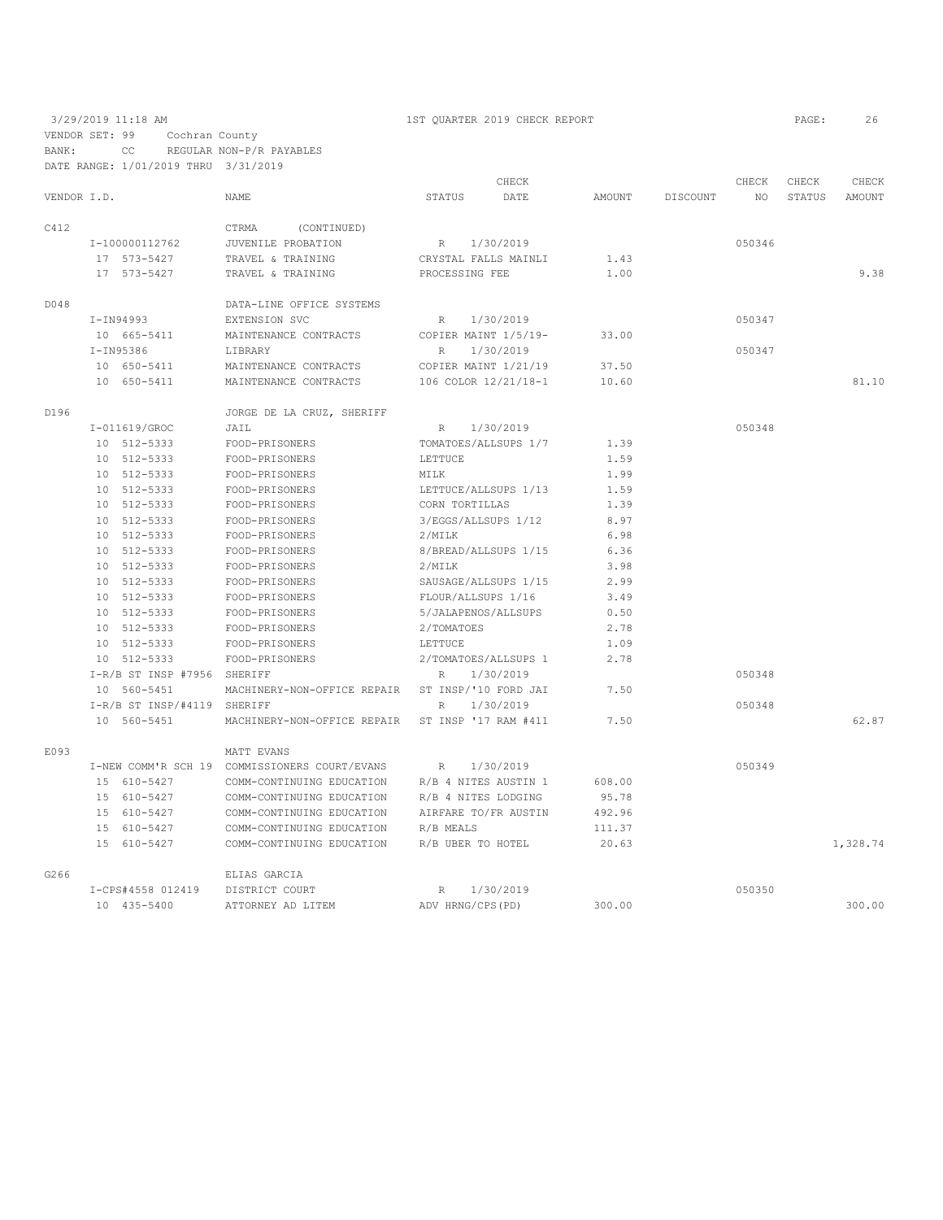3/29/2019 11:18 AM    1ST QUARTER 2019 CHECK REPORT

VENDOR SET: 99    Cochran County
BANK:    CC    REGULAR NON-P/R PAYABLES
DATE RANGE: 1/01/2019 THRU 3/31/2019

| VENDOR I.D. | NAME | STATUS | CHECK DATE | AMOUNT | DISCOUNT | CHECK NO | CHECK STATUS | CHECK AMOUNT |
|---|---|---|---|---|---|---|---|---|
| C412 | CTRMA (CONTINUED) | | | | | | | |
| I-100000112762 | JUVENILE PROBATION | R | 1/30/2019 | | | 050346 | | |
| 17 573-5427 | TRAVEL & TRAINING | CRYSTAL FALLS MAINLI | | 1.43 | | | | |
| 17 573-5427 | TRAVEL & TRAINING | PROCESSING FEE | | 1.00 | | | | 9.38 |
| D048 | DATA-LINE OFFICE SYSTEMS | | | | | | | |
| I-IN94993 | EXTENSION SVC | R | 1/30/2019 | | | 050347 | | |
| 10 665-5411 | MAINTENANCE CONTRACTS | COPIER MAINT 1/5/19- | | 33.00 | | | | |
| I-IN95386 | LIBRARY | R | 1/30/2019 | | | 050347 | | |
| 10 650-5411 | MAINTENANCE CONTRACTS | COPIER MAINT 1/21/19 | | 37.50 | | | | |
| 10 650-5411 | MAINTENANCE CONTRACTS | 106 COLOR 12/21/18-1 | | 10.60 | | | | 81.10 |
| D196 | JORGE DE LA CRUZ, SHERIFF | | | | | | | |
| I-011619/GROC | JAIL | R | 1/30/2019 | | | 050348 | | |
| 10 512-5333 | FOOD-PRISONERS | TOMATOES/ALLSUPS 1/7 | | 1.39 | | | | |
| 10 512-5333 | FOOD-PRISONERS | LETTUCE | | 1.59 | | | | |
| 10 512-5333 | FOOD-PRISONERS | MILK | | 1.99 | | | | |
| 10 512-5333 | FOOD-PRISONERS | LETTUCE/ALLSUPS 1/13 | | 1.59 | | | | |
| 10 512-5333 | FOOD-PRISONERS | CORN TORTILLAS | | 1.39 | | | | |
| 10 512-5333 | FOOD-PRISONERS | 3/EGGS/ALLSUPS 1/12 | | 8.97 | | | | |
| 10 512-5333 | FOOD-PRISONERS | 2/MILK | | 6.98 | | | | |
| 10 512-5333 | FOOD-PRISONERS | 8/BREAD/ALLSUPS 1/15 | | 6.36 | | | | |
| 10 512-5333 | FOOD-PRISONERS | 2/MILK | | 3.98 | | | | |
| 10 512-5333 | FOOD-PRISONERS | SAUSAGE/ALLSUPS 1/15 | | 2.99 | | | | |
| 10 512-5333 | FOOD-PRISONERS | FLOUR/ALLSUPS 1/16 | | 3.49 | | | | |
| 10 512-5333 | FOOD-PRISONERS | 5/JALAPENOS/ALLSUPS | | 0.50 | | | | |
| 10 512-5333 | FOOD-PRISONERS | 2/TOMATOES | | 2.78 | | | | |
| 10 512-5333 | FOOD-PRISONERS | LETTUCE | | 1.09 | | | | |
| 10 512-5333 | FOOD-PRISONERS | 2/TOMATOES/ALLSUPS 1 | | 2.78 | | | | |
| I-R/B ST INSP #7956 | SHERIFF | R | 1/30/2019 | | | 050348 | | |
| 10 560-5451 | MACHINERY-NON-OFFICE REPAIR | ST INSP/'10 FORD JAI | | 7.50 | | | | |
| I-R/B ST INSP/#4119 | SHERIFF | R | 1/30/2019 | | | 050348 | | |
| 10 560-5451 | MACHINERY-NON-OFFICE REPAIR | ST INSP '17 RAM #411 | | 7.50 | | | | 62.87 |
| E093 | MATT EVANS | | | | | | | |
| I-NEW COMM'R SCH 19 | COMMISSIONERS COURT/EVANS | R | 1/30/2019 | | | 050349 | | |
| 15 610-5427 | COMM-CONTINUING EDUCATION | R/B 4 NITES AUSTIN 1 | | 608.00 | | | | |
| 15 610-5427 | COMM-CONTINUING EDUCATION | R/B 4 NITES LODGING | | 95.78 | | | | |
| 15 610-5427 | COMM-CONTINUING EDUCATION | AIRFARE TO/FR AUSTIN | | 492.96 | | | | |
| 15 610-5427 | COMM-CONTINUING EDUCATION | R/B MEALS | | 111.37 | | | | |
| 15 610-5427 | COMM-CONTINUING EDUCATION | R/B UBER TO HOTEL | | 20.63 | | | | 1,328.74 |
| G266 | ELIAS GARCIA | | | | | | | |
| I-CPS#4558 012419 | DISTRICT COURT | R | 1/30/2019 | | | 050350 | | |
| 10 435-5400 | ATTORNEY AD LITEM | ADV HRNG/CPS(PD) | | 300.00 | | | | 300.00 |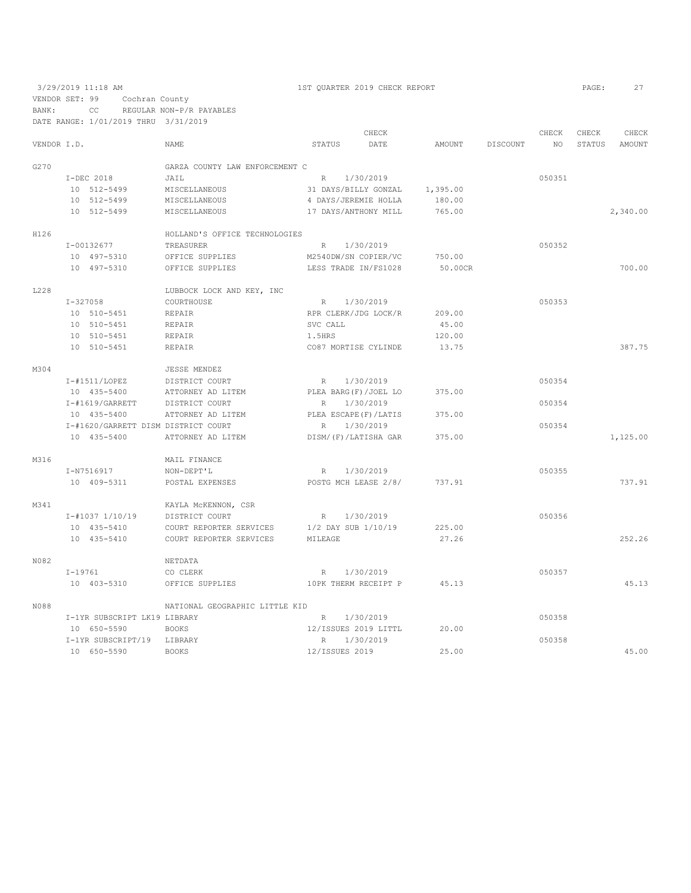3/29/2019 11:18 AM — 1ST QUARTER 2019 CHECK REPORT

VENDOR SET: 99 Cochran County
BANK: CC REGULAR NON-P/R PAYABLES
DATE RANGE: 1/01/2019 THRU 3/31/2019

| VENDOR I.D. | NAME | STATUS | CHECK DATE | AMOUNT | DISCOUNT | CHECK NO | CHECK STATUS | CHECK AMOUNT |
|---|---|---|---|---|---|---|---|---|
| G270 | GARZA COUNTY LAW ENFORCEMENT C | | | | | | | |
| I-DEC 2018 | JAIL | R | 1/30/2019 | | | 050351 | | |
| 10 512-5499 | MISCELLANEOUS | 31 DAYS/BILLY GONZAL | | 1,395.00 | | | | |
| 10 512-5499 | MISCELLANEOUS | 4 DAYS/JEREMIE HOLLA | | 180.00 | | | | |
| 10 512-5499 | MISCELLANEOUS | 17 DAYS/ANTHONY MILL | | 765.00 | | | | 2,340.00 |
| H126 | HOLLAND'S OFFICE TECHNOLOGIES | | | | | | | |
| I-00132677 | TREASURER | R | 1/30/2019 | | | 050352 | | |
| 10 497-5310 | OFFICE SUPPLIES | M2540DW/SN COPIER/VC | | 750.00 | | | | |
| 10 497-5310 | OFFICE SUPPLIES | LESS TRADE IN/FS1028 | | 50.00CR | | | | 700.00 |
| L228 | LUBBOCK LOCK AND KEY, INC | | | | | | | |
| I-327058 | COURTHOUSE | R | 1/30/2019 | | | 050353 | | |
| 10 510-5451 | REPAIR | RPR CLERK/JDG LOCK/R | | 209.00 | | | | |
| 10 510-5451 | REPAIR | SVC CALL | | 45.00 | | | | |
| 10 510-5451 | REPAIR | 1.5HRS | | 120.00 | | | | |
| 10 510-5451 | REPAIR | CO87 MORTISE CYLINDE | | 13.75 | | | | 387.75 |
| M304 | JESSE MENDEZ | | | | | | | |
| I-#1511/LOPEZ | DISTRICT COURT | R | 1/30/2019 | | | 050354 | | |
| 10 435-5400 | ATTORNEY AD LITEM | PLEA BARG(F)/JOEL LO | | 375.00 | | | | |
| I-#1619/GARRETT | DISTRICT COURT | R | 1/30/2019 | | | 050354 | | |
| 10 435-5400 | ATTORNEY AD LITEM | PLEA ESCAPE(F)/LATIS | | 375.00 | | | | |
| I-#1620/GARRETT DISM | DISTRICT COURT | R | 1/30/2019 | | | 050354 | | |
| 10 435-5400 | ATTORNEY AD LITEM | DISM/(F)/LATISHA GAR | | 375.00 | | | | 1,125.00 |
| M316 | MAIL FINANCE | | | | | | | |
| I-N7516917 | NON-DEPT'L | R | 1/30/2019 | | | 050355 | | |
| 10 409-5311 | POSTAL EXPENSES | POSTG MCH LEASE 2/8/ | | 737.91 | | | | 737.91 |
| M341 | KAYLA McKENNON, CSR | | | | | | | |
| I-#1037 1/10/19 | DISTRICT COURT | R | 1/30/2019 | | | 050356 | | |
| 10 435-5410 | COURT REPORTER SERVICES | 1/2 DAY SUB 1/10/19 | | 225.00 | | | | |
| 10 435-5410 | COURT REPORTER SERVICES | MILEAGE | | 27.26 | | | | 252.26 |
| N082 | NETDATA | | | | | | | |
| I-19761 | CO CLERK | R | 1/30/2019 | | | 050357 | | |
| 10 403-5310 | OFFICE SUPPLIES | 10PK THERM RECEIPT P | | 45.13 | | | | 45.13 |
| N088 | NATIONAL GEOGRAPHIC LITTLE KID | | | | | | | |
| I-1YR SUBSCRIPT LK19 | LIBRARY | R | 1/30/2019 | | | 050358 | | |
| 10 650-5590 | BOOKS | 12/ISSUES 2019 LITTL | | 20.00 | | | | |
| I-1YR SUBSCRIPT/19 | LIBRARY | R | 1/30/2019 | | | 050358 | | |
| 10 650-5590 | BOOKS | 12/ISSUES 2019 | | 25.00 | | | | 45.00 |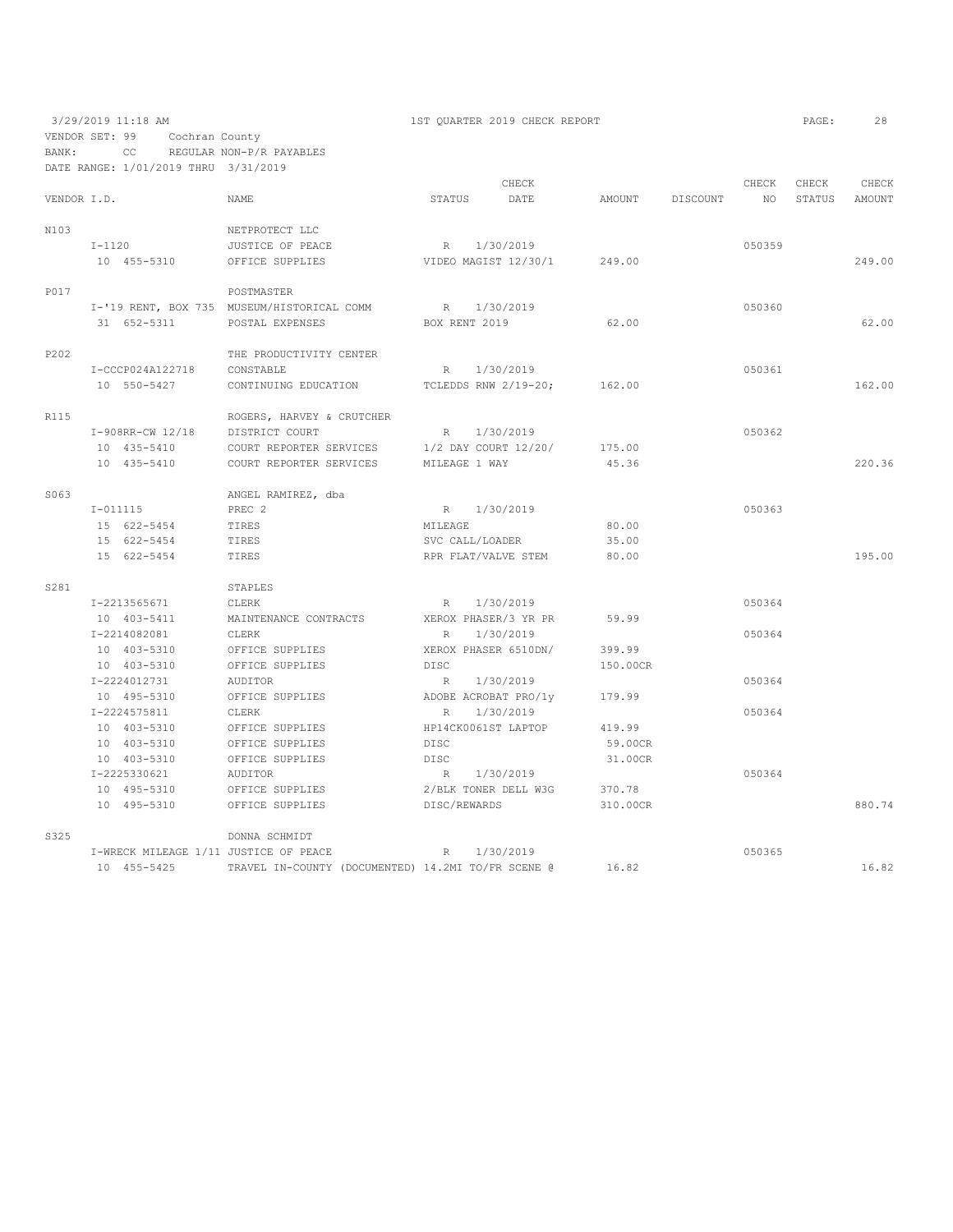3/29/2019 11:18 AM — 1ST QUARTER 2019 CHECK REPORT

VENDOR SET: 99 Cochran County
BANK: CC REGULAR NON-P/R PAYABLES
DATE RANGE: 1/01/2019 THRU 3/31/2019

| VENDOR I.D. | NAME | STATUS | CHECK DATE | AMOUNT | DISCOUNT | CHECK NO | CHECK STATUS | CHECK AMOUNT |
|---|---|---|---|---|---|---|---|---|
| N103 | NETPROTECT LLC | | | | | | | |
| I-1120 | JUSTICE OF PEACE | R | 1/30/2019 | | | 050359 | | |
| 10 455-5310 | OFFICE SUPPLIES | VIDEO MAGIST 12/30/1 | | 249.00 | | | | 249.00 |
| P017 | POSTMASTER | | | | | | | |
| I-'19 RENT, BOX 735 | MUSEUM/HISTORICAL COMM | R | 1/30/2019 | | | 050360 | | |
| 31 652-5311 | POSTAL EXPENSES | BOX RENT 2019 | | 62.00 | | | | 62.00 |
| P202 | THE PRODUCTIVITY CENTER | | | | | | | |
| I-CCCP024A122718 | CONSTABLE | R | 1/30/2019 | | | 050361 | | |
| 10 550-5427 | CONTINUING EDUCATION | TCLEDDS RNW 2/19-20; | | 162.00 | | | | 162.00 |
| R115 | ROGERS, HARVEY & CRUTCHER | | | | | | | |
| I-908RR-CW 12/18 | DISTRICT COURT | R | 1/30/2019 | | | 050362 | | |
| 10 435-5410 | COURT REPORTER SERVICES | 1/2 DAY COURT 12/20/ | | 175.00 | | | | |
| 10 435-5410 | COURT REPORTER SERVICES | MILEAGE 1 WAY | | 45.36 | | | | 220.36 |
| S063 | ANGEL RAMIREZ, dba | | | | | | | |
| I-011115 | PREC 2 | R | 1/30/2019 | | | 050363 | | |
| 15 622-5454 | TIRES | MILEAGE | | 80.00 | | | | |
| 15 622-5454 | TIRES | SVC CALL/LOADER | | 35.00 | | | | |
| 15 622-5454 | TIRES | RPR FLAT/VALVE STEM | | 80.00 | | | | 195.00 |
| S281 | STAPLES | | | | | | | |
| I-2213565671 | CLERK | R | 1/30/2019 | | | 050364 | | |
| 10 403-5411 | MAINTENANCE CONTRACTS | XEROX PHASER/3 YR PR | | 59.99 | | | | |
| I-2214082081 | CLERK | R | 1/30/2019 | | | 050364 | | |
| 10 403-5310 | OFFICE SUPPLIES | XEROX PHASER 6510DN/ | | 399.99 | | | | |
| 10 403-5310 | OFFICE SUPPLIES | DISC | | 150.00CR | | | | |
| I-2224012731 | AUDITOR | R | 1/30/2019 | | | 050364 | | |
| 10 495-5310 | OFFICE SUPPLIES | ADOBE ACROBAT PRO/1y | | 179.99 | | | | |
| I-2224575811 | CLERK | R | 1/30/2019 | | | 050364 | | |
| 10 403-5310 | OFFICE SUPPLIES | HP14CK0061ST LAPTOP | | 419.99 | | | | |
| 10 403-5310 | OFFICE SUPPLIES | DISC | | 59.00CR | | | | |
| 10 403-5310 | OFFICE SUPPLIES | DISC | | 31.00CR | | | | |
| I-2225330621 | AUDITOR | R | 1/30/2019 | | | 050364 | | |
| 10 495-5310 | OFFICE SUPPLIES | 2/BLK TONER DELL W3G | | 370.78 | | | | |
| 10 495-5310 | OFFICE SUPPLIES | DISC/REWARDS | | 310.00CR | | | | 880.74 |
| S325 | DONNA SCHMIDT | | | | | | | |
| I-WRECK MILEAGE 1/11 | JUSTICE OF PEACE | R | 1/30/2019 | | | 050365 | | |
| 10 455-5425 | TRAVEL IN-COUNTY (DOCUMENTED) | 14.2MI TO/FR SCENE @ | | 16.82 | | | | 16.82 |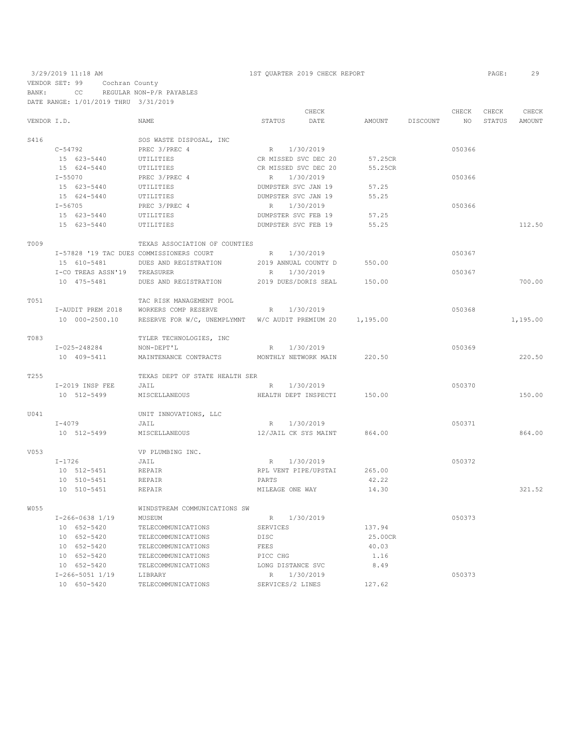3/29/2019 11:18 AM — 1ST QUARTER 2019 CHECK REPORT

VENDOR SET: 99 Cochran County
BANK: CC REGULAR NON-P/R PAYABLES
DATE RANGE: 1/01/2019 THRU 3/31/2019

| VENDOR I.D. | NAME | STATUS | CHECK DATE | AMOUNT | DISCOUNT | CHECK NO | CHECK STATUS | CHECK AMOUNT |
|---|---|---|---|---|---|---|---|---|
| S416 | SOS WASTE DISPOSAL, INC | | | | | | | |
| C-54792 | PREC 3/PREC 4 | R | 1/30/2019 | | | 050366 | | |
| 15 623-5440 | UTILITIES | CR MISSED SVC DEC 20 | | 57.25CR | | | | |
| 15 624-5440 | UTILITIES | CR MISSED SVC DEC 20 | | 55.25CR | | | | |
| I-55070 | PREC 3/PREC 4 | R | 1/30/2019 | | | 050366 | | |
| 15 623-5440 | UTILITIES | DUMPSTER SVC JAN 19 | | 57.25 | | | | |
| 15 624-5440 | UTILITIES | DUMPSTER SVC JAN 19 | | 55.25 | | | | |
| I-56705 | PREC 3/PREC 4 | R | 1/30/2019 | | | 050366 | | |
| 15 623-5440 | UTILITIES | DUMPSTER SVC FEB 19 | | 57.25 | | | | |
| 15 623-5440 | UTILITIES | DUMPSTER SVC FEB 19 | | 55.25 | | | | 112.50 |
| T009 | TEXAS ASSOCIATION OF COUNTIES | | | | | | | |
| I-57828 '19 TAC DUES | COMMISSIONERS COURT | R | 1/30/2019 | | | 050367 | | |
| 15 610-5481 | DUES AND REGISTRATION | 2019 ANNUAL COUNTY D | | 550.00 | | | | |
| I-CO TREAS ASSN'19 | TREASURER | R | 1/30/2019 | | | 050367 | | |
| 10 475-5481 | DUES AND REGISTRATION | 2019 DUES/DORIS SEAL | | 150.00 | | | | 700.00 |
| T051 | TAC RISK MANAGEMENT POOL | | | | | | | |
| I-AUDIT PREM 2018 | WORKERS COMP RESERVE | R | 1/30/2019 | | | 050368 | | |
| 10 000-2500.10 | RESERVE FOR W/C, UNEMPLYMNT | W/C AUDIT PREMIUM 20 | | 1,195.00 | | | | 1,195.00 |
| T083 | TYLER TECHNOLOGIES, INC | | | | | | | |
| I-025-248284 | NON-DEPT'L | R | 1/30/2019 | | | 050369 | | |
| 10 409-5411 | MAINTENANCE CONTRACTS | MONTHLY NETWORK MAIN | | 220.50 | | | | 220.50 |
| T255 | TEXAS DEPT OF STATE HEALTH SER | | | | | | | |
| I-2019 INSP FEE | JAIL | R | 1/30/2019 | | | 050370 | | |
| 10 512-5499 | MISCELLANEOUS | HEALTH DEPT INSPECTI | | 150.00 | | | | 150.00 |
| U041 | UNIT INNOVATIONS, LLC | | | | | | | |
| I-4079 | JAIL | R | 1/30/2019 | | | 050371 | | |
| 10 512-5499 | MISCELLANEOUS | 12/JAIL CK SYS MAINT | | 864.00 | | | | 864.00 |
| V053 | VP PLUMBING INC. | | | | | | | |
| I-1726 | JAIL | R | 1/30/2019 | | | 050372 | | |
| 10 512-5451 | REPAIR | RPL VENT PIPE/UPSTAI | | 265.00 | | | | |
| 10 510-5451 | REPAIR | PARTS | | 42.22 | | | | |
| 10 510-5451 | REPAIR | MILEAGE ONE WAY | | 14.30 | | | | 321.52 |
| W055 | WINDSTREAM COMMUNICATIONS SW | | | | | | | |
| I-266-0638 1/19 | MUSEUM | R | 1/30/2019 | | | 050373 | | |
| 10 652-5420 | TELECOMMUNICATIONS | SERVICES | | 137.94 | | | | |
| 10 652-5420 | TELECOMMUNICATIONS | DISC | | 25.00CR | | | | |
| 10 652-5420 | TELECOMMUNICATIONS | FEES | | 40.03 | | | | |
| 10 652-5420 | TELECOMMUNICATIONS | PICC CHG | | 1.16 | | | | |
| 10 652-5420 | TELECOMMUNICATIONS | LONG DISTANCE SVC | | 8.49 | | | | |
| I-266-5051 1/19 | LIBRARY | R | 1/30/2019 | | | 050373 | | |
| 10 650-5420 | TELECOMMUNICATIONS | SERVICES/2 LINES | | 127.62 | | | | |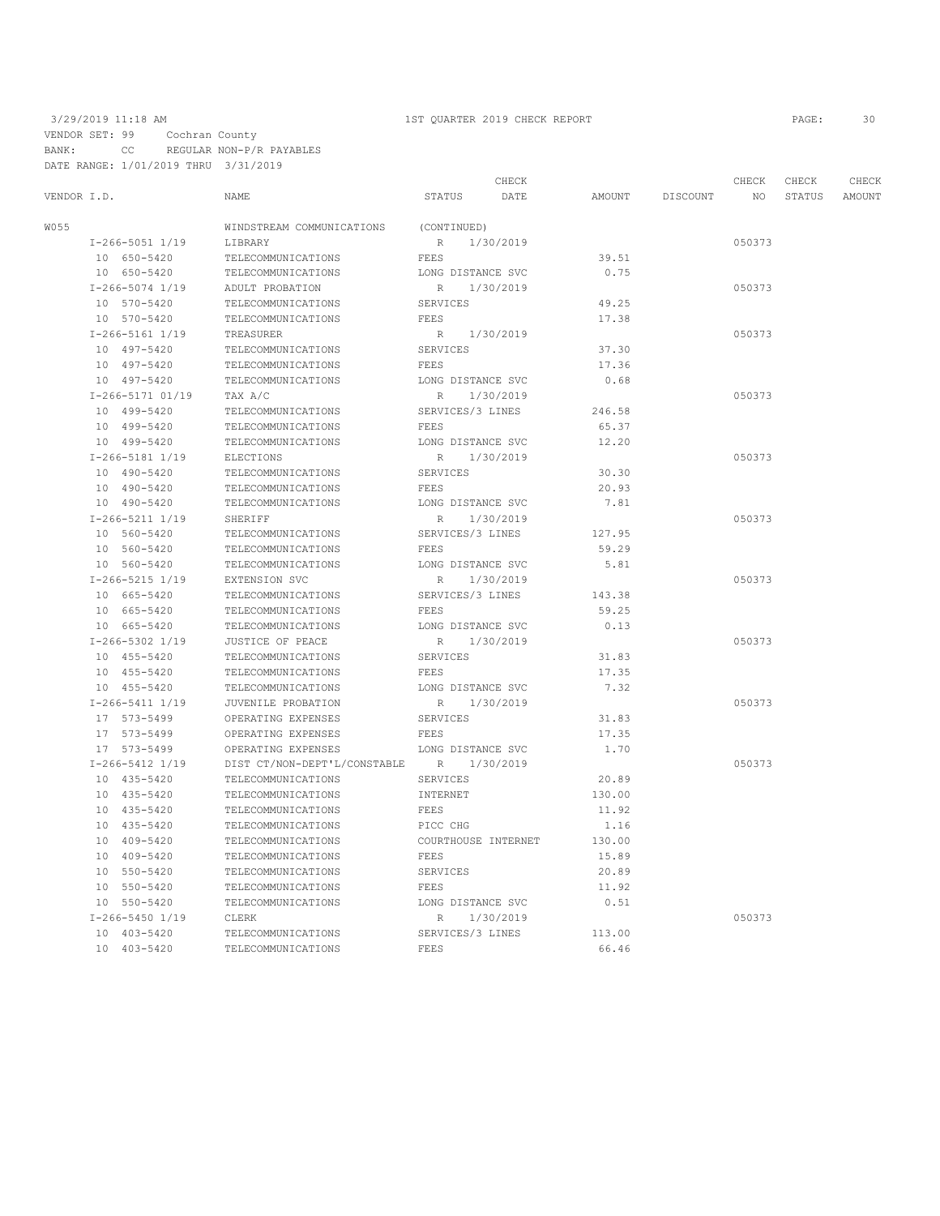3/29/2019 11:18 AM 1ST QUARTER 2019 CHECK REPORT

VENDOR SET: 99 Cochran County
BANK: CC REGULAR NON-P/R PAYABLES
DATE RANGE: 1/01/2019 THRU 3/31/2019

| VENDOR I.D. | NAME | STATUS | CHECK DATE | AMOUNT | DISCOUNT | CHECK NO | CHECK STATUS | CHECK AMOUNT |
|---|---|---|---|---|---|---|---|---|
| W055 | WINDSTREAM COMMUNICATIONS | (CONTINUED) | | | | | | |
| I-266-5051 1/19 | LIBRARY | R | 1/30/2019 | | | 050373 | | |
| 10 650-5420 | TELECOMMUNICATIONS | FEES | | 39.51 | | | | |
| 10 650-5420 | TELECOMMUNICATIONS | LONG DISTANCE SVC | | 0.75 | | | | |
| I-266-5074 1/19 | ADULT PROBATION | R | 1/30/2019 | | | 050373 | | |
| 10 570-5420 | TELECOMMUNICATIONS | SERVICES | | 49.25 | | | | |
| 10 570-5420 | TELECOMMUNICATIONS | FEES | | 17.38 | | | | |
| I-266-5161 1/19 | TREASURER | R | 1/30/2019 | | | 050373 | | |
| 10 497-5420 | TELECOMMUNICATIONS | SERVICES | | 37.30 | | | | |
| 10 497-5420 | TELECOMMUNICATIONS | FEES | | 17.36 | | | | |
| 10 497-5420 | TELECOMMUNICATIONS | LONG DISTANCE SVC | | 0.68 | | | | |
| I-266-5171 01/19 | TAX A/C | R | 1/30/2019 | | | 050373 | | |
| 10 499-5420 | TELECOMMUNICATIONS | SERVICES/3 LINES | | 246.58 | | | | |
| 10 499-5420 | TELECOMMUNICATIONS | FEES | | 65.37 | | | | |
| 10 499-5420 | TELECOMMUNICATIONS | LONG DISTANCE SVC | | 12.20 | | | | |
| I-266-5181 1/19 | ELECTIONS | R | 1/30/2019 | | | 050373 | | |
| 10 490-5420 | TELECOMMUNICATIONS | SERVICES | | 30.30 | | | | |
| 10 490-5420 | TELECOMMUNICATIONS | FEES | | 20.93 | | | | |
| 10 490-5420 | TELECOMMUNICATIONS | LONG DISTANCE SVC | | 7.81 | | | | |
| I-266-5211 1/19 | SHERIFF | R | 1/30/2019 | | | 050373 | | |
| 10 560-5420 | TELECOMMUNICATIONS | SERVICES/3 LINES | | 127.95 | | | | |
| 10 560-5420 | TELECOMMUNICATIONS | FEES | | 59.29 | | | | |
| 10 560-5420 | TELECOMMUNICATIONS | LONG DISTANCE SVC | | 5.81 | | | | |
| I-266-5215 1/19 | EXTENSION SVC | R | 1/30/2019 | | | 050373 | | |
| 10 665-5420 | TELECOMMUNICATIONS | SERVICES/3 LINES | | 143.38 | | | | |
| 10 665-5420 | TELECOMMUNICATIONS | FEES | | 59.25 | | | | |
| 10 665-5420 | TELECOMMUNICATIONS | LONG DISTANCE SVC | | 0.13 | | | | |
| I-266-5302 1/19 | JUSTICE OF PEACE | R | 1/30/2019 | | | 050373 | | |
| 10 455-5420 | TELECOMMUNICATIONS | SERVICES | | 31.83 | | | | |
| 10 455-5420 | TELECOMMUNICATIONS | FEES | | 17.35 | | | | |
| 10 455-5420 | TELECOMMUNICATIONS | LONG DISTANCE SVC | | 7.32 | | | | |
| I-266-5411 1/19 | JUVENILE PROBATION | R | 1/30/2019 | | | 050373 | | |
| 17 573-5499 | OPERATING EXPENSES | SERVICES | | 31.83 | | | | |
| 17 573-5499 | OPERATING EXPENSES | FEES | | 17.35 | | | | |
| 17 573-5499 | OPERATING EXPENSES | LONG DISTANCE SVC | | 1.70 | | | | |
| I-266-5412 1/19 | DIST CT/NON-DEPT'L/CONSTABLE | R | 1/30/2019 | | | 050373 | | |
| 10 435-5420 | TELECOMMUNICATIONS | SERVICES | | 20.89 | | | | |
| 10 435-5420 | TELECOMMUNICATIONS | INTERNET | | 130.00 | | | | |
| 10 435-5420 | TELECOMMUNICATIONS | FEES | | 11.92 | | | | |
| 10 435-5420 | TELECOMMUNICATIONS | PICC CHG | | 1.16 | | | | |
| 10 409-5420 | TELECOMMUNICATIONS | COURTHOUSE INTERNET | | 130.00 | | | | |
| 10 409-5420 | TELECOMMUNICATIONS | FEES | | 15.89 | | | | |
| 10 550-5420 | TELECOMMUNICATIONS | SERVICES | | 20.89 | | | | |
| 10 550-5420 | TELECOMMUNICATIONS | FEES | | 11.92 | | | | |
| 10 550-5420 | TELECOMMUNICATIONS | LONG DISTANCE SVC | | 0.51 | | | | |
| I-266-5450 1/19 | CLERK | R | 1/30/2019 | | | 050373 | | |
| 10 403-5420 | TELECOMMUNICATIONS | SERVICES/3 LINES | | 113.00 | | | | |
| 10 403-5420 | TELECOMMUNICATIONS | FEES | | 66.46 | | | | |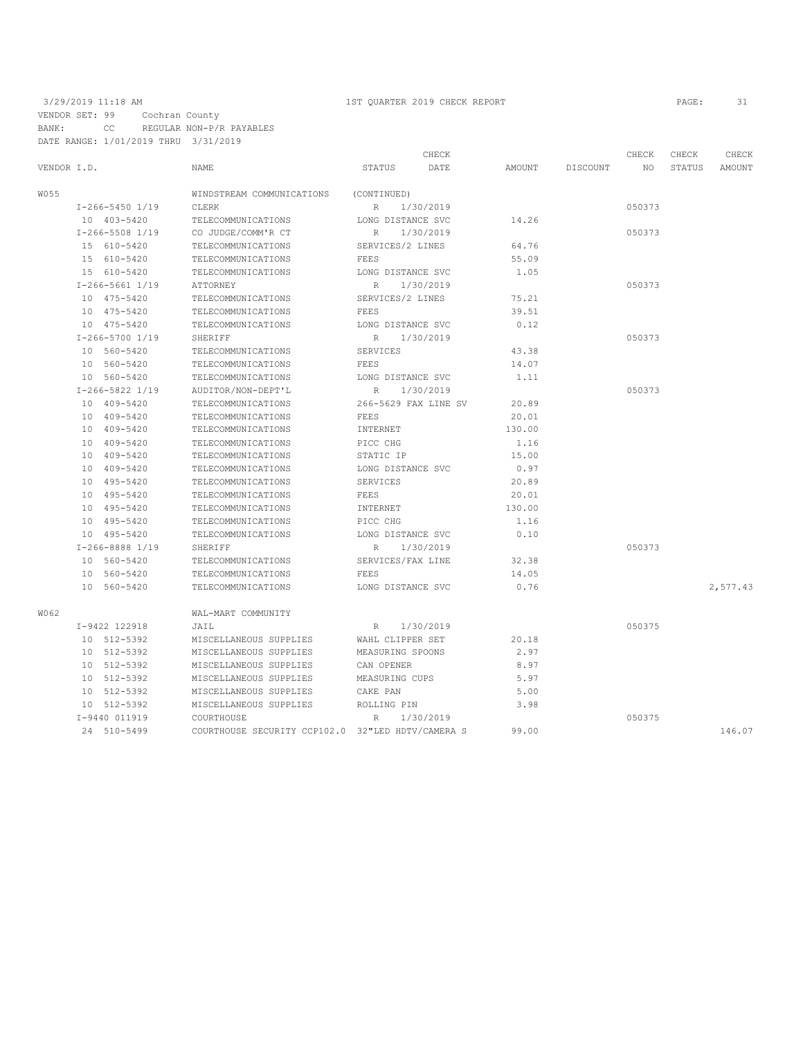3/29/2019 11:18 AM — 1ST QUARTER 2019 CHECK REPORT

VENDOR SET: 99 Cochran County
BANK: CC REGULAR NON-P/R PAYABLES
DATE RANGE: 1/01/2019 THRU 3/31/2019

| VENDOR I.D. | NAME | STATUS | CHECK DATE | AMOUNT | DISCOUNT | CHECK NO | CHECK STATUS | CHECK AMOUNT |
|---|---|---|---|---|---|---|---|---|
| W055 | WINDSTREAM COMMUNICATIONS | (CONTINUED) | | | | | | |
| I-266-5450 1/19 | CLERK | R | 1/30/2019 | | | 050373 | | |
| 10 403-5420 | TELECOMMUNICATIONS | LONG DISTANCE SVC | | 14.26 | | | | |
| I-266-5508 1/19 | CO JUDGE/COMM'R CT | R | 1/30/2019 | | | 050373 | | |
| 15 610-5420 | TELECOMMUNICATIONS | SERVICES/2 LINES | | 64.76 | | | | |
| 15 610-5420 | TELECOMMUNICATIONS | FEES | | 55.09 | | | | |
| 15 610-5420 | TELECOMMUNICATIONS | LONG DISTANCE SVC | | 1.05 | | | | |
| I-266-5661 1/19 | ATTORNEY | R | 1/30/2019 | | | 050373 | | |
| 10 475-5420 | TELECOMMUNICATIONS | SERVICES/2 LINES | | 75.21 | | | | |
| 10 475-5420 | TELECOMMUNICATIONS | FEES | | 39.51 | | | | |
| 10 475-5420 | TELECOMMUNICATIONS | LONG DISTANCE SVC | | 0.12 | | | | |
| I-266-5700 1/19 | SHERIFF | R | 1/30/2019 | | | 050373 | | |
| 10 560-5420 | TELECOMMUNICATIONS | SERVICES | | 43.38 | | | | |
| 10 560-5420 | TELECOMMUNICATIONS | FEES | | 14.07 | | | | |
| 10 560-5420 | TELECOMMUNICATIONS | LONG DISTANCE SVC | | 1.11 | | | | |
| I-266-5822 1/19 | AUDITOR/NON-DEPT'L | R | 1/30/2019 | | | 050373 | | |
| 10 409-5420 | TELECOMMUNICATIONS | 266-5629 FAX LINE SV | | 20.89 | | | | |
| 10 409-5420 | TELECOMMUNICATIONS | FEES | | 20.01 | | | | |
| 10 409-5420 | TELECOMMUNICATIONS | INTERNET | | 130.00 | | | | |
| 10 409-5420 | TELECOMMUNICATIONS | PICC CHG | | 1.16 | | | | |
| 10 409-5420 | TELECOMMUNICATIONS | STATIC IP | | 15.00 | | | | |
| 10 409-5420 | TELECOMMUNICATIONS | LONG DISTANCE SVC | | 0.97 | | | | |
| 10 495-5420 | TELECOMMUNICATIONS | SERVICES | | 20.89 | | | | |
| 10 495-5420 | TELECOMMUNICATIONS | FEES | | 20.01 | | | | |
| 10 495-5420 | TELECOMMUNICATIONS | INTERNET | | 130.00 | | | | |
| 10 495-5420 | TELECOMMUNICATIONS | PICC CHG | | 1.16 | | | | |
| 10 495-5420 | TELECOMMUNICATIONS | LONG DISTANCE SVC | | 0.10 | | | | |
| I-266-8888 1/19 | SHERIFF | R | 1/30/2019 | | | 050373 | | |
| 10 560-5420 | TELECOMMUNICATIONS | SERVICES/FAX LINE | | 32.38 | | | | |
| 10 560-5420 | TELECOMMUNICATIONS | FEES | | 14.05 | | | | |
| 10 560-5420 | TELECOMMUNICATIONS | LONG DISTANCE SVC | | 0.76 | | | | 2,577.43 |
| W062 | WAL-MART COMMUNITY | | | | | | | |
| I-9422 122918 | JAIL | R | 1/30/2019 | | | 050375 | | |
| 10 512-5392 | MISCELLANEOUS SUPPLIES | WAHL CLIPPER SET | | 20.18 | | | | |
| 10 512-5392 | MISCELLANEOUS SUPPLIES | MEASURING SPOONS | | 2.97 | | | | |
| 10 512-5392 | MISCELLANEOUS SUPPLIES | CAN OPENER | | 8.97 | | | | |
| 10 512-5392 | MISCELLANEOUS SUPPLIES | MEASURING CUPS | | 5.97 | | | | |
| 10 512-5392 | MISCELLANEOUS SUPPLIES | CAKE PAN | | 5.00 | | | | |
| 10 512-5392 | MISCELLANEOUS SUPPLIES | ROLLING PIN | | 3.98 | | | | |
| I-9440 011919 | COURTHOUSE | R | 1/30/2019 | | | 050375 | | |
| 24 510-5499 | COURTHOUSE SECURITY CCP102.0 | 32"LED HDTV/CAMERA S | | 99.00 | | | | 146.07 |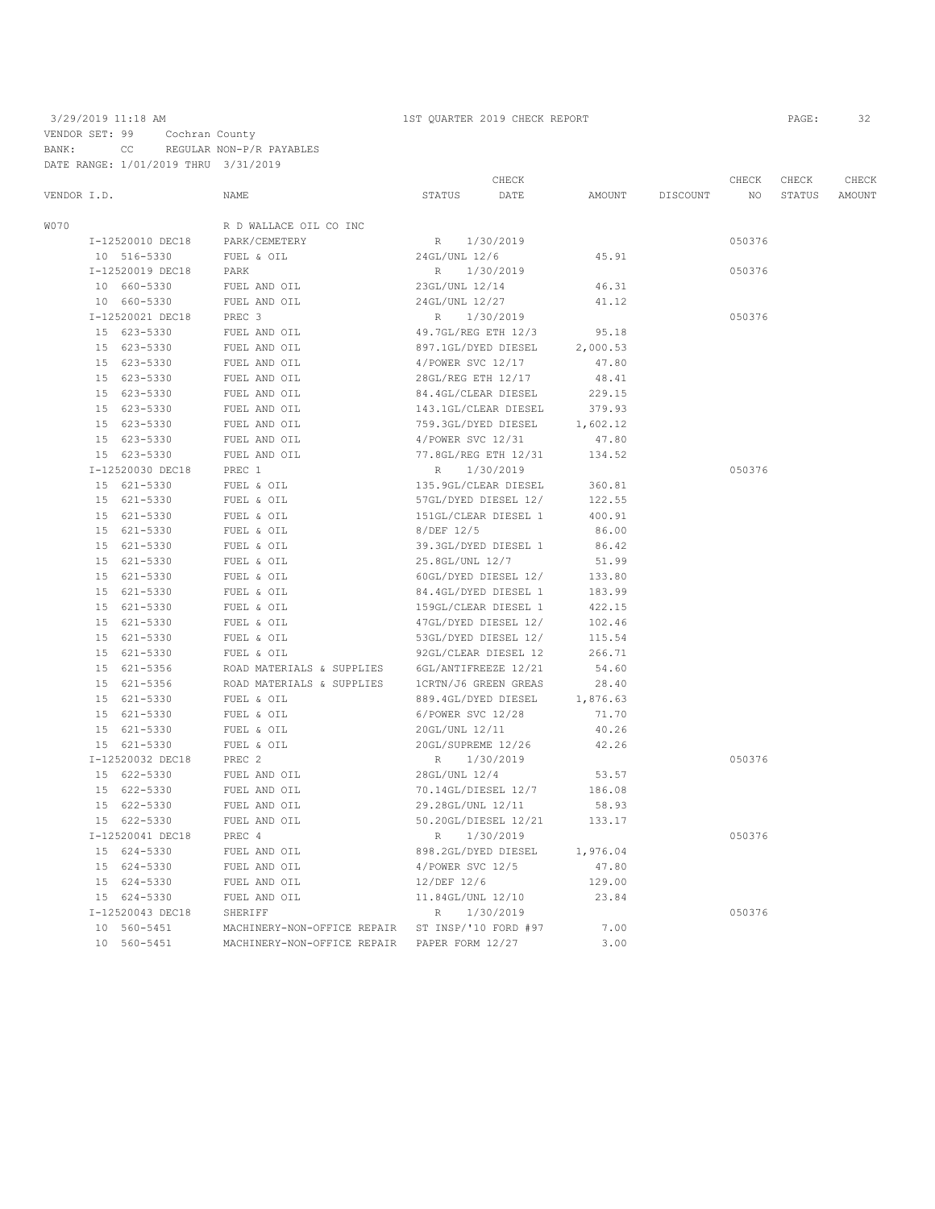3/29/2019 11:18 AM 1ST QUARTER 2019 CHECK REPORT

VENDOR SET: 99 Cochran County
BANK: CC REGULAR NON-P/R PAYABLES
DATE RANGE: 1/01/2019 THRU 3/31/2019

| VENDOR I.D. | NAME | STATUS | CHECK DATE | AMOUNT | DISCOUNT | CHECK NO | CHECK STATUS | CHECK AMOUNT |
|---|---|---|---|---|---|---|---|---|
| W070 | R D WALLACE OIL CO INC | | | | | | | |
| I-12520010 DEC18 | PARK/CEMETERY | R | 1/30/2019 | | | 050376 | | |
| 10 516-5330 | FUEL & OIL | 24GL/UNL 12/6 | | 45.91 | | | | |
| I-12520019 DEC18 | PARK | R | 1/30/2019 | | | 050376 | | |
| 10 660-5330 | FUEL AND OIL | 23GL/UNL 12/14 | | 46.31 | | | | |
| 10 660-5330 | FUEL AND OIL | 24GL/UNL 12/27 | | 41.12 | | | | |
| I-12520021 DEC18 | PREC 3 | R | 1/30/2019 | | | 050376 | | |
| 15 623-5330 | FUEL AND OIL | 49.7GL/REG ETH 12/3 | | 95.18 | | | | |
| 15 623-5330 | FUEL AND OIL | 897.1GL/DYED DIESEL | | 2,000.53 | | | | |
| 15 623-5330 | FUEL AND OIL | 4/POWER SVC 12/17 | | 47.80 | | | | |
| 15 623-5330 | FUEL AND OIL | 28GL/REG ETH 12/17 | | 48.41 | | | | |
| 15 623-5330 | FUEL AND OIL | 84.4GL/CLEAR DIESEL | | 229.15 | | | | |
| 15 623-5330 | FUEL AND OIL | 143.1GL/CLEAR DIESEL | | 379.93 | | | | |
| 15 623-5330 | FUEL AND OIL | 759.3GL/DYED DIESEL | | 1,602.12 | | | | |
| 15 623-5330 | FUEL AND OIL | 4/POWER SVC 12/31 | | 47.80 | | | | |
| 15 623-5330 | FUEL AND OIL | 77.8GL/REG ETH 12/31 | | 134.52 | | | | |
| I-12520030 DEC18 | PREC 1 | R | 1/30/2019 | | | 050376 | | |
| 15 621-5330 | FUEL & OIL | 135.9GL/CLEAR DIESEL | | 360.81 | | | | |
| 15 621-5330 | FUEL & OIL | 57GL/DYED DIESEL 12/ | | 122.55 | | | | |
| 15 621-5330 | FUEL & OIL | 151GL/CLEAR DIESEL 1 | | 400.91 | | | | |
| 15 621-5330 | FUEL & OIL | 8/DEF 12/5 | | 86.00 | | | | |
| 15 621-5330 | FUEL & OIL | 39.3GL/DYED DIESEL 1 | | 86.42 | | | | |
| 15 621-5330 | FUEL & OIL | 25.8GL/UNL 12/7 | | 51.99 | | | | |
| 15 621-5330 | FUEL & OIL | 60GL/DYED DIESEL 12/ | | 133.80 | | | | |
| 15 621-5330 | FUEL & OIL | 84.4GL/DYED DIESEL 1 | | 183.99 | | | | |
| 15 621-5330 | FUEL & OIL | 159GL/CLEAR DIESEL 1 | | 422.15 | | | | |
| 15 621-5330 | FUEL & OIL | 47GL/DYED DIESEL 12/ | | 102.46 | | | | |
| 15 621-5330 | FUEL & OIL | 53GL/DYED DIESEL 12/ | | 115.54 | | | | |
| 15 621-5330 | FUEL & OIL | 92GL/CLEAR DIESEL 12 | | 266.71 | | | | |
| 15 621-5356 | ROAD MATERIALS & SUPPLIES | 6GL/ANTIFREEZE 12/21 | | 54.60 | | | | |
| 15 621-5356 | ROAD MATERIALS & SUPPLIES | 1CRTN/J6 GREEN GREAS | | 28.40 | | | | |
| 15 621-5330 | FUEL & OIL | 889.4GL/DYED DIESEL | | 1,876.63 | | | | |
| 15 621-5330 | FUEL & OIL | 6/POWER SVC 12/28 | | 71.70 | | | | |
| 15 621-5330 | FUEL & OIL | 20GL/UNL 12/11 | | 40.26 | | | | |
| 15 621-5330 | FUEL & OIL | 20GL/SUPREME 12/26 | | 42.26 | | | | |
| I-12520032 DEC18 | PREC 2 | R | 1/30/2019 | | | 050376 | | |
| 15 622-5330 | FUEL AND OIL | 28GL/UNL 12/4 | | 53.57 | | | | |
| 15 622-5330 | FUEL AND OIL | 70.14GL/DIESEL 12/7 | | 186.08 | | | | |
| 15 622-5330 | FUEL AND OIL | 29.28GL/UNL 12/11 | | 58.93 | | | | |
| 15 622-5330 | FUEL AND OIL | 50.20GL/DIESEL 12/21 | | 133.17 | | | | |
| I-12520041 DEC18 | PREC 4 | R | 1/30/2019 | | | 050376 | | |
| 15 624-5330 | FUEL AND OIL | 898.2GL/DYED DIESEL | | 1,976.04 | | | | |
| 15 624-5330 | FUEL AND OIL | 4/POWER SVC 12/5 | | 47.80 | | | | |
| 15 624-5330 | FUEL AND OIL | 12/DEF 12/6 | | 129.00 | | | | |
| 15 624-5330 | FUEL AND OIL | 11.84GL/UNL 12/10 | | 23.84 | | | | |
| I-12520043 DEC18 | SHERIFF | R | 1/30/2019 | | | 050376 | | |
| 10 560-5451 | MACHINERY-NON-OFFICE REPAIR | ST INSP/'10 FORD #97 | | 7.00 | | | | |
| 10 560-5451 | MACHINERY-NON-OFFICE REPAIR | PAPER FORM 12/27 | | 3.00 | | | | |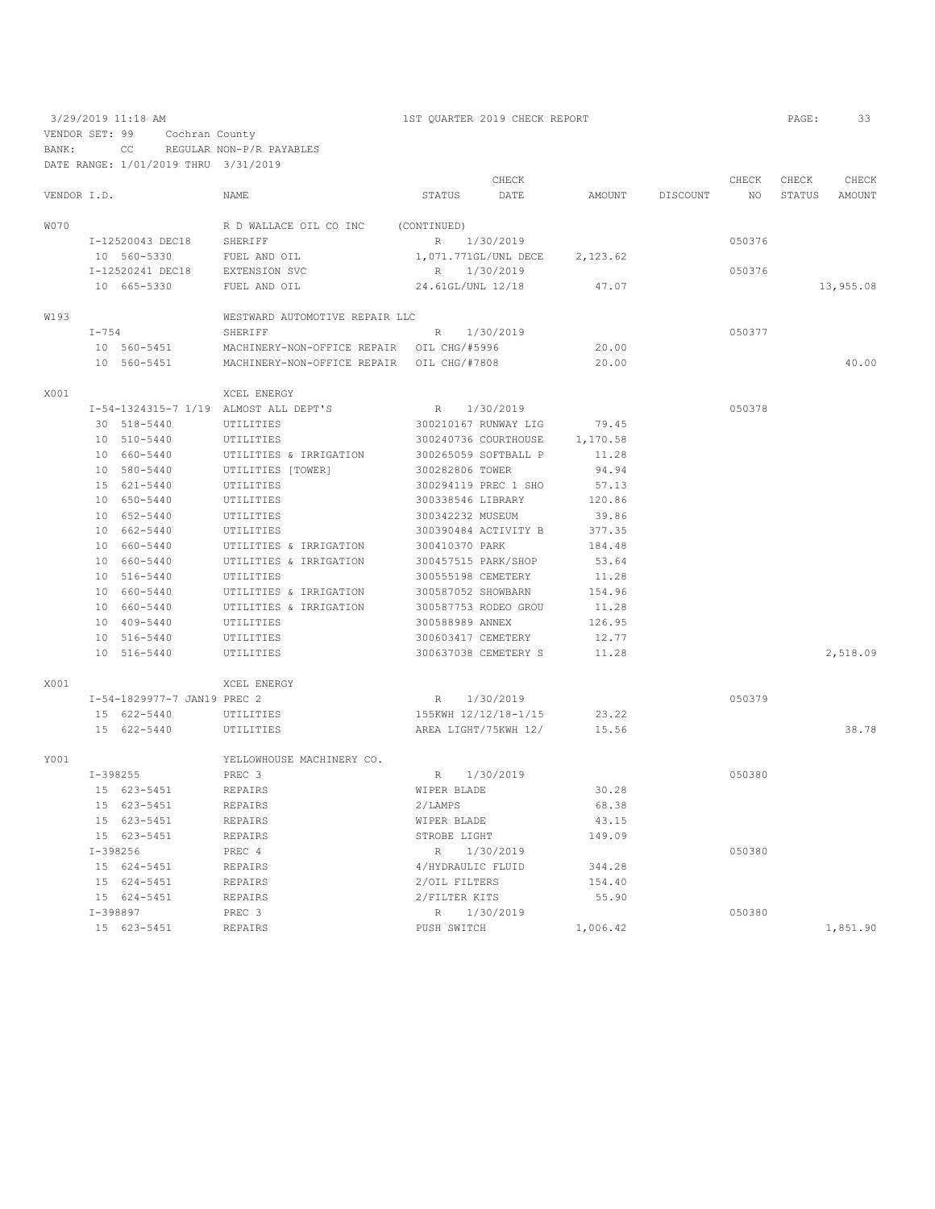3/29/2019 11:18 AM — 1ST QUARTER 2019 CHECK REPORT

VENDOR SET: 99 Cochran County
BANK: CC REGULAR NON-P/R PAYABLES
DATE RANGE: 1/01/2019 THRU 3/31/2019

| VENDOR I.D. | NAME | STATUS | CHECK DATE | AMOUNT | DISCOUNT | CHECK NO | CHECK STATUS | CHECK AMOUNT |
|---|---|---|---|---|---|---|---|---|
| W070 | R D WALLACE OIL CO INC | (CONTINUED) | | | | | | |
| I-12520043 DEC18 | SHERIFF | R | 1/30/2019 | | | 050376 | | |
| 10 560-5330 | FUEL AND OIL | 1,071.771GL/UNL DECE | | 2,123.62 | | | | |
| I-12520241 DEC18 | EXTENSION SVC | R | 1/30/2019 | | | 050376 | | |
| 10 665-5330 | FUEL AND OIL | 24.61GL/UNL 12/18 | | 47.07 | | | | 13,955.08 |
| W193 | WESTWARD AUTOMOTIVE REPAIR LLC | | | | | | | |
| I-754 | SHERIFF | R | 1/30/2019 | | | 050377 | | |
| 10 560-5451 | MACHINERY-NON-OFFICE REPAIR | OIL CHG/#5996 | | 20.00 | | | | |
| 10 560-5451 | MACHINERY-NON-OFFICE REPAIR | OIL CHG/#7808 | | 20.00 | | | | 40.00 |
| X001 | XCEL ENERGY | | | | | | | |
| I-54-1324315-7 1/19 | ALMOST ALL DEPT'S | R | 1/30/2019 | | | 050378 | | |
| 30 518-5440 | UTILITIES | 300210167 RUNWAY LIG | | 79.45 | | | | |
| 10 510-5440 | UTILITIES | 300240736 COURTHOUSE | | 1,170.58 | | | | |
| 10 660-5440 | UTILITIES & IRRIGATION | 300265059 SOFTBALL P | | 11.28 | | | | |
| 10 580-5440 | UTILITIES [TOWER] | 300282806 TOWER | | 94.94 | | | | |
| 15 621-5440 | UTILITIES | 300294119 PREC 1 SHO | | 57.13 | | | | |
| 10 650-5440 | UTILITIES | 300338546 LIBRARY | | 120.86 | | | | |
| 10 652-5440 | UTILITIES | 300342232 MUSEUM | | 39.86 | | | | |
| 10 662-5440 | UTILITIES | 300390484 ACTIVITY B | | 377.35 | | | | |
| 10 660-5440 | UTILITIES & IRRIGATION | 300410370 PARK | | 184.48 | | | | |
| 10 660-5440 | UTILITIES & IRRIGATION | 300457515 PARK/SHOP | | 53.64 | | | | |
| 10 516-5440 | UTILITIES | 300555198 CEMETERY | | 11.28 | | | | |
| 10 660-5440 | UTILITIES & IRRIGATION | 300587052 SHOWBARN | | 154.96 | | | | |
| 10 660-5440 | UTILITIES & IRRIGATION | 300587753 RODEO GROU | | 11.28 | | | | |
| 10 409-5440 | UTILITIES | 300588989 ANNEX | | 126.95 | | | | |
| 10 516-5440 | UTILITIES | 300603417 CEMETERY | | 12.77 | | | | |
| 10 516-5440 | UTILITIES | 300637038 CEMETERY S | | 11.28 | | | | 2,518.09 |
| X001 | XCEL ENERGY | | | | | | | |
| I-54-1829977-7 JAN19 | PREC 2 | R | 1/30/2019 | | | 050379 | | |
| 15 622-5440 | UTILITIES | 155KWH 12/12/18-1/15 | | 23.22 | | | | |
| 15 622-5440 | UTILITIES | AREA LIGHT/75KWH 12/ | | 15.56 | | | | 38.78 |
| Y001 | YELLOWHOUSE MACHINERY CO. | | | | | | | |
| I-398255 | PREC 3 | R | 1/30/2019 | | | 050380 | | |
| 15 623-5451 | REPAIRS | WIPER BLADE | | 30.28 | | | | |
| 15 623-5451 | REPAIRS | 2/LAMPS | | 68.38 | | | | |
| 15 623-5451 | REPAIRS | WIPER BLADE | | 43.15 | | | | |
| 15 623-5451 | REPAIRS | STROBE LIGHT | | 149.09 | | | | |
| I-398256 | PREC 4 | R | 1/30/2019 | | | 050380 | | |
| 15 624-5451 | REPAIRS | 4/HYDRAULIC FLUID | | 344.28 | | | | |
| 15 624-5451 | REPAIRS | 2/OIL FILTERS | | 154.40 | | | | |
| 15 624-5451 | REPAIRS | 2/FILTER KITS | | 55.90 | | | | |
| I-398897 | PREC 3 | R | 1/30/2019 | | | 050380 | | |
| 15 623-5451 | REPAIRS | PUSH SWITCH | | 1,006.42 | | | | 1,851.90 |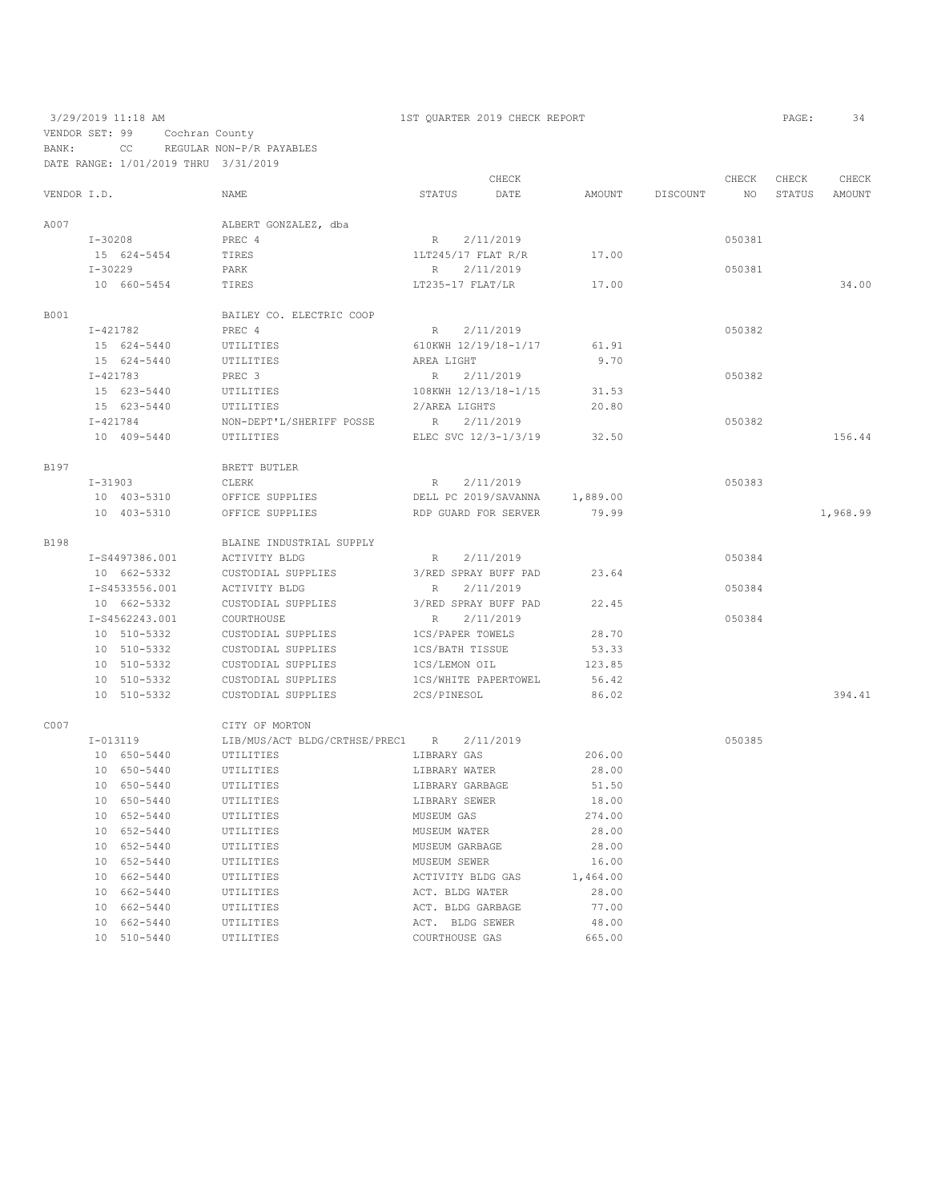3/29/2019 11:18 AM    1ST QUARTER 2019 CHECK REPORT    PAGE: 34

VENDOR SET: 99 Cochran County
BANK: CC REGULAR NON-P/R PAYABLES
DATE RANGE: 1/01/2019 THRU 3/31/2019

| VENDOR I.D. | NAME | STATUS | CHECK DATE | AMOUNT | DISCOUNT | CHECK NO | CHECK STATUS | CHECK AMOUNT |
|---|---|---|---|---|---|---|---|---|
| A007 | ALBERT GONZALEZ, dba | | | | | | | |
| I-30208 | PREC 4 | R | 2/11/2019 | | | 050381 | | |
| 15 624-5454 | TIRES | 1LT245/17 FLAT R/R | | 17.00 | | | | |
| I-30229 | PARK | R | 2/11/2019 | | | 050381 | | |
| 10 660-5454 | TIRES | LT235-17 FLAT/LR | | 17.00 | | | | 34.00 |
| B001 | BAILEY CO. ELECTRIC COOP | | | | | | | |
| I-421782 | PREC 4 | R | 2/11/2019 | | | 050382 | | |
| 15 624-5440 | UTILITIES | 610KWH 12/19/18-1/17 | | 61.91 | | | | |
| 15 624-5440 | UTILITIES | AREA LIGHT | | 9.70 | | | | |
| I-421783 | PREC 3 | R | 2/11/2019 | | | 050382 | | |
| 15 623-5440 | UTILITIES | 108KWH 12/13/18-1/15 | | 31.53 | | | | |
| 15 623-5440 | UTILITIES | 2/AREA LIGHTS | | 20.80 | | | | |
| I-421784 | NON-DEPT'L/SHERIFF POSSE | R | 2/11/2019 | | | 050382 | | |
| 10 409-5440 | UTILITIES | ELEC SVC 12/3-1/3/19 | | 32.50 | | | | 156.44 |
| B197 | BRETT BUTLER | | | | | | | |
| I-31903 | CLERK | R | 2/11/2019 | | | 050383 | | |
| 10 403-5310 | OFFICE SUPPLIES | DELL PC 2019/SAVANNA | | 1,889.00 | | | | |
| 10 403-5310 | OFFICE SUPPLIES | RDP GUARD FOR SERVER | | 79.99 | | | | 1,968.99 |
| B198 | BLAINE INDUSTRIAL SUPPLY | | | | | | | |
| I-S4497386.001 | ACTIVITY BLDG | R | 2/11/2019 | | | 050384 | | |
| 10 662-5332 | CUSTODIAL SUPPLIES | 3/RED SPRAY BUFF PAD | | 23.64 | | | | |
| I-S4533556.001 | ACTIVITY BLDG | R | 2/11/2019 | | | 050384 | | |
| 10 662-5332 | CUSTODIAL SUPPLIES | 3/RED SPRAY BUFF PAD | | 22.45 | | | | |
| I-S4562243.001 | COURTHOUSE | R | 2/11/2019 | | | 050384 | | |
| 10 510-5332 | CUSTODIAL SUPPLIES | 1CS/PAPER TOWELS | | 28.70 | | | | |
| 10 510-5332 | CUSTODIAL SUPPLIES | 1CS/BATH TISSUE | | 53.33 | | | | |
| 10 510-5332 | CUSTODIAL SUPPLIES | 1CS/LEMON OIL | | 123.85 | | | | |
| 10 510-5332 | CUSTODIAL SUPPLIES | 1CS/WHITE PAPERTOWEL | | 56.42 | | | | |
| 10 510-5332 | CUSTODIAL SUPPLIES | 2CS/PINESOL | | 86.02 | | | | 394.41 |
| C007 | CITY OF MORTON | | | | | | | |
| I-013119 | LIB/MUS/ACT BLDG/CRTHSE/PREC1 | R | 2/11/2019 | | | 050385 | | |
| 10 650-5440 | UTILITIES | LIBRARY GAS | | 206.00 | | | | |
| 10 650-5440 | UTILITIES | LIBRARY WATER | | 28.00 | | | | |
| 10 650-5440 | UTILITIES | LIBRARY GARBAGE | | 51.50 | | | | |
| 10 650-5440 | UTILITIES | LIBRARY SEWER | | 18.00 | | | | |
| 10 652-5440 | UTILITIES | MUSEUM GAS | | 274.00 | | | | |
| 10 652-5440 | UTILITIES | MUSEUM WATER | | 28.00 | | | | |
| 10 652-5440 | UTILITIES | MUSEUM GARBAGE | | 28.00 | | | | |
| 10 652-5440 | UTILITIES | MUSEUM SEWER | | 16.00 | | | | |
| 10 662-5440 | UTILITIES | ACTIVITY BLDG GAS | | 1,464.00 | | | | |
| 10 662-5440 | UTILITIES | ACT. BLDG WATER | | 28.00 | | | | |
| 10 662-5440 | UTILITIES | ACT. BLDG GARBAGE | | 77.00 | | | | |
| 10 662-5440 | UTILITIES | ACT. BLDG SEWER | | 48.00 | | | | |
| 10 510-5440 | UTILITIES | COURTHOUSE GAS | | 665.00 | | | | |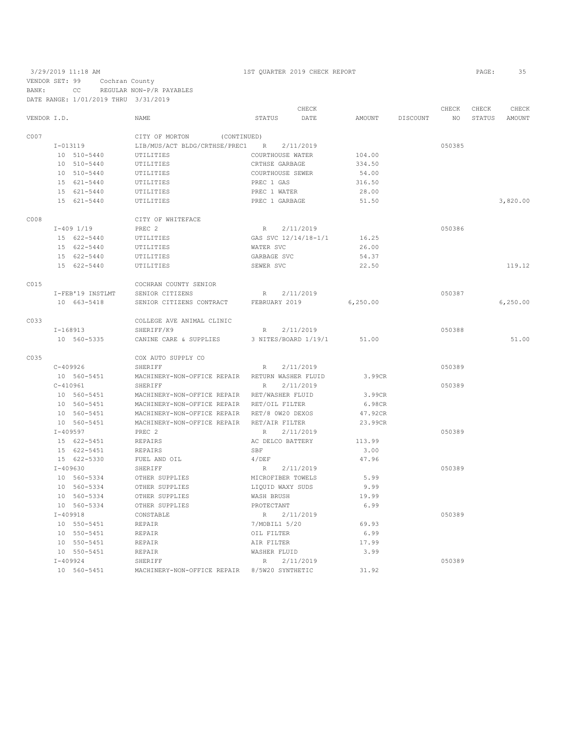3/29/2019 11:18 AM — 1ST QUARTER 2019 CHECK REPORT

VENDOR SET: 99 Cochran County
BANK: CC REGULAR NON-P/R PAYABLES
DATE RANGE: 1/01/2019 THRU 3/31/2019

| VENDOR I.D. | NAME | STATUS | CHECK DATE | AMOUNT | DISCOUNT | CHECK NO | CHECK STATUS | CHECK AMOUNT |
|---|---|---|---|---|---|---|---|---|
| C007 | CITY OF MORTON (CONTINUED) | | | | | | | |
| I-013119 | LIB/MUS/ACT BLDG/CRTHSE/PREC1 | R | 2/11/2019 | | | 050385 | | |
| 10 510-5440 | UTILITIES | COURTHOUSE WATER | | 104.00 | | | | |
| 10 510-5440 | UTILITIES | CRTHSE GARBAGE | | 334.50 | | | | |
| 10 510-5440 | UTILITIES | COURTHOUSE SEWER | | 54.00 | | | | |
| 15 621-5440 | UTILITIES | PREC 1 GAS | | 316.50 | | | | |
| 15 621-5440 | UTILITIES | PREC 1 WATER | | 28.00 | | | | |
| 15 621-5440 | UTILITIES | PREC 1 GARBAGE | | 51.50 | | | | 3,820.00 |
| C008 | CITY OF WHITEFACE | | | | | | | |
| I-409 1/19 | PREC 2 | R | 2/11/2019 | | | 050386 | | |
| 15 622-5440 | UTILITIES | GAS SVC 12/14/18-1/1 | | 16.25 | | | | |
| 15 622-5440 | UTILITIES | WATER SVC | | 26.00 | | | | |
| 15 622-5440 | UTILITIES | GARBAGE SVC | | 54.37 | | | | |
| 15 622-5440 | UTILITIES | SEWER SVC | | 22.50 | | | | 119.12 |
| C015 | COCHRAN COUNTY SENIOR | | | | | | | |
| I-FEB'19 INSTLMT | SENIOR CITIZENS | R | 2/11/2019 | | | 050387 | | |
| 10 663-5418 | SENIOR CITIZENS CONTRACT | FEBRUARY 2019 | | 6,250.00 | | | | 6,250.00 |
| C033 | COLLEGE AVE ANIMAL CLINIC | | | | | | | |
| I-168913 | SHERIFF/K9 | R | 2/11/2019 | | | 050388 | | |
| 10 560-5335 | CANINE CARE & SUPPLIES | 3 NITES/BOARD 1/19/1 | | 51.00 | | | | 51.00 |
| C035 | COX AUTO SUPPLY CO | | | | | | | |
| C-409926 | SHERIFF | R | 2/11/2019 | | | 050389 | | |
| 10 560-5451 | MACHINERY-NON-OFFICE REPAIR | RETURN WASHER FLUID | | 3.99CR | | | | |
| C-410961 | SHERIFF | R | 2/11/2019 | | | 050389 | | |
| 10 560-5451 | MACHINERY-NON-OFFICE REPAIR | RET/WASHER FLUID | | 3.99CR | | | | |
| 10 560-5451 | MACHINERY-NON-OFFICE REPAIR | RET/OIL FILTER | | 6.98CR | | | | |
| 10 560-5451 | MACHINERY-NON-OFFICE REPAIR | RET/8 0W20 DEXOS | | 47.92CR | | | | |
| 10 560-5451 | MACHINERY-NON-OFFICE REPAIR | RET/AIR FILTER | | 23.99CR | | | | |
| I-409597 | PREC 2 | R | 2/11/2019 | | | 050389 | | |
| 15 622-5451 | REPAIRS | AC DELCO BATTERY | | 113.99 | | | | |
| 15 622-5451 | REPAIRS | SBF | | 3.00 | | | | |
| 15 622-5330 | FUEL AND OIL | 4/DEF | | 47.96 | | | | |
| I-409630 | SHERIFF | R | 2/11/2019 | | | 050389 | | |
| 10 560-5334 | OTHER SUPPLIES | MICROFIBER TOWELS | | 5.99 | | | | |
| 10 560-5334 | OTHER SUPPLIES | LIQUID WAXY SUDS | | 9.99 | | | | |
| 10 560-5334 | OTHER SUPPLIES | WASH BRUSH | | 19.99 | | | | |
| 10 560-5334 | OTHER SUPPLIES | PROTECTANT | | 6.99 | | | | |
| I-409918 | CONSTABLE | R | 2/11/2019 | | | 050389 | | |
| 10 550-5451 | REPAIR | 7/MOBIL1 5/20 | | 69.93 | | | | |
| 10 550-5451 | REPAIR | OIL FILTER | | 6.99 | | | | |
| 10 550-5451 | REPAIR | AIR FILTER | | 17.99 | | | | |
| 10 550-5451 | REPAIR | WASHER FLUID | | 3.99 | | | | |
| I-409924 | SHERIFF | R | 2/11/2019 | | | 050389 | | |
| 10 560-5451 | MACHINERY-NON-OFFICE REPAIR | 8/5W20 SYNTHETIC | | 31.92 | | | | |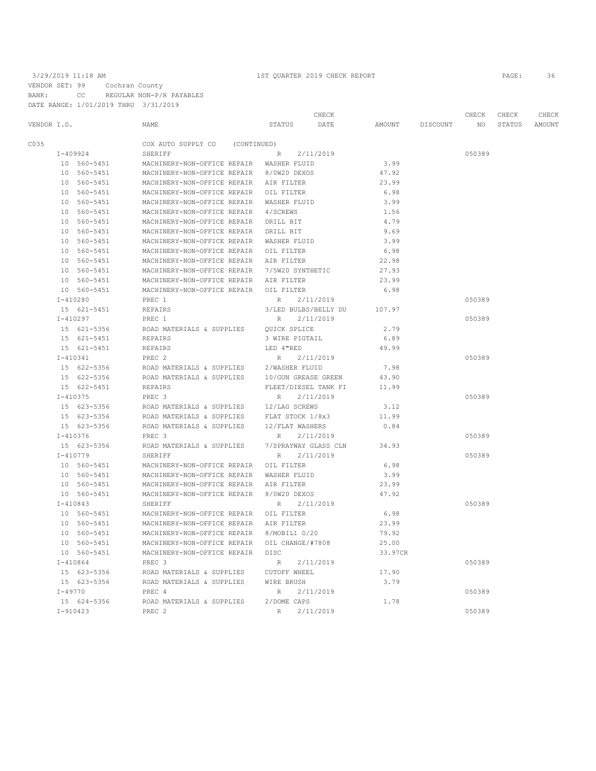3/29/2019 11:18 AM — 1ST QUARTER 2019 CHECK REPORT

VENDOR SET: 99 Cochran County
BANK: CC REGULAR NON-P/R PAYABLES
DATE RANGE: 1/01/2019 THRU 3/31/2019

| VENDOR I.D. | NAME | STATUS | CHECK DATE | AMOUNT | DISCOUNT | CHECK NO | CHECK STATUS | CHECK AMOUNT |
|---|---|---|---|---|---|---|---|---|
| C035 | COX AUTO SUPPLY CO (CONTINUED) | | | | | | | |
| I-409924 | SHERIFF | R | 2/11/2019 | | | 050389 | | |
| 10 560-5451 | MACHINERY-NON-OFFICE REPAIR | WASHER FLUID | | 3.99 | | | | |
| 10 560-5451 | MACHINERY-NON-OFFICE REPAIR | 8/0W20 DEXOS | | 47.92 | | | | |
| 10 560-5451 | MACHINERY-NON-OFFICE REPAIR | AIR FILTER | | 23.99 | | | | |
| 10 560-5451 | MACHINERY-NON-OFFICE REPAIR | OIL FILTER | | 6.98 | | | | |
| 10 560-5451 | MACHINERY-NON-OFFICE REPAIR | WASHER FLUID | | 3.99 | | | | |
| 10 560-5451 | MACHINERY-NON-OFFICE REPAIR | 4/SCREWS | | 1.56 | | | | |
| 10 560-5451 | MACHINERY-NON-OFFICE REPAIR | DRILL BIT | | 4.79 | | | | |
| 10 560-5451 | MACHINERY-NON-OFFICE REPAIR | DRILL BIT | | 9.69 | | | | |
| 10 560-5451 | MACHINERY-NON-OFFICE REPAIR | WASHER FLUID | | 3.99 | | | | |
| 10 560-5451 | MACHINERY-NON-OFFICE REPAIR | OIL FILTER | | 6.98 | | | | |
| 10 560-5451 | MACHINERY-NON-OFFICE REPAIR | AIR FILTER | | 22.98 | | | | |
| 10 560-5451 | MACHINERY-NON-OFFICE REPAIR | 7/5W20 SYNTHETIC | | 27.93 | | | | |
| 10 560-5451 | MACHINERY-NON-OFFICE REPAIR | AIR FILTER | | 23.99 | | | | |
| 10 560-5451 | MACHINERY-NON-OFFICE REPAIR | OIL FILTER | | 6.98 | | | | |
| I-410280 | PREC 1 | R | 2/11/2019 | | | 050389 | | |
| 15 621-5451 | REPAIRS | 3/LED BULBS/BELLY DU | | 107.97 | | | | |
| I-410297 | PREC 1 | R | 2/11/2019 | | | 050389 | | |
| 15 621-5356 | ROAD MATERIALS & SUPPLIES | QUICK SPLICE | | 2.79 | | | | |
| 15 621-5451 | REPAIRS | 3 WIRE PIGTAIL | | 6.89 | | | | |
| 15 621-5451 | REPAIRS | LED 4"RED | | 49.99 | | | | |
| I-410341 | PREC 2 | R | 2/11/2019 | | | 050389 | | |
| 15 622-5356 | ROAD MATERIALS & SUPPLIES | 2/WASHER FLUID | | 7.98 | | | | |
| 15 622-5356 | ROAD MATERIALS & SUPPLIES | 10/GUN GREASE GREEN | | 43.90 | | | | |
| 15 622-5451 | REPAIRS | FLEET/DIESEL TANK FI | | 11.99 | | | | |
| I-410375 | PREC 3 | R | 2/11/2019 | | | 050389 | | |
| 15 623-5356 | ROAD MATERIALS & SUPPLIES | 12/LAG SCREWS | | 3.12 | | | | |
| 15 623-5356 | ROAD MATERIALS & SUPPLIES | FLAT STOCK 1/8x3 | | 11.99 | | | | |
| 15 623-5356 | ROAD MATERIALS & SUPPLIES | 12/FLAT WASHERS | | 0.84 | | | | |
| I-410376 | PREC 3 | R | 2/11/2019 | | | 050389 | | |
| 15 623-5356 | ROAD MATERIALS & SUPPLIES | 7/SPRAYWAY GLASS CLN | | 34.93 | | | | |
| I-410779 | SHERIFF | R | 2/11/2019 | | | 050389 | | |
| 10 560-5451 | MACHINERY-NON-OFFICE REPAIR | OIL FILTER | | 6.98 | | | | |
| 10 560-5451 | MACHINERY-NON-OFFICE REPAIR | WASHER FLUID | | 3.99 | | | | |
| 10 560-5451 | MACHINERY-NON-OFFICE REPAIR | AIR FILTER | | 23.99 | | | | |
| 10 560-5451 | MACHINERY-NON-OFFICE REPAIR | 8/0W20 DEXOS | | 47.92 | | | | |
| I-410843 | SHERIFF | R | 2/11/2019 | | | 050389 | | |
| 10 560-5451 | MACHINERY-NON-OFFICE REPAIR | OIL FILTER | | 6.98 | | | | |
| 10 560-5451 | MACHINERY-NON-OFFICE REPAIR | AIR FILTER | | 23.99 | | | | |
| 10 560-5451 | MACHINERY-NON-OFFICE REPAIR | 8/MOBIL1 0/20 | | 79.92 | | | | |
| 10 560-5451 | MACHINERY-NON-OFFICE REPAIR | OIL CHANGE/#7808 | | 25.00 | | | | |
| 10 560-5451 | MACHINERY-NON-OFFICE REPAIR | DISC | | 33.97CR | | | | |
| I-410864 | PREC 3 | R | 2/11/2019 | | | 050389 | | |
| 15 623-5356 | ROAD MATERIALS & SUPPLIES | CUTOFF WHEEL | | 17.90 | | | | |
| 15 623-5356 | ROAD MATERIALS & SUPPLIES | WIRE BRUSH | | 3.79 | | | | |
| I-49770 | PREC 4 | R | 2/11/2019 | | | 050389 | | |
| 15 624-5356 | ROAD MATERIALS & SUPPLIES | 2/DOME CAPS | | 1.78 | | | | |
| I-910423 | PREC 2 | R | 2/11/2019 | | | 050389 | | |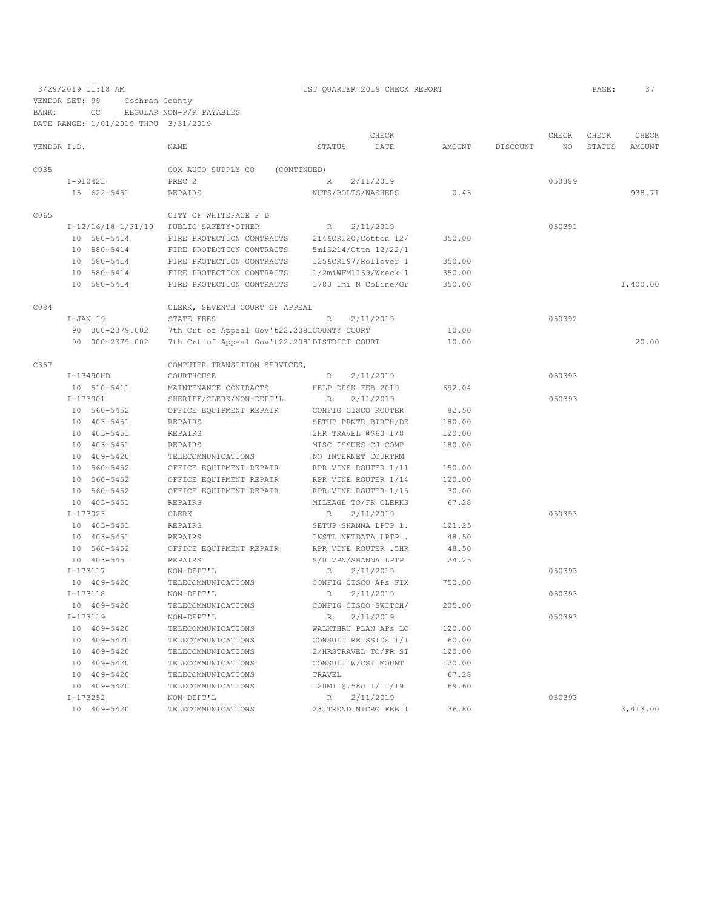3/29/2019 11:18 AM 1ST QUARTER 2019 CHECK REPORT PAGE: 37

VENDOR SET: 99 Cochran County
BANK: CC REGULAR NON-P/R PAYABLES
DATE RANGE: 1/01/2019 THRU 3/31/2019

| VENDOR I.D. | NAME | STATUS | CHECK DATE | AMOUNT | DISCOUNT | CHECK NO | CHECK STATUS | CHECK AMOUNT |
|---|---|---|---|---|---|---|---|---|
| C035 | COX AUTO SUPPLY CO (CONTINUED) | | | | | | | |
| I-910423 | PREC 2 | R | 2/11/2019 | | | 050389 | | |
| 15 622-5451 | REPAIRS | NUTS/BOLTS/WASHERS | | 0.43 | | | | 938.71 |
| C065 | CITY OF WHITEFACE F D | | | | | | | |
| I-12/16/18-1/31/19 | PUBLIC SAFETY*OTHER | R | 2/11/2019 | | | 050391 | | |
| 10 580-5414 | FIRE PROTECTION CONTRACTS | 214&CR120;Cotton 12/ | | 350.00 | | | | |
| 10 580-5414 | FIRE PROTECTION CONTRACTS | 5miS214/Cttn 12/22/1 | | | | | | |
| 10 580-5414 | FIRE PROTECTION CONTRACTS | 125&CR197/Rollover 1 | | 350.00 | | | | |
| 10 580-5414 | FIRE PROTECTION CONTRACTS | 1/2miWFM1169/Wreck 1 | | 350.00 | | | | |
| 10 580-5414 | FIRE PROTECTION CONTRACTS | 1780 1mi N CoLine/Gr | | 350.00 | | | | 1,400.00 |
| C084 | CLERK, SEVENTH COURT OF APPEAL | | | | | | | |
| I-JAN 19 | STATE FEES | R | 2/11/2019 | | | 050392 | | |
| 90 000-2379.002 | 7th Crt of Appeal Gov't22.2081 | COUNTY COURT | | 10.00 | | | | |
| 90 000-2379.002 | 7th Crt of Appeal Gov't22.2081 | DISTRICT COURT | | 10.00 | | | | 20.00 |
| C367 | COMPUTER TRANSITION SERVICES, | | | | | | | |
| I-13490HD | COURTHOUSE | R | 2/11/2019 | | | 050393 | | |
| 10 510-5411 | MAINTENANCE CONTRACTS | HELP DESK FEB 2019 | | 692.04 | | | | |
| I-173001 | SHERIFF/CLERK/NON-DEPT'L | R | 2/11/2019 | | | 050393 | | |
| 10 560-5452 | OFFICE EQUIPMENT REPAIR | CONFIG CISCO ROUTER | | 82.50 | | | | |
| 10 403-5451 | REPAIRS | SETUP PRNTR BIRTH/DE | | 180.00 | | | | |
| 10 403-5451 | REPAIRS | 2HR TRAVEL @$60 1/8 | | 120.00 | | | | |
| 10 403-5451 | REPAIRS | MISC ISSUES CJ COMP | | 180.00 | | | | |
| 10 409-5420 | TELECOMMUNICATIONS | NO INTERNET COURTRM | | | | | | |
| 10 560-5452 | OFFICE EQUIPMENT REPAIR | RPR VINE ROUTER 1/11 | | 150.00 | | | | |
| 10 560-5452 | OFFICE EQUIPMENT REPAIR | RPR VINE ROUTER 1/14 | | 120.00 | | | | |
| 10 560-5452 | OFFICE EQUIPMENT REPAIR | RPR VINE ROUTER 1/15 | | 30.00 | | | | |
| 10 403-5451 | REPAIRS | MILEAGE TO/FR CLERKS | | 67.28 | | | | |
| I-173023 | CLERK | R | 2/11/2019 | | | 050393 | | |
| 10 403-5451 | REPAIRS | SETUP SHANNA LPTP 1. | | 121.25 | | | | |
| 10 403-5451 | REPAIRS | INSTL NETDATA LPTP . | | 48.50 | | | | |
| 10 560-5452 | OFFICE EQUIPMENT REPAIR | RPR VINE ROUTER .5HR | | 48.50 | | | | |
| 10 403-5451 | REPAIRS | S/U VPN/SHANNA LPTP | | 24.25 | | | | |
| I-173117 | NON-DEPT'L | R | 2/11/2019 | | | 050393 | | |
| 10 409-5420 | TELECOMMUNICATIONS | CONFIG CISCO APs FIX | | 750.00 | | | | |
| I-173118 | NON-DEPT'L | R | 2/11/2019 | | | 050393 | | |
| 10 409-5420 | TELECOMMUNICATIONS | CONFIG CISCO SWITCH/ | | 205.00 | | | | |
| I-173119 | NON-DEPT'L | R | 2/11/2019 | | | 050393 | | |
| 10 409-5420 | TELECOMMUNICATIONS | WALKTHRU PLAN APs LO | | 120.00 | | | | |
| 10 409-5420 | TELECOMMUNICATIONS | CONSULT RE SSIDs 1/1 | | 60.00 | | | | |
| 10 409-5420 | TELECOMMUNICATIONS | 2/HRSTRAVEL TO/FR SI | | 120.00 | | | | |
| 10 409-5420 | TELECOMMUNICATIONS | CONSULT W/CSI MOUNT | | 120.00 | | | | |
| 10 409-5420 | TELECOMMUNICATIONS | TRAVEL | | 67.28 | | | | |
| 10 409-5420 | TELECOMMUNICATIONS | 120MI @.58c 1/11/19 | | 69.60 | | | | |
| I-173252 | NON-DEPT'L | R | 2/11/2019 | | | 050393 | | |
| 10 409-5420 | TELECOMMUNICATIONS | 23 TREND MICRO FEB 1 | | 36.80 | | | | 3,413.00 |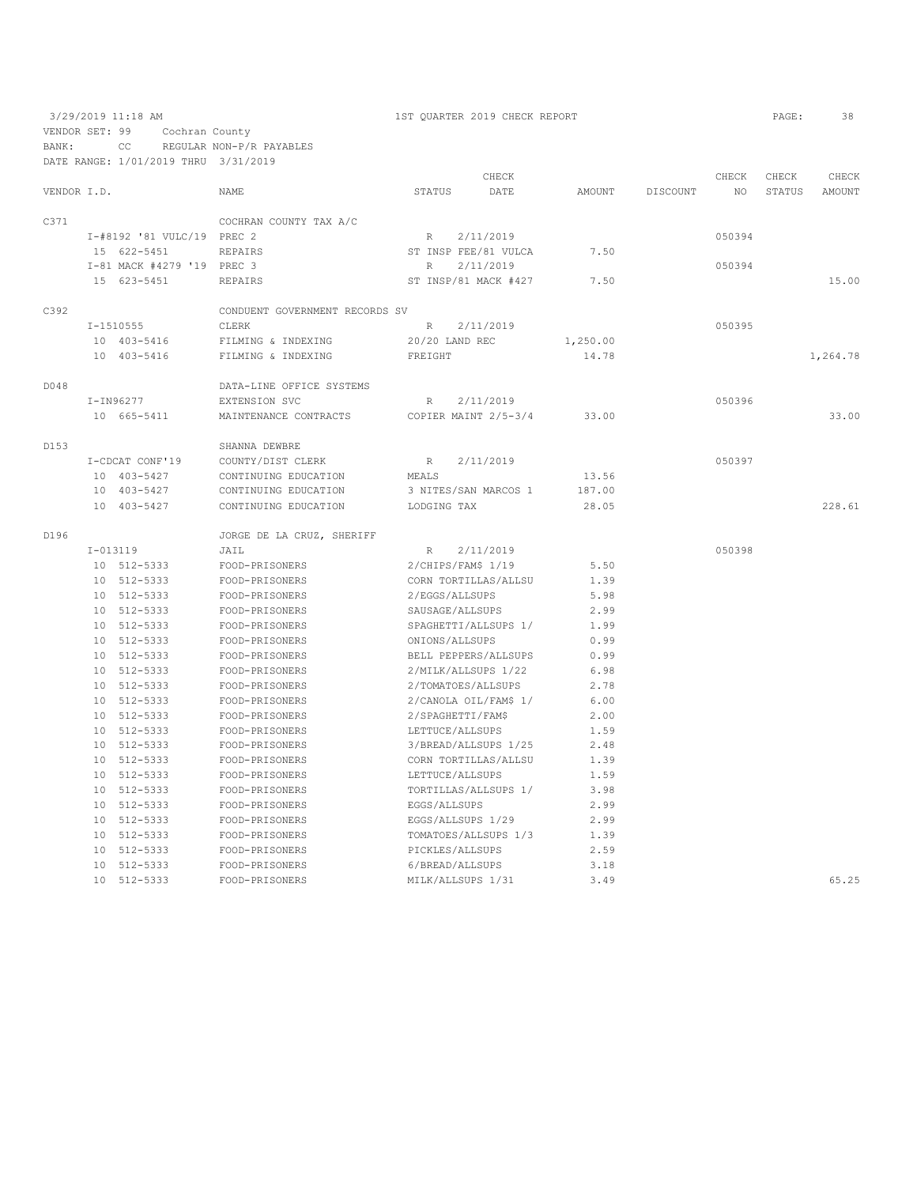3/29/2019 11:18 AM — 1ST QUARTER 2019 CHECK REPORT — PAGE: 38

VENDOR SET: 99 Cochran County
BANK: CC REGULAR NON-P/R PAYABLES
DATE RANGE: 1/01/2019 THRU 3/31/2019

| VENDOR I.D. | NAME | STATUS | CHECK DATE | AMOUNT | DISCOUNT | CHECK NO | CHECK STATUS | CHECK AMOUNT |
|---|---|---|---|---|---|---|---|---|
| C371 | COCHRAN COUNTY TAX A/C | | | | | | | |
| I-#8192 '81 VULC/19 | PREC 2 | R | 2/11/2019 | | | 050394 | | |
| 15 622-5451 | REPAIRS | ST INSP FEE/81 VULCA | | 7.50 | | | | |
| I-81 MACK #4279 '19 | PREC 3 | R | 2/11/2019 | | | 050394 | | |
| 15 623-5451 | REPAIRS | ST INSP/81 MACK #427 | | 7.50 | | | | 15.00 |
| C392 | CONDUENT GOVERNMENT RECORDS SV | | | | | | | |
| I-1510555 | CLERK | R | 2/11/2019 | | | 050395 | | |
| 10 403-5416 | FILMING & INDEXING | 20/20 LAND REC | | 1,250.00 | | | | |
| 10 403-5416 | FILMING & INDEXING | FREIGHT | | 14.78 | | | | 1,264.78 |
| D048 | DATA-LINE OFFICE SYSTEMS | | | | | | | |
| I-IN96277 | EXTENSION SVC | R | 2/11/2019 | | | 050396 | | |
| 10 665-5411 | MAINTENANCE CONTRACTS | COPIER MAINT 2/5-3/4 | | 33.00 | | | | 33.00 |
| D153 | SHANNA DEWBRE | | | | | | | |
| I-CDCAT CONF'19 | COUNTY/DIST CLERK | R | 2/11/2019 | | | 050397 | | |
| 10 403-5427 | CONTINUING EDUCATION | MEALS | | 13.56 | | | | |
| 10 403-5427 | CONTINUING EDUCATION | 3 NITES/SAN MARCOS 1 | | 187.00 | | | | |
| 10 403-5427 | CONTINUING EDUCATION | LODGING TAX | | 28.05 | | | | 228.61 |
| D196 | JORGE DE LA CRUZ, SHERIFF | | | | | | | |
| I-013119 | JAIL | R | 2/11/2019 | | | 050398 | | |
| 10 512-5333 | FOOD-PRISONERS | 2/CHIPS/FAM$ 1/19 | | 5.50 | | | | |
| 10 512-5333 | FOOD-PRISONERS | CORN TORTILLAS/ALLSU | | 1.39 | | | | |
| 10 512-5333 | FOOD-PRISONERS | 2/EGGS/ALLSUPS | | 5.98 | | | | |
| 10 512-5333 | FOOD-PRISONERS | SAUSAGE/ALLSUPS | | 2.99 | | | | |
| 10 512-5333 | FOOD-PRISONERS | SPAGHETTI/ALLSUPS 1/ | | 1.99 | | | | |
| 10 512-5333 | FOOD-PRISONERS | ONIONS/ALLSUPS | | 0.99 | | | | |
| 10 512-5333 | FOOD-PRISONERS | BELL PEPPERS/ALLSUPS | | 0.99 | | | | |
| 10 512-5333 | FOOD-PRISONERS | 2/MILK/ALLSUPS 1/22 | | 6.98 | | | | |
| 10 512-5333 | FOOD-PRISONERS | 2/TOMATOES/ALLSUPS | | 2.78 | | | | |
| 10 512-5333 | FOOD-PRISONERS | 2/CANOLA OIL/FAM$ 1/ | | 6.00 | | | | |
| 10 512-5333 | FOOD-PRISONERS | 2/SPAGHETTI/FAM$ | | 2.00 | | | | |
| 10 512-5333 | FOOD-PRISONERS | LETTUCE/ALLSUPS | | 1.59 | | | | |
| 10 512-5333 | FOOD-PRISONERS | 3/BREAD/ALLSUPS 1/25 | | 2.48 | | | | |
| 10 512-5333 | FOOD-PRISONERS | CORN TORTILLAS/ALLSU | | 1.39 | | | | |
| 10 512-5333 | FOOD-PRISONERS | LETTUCE/ALLSUPS | | 1.59 | | | | |
| 10 512-5333 | FOOD-PRISONERS | TORTILLAS/ALLSUPS 1/ | | 3.98 | | | | |
| 10 512-5333 | FOOD-PRISONERS | EGGS/ALLSUPS | | 2.99 | | | | |
| 10 512-5333 | FOOD-PRISONERS | EGGS/ALLSUPS 1/29 | | 2.99 | | | | |
| 10 512-5333 | FOOD-PRISONERS | TOMATOES/ALLSUPS 1/3 | | 1.39 | | | | |
| 10 512-5333 | FOOD-PRISONERS | PICKLES/ALLSUPS | | 2.59 | | | | |
| 10 512-5333 | FOOD-PRISONERS | 6/BREAD/ALLSUPS | | 3.18 | | | | |
| 10 512-5333 | FOOD-PRISONERS | MILK/ALLSUPS 1/31 | | 3.49 | | | | 65.25 |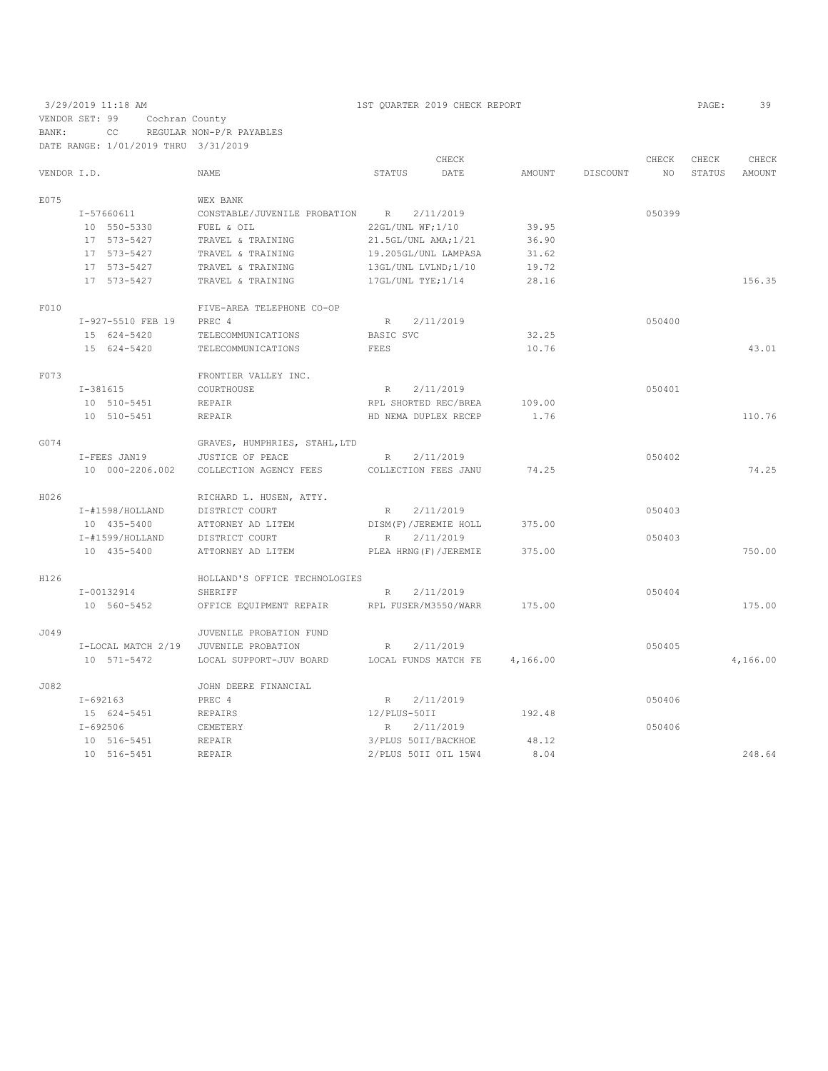3/29/2019 11:18 AM — 1ST QUARTER 2019 CHECK REPORT

VENDOR SET: 99 Cochran County
BANK: CC REGULAR NON-P/R PAYABLES
DATE RANGE: 1/01/2019 THRU 3/31/2019

| VENDOR I.D. | NAME | STATUS | CHECK DATE | AMOUNT | DISCOUNT | CHECK NO | CHECK STATUS | CHECK AMOUNT |
|---|---|---|---|---|---|---|---|---|
| E075 | WEX BANK | | | | | | | |
| I-57660611 | CONSTABLE/JUVENILE PROBATION | R | 2/11/2019 | | | 050399 | | |
| 10 550-5330 | FUEL & OIL | 22GL/UNL WF;1/10 | | 39.95 | | | | |
| 17 573-5427 | TRAVEL & TRAINING | 21.5GL/UNL AMA;1/21 | | 36.90 | | | | |
| 17 573-5427 | TRAVEL & TRAINING | 19.205GL/UNL LAMPASA | | 31.62 | | | | |
| 17 573-5427 | TRAVEL & TRAINING | 13GL/UNL LVLND;1/10 | | 19.72 | | | | |
| 17 573-5427 | TRAVEL & TRAINING | 17GL/UNL TYE;1/14 | | 28.16 | | | | 156.35 |
| F010 | FIVE-AREA TELEPHONE CO-OP | | | | | | | |
| I-927-5510 FEB 19 | PREC 4 | R | 2/11/2019 | | | 050400 | | |
| 15 624-5420 | TELECOMMUNICATIONS | BASIC SVC | | 32.25 | | | | |
| 15 624-5420 | TELECOMMUNICATIONS | FEES | | 10.76 | | | | 43.01 |
| F073 | FRONTIER VALLEY INC. | | | | | | | |
| I-381615 | COURTHOUSE | R | 2/11/2019 | | | 050401 | | |
| 10 510-5451 | REPAIR | RPL SHORTED REC/BREA | | 109.00 | | | | |
| 10 510-5451 | REPAIR | HD NEMA DUPLEX RECEP | | 1.76 | | | | 110.76 |
| G074 | GRAVES, HUMPHRIES, STAHL,LTD | | | | | | | |
| I-FEES JAN19 | JUSTICE OF PEACE | R | 2/11/2019 | | | 050402 | | |
| 10 000-2206.002 | COLLECTION AGENCY FEES | COLLECTION FEES JANU | | 74.25 | | | | 74.25 |
| H026 | RICHARD L. HUSEN, ATTY. | | | | | | | |
| I-#1598/HOLLAND | DISTRICT COURT | R | 2/11/2019 | | | 050403 | | |
| 10 435-5400 | ATTORNEY AD LITEM | DISM(F)/JEREMIE HOLL | | 375.00 | | | | |
| I-#1599/HOLLAND | DISTRICT COURT | R | 2/11/2019 | | | 050403 | | |
| 10 435-5400 | ATTORNEY AD LITEM | PLEA HRNG(F)/JEREMIE | | 375.00 | | | | 750.00 |
| H126 | HOLLAND'S OFFICE TECHNOLOGIES | | | | | | | |
| I-00132914 | SHERIFF | R | 2/11/2019 | | | 050404 | | |
| 10 560-5452 | OFFICE EQUIPMENT REPAIR | RPL FUSER/M3550/WARR | | 175.00 | | | | 175.00 |
| J049 | JUVENILE PROBATION FUND | | | | | | | |
| I-LOCAL MATCH 2/19 | JUVENILE PROBATION | R | 2/11/2019 | | | 050405 | | |
| 10 571-5472 | LOCAL SUPPORT-JUV BOARD | LOCAL FUNDS MATCH FE | | 4,166.00 | | | | 4,166.00 |
| J082 | JOHN DEERE FINANCIAL | | | | | | | |
| I-692163 | PREC 4 | R | 2/11/2019 | | | 050406 | | |
| 15 624-5451 | REPAIRS | 12/PLUS-50II | | 192.48 | | | | |
| I-692506 | CEMETERY | R | 2/11/2019 | | | 050406 | | |
| 10 516-5451 | REPAIR | 3/PLUS 50II/BACKHOE | | 48.12 | | | | |
| 10 516-5451 | REPAIR | 2/PLUS 50II OIL 15W4 | | 8.04 | | | | 248.64 |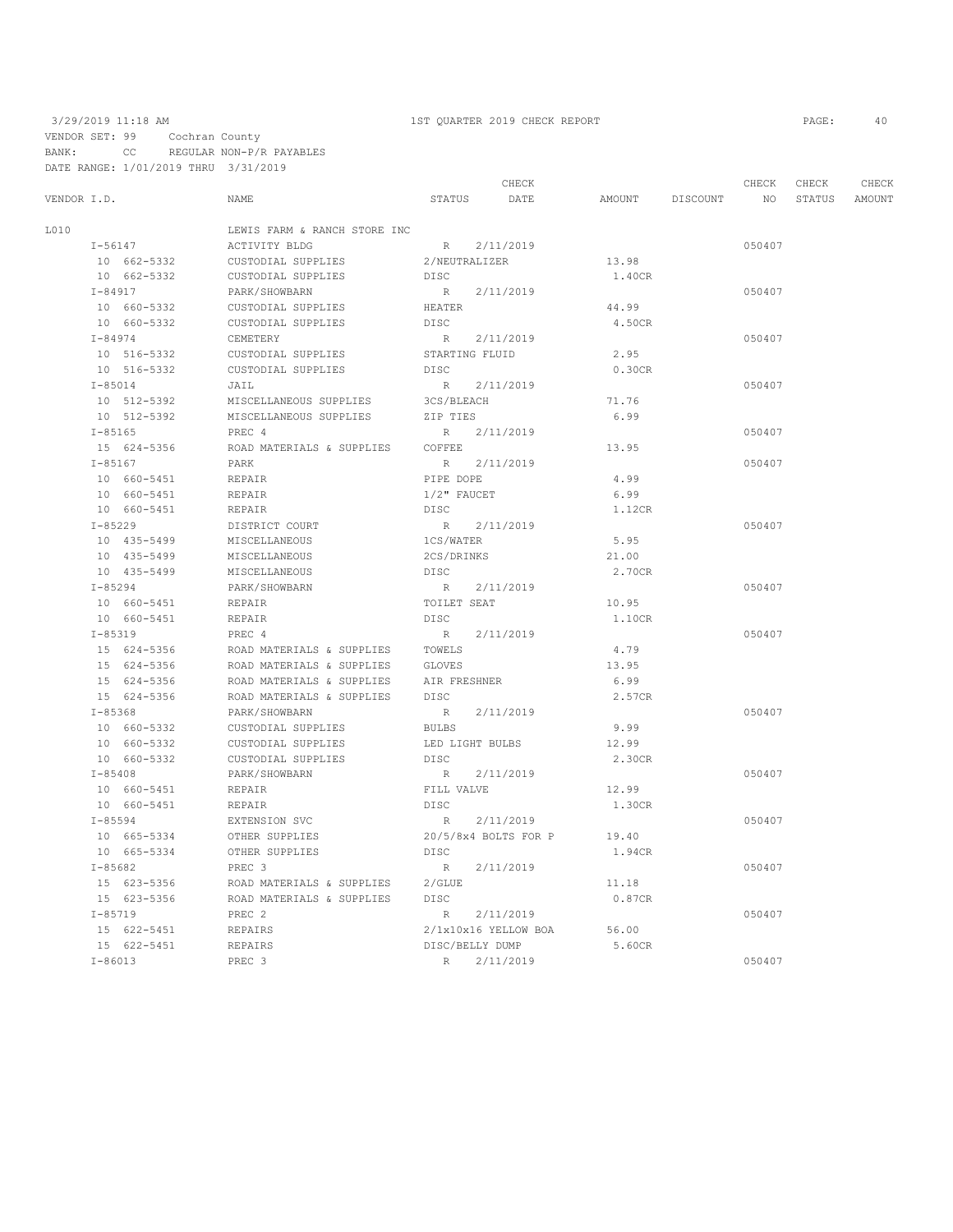3/29/2019 11:18 AM 1ST QUARTER 2019 CHECK REPORT

VENDOR SET: 99 Cochran County
BANK: CC REGULAR NON-P/R PAYABLES
DATE RANGE: 1/01/2019 THRU 3/31/2019

| VENDOR I.D. | NAME | STATUS | CHECK DATE | AMOUNT | DISCOUNT | CHECK NO | CHECK STATUS | CHECK AMOUNT |
|---|---|---|---|---|---|---|---|---|
| L010 | LEWIS FARM & RANCH STORE INC | | | | | | | |
| I-56147 | ACTIVITY BLDG | R | 2/11/2019 | | | 050407 | | |
| 10 662-5332 | CUSTODIAL SUPPLIES | 2/NEUTRALIZER | | 13.98 | | | | |
| 10 662-5332 | CUSTODIAL SUPPLIES | DISC | | 1.40CR | | | | |
| I-84917 | PARK/SHOWBARN | R | 2/11/2019 | | | 050407 | | |
| 10 660-5332 | CUSTODIAL SUPPLIES | HEATER | | 44.99 | | | | |
| 10 660-5332 | CUSTODIAL SUPPLIES | DISC | | 4.50CR | | | | |
| I-84974 | CEMETERY | R | 2/11/2019 | | | 050407 | | |
| 10 516-5332 | CUSTODIAL SUPPLIES | STARTING FLUID | | 2.95 | | | | |
| 10 516-5332 | CUSTODIAL SUPPLIES | DISC | | 0.30CR | | | | |
| I-85014 | JAIL | R | 2/11/2019 | | | 050407 | | |
| 10 512-5392 | MISCELLANEOUS SUPPLIES | 3CS/BLEACH | | 71.76 | | | | |
| 10 512-5392 | MISCELLANEOUS SUPPLIES | ZIP TIES | | 6.99 | | | | |
| I-85165 | PREC 4 | R | 2/11/2019 | | | 050407 | | |
| 15 624-5356 | ROAD MATERIALS & SUPPLIES | COFFEE | | 13.95 | | | | |
| I-85167 | PARK | R | 2/11/2019 | | | 050407 | | |
| 10 660-5451 | REPAIR | PIPE DOPE | | 4.99 | | | | |
| 10 660-5451 | REPAIR | 1/2" FAUCET | | 6.99 | | | | |
| 10 660-5451 | REPAIR | DISC | | 1.12CR | | | | |
| I-85229 | DISTRICT COURT | R | 2/11/2019 | | | 050407 | | |
| 10 435-5499 | MISCELLANEOUS | 1CS/WATER | | 5.95 | | | | |
| 10 435-5499 | MISCELLANEOUS | 2CS/DRINKS | | 21.00 | | | | |
| 10 435-5499 | MISCELLANEOUS | DISC | | 2.70CR | | | | |
| I-85294 | PARK/SHOWBARN | R | 2/11/2019 | | | 050407 | | |
| 10 660-5451 | REPAIR | TOILET SEAT | | 10.95 | | | | |
| 10 660-5451 | REPAIR | DISC | | 1.10CR | | | | |
| I-85319 | PREC 4 | R | 2/11/2019 | | | 050407 | | |
| 15 624-5356 | ROAD MATERIALS & SUPPLIES | TOWELS | | 4.79 | | | | |
| 15 624-5356 | ROAD MATERIALS & SUPPLIES | GLOVES | | 13.95 | | | | |
| 15 624-5356 | ROAD MATERIALS & SUPPLIES | AIR FRESHNER | | 6.99 | | | | |
| 15 624-5356 | ROAD MATERIALS & SUPPLIES | DISC | | 2.57CR | | | | |
| I-85368 | PARK/SHOWBARN | R | 2/11/2019 | | | 050407 | | |
| 10 660-5332 | CUSTODIAL SUPPLIES | BULBS | | 9.99 | | | | |
| 10 660-5332 | CUSTODIAL SUPPLIES | LED LIGHT BULBS | | 12.99 | | | | |
| 10 660-5332 | CUSTODIAL SUPPLIES | DISC | | 2.30CR | | | | |
| I-85408 | PARK/SHOWBARN | R | 2/11/2019 | | | 050407 | | |
| 10 660-5451 | REPAIR | FILL VALVE | | 12.99 | | | | |
| 10 660-5451 | REPAIR | DISC | | 1.30CR | | | | |
| I-85594 | EXTENSION SVC | R | 2/11/2019 | | | 050407 | | |
| 10 665-5334 | OTHER SUPPLIES | 20/5/8x4 BOLTS FOR P | | 19.40 | | | | |
| 10 665-5334 | OTHER SUPPLIES | DISC | | 1.94CR | | | | |
| I-85682 | PREC 3 | R | 2/11/2019 | | | 050407 | | |
| 15 623-5356 | ROAD MATERIALS & SUPPLIES | 2/GLUE | | 11.18 | | | | |
| 15 623-5356 | ROAD MATERIALS & SUPPLIES | DISC | | 0.87CR | | | | |
| I-85719 | PREC 2 | R | 2/11/2019 | | | 050407 | | |
| 15 622-5451 | REPAIRS | 2/1x10x16 YELLOW BOA | | 56.00 | | | | |
| 15 622-5451 | REPAIRS | DISC/BELLY DUMP | | 5.60CR | | | | |
| I-86013 | PREC 3 | R | 2/11/2019 | | | 050407 | | |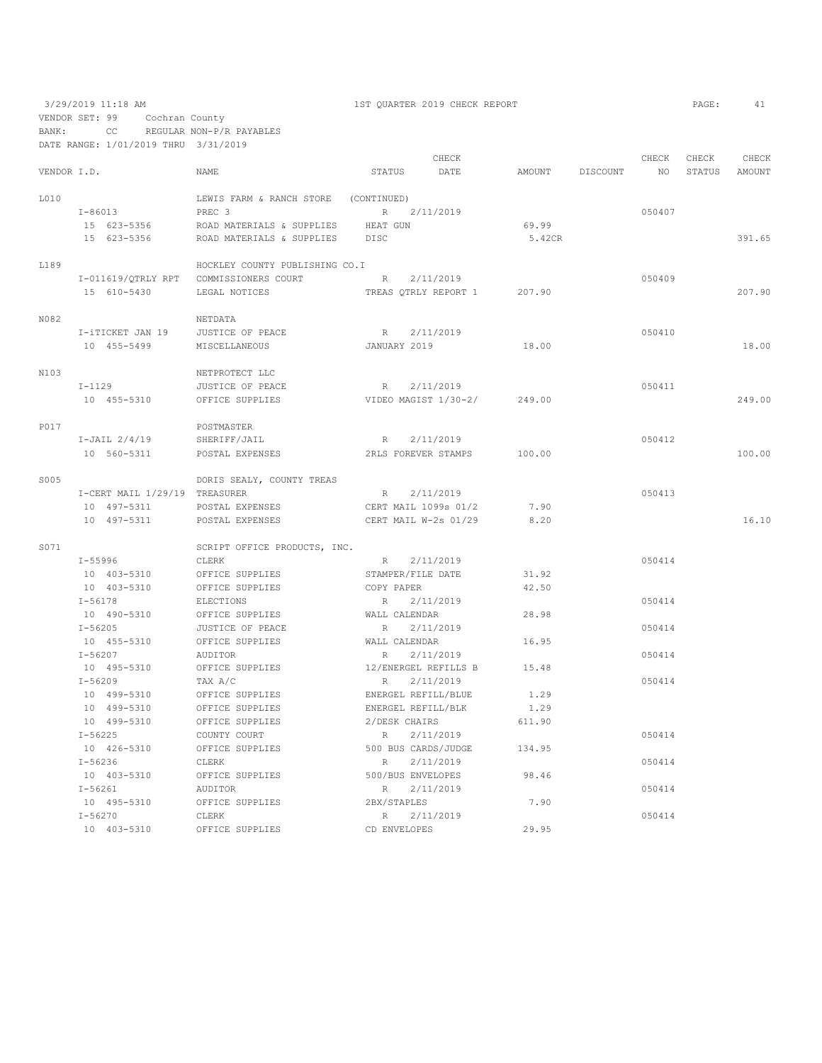3/29/2019 11:18 AM 1ST QUARTER 2019 CHECK REPORT

VENDOR SET: 99 Cochran County
BANK: CC REGULAR NON-P/R PAYABLES
DATE RANGE: 1/01/2019 THRU 3/31/2019

| VENDOR I.D. | NAME | STATUS | CHECK DATE | AMOUNT | DISCOUNT | CHECK NO | CHECK STATUS | CHECK AMOUNT |
|---|---|---|---|---|---|---|---|---|
| L010 | LEWIS FARM & RANCH STORE (CONTINUED) | | | | | | | |
| I-86013 | PREC 3 | R | 2/11/2019 | | | 050407 | | |
| 15 623-5356 | ROAD MATERIALS & SUPPLIES | HEAT GUN | | 69.99 | | | | |
| 15 623-5356 | ROAD MATERIALS & SUPPLIES | DISC | | 5.42CR | | | | 391.65 |
| L189 | HOCKLEY COUNTY PUBLISHING CO.I | | | | | | | |
| I-011619/QTRLY RPT | COMMISSIONERS COURT | R | 2/11/2019 | | | 050409 | | |
| 15 610-5430 | LEGAL NOTICES | TREAS QTRLY REPORT 1 | | 207.90 | | | | 207.90 |
| N082 | NETDATA | | | | | | | |
| I-iTICKET JAN 19 | JUSTICE OF PEACE | R | 2/11/2019 | | | 050410 | | |
| 10 455-5499 | MISCELLANEOUS | JANUARY 2019 | | 18.00 | | | | 18.00 |
| N103 | NETPROTECT LLC | | | | | | | |
| I-1129 | JUSTICE OF PEACE | R | 2/11/2019 | | | 050411 | | |
| 10 455-5310 | OFFICE SUPPLIES | VIDEO MAGIST 1/30-2/ | | 249.00 | | | | 249.00 |
| P017 | POSTMASTER | | | | | | | |
| I-JAIL 2/4/19 | SHERIFF/JAIL | R | 2/11/2019 | | | 050412 | | |
| 10 560-5311 | POSTAL EXPENSES | 2RLS FOREVER STAMPS | | 100.00 | | | | 100.00 |
| S005 | DORIS SEALY, COUNTY TREAS | | | | | | | |
| I-CERT MAIL 1/29/19 | TREASURER | R | 2/11/2019 | | | 050413 | | |
| 10 497-5311 | POSTAL EXPENSES | CERT MAIL 1099s 01/2 | | 7.90 | | | | |
| 10 497-5311 | POSTAL EXPENSES | CERT MAIL W-2s 01/29 | | 8.20 | | | | 16.10 |
| S071 | SCRIPT OFFICE PRODUCTS, INC. | | | | | | | |
| I-55996 | CLERK | R | 2/11/2019 | | | 050414 | | |
| 10 403-5310 | OFFICE SUPPLIES | STAMPER/FILE DATE | | 31.92 | | | | |
| 10 403-5310 | OFFICE SUPPLIES | COPY PAPER | | 42.50 | | | | |
| I-56178 | ELECTIONS | R | 2/11/2019 | | | 050414 | | |
| 10 490-5310 | OFFICE SUPPLIES | WALL CALENDAR | | 28.98 | | | | |
| I-56205 | JUSTICE OF PEACE | R | 2/11/2019 | | | 050414 | | |
| 10 455-5310 | OFFICE SUPPLIES | WALL CALENDAR | | 16.95 | | | | |
| I-56207 | AUDITOR | R | 2/11/2019 | | | 050414 | | |
| 10 495-5310 | OFFICE SUPPLIES | 12/ENERGEL REFILLS B | | 15.48 | | | | |
| I-56209 | TAX A/C | R | 2/11/2019 | | | 050414 | | |
| 10 499-5310 | OFFICE SUPPLIES | ENERGEL REFILL/BLUE | | 1.29 | | | | |
| 10 499-5310 | OFFICE SUPPLIES | ENERGEL REFILL/BLK | | 1.29 | | | | |
| 10 499-5310 | OFFICE SUPPLIES | 2/DESK CHAIRS | | 611.90 | | | | |
| I-56225 | COUNTY COURT | R | 2/11/2019 | | | 050414 | | |
| 10 426-5310 | OFFICE SUPPLIES | 500 BUS CARDS/JUDGE | | 134.95 | | | | |
| I-56236 | CLERK | R | 2/11/2019 | | | 050414 | | |
| 10 403-5310 | OFFICE SUPPLIES | 500/BUS ENVELOPES | | 98.46 | | | | |
| I-56261 | AUDITOR | R | 2/11/2019 | | | 050414 | | |
| 10 495-5310 | OFFICE SUPPLIES | 2BX/STAPLES | | 7.90 | | | | |
| I-56270 | CLERK | R | 2/11/2019 | | | 050414 | | |
| 10 403-5310 | OFFICE SUPPLIES | CD ENVELOPES | | 29.95 | | | | |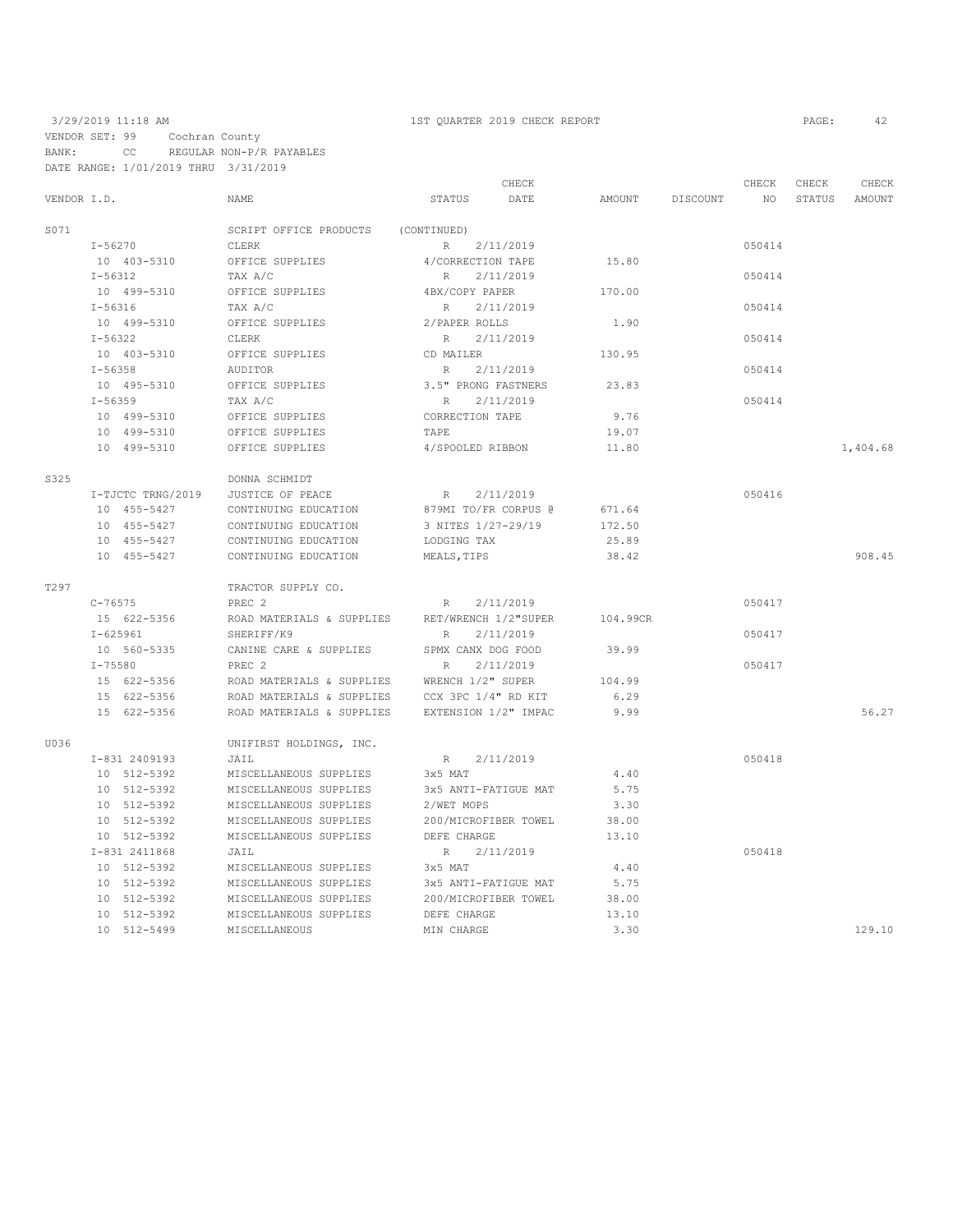VENDOR SET: 99 Cochran County
BANK: CC REGULAR NON-P/R PAYABLES
DATE RANGE: 1/01/2019 THRU 3/31/2019

| VENDOR I.D. | NAME | STATUS | CHECK DATE | AMOUNT | DISCOUNT | CHECK NO | CHECK STATUS | CHECK AMOUNT |
|---|---|---|---|---|---|---|---|---|
| S071 | SCRIPT OFFICE PRODUCTS | (CONTINUED) | | | | | | |
| I-56270 | CLERK | R | 2/11/2019 | | | 050414 | | |
| 10 403-5310 | OFFICE SUPPLIES | 4/CORRECTION TAPE | | 15.80 | | | | |
| I-56312 | TAX A/C | R | 2/11/2019 | | | 050414 | | |
| 10 499-5310 | OFFICE SUPPLIES | 4BX/COPY PAPER | | 170.00 | | | | |
| I-56316 | TAX A/C | R | 2/11/2019 | | | 050414 | | |
| 10 499-5310 | OFFICE SUPPLIES | 2/PAPER ROLLS | | 1.90 | | | | |
| I-56322 | CLERK | R | 2/11/2019 | | | 050414 | | |
| 10 403-5310 | OFFICE SUPPLIES | CD MAILER | | 130.95 | | | | |
| I-56358 | AUDITOR | R | 2/11/2019 | | | 050414 | | |
| 10 495-5310 | OFFICE SUPPLIES | 3.5" PRONG FASTNERS | | 23.83 | | | | |
| I-56359 | TAX A/C | R | 2/11/2019 | | | 050414 | | |
| 10 499-5310 | OFFICE SUPPLIES | CORRECTION TAPE | | 9.76 | | | | |
| 10 499-5310 | OFFICE SUPPLIES | TAPE | | 19.07 | | | | |
| 10 499-5310 | OFFICE SUPPLIES | 4/SPOOLED RIBBON | | 11.80 | | | | 1,404.68 |
| S325 | DONNA SCHMIDT | | | | | | | |
| I-TJCTC TRNG/2019 | JUSTICE OF PEACE | R | 2/11/2019 | | | 050416 | | |
| 10 455-5427 | CONTINUING EDUCATION | 879MI TO/FR CORPUS @ | | 671.64 | | | | |
| 10 455-5427 | CONTINUING EDUCATION | 3 NITES 1/27-29/19 | | 172.50 | | | | |
| 10 455-5427 | CONTINUING EDUCATION | LODGING TAX | | 25.89 | | | | |
| 10 455-5427 | CONTINUING EDUCATION | MEALS,TIPS | | 38.42 | | | | 908.45 |
| T297 | TRACTOR SUPPLY CO. | | | | | | | |
| C-76575 | PREC 2 | R | 2/11/2019 | | | 050417 | | |
| 15 622-5356 | ROAD MATERIALS & SUPPLIES | RET/WRENCH 1/2"SUPER | | 104.99CR | | | | |
| I-625961 | SHERIFF/K9 | R | 2/11/2019 | | | 050417 | | |
| 10 560-5335 | CANINE CARE & SUPPLIES | SPMX CANX DOG FOOD | | 39.99 | | | | |
| I-75580 | PREC 2 | R | 2/11/2019 | | | 050417 | | |
| 15 622-5356 | ROAD MATERIALS & SUPPLIES | WRENCH 1/2" SUPER | | 104.99 | | | | |
| 15 622-5356 | ROAD MATERIALS & SUPPLIES | CCX 3PC 1/4" RD KIT | | 6.29 | | | | |
| 15 622-5356 | ROAD MATERIALS & SUPPLIES | EXTENSION 1/2" IMPAC | | 9.99 | | | | 56.27 |
| U036 | UNIFIRST HOLDINGS, INC. | | | | | | | |
| I-831 2409193 | JAIL | R | 2/11/2019 | | | 050418 | | |
| 10 512-5392 | MISCELLANEOUS SUPPLIES | 3x5 MAT | | 4.40 | | | | |
| 10 512-5392 | MISCELLANEOUS SUPPLIES | 3x5 ANTI-FATIGUE MAT | | 5.75 | | | | |
| 10 512-5392 | MISCELLANEOUS SUPPLIES | 2/WET MOPS | | 3.30 | | | | |
| 10 512-5392 | MISCELLANEOUS SUPPLIES | 200/MICROFIBER TOWEL | | 38.00 | | | | |
| 10 512-5392 | MISCELLANEOUS SUPPLIES | DEFE CHARGE | | 13.10 | | | | |
| I-831 2411868 | JAIL | R | 2/11/2019 | | | 050418 | | |
| 10 512-5392 | MISCELLANEOUS SUPPLIES | 3x5 MAT | | 4.40 | | | | |
| 10 512-5392 | MISCELLANEOUS SUPPLIES | 3x5 ANTI-FATIGUE MAT | | 5.75 | | | | |
| 10 512-5392 | MISCELLANEOUS SUPPLIES | 200/MICROFIBER TOWEL | | 38.00 | | | | |
| 10 512-5392 | MISCELLANEOUS SUPPLIES | DEFE CHARGE | | 13.10 | | | | |
| 10 512-5499 | MISCELLANEOUS | MIN CHARGE | | 3.30 | | | | 129.10 |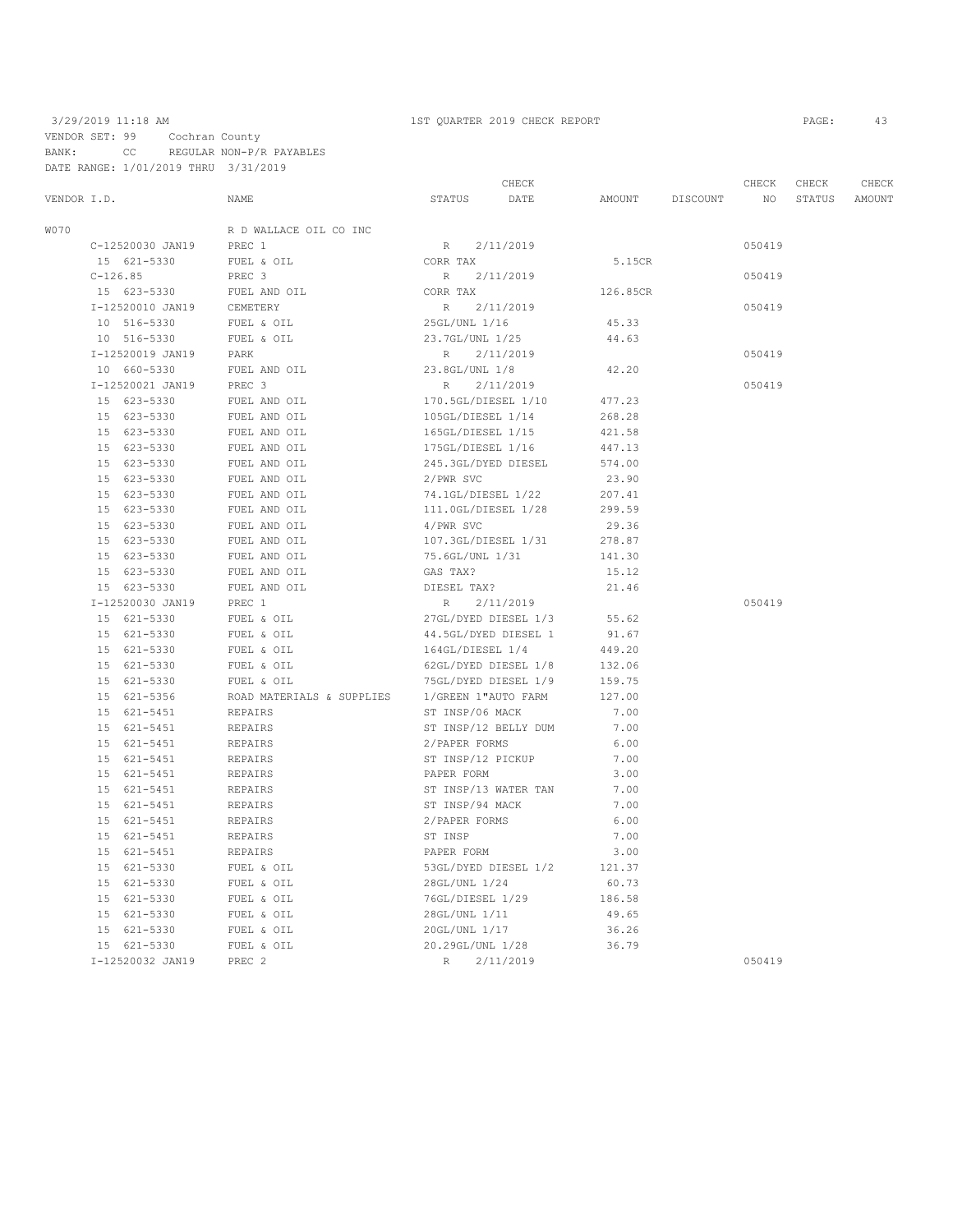3/29/2019 11:18 AM 1ST QUARTER 2019 CHECK REPORT PAGE: 43

VENDOR SET: 99 Cochran County
BANK: CC REGULAR NON-P/R PAYABLES
DATE RANGE: 1/01/2019 THRU 3/31/2019

| VENDOR I.D. | NAME | STATUS | CHECK DATE | AMOUNT | DISCOUNT | CHECK NO | CHECK STATUS | CHECK AMOUNT |
|---|---|---|---|---|---|---|---|---|
| W070 | R D WALLACE OIL CO INC | | | | | | | |
| C-12520030 JAN19 | PREC 1 | R | 2/11/2019 | | | 050419 | | |
| 15 621-5330 | FUEL & OIL | CORR TAX | | 5.15CR | | | | |
| C-126.85 | PREC 3 | R | 2/11/2019 | | | 050419 | | |
| 15 623-5330 | FUEL AND OIL | CORR TAX | | 126.85CR | | | | |
| I-12520010 JAN19 | CEMETERY | R | 2/11/2019 | | | 050419 | | |
| 10 516-5330 | FUEL & OIL | 25GL/UNL 1/16 | | 45.33 | | | | |
| 10 516-5330 | FUEL & OIL | 23.7GL/UNL 1/25 | | 44.63 | | | | |
| I-12520019 JAN19 | PARK | R | 2/11/2019 | | | 050419 | | |
| 10 660-5330 | FUEL AND OIL | 23.8GL/UNL 1/8 | | 42.20 | | | | |
| I-12520021 JAN19 | PREC 3 | R | 2/11/2019 | | | 050419 | | |
| 15 623-5330 | FUEL AND OIL | 170.5GL/DIESEL 1/10 | | 477.23 | | | | |
| 15 623-5330 | FUEL AND OIL | 105GL/DIESEL 1/14 | | 268.28 | | | | |
| 15 623-5330 | FUEL AND OIL | 165GL/DIESEL 1/15 | | 421.58 | | | | |
| 15 623-5330 | FUEL AND OIL | 175GL/DIESEL 1/16 | | 447.13 | | | | |
| 15 623-5330 | FUEL AND OIL | 245.3GL/DYED DIESEL | | 574.00 | | | | |
| 15 623-5330 | FUEL AND OIL | 2/PWR SVC | | 23.90 | | | | |
| 15 623-5330 | FUEL AND OIL | 74.1GL/DIESEL 1/22 | | 207.41 | | | | |
| 15 623-5330 | FUEL AND OIL | 111.0GL/DIESEL 1/28 | | 299.59 | | | | |
| 15 623-5330 | FUEL AND OIL | 4/PWR SVC | | 29.36 | | | | |
| 15 623-5330 | FUEL AND OIL | 107.3GL/DIESEL 1/31 | | 278.87 | | | | |
| 15 623-5330 | FUEL AND OIL | 75.6GL/UNL 1/31 | | 141.30 | | | | |
| 15 623-5330 | FUEL AND OIL | GAS TAX? | | 15.12 | | | | |
| 15 623-5330 | FUEL AND OIL | DIESEL TAX? | | 21.46 | | | | |
| I-12520030 JAN19 | PREC 1 | R | 2/11/2019 | | | 050419 | | |
| 15 621-5330 | FUEL & OIL | 27GL/DYED DIESEL 1/3 | | 55.62 | | | | |
| 15 621-5330 | FUEL & OIL | 44.5GL/DYED DIESEL 1 | | 91.67 | | | | |
| 15 621-5330 | FUEL & OIL | 164GL/DIESEL 1/4 | | 449.20 | | | | |
| 15 621-5330 | FUEL & OIL | 62GL/DYED DIESEL 1/8 | | 132.06 | | | | |
| 15 621-5330 | FUEL & OIL | 75GL/DYED DIESEL 1/9 | | 159.75 | | | | |
| 15 621-5356 | ROAD MATERIALS & SUPPLIES | 1/GREEN 1"AUTO FARM | | 127.00 | | | | |
| 15 621-5451 | REPAIRS | ST INSP/06 MACK | | 7.00 | | | | |
| 15 621-5451 | REPAIRS | ST INSP/12 BELLY DUM | | 7.00 | | | | |
| 15 621-5451 | REPAIRS | 2/PAPER FORMS | | 6.00 | | | | |
| 15 621-5451 | REPAIRS | ST INSP/12 PICKUP | | 7.00 | | | | |
| 15 621-5451 | REPAIRS | PAPER FORM | | 3.00 | | | | |
| 15 621-5451 | REPAIRS | ST INSP/13 WATER TAN | | 7.00 | | | | |
| 15 621-5451 | REPAIRS | ST INSP/94 MACK | | 7.00 | | | | |
| 15 621-5451 | REPAIRS | 2/PAPER FORMS | | 6.00 | | | | |
| 15 621-5451 | REPAIRS | ST INSP | | 7.00 | | | | |
| 15 621-5451 | REPAIRS | PAPER FORM | | 3.00 | | | | |
| 15 621-5330 | FUEL & OIL | 53GL/DYED DIESEL 1/2 | | 121.37 | | | | |
| 15 621-5330 | FUEL & OIL | 28GL/UNL 1/24 | | 60.73 | | | | |
| 15 621-5330 | FUEL & OIL | 76GL/DIESEL 1/29 | | 186.58 | | | | |
| 15 621-5330 | FUEL & OIL | 28GL/UNL 1/11 | | 49.65 | | | | |
| 15 621-5330 | FUEL & OIL | 20GL/UNL 1/17 | | 36.26 | | | | |
| 15 621-5330 | FUEL & OIL | 20.29GL/UNL 1/28 | | 36.79 | | | | |
| I-12520032 JAN19 | PREC 2 | R | 2/11/2019 | | | 050419 | | |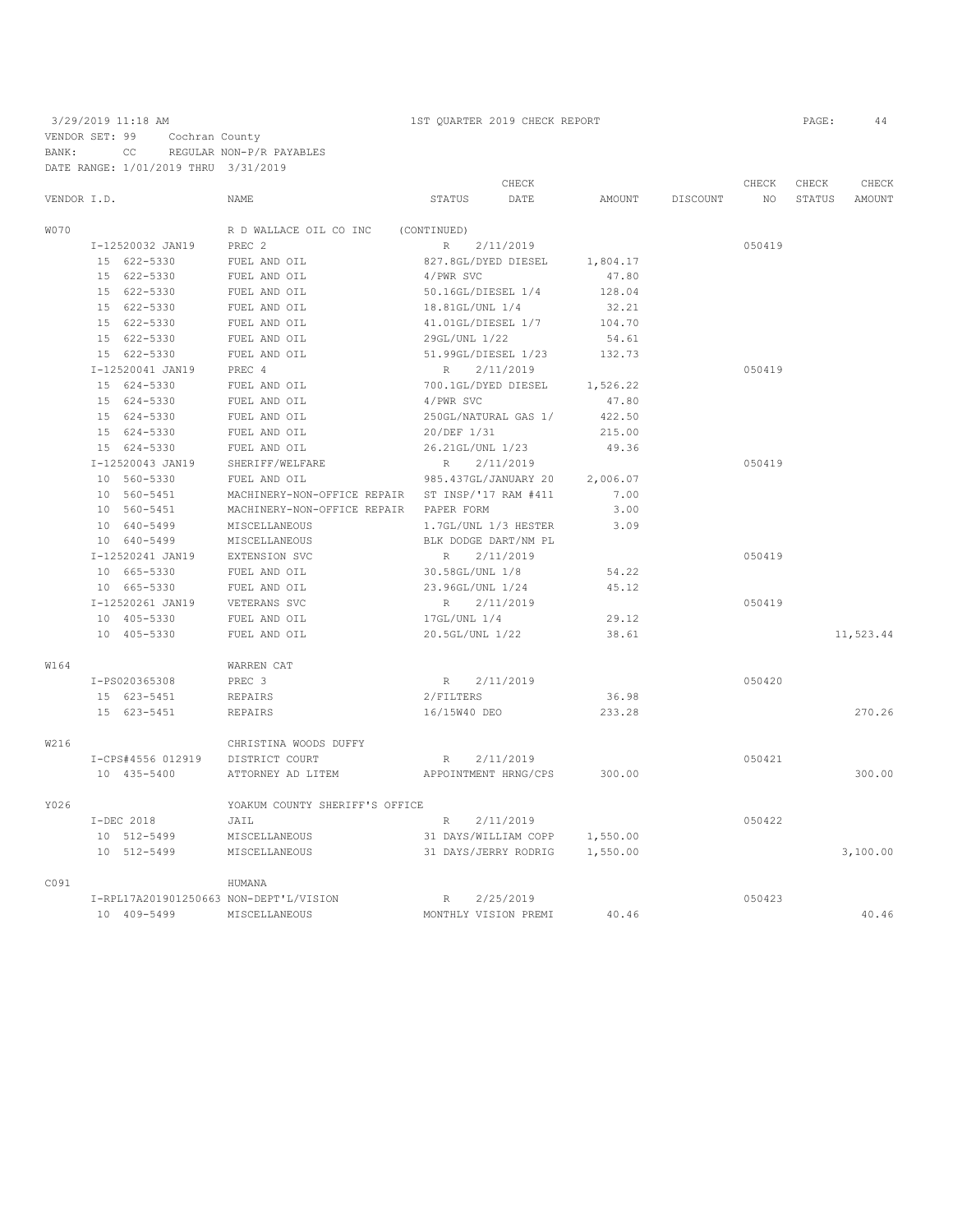3/29/2019 11:18 AM — 1ST QUARTER 2019 CHECK REPORT

VENDOR SET: 99 Cochran County
BANK: CC REGULAR NON-P/R PAYABLES
DATE RANGE: 1/01/2019 THRU 3/31/2019

| VENDOR I.D. | NAME | STATUS | CHECK DATE | AMOUNT | DISCOUNT | CHECK NO | CHECK STATUS | CHECK AMOUNT |
|---|---|---|---|---|---|---|---|---|
| W070 | R D WALLACE OIL CO INC | (CONTINUED) | | | | | | |
| I-12520032 JAN19 | PREC 2 | R | 2/11/2019 | | | 050419 | | |
| 15 622-5330 | FUEL AND OIL | 827.8GL/DYED DIESEL | | 1,804.17 | | | | |
| 15 622-5330 | FUEL AND OIL | 4/PWR SVC | | 47.80 | | | | |
| 15 622-5330 | FUEL AND OIL | 50.16GL/DIESEL 1/4 | | 128.04 | | | | |
| 15 622-5330 | FUEL AND OIL | 18.81GL/UNL 1/4 | | 32.21 | | | | |
| 15 622-5330 | FUEL AND OIL | 41.01GL/DIESEL 1/7 | | 104.70 | | | | |
| 15 622-5330 | FUEL AND OIL | 29GL/UNL 1/22 | | 54.61 | | | | |
| 15 622-5330 | FUEL AND OIL | 51.99GL/DIESEL 1/23 | | 132.73 | | | | |
| I-12520041 JAN19 | PREC 4 | R | 2/11/2019 | | | 050419 | | |
| 15 624-5330 | FUEL AND OIL | 700.1GL/DYED DIESEL | | 1,526.22 | | | | |
| 15 624-5330 | FUEL AND OIL | 4/PWR SVC | | 47.80 | | | | |
| 15 624-5330 | FUEL AND OIL | 250GL/NATURAL GAS 1/ | | 422.50 | | | | |
| 15 624-5330 | FUEL AND OIL | 20/DEF 1/31 | | 215.00 | | | | |
| 15 624-5330 | FUEL AND OIL | 26.21GL/UNL 1/23 | | 49.36 | | | | |
| I-12520043 JAN19 | SHERIFF/WELFARE | R | 2/11/2019 | | | 050419 | | |
| 10 560-5330 | FUEL AND OIL | 985.437GL/JANUARY 20 | | 2,006.07 | | | | |
| 10 560-5451 | MACHINERY-NON-OFFICE REPAIR | ST INSP/'17 RAM #411 | | 7.00 | | | | |
| 10 560-5451 | MACHINERY-NON-OFFICE REPAIR | PAPER FORM | | 3.00 | | | | |
| 10 640-5499 | MISCELLANEOUS | 1.7GL/UNL 1/3 HESTER | | 3.09 | | | | |
| 10 640-5499 | MISCELLANEOUS | BLK DODGE DART/NM PL | | | | | | |
| I-12520241 JAN19 | EXTENSION SVC | R | 2/11/2019 | | | 050419 | | |
| 10 665-5330 | FUEL AND OIL | 30.58GL/UNL 1/8 | | 54.22 | | | | |
| 10 665-5330 | FUEL AND OIL | 23.96GL/UNL 1/24 | | 45.12 | | | | |
| I-12520261 JAN19 | VETERANS SVC | R | 2/11/2019 | | | 050419 | | |
| 10 405-5330 | FUEL AND OIL | 17GL/UNL 1/4 | | 29.12 | | | | |
| 10 405-5330 | FUEL AND OIL | 20.5GL/UNL 1/22 | | 38.61 | | | | 11,523.44 |
| W164 | WARREN CAT | | | | | | | |
| I-PS020365308 | PREC 3 | R | 2/11/2019 | | | 050420 | | |
| 15 623-5451 | REPAIRS | 2/FILTERS | | 36.98 | | | | |
| 15 623-5451 | REPAIRS | 16/15W40 DEO | | 233.28 | | | | 270.26 |
| W216 | CHRISTINA WOODS DUFFY | | | | | | | |
| I-CPS#4556 012919 | DISTRICT COURT | R | 2/11/2019 | | | 050421 | | |
| 10 435-5400 | ATTORNEY AD LITEM | APPOINTMENT HRNG/CPS | | 300.00 | | | | 300.00 |
| Y026 | YOAKUM COUNTY SHERIFF'S OFFICE | | | | | | | |
| I-DEC 2018 | JAIL | R | 2/11/2019 | | | 050422 | | |
| 10 512-5499 | MISCELLANEOUS | 31 DAYS/WILLIAM COPP | | 1,550.00 | | | | |
| 10 512-5499 | MISCELLANEOUS | 31 DAYS/JERRY RODRIG | | 1,550.00 | | | | 3,100.00 |
| C091 | HUMANA | | | | | | | |
| I-RPL17A201901250663 | NON-DEPT'L/VISION | R | 2/25/2019 | | | 050423 | | |
| 10 409-5499 | MISCELLANEOUS | MONTHLY VISION PREMI | | 40.46 | | | | 40.46 |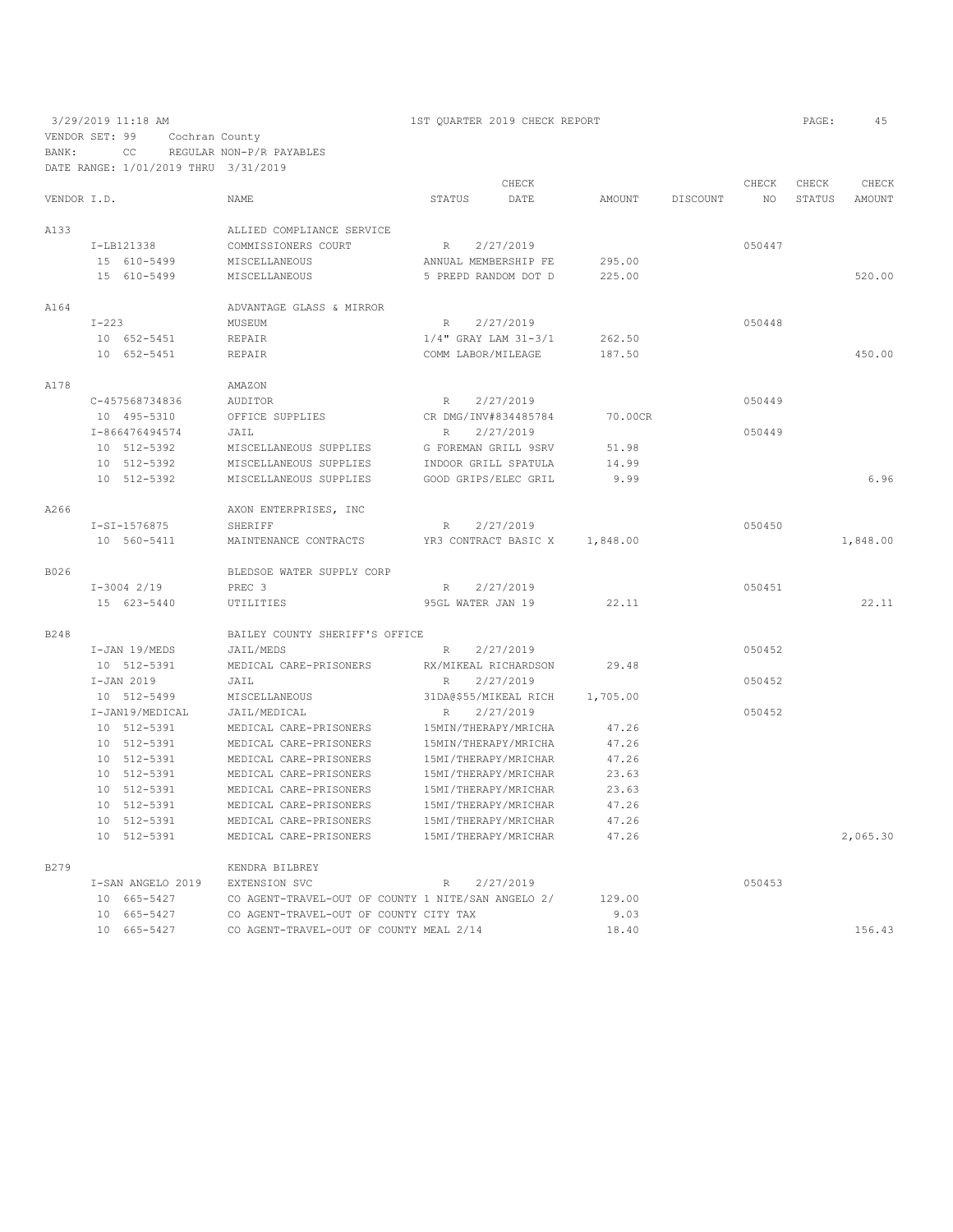3/29/2019 11:18 AM — 1ST QUARTER 2019 CHECK REPORT

VENDOR SET: 99 Cochran County
BANK: CC REGULAR NON-P/R PAYABLES
DATE RANGE: 1/01/2019 THRU 3/31/2019

| VENDOR I.D. | NAME | STATUS | CHECK DATE | AMOUNT | DISCOUNT | CHECK NO | CHECK STATUS | CHECK AMOUNT |
|---|---|---|---|---|---|---|---|---|
| A133 | ALLIED COMPLIANCE SERVICE | | | | | | | |
| I-LB121338 | COMMISSIONERS COURT | R | 2/27/2019 | | | 050447 | | |
| 15 610-5499 | MISCELLANEOUS | ANNUAL MEMBERSHIP FE | | 295.00 | | | | |
| 15 610-5499 | MISCELLANEOUS | 5 PREPD RANDOM DOT D | | 225.00 | | | | 520.00 |
| A164 | ADVANTAGE GLASS & MIRROR | | | | | | | |
| I-223 | MUSEUM | R | 2/27/2019 | | | 050448 | | |
| 10 652-5451 | REPAIR | 1/4" GRAY LAM 31-3/1 | | 262.50 | | | | |
| 10 652-5451 | REPAIR | COMM LABOR/MILEAGE | | 187.50 | | | | 450.00 |
| A178 | AMAZON | | | | | | | |
| C-457568734836 | AUDITOR | R | 2/27/2019 | | | 050449 | | |
| 10 495-5310 | OFFICE SUPPLIES | CR DMG/INV#834485784 | | 70.00CR | | | | |
| I-866476494574 | JAIL | R | 2/27/2019 | | | 050449 | | |
| 10 512-5392 | MISCELLANEOUS SUPPLIES | G FOREMAN GRILL 9SRV | | 51.98 | | | | |
| 10 512-5392 | MISCELLANEOUS SUPPLIES | INDOOR GRILL SPATULA | | 14.99 | | | | |
| 10 512-5392 | MISCELLANEOUS SUPPLIES | GOOD GRIPS/ELEC GRIL | | 9.99 | | | | 6.96 |
| A266 | AXON ENTERPRISES, INC | | | | | | | |
| I-SI-1576875 | SHERIFF | R | 2/27/2019 | | | 050450 | | |
| 10 560-5411 | MAINTENANCE CONTRACTS | YR3 CONTRACT BASIC X | | 1,848.00 | | | | 1,848.00 |
| B026 | BLEDSOE WATER SUPPLY CORP | | | | | | | |
| I-3004 2/19 | PREC 3 | R | 2/27/2019 | | | 050451 | | |
| 15 623-5440 | UTILITIES | 95GL WATER JAN 19 | | 22.11 | | | | 22.11 |
| B248 | BAILEY COUNTY SHERIFF'S OFFICE | | | | | | | |
| I-JAN 19/MEDS | JAIL/MEDS | R | 2/27/2019 | | | 050452 | | |
| 10 512-5391 | MEDICAL CARE-PRISONERS | RX/MIKEAL RICHARDSON | | 29.48 | | | | |
| I-JAN 2019 | JAIL | R | 2/27/2019 | | | 050452 | | |
| 10 512-5499 | MISCELLANEOUS | 31DA@$55/MIKEAL RICH | | 1,705.00 | | | | |
| I-JAN19/MEDICAL | JAIL/MEDICAL | R | 2/27/2019 | | | 050452 | | |
| 10 512-5391 | MEDICAL CARE-PRISONERS | 15MIN/THERAPY/MRICHA | | 47.26 | | | | |
| 10 512-5391 | MEDICAL CARE-PRISONERS | 15MIN/THERAPY/MRICHA | | 47.26 | | | | |
| 10 512-5391 | MEDICAL CARE-PRISONERS | 15MI/THERAPY/MRICHAR | | 47.26 | | | | |
| 10 512-5391 | MEDICAL CARE-PRISONERS | 15MI/THERAPY/MRICHAR | | 23.63 | | | | |
| 10 512-5391 | MEDICAL CARE-PRISONERS | 15MI/THERAPY/MRICHAR | | 23.63 | | | | |
| 10 512-5391 | MEDICAL CARE-PRISONERS | 15MI/THERAPY/MRICHAR | | 47.26 | | | | |
| 10 512-5391 | MEDICAL CARE-PRISONERS | 15MI/THERAPY/MRICHAR | | 47.26 | | | | |
| 10 512-5391 | MEDICAL CARE-PRISONERS | 15MI/THERAPY/MRICHAR | | 47.26 | | | | 2,065.30 |
| B279 | KENDRA BILBREY | | | | | | | |
| I-SAN ANGELO 2019 | EXTENSION SVC | R | 2/27/2019 | | | 050453 | | |
| 10 665-5427 | CO AGENT-TRAVEL-OUT OF COUNTY | 1 NITE/SAN ANGELO 2/ | | 129.00 | | | | |
| 10 665-5427 | CO AGENT-TRAVEL-OUT OF COUNTY | CITY TAX | | 9.03 | | | | |
| 10 665-5427 | CO AGENT-TRAVEL-OUT OF COUNTY | MEAL 2/14 | | 18.40 | | | | 156.43 |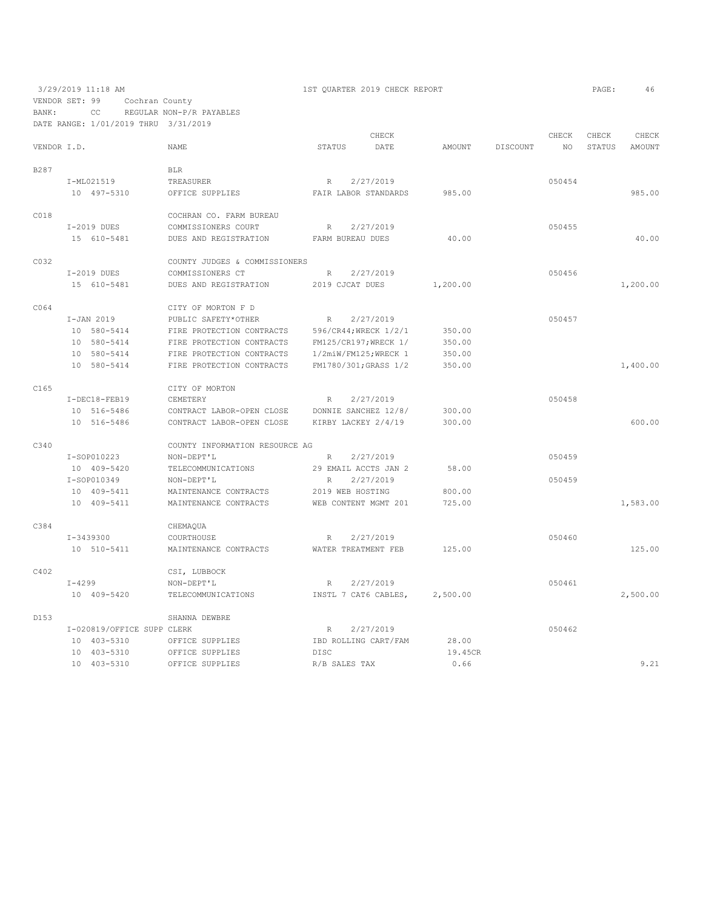3/29/2019 11:18 AM 1ST QUARTER 2019 CHECK REPORT

VENDOR SET: 99 Cochran County
BANK: CC REGULAR NON-P/R PAYABLES
DATE RANGE: 1/01/2019 THRU 3/31/2019

| VENDOR I.D. | NAME | STATUS | CHECK DATE | AMOUNT | DISCOUNT | CHECK NO | CHECK STATUS | CHECK AMOUNT |
|---|---|---|---|---|---|---|---|---|
| B287 | BLR | | | | | | | |
| I-ML021519 | TREASURER | R | 2/27/2019 | | | 050454 | | |
| 10 497-5310 | OFFICE SUPPLIES | FAIR LABOR STANDARDS | | 985.00 | | | | 985.00 |
| C018 | COCHRAN CO. FARM BUREAU | | | | | | | |
| I-2019 DUES | COMMISSIONERS COURT | R | 2/27/2019 | | | 050455 | | |
| 15 610-5481 | DUES AND REGISTRATION | FARM BUREAU DUES | | 40.00 | | | | 40.00 |
| C032 | COUNTY JUDGES & COMMISSIONERS | | | | | | | |
| I-2019 DUES | COMMISSIONERS CT | R | 2/27/2019 | | | 050456 | | |
| 15 610-5481 | DUES AND REGISTRATION | 2019 CJCAT DUES | | 1,200.00 | | | | 1,200.00 |
| C064 | CITY OF MORTON F D | | | | | | | |
| I-JAN 2019 | PUBLIC SAFETY*OTHER | R | 2/27/2019 | | | 050457 | | |
| 10 580-5414 | FIRE PROTECTION CONTRACTS | 596/CR44;WRECK 1/2/1 | | 350.00 | | | | |
| 10 580-5414 | FIRE PROTECTION CONTRACTS | FM125/CR197;WRECK 1/ | | 350.00 | | | | |
| 10 580-5414 | FIRE PROTECTION CONTRACTS | 1/2miW/FM125;WRECK 1 | | 350.00 | | | | |
| 10 580-5414 | FIRE PROTECTION CONTRACTS | FM1780/301;GRASS 1/2 | | 350.00 | | | | 1,400.00 |
| C165 | CITY OF MORTON | | | | | | | |
| I-DEC18-FEB19 | CEMETERY | R | 2/27/2019 | | | 050458 | | |
| 10 516-5486 | CONTRACT LABOR-OPEN CLOSE | DONNIE SANCHEZ 12/8/ | | 300.00 | | | | |
| 10 516-5486 | CONTRACT LABOR-OPEN CLOSE | KIRBY LACKEY 2/4/19 | | 300.00 | | | | 600.00 |
| C340 | COUNTY INFORMATION RESOURCE AG | | | | | | | |
| I-SOP010223 | NON-DEPT'L | R | 2/27/2019 | | | 050459 | | |
| 10 409-5420 | TELECOMMUNICATIONS | 29 EMAIL ACCTS JAN 2 | | 58.00 | | | | |
| I-SOP010349 | NON-DEPT'L | R | 2/27/2019 | | | 050459 | | |
| 10 409-5411 | MAINTENANCE CONTRACTS | 2019 WEB HOSTING | | 800.00 | | | | |
| 10 409-5411 | MAINTENANCE CONTRACTS | WEB CONTENT MGMT 201 | | 725.00 | | | | 1,583.00 |
| C384 | CHEMAQUA | | | | | | | |
| I-3439300 | COURTHOUSE | R | 2/27/2019 | | | 050460 | | |
| 10 510-5411 | MAINTENANCE CONTRACTS | WATER TREATMENT FEB | | 125.00 | | | | 125.00 |
| C402 | CSI, LUBBOCK | | | | | | | |
| I-4299 | NON-DEPT'L | R | 2/27/2019 | | | 050461 | | |
| 10 409-5420 | TELECOMMUNICATIONS | INSTL 7 CAT6 CABLES, | | 2,500.00 | | | | 2,500.00 |
| D153 | SHANNA DEWBRE | | | | | | | |
| I-020819/OFFICE SUPP | CLERK | R | 2/27/2019 | | | 050462 | | |
| 10 403-5310 | OFFICE SUPPLIES | IBD ROLLING CART/FAM | | 28.00 | | | | |
| 10 403-5310 | OFFICE SUPPLIES | DISC | | 19.45CR | | | | |
| 10 403-5310 | OFFICE SUPPLIES | R/B SALES TAX | | 0.66 | | | | 9.21 |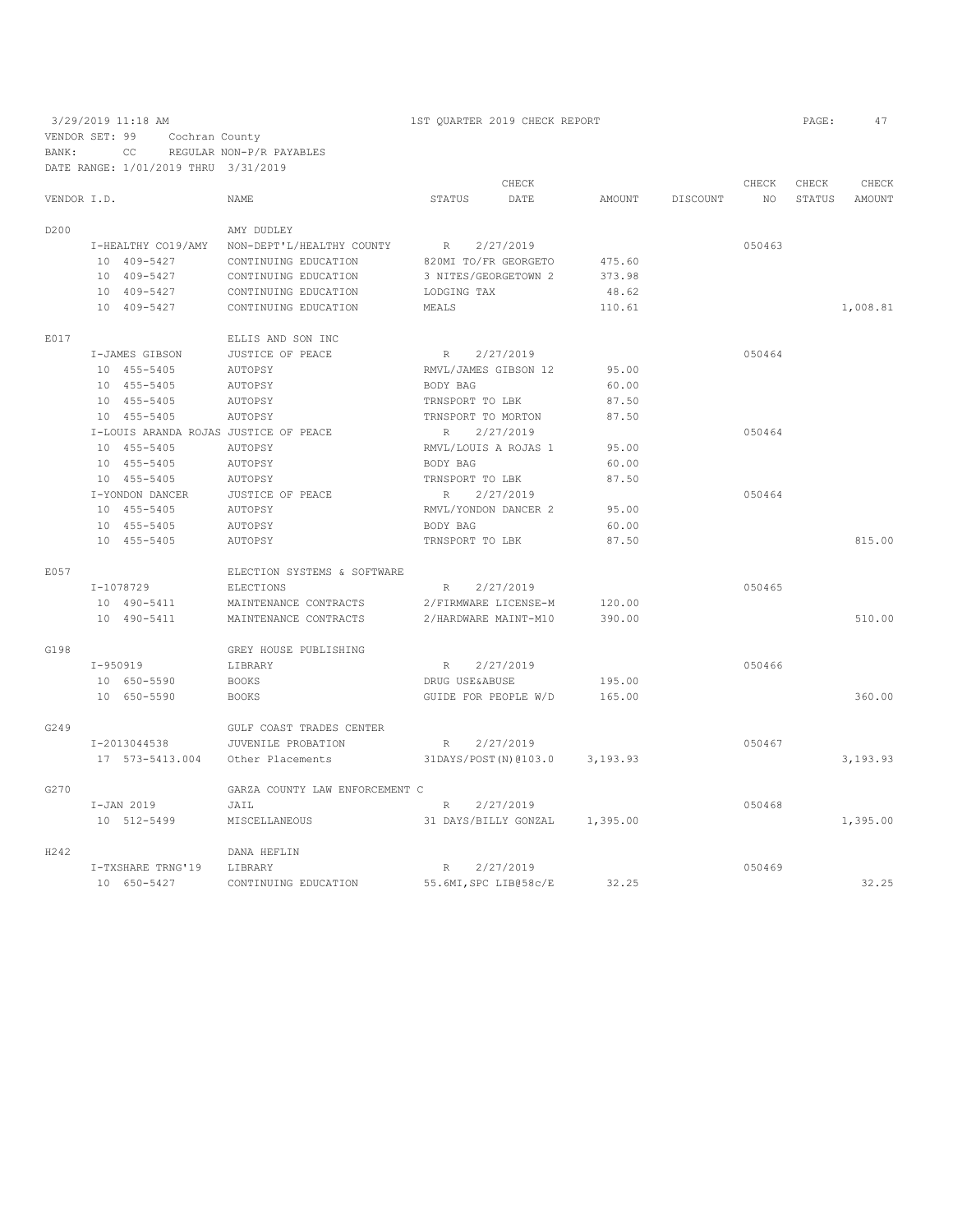3/29/2019 11:18 AM — 1ST QUARTER 2019 CHECK REPORT

VENDOR SET: 99 Cochran County
BANK: CC REGULAR NON-P/R PAYABLES
DATE RANGE: 1/01/2019 THRU 3/31/2019

| VENDOR I.D. | NAME | STATUS | CHECK DATE | AMOUNT | DISCOUNT | CHECK NO | CHECK STATUS | CHECK AMOUNT |
|---|---|---|---|---|---|---|---|---|
| D200 | AMY DUDLEY | | | | | | | |
| I-HEALTHY CO19/AMY | NON-DEPT'L/HEALTHY COUNTY | R | 2/27/2019 | | | 050463 | | |
| 10 409-5427 | CONTINUING EDUCATION | 820MI TO/FR GEORGETO | | 475.60 | | | | |
| 10 409-5427 | CONTINUING EDUCATION | 3 NITES/GEORGETOWN 2 | | 373.98 | | | | |
| 10 409-5427 | CONTINUING EDUCATION | LODGING TAX | | 48.62 | | | | |
| 10 409-5427 | CONTINUING EDUCATION | MEALS | | 110.61 | | | | 1,008.81 |
| E017 | ELLIS AND SON INC | | | | | | | |
| I-JAMES GIBSON | JUSTICE OF PEACE | R | 2/27/2019 | | | 050464 | | |
| 10 455-5405 | AUTOPSY | RMVL/JAMES GIBSON 12 | | 95.00 | | | | |
| 10 455-5405 | AUTOPSY | BODY BAG | | 60.00 | | | | |
| 10 455-5405 | AUTOPSY | TRNSPORT TO LBK | | 87.50 | | | | |
| 10 455-5405 | AUTOPSY | TRNSPORT TO MORTON | | 87.50 | | | | |
| I-LOUIS ARANDA ROJAS | JUSTICE OF PEACE | R | 2/27/2019 | | | 050464 | | |
| 10 455-5405 | AUTOPSY | RMVL/LOUIS A ROJAS 1 | | 95.00 | | | | |
| 10 455-5405 | AUTOPSY | BODY BAG | | 60.00 | | | | |
| 10 455-5405 | AUTOPSY | TRNSPORT TO LBK | | 87.50 | | | | |
| I-YONDON DANCER | JUSTICE OF PEACE | R | 2/27/2019 | | | 050464 | | |
| 10 455-5405 | AUTOPSY | RMVL/YONDON DANCER 2 | | 95.00 | | | | |
| 10 455-5405 | AUTOPSY | BODY BAG | | 60.00 | | | | |
| 10 455-5405 | AUTOPSY | TRNSPORT TO LBK | | 87.50 | | | | 815.00 |
| E057 | ELECTION SYSTEMS & SOFTWARE | | | | | | | |
| I-1078729 | ELECTIONS | R | 2/27/2019 | | | 050465 | | |
| 10 490-5411 | MAINTENANCE CONTRACTS | 2/FIRMWARE LICENSE-M | | 120.00 | | | | |
| 10 490-5411 | MAINTENANCE CONTRACTS | 2/HARDWARE MAINT-M10 | | 390.00 | | | | 510.00 |
| G198 | GREY HOUSE PUBLISHING | | | | | | | |
| I-950919 | LIBRARY | R | 2/27/2019 | | | 050466 | | |
| 10 650-5590 | BOOKS | DRUG USE&ABUSE | | 195.00 | | | | |
| 10 650-5590 | BOOKS | GUIDE FOR PEOPLE W/D | | 165.00 | | | | 360.00 |
| G249 | GULF COAST TRADES CENTER | | | | | | | |
| I-2013044538 | JUVENILE PROBATION | R | 2/27/2019 | | | 050467 | | |
| 17 573-5413.004 | Other Placements | 31DAYS/POST(N)@103.0 | | 3,193.93 | | | | 3,193.93 |
| G270 | GARZA COUNTY LAW ENFORCEMENT C | | | | | | | |
| I-JAN 2019 | JAIL | R | 2/27/2019 | | | 050468 | | |
| 10 512-5499 | MISCELLANEOUS | 31 DAYS/BILLY GONZAL | | 1,395.00 | | | | 1,395.00 |
| H242 | DANA HEFLIN | | | | | | | |
| I-TXSHARE TRNG'19 | LIBRARY | R | 2/27/2019 | | | 050469 | | |
| 10 650-5427 | CONTINUING EDUCATION | 55.6MI,SPC LIB@58c/E | | 32.25 | | | | 32.25 |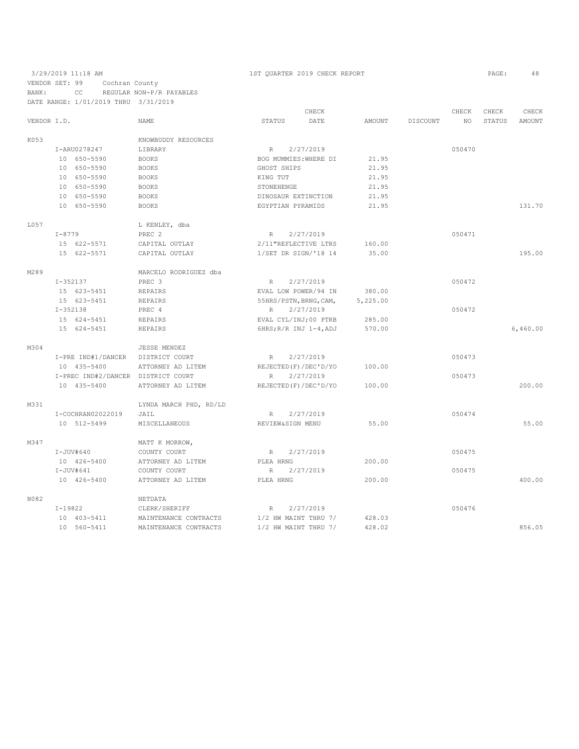3/29/2019 11:18 AM — 1ST QUARTER 2019 CHECK REPORT

VENDOR SET: 99 Cochran County
BANK: CC REGULAR NON-P/R PAYABLES
DATE RANGE: 1/01/2019 THRU 3/31/2019

| VENDOR I.D. | NAME | STATUS | CHECK DATE | AMOUNT | DISCOUNT | CHECK NO | CHECK STATUS | CHECK AMOUNT |
|---|---|---|---|---|---|---|---|---|
| K053 | KNOWBUDDY RESOURCES | | | | | | | |
| I-ARU0278247 | LIBRARY | R | 2/27/2019 | | | 050470 | | |
| 10 650-5590 | BOOKS | BOG MUMMIES:WHERE DI | | 21.95 | | | | |
| 10 650-5590 | BOOKS | GHOST SHIPS | | 21.95 | | | | |
| 10 650-5590 | BOOKS | KING TUT | | 21.95 | | | | |
| 10 650-5590 | BOOKS | STONEHENGE | | 21.95 | | | | |
| 10 650-5590 | BOOKS | DINOSAUR EXTINCTION | | 21.95 | | | | |
| 10 650-5590 | BOOKS | EGYPTIAN PYRAMIDS | | 21.95 | | | | 131.70 |
| L057 | L KENLEY, dba | | | | | | | |
| I-8779 | PREC 2 | R | 2/27/2019 | | | 050471 | | |
| 15 622-5571 | CAPITAL OUTLAY | 2/11"REFLECTIVE LTRS | | 160.00 | | | | |
| 15 622-5571 | CAPITAL OUTLAY | 1/SET DR SIGN/'18 14 | | 35.00 | | | | 195.00 |
| M289 | MARCELO RODRIGUEZ dba | | | | | | | |
| I-352137 | PREC 3 | R | 2/27/2019 | | | 050472 | | |
| 15 623-5451 | REPAIRS | EVAL LOW POWER/94 IN | | 380.00 | | | | |
| 15 623-5451 | REPAIRS | 55HRS/PSTN,BRNG,CAM, | | 5,225.00 | | | | |
| I-352138 | PREC 4 | R | 2/27/2019 | | | 050472 | | |
| 15 624-5451 | REPAIRS | EVAL CYL/INJ;00 PTRB | | 285.00 | | | | |
| 15 624-5451 | REPAIRS | 6HRS;R/R INJ 1-4,ADJ | | 570.00 | | | | 6,460.00 |
| M304 | JESSE MENDEZ | | | | | | | |
| I-PRE IND#1/DANCER | DISTRICT COURT | R | 2/27/2019 | | | 050473 | | |
| 10 435-5400 | ATTORNEY AD LITEM | REJECTED(F)/DEC'D/YO | | 100.00 | | | | |
| I-PREC IND#2/DANCER | DISTRICT COURT | R | 2/27/2019 | | | 050473 | | |
| 10 435-5400 | ATTORNEY AD LITEM | REJECTED(F)/DEC'D/YO | | 100.00 | | | | 200.00 |
| M331 | LYNDA MARCH PHD, RD/LD | | | | | | | |
| I-COCHRAN02022019 | JAIL | R | 2/27/2019 | | | 050474 | | |
| 10 512-5499 | MISCELLANEOUS | REVIEW&SIGN MENU | | 55.00 | | | | 55.00 |
| M347 | MATT K MORROW, | | | | | | | |
| I-JUV#640 | COUNTY COURT | R | 2/27/2019 | | | 050475 | | |
| 10 426-5400 | ATTORNEY AD LITEM | PLEA HRNG | | 200.00 | | | | |
| I-JUV#641 | COUNTY COURT | R | 2/27/2019 | | | 050475 | | |
| 10 426-5400 | ATTORNEY AD LITEM | PLEA HRNG | | 200.00 | | | | 400.00 |
| N082 | NETDATA | | | | | | | |
| I-19822 | CLERK/SHERIFF | R | 2/27/2019 | | | 050476 | | |
| 10 403-5411 | MAINTENANCE CONTRACTS | 1/2 HW MAINT THRU 7/ | | 428.03 | | | | |
| 10 560-5411 | MAINTENANCE CONTRACTS | 1/2 HW MAINT THRU 7/ | | 428.02 | | | | 856.05 |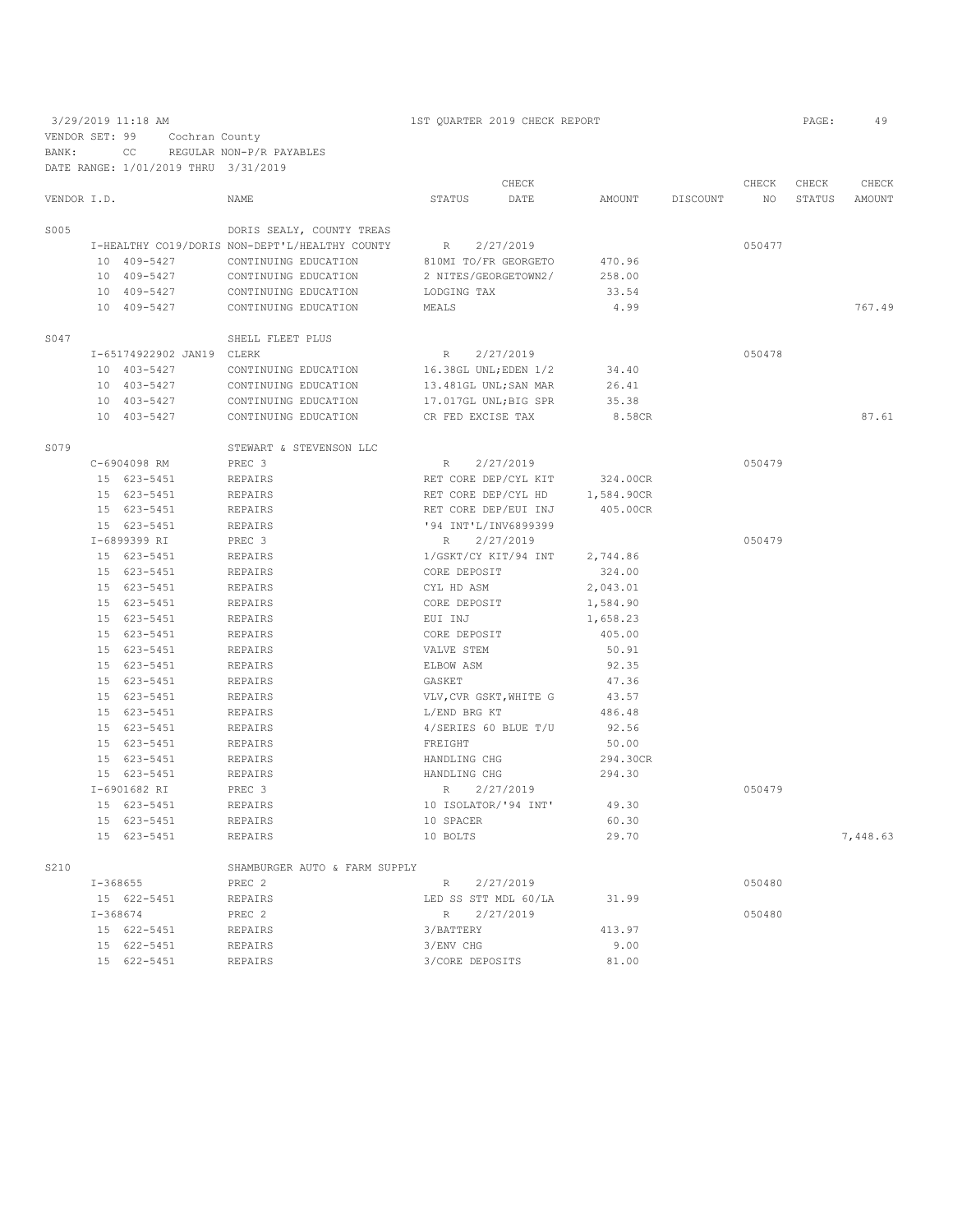3/29/2019 11:18 AM — 1ST QUARTER 2019 CHECK REPORT

VENDOR SET: 99 Cochran County
BANK: CC REGULAR NON-P/R PAYABLES
DATE RANGE: 1/01/2019 THRU 3/31/2019

| VENDOR I.D. | NAME | STATUS | CHECK DATE | AMOUNT | DISCOUNT | CHECK NO | CHECK STATUS | CHECK AMOUNT |
|---|---|---|---|---|---|---|---|---|
| S005 | DORIS SEALY, COUNTY TREAS | | | | | | | |
| I-HEALTHY CO19/DORIS | NON-DEPT'L/HEALTHY COUNTY | R | 2/27/2019 | | | 050477 | | |
| 10 409-5427 | CONTINUING EDUCATION | 810MI TO/FR GEORGETO | | 470.96 | | | | |
| 10 409-5427 | CONTINUING EDUCATION | 2 NITES/GEORGETOWN2/ | | 258.00 | | | | |
| 10 409-5427 | CONTINUING EDUCATION | LODGING TAX | | 33.54 | | | | |
| 10 409-5427 | CONTINUING EDUCATION | MEALS | | 4.99 | | | | 767.49 |
| S047 | SHELL FLEET PLUS | | | | | | | |
| I-65174922902 JAN19 | CLERK | R | 2/27/2019 | | | 050478 | | |
| 10 403-5427 | CONTINUING EDUCATION | 16.38GL UNL;EDEN 1/2 | | 34.40 | | | | |
| 10 403-5427 | CONTINUING EDUCATION | 13.481GL UNL;SAN MAR | | 26.41 | | | | |
| 10 403-5427 | CONTINUING EDUCATION | 17.017GL UNL;BIG SPR | | 35.38 | | | | |
| 10 403-5427 | CONTINUING EDUCATION | CR FED EXCISE TAX | | 8.58CR | | | | 87.61 |
| S079 | STEWART & STEVENSON LLC | | | | | | | |
| C-6904098 RM | PREC 3 | R | 2/27/2019 | | | 050479 | | |
| 15 623-5451 | REPAIRS | RET CORE DEP/CYL KIT | | 324.00CR | | | | |
| 15 623-5451 | REPAIRS | RET CORE DEP/CYL HD | | 1,584.90CR | | | | |
| 15 623-5451 | REPAIRS | RET CORE DEP/EUI INJ | | 405.00CR | | | | |
| 15 623-5451 | REPAIRS | '94 INT'L/INV6899399 | | | | | | |
| I-6899399 RI | PREC 3 | R | 2/27/2019 | | | 050479 | | |
| 15 623-5451 | REPAIRS | 1/GSKT/CY KIT/94 INT | | 2,744.86 | | | | |
| 15 623-5451 | REPAIRS | CORE DEPOSIT | | 324.00 | | | | |
| 15 623-5451 | REPAIRS | CYL HD ASM | | 2,043.01 | | | | |
| 15 623-5451 | REPAIRS | CORE DEPOSIT | | 1,584.90 | | | | |
| 15 623-5451 | REPAIRS | EUI INJ | | 1,658.23 | | | | |
| 15 623-5451 | REPAIRS | CORE DEPOSIT | | 405.00 | | | | |
| 15 623-5451 | REPAIRS | VALVE STEM | | 50.91 | | | | |
| 15 623-5451 | REPAIRS | ELBOW ASM | | 92.35 | | | | |
| 15 623-5451 | REPAIRS | GASKET | | 47.36 | | | | |
| 15 623-5451 | REPAIRS | VLV,CVR GSKT,WHITE G | | 43.57 | | | | |
| 15 623-5451 | REPAIRS | L/END BRG KT | | 486.48 | | | | |
| 15 623-5451 | REPAIRS | 4/SERIES 60 BLUE T/U | | 92.56 | | | | |
| 15 623-5451 | REPAIRS | FREIGHT | | 50.00 | | | | |
| 15 623-5451 | REPAIRS | HANDLING CHG | | 294.30CR | | | | |
| 15 623-5451 | REPAIRS | HANDLING CHG | | 294.30 | | | | |
| I-6901682 RI | PREC 3 | R | 2/27/2019 | | | 050479 | | |
| 15 623-5451 | REPAIRS | 10 ISOLATOR/'94 INT' | | 49.30 | | | | |
| 15 623-5451 | REPAIRS | 10 SPACER | | 60.30 | | | | |
| 15 623-5451 | REPAIRS | 10 BOLTS | | 29.70 | | | | 7,448.63 |
| S210 | SHAMBURGER AUTO & FARM SUPPLY | | | | | | | |
| I-368655 | PREC 2 | R | 2/27/2019 | | | 050480 | | |
| 15 622-5451 | REPAIRS | LED SS STT MDL 60/LA | | 31.99 | | | | |
| I-368674 | PREC 2 | R | 2/27/2019 | | | 050480 | | |
| 15 622-5451 | REPAIRS | 3/BATTERY | | 413.97 | | | | |
| 15 622-5451 | REPAIRS | 3/ENV CHG | | 9.00 | | | | |
| 15 622-5451 | REPAIRS | 3/CORE DEPOSITS | | 81.00 | | | | |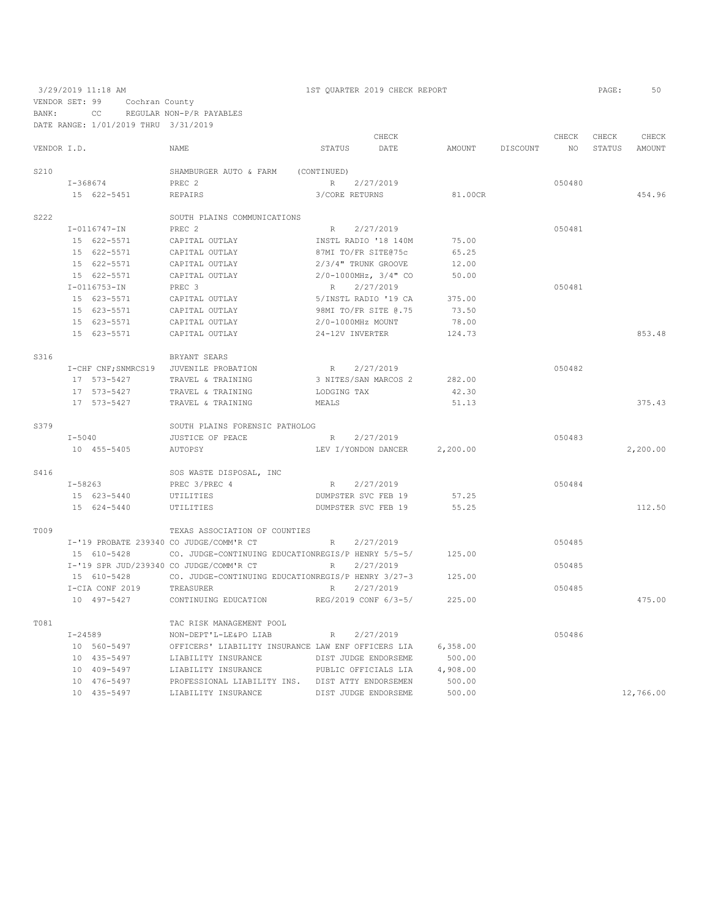3/29/2019 11:18 AM — 1ST QUARTER 2019 CHECK REPORT — PAGE: 50

VENDOR SET: 99 Cochran County
BANK: CC REGULAR NON-P/R PAYABLES
DATE RANGE: 1/01/2019 THRU 3/31/2019

| VENDOR I.D. | NAME | STATUS | CHECK DATE | AMOUNT | DISCOUNT | CHECK NO | CHECK STATUS | CHECK AMOUNT |
|---|---|---|---|---|---|---|---|---|
| S210 | SHAMBURGER AUTO & FARM (CONTINUED) | | | | | | | |
| I-368674 | PREC 2 | R | 2/27/2019 | | | 050480 | | |
| 15 622-5451 | REPAIRS | 3/CORE RETURNS | | 81.00CR | | | | 454.96 |
| S222 | SOUTH PLAINS COMMUNICATIONS | | | | | | | |
| I-0116747-IN | PREC 2 | R | 2/27/2019 | | | 050481 | | |
| 15 622-5571 | CAPITAL OUTLAY | INSTL RADIO '18 140M | | 75.00 | | | | |
| 15 622-5571 | CAPITAL OUTLAY | 87MI TO/FR SITE@75c | | 65.25 | | | | |
| 15 622-5571 | CAPITAL OUTLAY | 2/3/4" TRUNK GROOVE | | 12.00 | | | | |
| 15 622-5571 | CAPITAL OUTLAY | 2/0-1000MHz, 3/4" CO | | 50.00 | | | | |
| I-0116753-IN | PREC 3 | R | 2/27/2019 | | | 050481 | | |
| 15 623-5571 | CAPITAL OUTLAY | 5/INSTL RADIO '19 CA | | 375.00 | | | | |
| 15 623-5571 | CAPITAL OUTLAY | 98MI TO/FR SITE @.75 | | 73.50 | | | | |
| 15 623-5571 | CAPITAL OUTLAY | 2/0-1000MHz MOUNT | | 78.00 | | | | |
| 15 623-5571 | CAPITAL OUTLAY | 24-12V INVERTER | | 124.73 | | | | 853.48 |
| S316 | BRYANT SEARS | | | | | | | |
| I-CHF CNF;SNMRCS19 | JUVENILE PROBATION | R | 2/27/2019 | | | 050482 | | |
| 17 573-5427 | TRAVEL & TRAINING | 3 NITES/SAN MARCOS 2 | | 282.00 | | | | |
| 17 573-5427 | TRAVEL & TRAINING | LODGING TAX | | 42.30 | | | | |
| 17 573-5427 | TRAVEL & TRAINING | MEALS | | 51.13 | | | | 375.43 |
| S379 | SOUTH PLAINS FORENSIC PATHOLOG | | | | | | | |
| I-5040 | JUSTICE OF PEACE | R | 2/27/2019 | | | 050483 | | |
| 10 455-5405 | AUTOPSY | LEV I/YONDON DANCER | | 2,200.00 | | | | 2,200.00 |
| S416 | SOS WASTE DISPOSAL, INC | | | | | | | |
| I-58263 | PREC 3/PREC 4 | R | 2/27/2019 | | | 050484 | | |
| 15 623-5440 | UTILITIES | DUMPSTER SVC FEB 19 | | 57.25 | | | | |
| 15 624-5440 | UTILITIES | DUMPSTER SVC FEB 19 | | 55.25 | | | | 112.50 |
| T009 | TEXAS ASSOCIATION OF COUNTIES | | | | | | | |
| I-'19 PROBATE 239340 | CO JUDGE/COMM'R CT | R | 2/27/2019 | | | 050485 | | |
| 15 610-5428 | CO. JUDGE-CONTINUING EDUCATION | REGIS/P HENRY 5/5-5/ | | 125.00 | | | | |
| I-'19 SPR JUD/239340 | CO JUDGE/COMM'R CT | R | 2/27/2019 | | | 050485 | | |
| 15 610-5428 | CO. JUDGE-CONTINUING EDUCATION | REGIS/P HENRY 3/27-3 | | 125.00 | | | | |
| I-CIA CONF 2019 | TREASURER | R | 2/27/2019 | | | 050485 | | |
| 10 497-5427 | CONTINUING EDUCATION | REG/2019 CONF 6/3-5/ | | 225.00 | | | | 475.00 |
| T081 | TAC RISK MANAGEMENT POOL | | | | | | | |
| I-24589 | NON-DEPT'L-LE&PO LIAB | R | 2/27/2019 | | | 050486 | | |
| 10 560-5497 | OFFICERS' LIABILITY INSURANCE | LAW ENF OFFICERS LIA | | 6,358.00 | | | | |
| 10 435-5497 | LIABILITY INSURANCE | DIST JUDGE ENDORSEME | | 500.00 | | | | |
| 10 409-5497 | LIABILITY INSURANCE | PUBLIC OFFICIALS LIA | | 4,908.00 | | | | |
| 10 476-5497 | PROFESSIONAL LIABILITY INS. | DIST ATTY ENDORSEMEN | | 500.00 | | | | |
| 10 435-5497 | LIABILITY INSURANCE | DIST JUDGE ENDORSEME | | 500.00 | | | | 12,766.00 |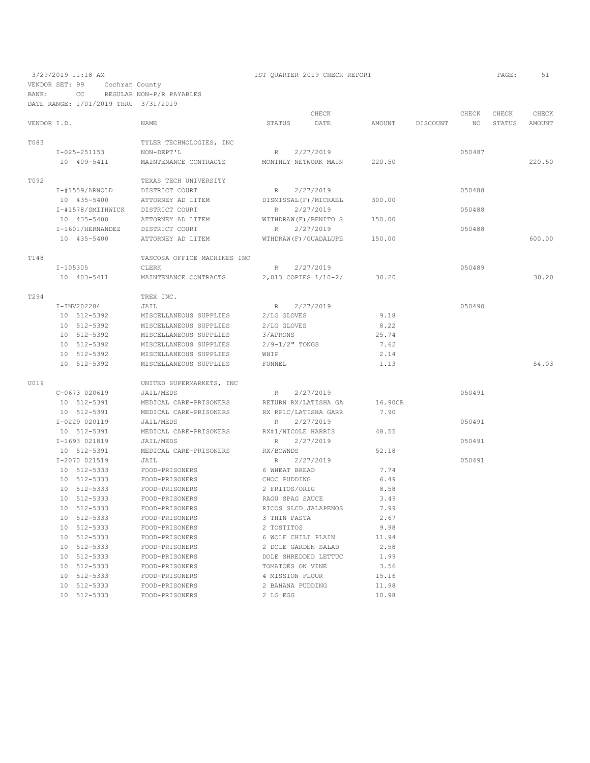3/29/2019 11:18 AM — 1ST QUARTER 2019 CHECK REPORT

VENDOR SET: 99 Cochran County
BANK: CC REGULAR NON-P/R PAYABLES
DATE RANGE: 1/01/2019 THRU 3/31/2019

| VENDOR I.D. | NAME | STATUS | CHECK DATE | AMOUNT | DISCOUNT | CHECK NO | CHECK STATUS | CHECK AMOUNT |
|---|---|---|---|---|---|---|---|---|
| T083 | TYLER TECHNOLOGIES, INC | | | | | | | |
| I-025-251153 | NON-DEPT'L | R | 2/27/2019 | | | 050487 | | |
| 10 409-5411 | MAINTENANCE CONTRACTS | MONTHLY NETWORK MAIN | | 220.50 | | | | 220.50 |
| T092 | TEXAS TECH UNIVERSITY | | | | | | | |
| I-#1559/ARNOLD | DISTRICT COURT | R | 2/27/2019 | | | 050488 | | |
| 10 435-5400 | ATTORNEY AD LITEM | DISMISSAL(F)/MICHAEL | | 300.00 | | | | |
| I-#1578/SMITHWICK | DISTRICT COURT | R | 2/27/2019 | | | 050488 | | |
| 10 435-5400 | ATTORNEY AD LITEM | WITHDRAW(F)/BENITO S | | 150.00 | | | | |
| I-1601/HERNANDEZ | DISTRICT COURT | R | 2/27/2019 | | | 050488 | | |
| 10 435-5400 | ATTORNEY AD LITEM | WTHDRAW(F)/GUADALUPE | | 150.00 | | | | 600.00 |
| T148 | TASCOSA OFFICE MACHINES INC | | | | | | | |
| I-105305 | CLERK | R | 2/27/2019 | | | 050489 | | |
| 10 403-5411 | MAINTENANCE CONTRACTS | 2,013 COPIES 1/10-2/ | | 30.20 | | | | 30.20 |
| T294 | TREX INC. | | | | | | | |
| I-INV202284 | JAIL | R | 2/27/2019 | | | 050490 | | |
| 10 512-5392 | MISCELLANEOUS SUPPLIES | 2/LG GLOVES | | 9.18 | | | | |
| 10 512-5392 | MISCELLANEOUS SUPPLIES | 2/LG GLOVES | | 8.22 | | | | |
| 10 512-5392 | MISCELLANEOUS SUPPLIES | 3/APRONS | | 25.74 | | | | |
| 10 512-5392 | MISCELLANEOUS SUPPLIES | 2/9-1/2" TONGS | | 7.62 | | | | |
| 10 512-5392 | MISCELLANEOUS SUPPLIES | WHIP | | 2.14 | | | | |
| 10 512-5392 | MISCELLANEOUS SUPPLIES | FUNNEL | | 1.13 | | | | 54.03 |
| U019 | UNITED SUPERMARKETS, INC | | | | | | | |
| C-0673 020619 | JAIL/MEDS | R | 2/27/2019 | | | 050491 | | |
| 10 512-5391 | MEDICAL CARE-PRISONERS | RETURN RX/LATISHA GA | | 16.90CR | | | | |
| 10 512-5391 | MEDICAL CARE-PRISONERS | RX RPLC/LATISHA GARR | | 7.90 | | | | |
| I-0229 020119 | JAIL/MEDS | R | 2/27/2019 | | | 050491 | | |
| 10 512-5391 | MEDICAL CARE-PRISONERS | RX#1/NICOLE HARRIS | | 48.55 | | | | |
| I-1693 021819 | JAIL/MEDS | R | 2/27/2019 | | | 050491 | | |
| 10 512-5391 | MEDICAL CARE-PRISONERS | RX/BOWNDS | | 52.18 | | | | |
| I-2070 021519 | JAIL | R | 2/27/2019 | | | 050491 | | |
| 10 512-5333 | FOOD-PRISONERS | 6 WHEAT BREAD | | 7.74 | | | | |
| 10 512-5333 | FOOD-PRISONERS | CHOC PUDDING | | 6.49 | | | | |
| 10 512-5333 | FOOD-PRISONERS | 2 FRITOS/ORIG | | 8.58 | | | | |
| 10 512-5333 | FOOD-PRISONERS | RAGU SPAG SAUCE | | 3.49 | | | | |
| 10 512-5333 | FOOD-PRISONERS | RICOS SLCD JALAPENOS | | 7.99 | | | | |
| 10 512-5333 | FOOD-PRISONERS | 3 THIN PASTA | | 2.67 | | | | |
| 10 512-5333 | FOOD-PRISONERS | 2 TOSTITOS | | 9.98 | | | | |
| 10 512-5333 | FOOD-PRISONERS | 6 WOLF CHILI PLAIN | | 11.94 | | | | |
| 10 512-5333 | FOOD-PRISONERS | 2 DOLE GARDEN SALAD | | 2.58 | | | | |
| 10 512-5333 | FOOD-PRISONERS | DOLE SHREDDED LETTUC | | 1.99 | | | | |
| 10 512-5333 | FOOD-PRISONERS | TOMATOES ON VINE | | 3.56 | | | | |
| 10 512-5333 | FOOD-PRISONERS | 4 MISSION FLOUR | | 15.16 | | | | |
| 10 512-5333 | FOOD-PRISONERS | 2 BANANA PUDDING | | 11.98 | | | | |
| 10 512-5333 | FOOD-PRISONERS | 2 LG EGG | | 10.98 | | | | |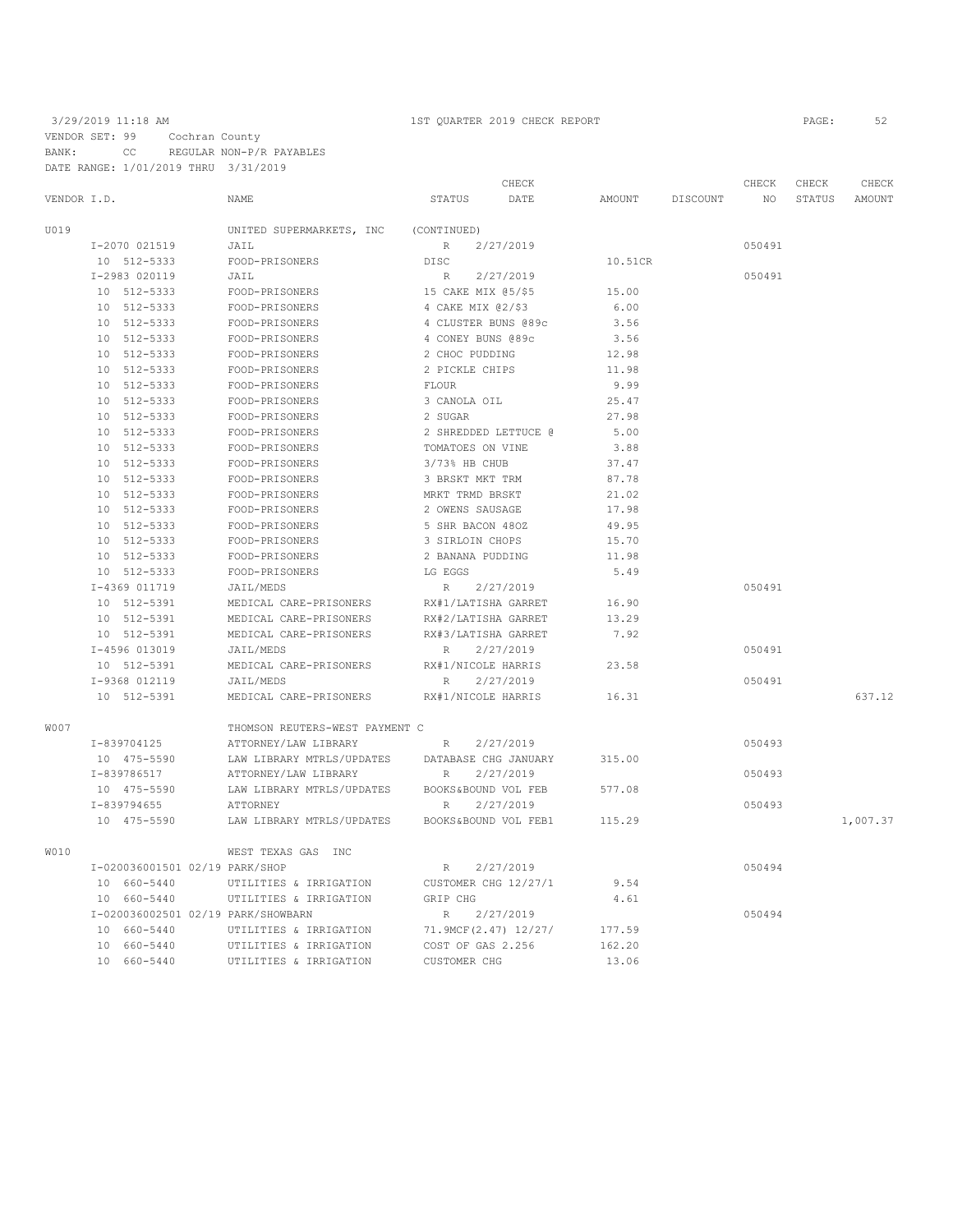3/29/2019 11:18 AM 1ST QUARTER 2019 CHECK REPORT

VENDOR SET: 99 Cochran County
BANK: CC REGULAR NON-P/R PAYABLES
DATE RANGE: 1/01/2019 THRU 3/31/2019

| VENDOR I.D. | NAME | STATUS | CHECK DATE | AMOUNT | DISCOUNT | CHECK NO | CHECK STATUS | CHECK AMOUNT |
|---|---|---|---|---|---|---|---|---|
| U019 | UNITED SUPERMARKETS, INC | (CONTINUED) | | | | | | |
| I-2070 021519 | JAIL | R | 2/27/2019 | | | 050491 | | |
| 10 512-5333 | FOOD-PRISONERS | DISC | | 10.51CR | | | | |
| I-2983 020119 | JAIL | R | 2/27/2019 | | | 050491 | | |
| 10 512-5333 | FOOD-PRISONERS | 15 CAKE MIX @5/$5 | | 15.00 | | | | |
| 10 512-5333 | FOOD-PRISONERS | 4 CAKE MIX @2/$3 | | 6.00 | | | | |
| 10 512-5333 | FOOD-PRISONERS | 4 CLUSTER BUNS @89c | | 3.56 | | | | |
| 10 512-5333 | FOOD-PRISONERS | 4 CONEY BUNS @89c | | 3.56 | | | | |
| 10 512-5333 | FOOD-PRISONERS | 2 CHOC PUDDING | | 12.98 | | | | |
| 10 512-5333 | FOOD-PRISONERS | 2 PICKLE CHIPS | | 11.98 | | | | |
| 10 512-5333 | FOOD-PRISONERS | FLOUR | | 9.99 | | | | |
| 10 512-5333 | FOOD-PRISONERS | 3 CANOLA OIL | | 25.47 | | | | |
| 10 512-5333 | FOOD-PRISONERS | 2 SUGAR | | 27.98 | | | | |
| 10 512-5333 | FOOD-PRISONERS | 2 SHREDDED LETTUCE @ | | 5.00 | | | | |
| 10 512-5333 | FOOD-PRISONERS | TOMATOES ON VINE | | 3.88 | | | | |
| 10 512-5333 | FOOD-PRISONERS | 3/73% HB CHUB | | 37.47 | | | | |
| 10 512-5333 | FOOD-PRISONERS | 3 BRSKT MKT TRM | | 87.78 | | | | |
| 10 512-5333 | FOOD-PRISONERS | MRKT TRMD BRSKT | | 21.02 | | | | |
| 10 512-5333 | FOOD-PRISONERS | 2 OWENS SAUSAGE | | 17.98 | | | | |
| 10 512-5333 | FOOD-PRISONERS | 5 SHR BACON 48OZ | | 49.95 | | | | |
| 10 512-5333 | FOOD-PRISONERS | 3 SIRLOIN CHOPS | | 15.70 | | | | |
| 10 512-5333 | FOOD-PRISONERS | 2 BANANA PUDDING | | 11.98 | | | | |
| 10 512-5333 | FOOD-PRISONERS | LG EGGS | | 5.49 | | | | |
| I-4369 011719 | JAIL/MEDS | R | 2/27/2019 | | | 050491 | | |
| 10 512-5391 | MEDICAL CARE-PRISONERS | RX#1/LATISHA GARRET | | 16.90 | | | | |
| 10 512-5391 | MEDICAL CARE-PRISONERS | RX#2/LATISHA GARRET | | 13.29 | | | | |
| 10 512-5391 | MEDICAL CARE-PRISONERS | RX#3/LATISHA GARRET | | 7.92 | | | | |
| I-4596 013019 | JAIL/MEDS | R | 2/27/2019 | | | 050491 | | |
| 10 512-5391 | MEDICAL CARE-PRISONERS | RX#1/NICOLE HARRIS | | 23.58 | | | | |
| I-9368 012119 | JAIL/MEDS | R | 2/27/2019 | | | 050491 | | |
| 10 512-5391 | MEDICAL CARE-PRISONERS | RX#1/NICOLE HARRIS | | 16.31 | | | | 637.12 |
| W007 | THOMSON REUTERS-WEST PAYMENT C | | | | | | | |
| I-839704125 | ATTORNEY/LAW LIBRARY | R | 2/27/2019 | | | 050493 | | |
| 10 475-5590 | LAW LIBRARY MTRLS/UPDATES | DATABASE CHG JANUARY | | 315.00 | | | | |
| I-839786517 | ATTORNEY/LAW LIBRARY | R | 2/27/2019 | | | 050493 | | |
| 10 475-5590 | LAW LIBRARY MTRLS/UPDATES | BOOKS&BOUND VOL FEB | | 577.08 | | | | |
| I-839794655 | ATTORNEY | R | 2/27/2019 | | | 050493 | | |
| 10 475-5590 | LAW LIBRARY MTRLS/UPDATES | BOOKS&BOUND VOL FEB1 | | 115.29 | | | | 1,007.37 |
| W010 | WEST TEXAS GAS INC | | | | | | | |
| I-020036001501 02/19 | PARK/SHOP | R | 2/27/2019 | | | 050494 | | |
| 10 660-5440 | UTILITIES & IRRIGATION | CUSTOMER CHG 12/27/1 | | 9.54 | | | | |
| 10 660-5440 | UTILITIES & IRRIGATION | GRIP CHG | | 4.61 | | | | |
| I-020036002501 02/19 | PARK/SHOWBARN | R | 2/27/2019 | | | 050494 | | |
| 10 660-5440 | UTILITIES & IRRIGATION | 71.9MCF(2.47) 12/27/ | | 177.59 | | | | |
| 10 660-5440 | UTILITIES & IRRIGATION | COST OF GAS 2.256 | | 162.20 | | | | |
| 10 660-5440 | UTILITIES & IRRIGATION | CUSTOMER CHG | | 13.06 | | | | |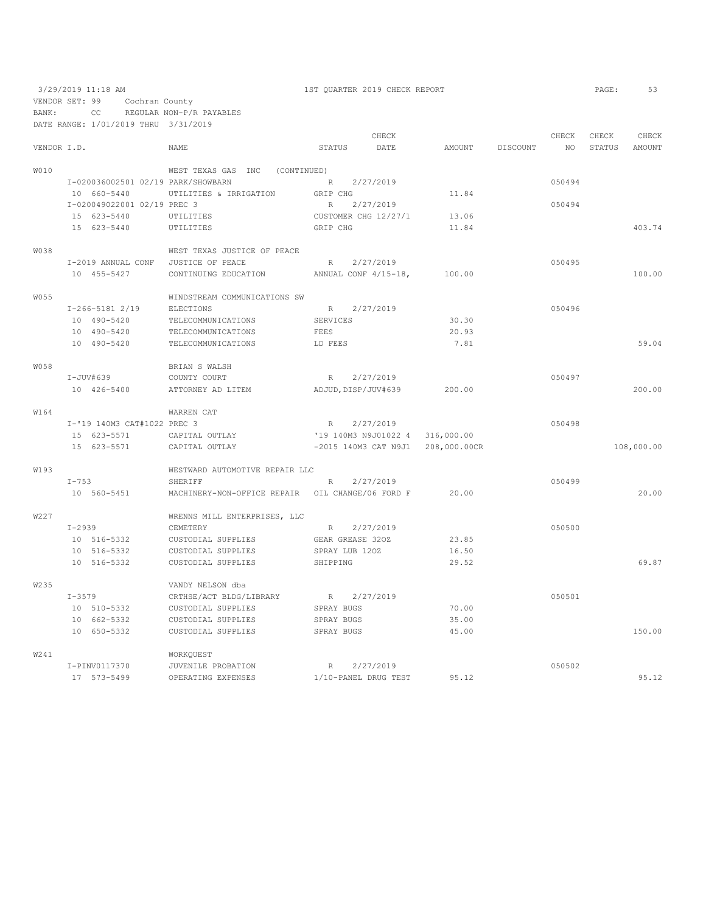3/29/2019 11:18 AM  1ST QUARTER 2019 CHECK REPORT

VENDOR SET: 99 Cochran County
BANK: CC REGULAR NON-P/R PAYABLES
DATE RANGE: 1/01/2019 THRU 3/31/2019

| VENDOR I.D. | NAME | STATUS | CHECK DATE | AMOUNT | DISCOUNT | CHECK NO | CHECK STATUS | CHECK AMOUNT |
|---|---|---|---|---|---|---|---|---|
| W010 | WEST TEXAS GAS INC (CONTINUED) | | | | | | | |
| I-020036002501 02/19 | PARK/SHOWBARN | R | 2/27/2019 | | | 050494 | | |
| 10 660-5440 | UTILITIES & IRRIGATION | GRIP CHG | | 11.84 | | | | |
| I-020049022001 02/19 | PREC 3 | R | 2/27/2019 | | | 050494 | | |
| 15 623-5440 | UTILITIES | CUSTOMER CHG 12/27/1 | | 13.06 | | | | |
| 15 623-5440 | UTILITIES | GRIP CHG | | 11.84 | | | | 403.74 |
| W038 | WEST TEXAS JUSTICE OF PEACE | | | | | | | |
| I-2019 ANNUAL CONF | JUSTICE OF PEACE | R | 2/27/2019 | | | 050495 | | |
| 10 455-5427 | CONTINUING EDUCATION | ANNUAL CONF 4/15-18, | | 100.00 | | | | 100.00 |
| W055 | WINDSTREAM COMMUNICATIONS SW | | | | | | | |
| I-266-5181 2/19 | ELECTIONS | R | 2/27/2019 | | | 050496 | | |
| 10 490-5420 | TELECOMMUNICATIONS | SERVICES | | 30.30 | | | | |
| 10 490-5420 | TELECOMMUNICATIONS | FEES | | 20.93 | | | | |
| 10 490-5420 | TELECOMMUNICATIONS | LD FEES | | 7.81 | | | | 59.04 |
| W058 | BRIAN S WALSH | | | | | | | |
| I-JUV#639 | COUNTY COURT | R | 2/27/2019 | | | 050497 | | |
| 10 426-5400 | ATTORNEY AD LITEM | ADJUD,DISP/JUV#639 | | 200.00 | | | | 200.00 |
| W164 | WARREN CAT | | | | | | | |
| I-'19 140M3 CAT#1022 | PREC 3 | R | 2/27/2019 | | | 050498 | | |
| 15 623-5571 | CAPITAL OUTLAY | '19 140M3 N9J01022 4 | | 316,000.00 | | | | |
| 15 623-5571 | CAPITAL OUTLAY | -2015 140M3 CAT N9J1 | | 208,000.00CR | | | | 108,000.00 |
| W193 | WESTWARD AUTOMOTIVE REPAIR LLC | | | | | | | |
| I-753 | SHERIFF | R | 2/27/2019 | | | 050499 | | |
| 10 560-5451 | MACHINERY-NON-OFFICE REPAIR | OIL CHANGE/06 FORD F | | 20.00 | | | | 20.00 |
| W227 | WRENNS MILL ENTERPRISES, LLC | | | | | | | |
| I-2939 | CEMETERY | R | 2/27/2019 | | | 050500 | | |
| 10 516-5332 | CUSTODIAL SUPPLIES | GEAR GREASE 32OZ | | 23.85 | | | | |
| 10 516-5332 | CUSTODIAL SUPPLIES | SPRAY LUB 12OZ | | 16.50 | | | | |
| 10 516-5332 | CUSTODIAL SUPPLIES | SHIPPING | | 29.52 | | | | 69.87 |
| W235 | VANDY NELSON dba | | | | | | | |
| I-3579 | CRTHSE/ACT BLDG/LIBRARY | R | 2/27/2019 | | | 050501 | | |
| 10 510-5332 | CUSTODIAL SUPPLIES | SPRAY BUGS | | 70.00 | | | | |
| 10 662-5332 | CUSTODIAL SUPPLIES | SPRAY BUGS | | 35.00 | | | | |
| 10 650-5332 | CUSTODIAL SUPPLIES | SPRAY BUGS | | 45.00 | | | | 150.00 |
| W241 | WORKQUEST | | | | | | | |
| I-PINV0117370 | JUVENILE PROBATION | R | 2/27/2019 | | | 050502 | | |
| 17 573-5499 | OPERATING EXPENSES | 1/10-PANEL DRUG TEST | | 95.12 | | | | 95.12 |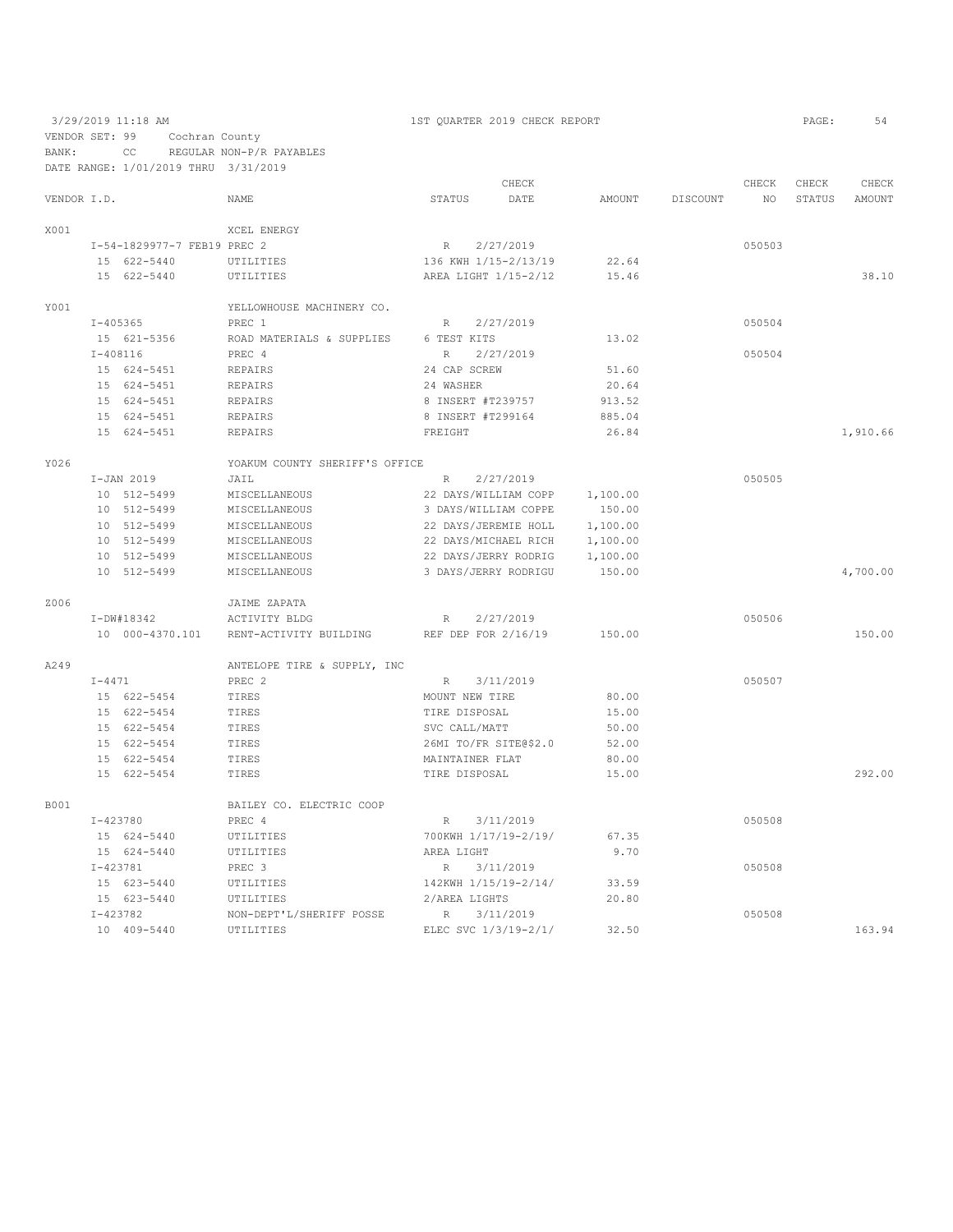3/29/2019 11:18 AM 1ST QUARTER 2019 CHECK REPORT

VENDOR SET: 99 Cochran County

BANK: CC REGULAR NON-P/R PAYABLES

DATE RANGE: 1/01/2019 THRU 3/31/2019

| VENDOR I.D. | NAME | STATUS | CHECK DATE | AMOUNT | DISCOUNT | CHECK NO | CHECK STATUS | CHECK AMOUNT |
|---|---|---|---|---|---|---|---|---|
| X001 | XCEL ENERGY | | | | | | | |
| I-54-1829977-7 FEB19 | PREC 2 | R | 2/27/2019 | | | 050503 | | |
| 15 622-5440 | UTILITIES | 136 KWH 1/15-2/13/19 | | 22.64 | | | | |
| 15 622-5440 | UTILITIES | AREA LIGHT 1/15-2/12 | | 15.46 | | | | 38.10 |
| Y001 | YELLOWHOUSE MACHINERY CO. | | | | | | | |
| I-405365 | PREC 1 | R | 2/27/2019 | | | 050504 | | |
| 15 621-5356 | ROAD MATERIALS & SUPPLIES | 6 TEST KITS | | 13.02 | | | | |
| I-408116 | PREC 4 | R | 2/27/2019 | | | 050504 | | |
| 15 624-5451 | REPAIRS | 24 CAP SCREW | | 51.60 | | | | |
| 15 624-5451 | REPAIRS | 24 WASHER | | 20.64 | | | | |
| 15 624-5451 | REPAIRS | 8 INSERT #T239757 | | 913.52 | | | | |
| 15 624-5451 | REPAIRS | 8 INSERT #T299164 | | 885.04 | | | | |
| 15 624-5451 | REPAIRS | FREIGHT | | 26.84 | | | | 1,910.66 |
| Y026 | YOAKUM COUNTY SHERIFF'S OFFICE | | | | | | | |
| I-JAN 2019 | JAIL | R | 2/27/2019 | | | 050505 | | |
| 10 512-5499 | MISCELLANEOUS | 22 DAYS/WILLIAM COPP | | 1,100.00 | | | | |
| 10 512-5499 | MISCELLANEOUS | 3 DAYS/WILLIAM COPPE | | 150.00 | | | | |
| 10 512-5499 | MISCELLANEOUS | 22 DAYS/JEREMIE HOLL | | 1,100.00 | | | | |
| 10 512-5499 | MISCELLANEOUS | 22 DAYS/MICHAEL RICH | | 1,100.00 | | | | |
| 10 512-5499 | MISCELLANEOUS | 22 DAYS/JERRY RODRIG | | 1,100.00 | | | | |
| 10 512-5499 | MISCELLANEOUS | 3 DAYS/JERRY RODRIGU | | 150.00 | | | | 4,700.00 |
| Z006 | JAIME ZAPATA | | | | | | | |
| I-DW#18342 | ACTIVITY BLDG | R | 2/27/2019 | | | 050506 | | |
| 10 000-4370.101 | RENT-ACTIVITY BUILDING | REF DEP FOR 2/16/19 | | 150.00 | | | | 150.00 |
| A249 | ANTELOPE TIRE & SUPPLY, INC | | | | | | | |
| I-4471 | PREC 2 | R | 3/11/2019 | | | 050507 | | |
| 15 622-5454 | TIRES | MOUNT NEW TIRE | | 80.00 | | | | |
| 15 622-5454 | TIRES | TIRE DISPOSAL | | 15.00 | | | | |
| 15 622-5454 | TIRES | SVC CALL/MATT | | 50.00 | | | | |
| 15 622-5454 | TIRES | 26MI TO/FR SITE@$2.0 | | 52.00 | | | | |
| 15 622-5454 | TIRES | MAINTAINER FLAT | | 80.00 | | | | |
| 15 622-5454 | TIRES | TIRE DISPOSAL | | 15.00 | | | | 292.00 |
| B001 | BAILEY CO. ELECTRIC COOP | | | | | | | |
| I-423780 | PREC 4 | R | 3/11/2019 | | | 050508 | | |
| 15 624-5440 | UTILITIES | 700KWH 1/17/19-2/19/ | | 67.35 | | | | |
| 15 624-5440 | UTILITIES | AREA LIGHT | | 9.70 | | | | |
| I-423781 | PREC 3 | R | 3/11/2019 | | | 050508 | | |
| 15 623-5440 | UTILITIES | 142KWH 1/15/19-2/14/ | | 33.59 | | | | |
| 15 623-5440 | UTILITIES | 2/AREA LIGHTS | | 20.80 | | | | |
| I-423782 | NON-DEPT'L/SHERIFF POSSE | R | 3/11/2019 | | | 050508 | | |
| 10 409-5440 | UTILITIES | ELEC SVC 1/3/19-2/1/ | | 32.50 | | | | 163.94 |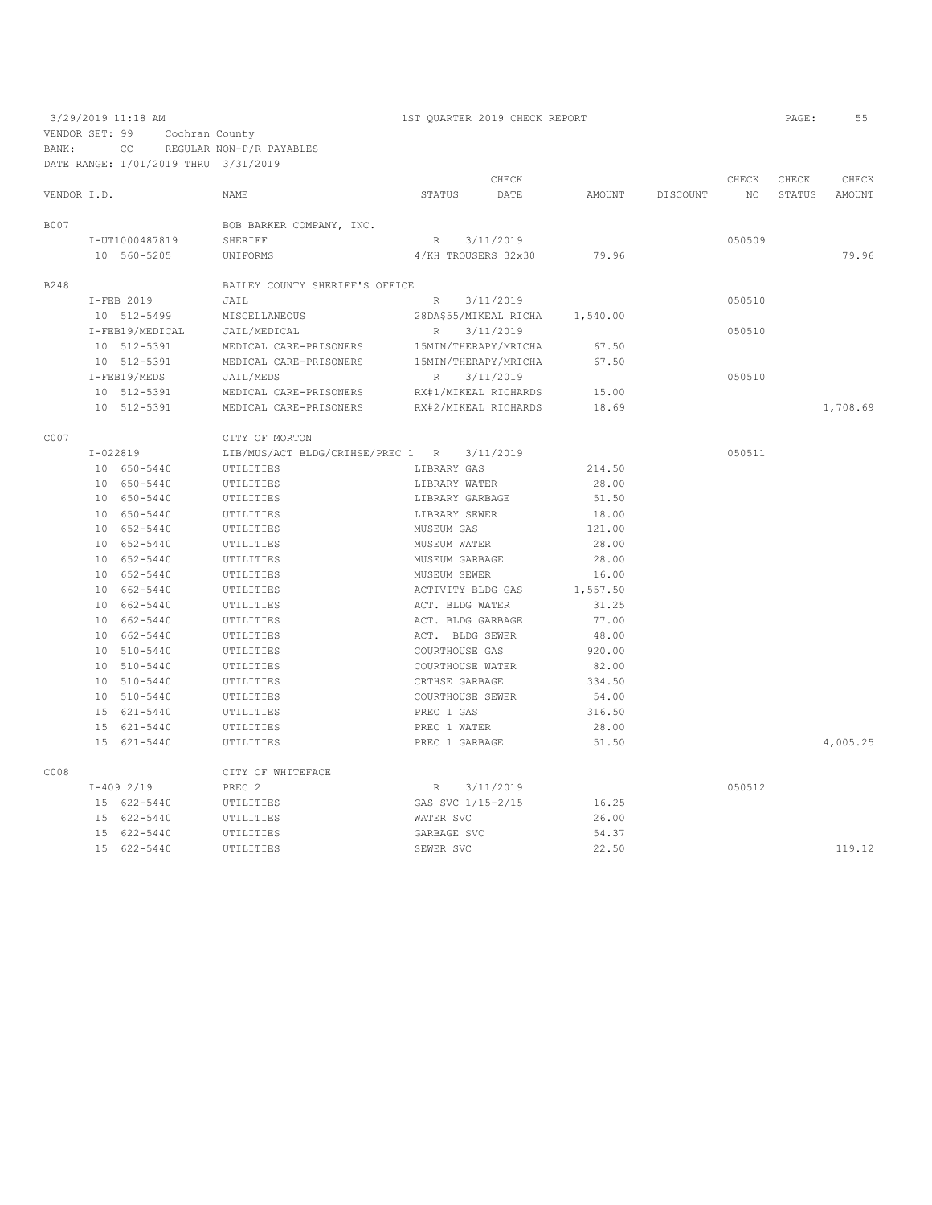3/29/2019 11:18 AM  1ST QUARTER 2019 CHECK REPORT  PAGE: 55

VENDOR SET: 99 Cochran County
BANK: CC REGULAR NON-P/R PAYABLES
DATE RANGE: 1/01/2019 THRU 3/31/2019

| VENDOR I.D. | NAME | STATUS | CHECK DATE | AMOUNT | DISCOUNT | CHECK NO | CHECK STATUS | CHECK AMOUNT |
|---|---|---|---|---|---|---|---|---|
| B007 | BOB BARKER COMPANY, INC. | | | | | | | |
| I-UT1000487819 | SHERIFF | R | 3/11/2019 | | | 050509 | | |
| 10 560-5205 | UNIFORMS | 4/KH TROUSERS 32x30 | | 79.96 | | | | 79.96 |
| B248 | BAILEY COUNTY SHERIFF'S OFFICE | | | | | | | |
| I-FEB 2019 | JAIL | R | 3/11/2019 | | | 050510 | | |
| 10 512-5499 | MISCELLANEOUS | 28DA$55/MIKEAL RICHA | | 1,540.00 | | | | |
| I-FEB19/MEDICAL | JAIL/MEDICAL | R | 3/11/2019 | | | 050510 | | |
| 10 512-5391 | MEDICAL CARE-PRISONERS | 15MIN/THERAPY/MRICHA | | 67.50 | | | | |
| 10 512-5391 | MEDICAL CARE-PRISONERS | 15MIN/THERAPY/MRICHA | | 67.50 | | | | |
| I-FEB19/MEDS | JAIL/MEDS | R | 3/11/2019 | | | 050510 | | |
| 10 512-5391 | MEDICAL CARE-PRISONERS | RX#1/MIKEAL RICHARDS | | 15.00 | | | | |
| 10 512-5391 | MEDICAL CARE-PRISONERS | RX#2/MIKEAL RICHARDS | | 18.69 | | | | 1,708.69 |
| C007 | CITY OF MORTON | | | | | | | |
| I-022819 | LIB/MUS/ACT BLDG/CRTHSE/PREC 1 | R | 3/11/2019 | | | 050511 | | |
| 10 650-5440 | UTILITIES | LIBRARY GAS | | 214.50 | | | | |
| 10 650-5440 | UTILITIES | LIBRARY WATER | | 28.00 | | | | |
| 10 650-5440 | UTILITIES | LIBRARY GARBAGE | | 51.50 | | | | |
| 10 650-5440 | UTILITIES | LIBRARY SEWER | | 18.00 | | | | |
| 10 652-5440 | UTILITIES | MUSEUM GAS | | 121.00 | | | | |
| 10 652-5440 | UTILITIES | MUSEUM WATER | | 28.00 | | | | |
| 10 652-5440 | UTILITIES | MUSEUM GARBAGE | | 28.00 | | | | |
| 10 652-5440 | UTILITIES | MUSEUM SEWER | | 16.00 | | | | |
| 10 662-5440 | UTILITIES | ACTIVITY BLDG GAS | | 1,557.50 | | | | |
| 10 662-5440 | UTILITIES | ACT. BLDG WATER | | 31.25 | | | | |
| 10 662-5440 | UTILITIES | ACT. BLDG GARBAGE | | 77.00 | | | | |
| 10 662-5440 | UTILITIES | ACT. BLDG SEWER | | 48.00 | | | | |
| 10 510-5440 | UTILITIES | COURTHOUSE GAS | | 920.00 | | | | |
| 10 510-5440 | UTILITIES | COURTHOUSE WATER | | 82.00 | | | | |
| 10 510-5440 | UTILITIES | CRTHSE GARBAGE | | 334.50 | | | | |
| 10 510-5440 | UTILITIES | COURTHOUSE SEWER | | 54.00 | | | | |
| 15 621-5440 | UTILITIES | PREC 1 GAS | | 316.50 | | | | |
| 15 621-5440 | UTILITIES | PREC 1 WATER | | 28.00 | | | | |
| 15 621-5440 | UTILITIES | PREC 1 GARBAGE | | 51.50 | | | | 4,005.25 |
| C008 | CITY OF WHITEFACE | | | | | | | |
| I-409 2/19 | PREC 2 | R | 3/11/2019 | | | 050512 | | |
| 15 622-5440 | UTILITIES | GAS SVC 1/15-2/15 | | 16.25 | | | | |
| 15 622-5440 | UTILITIES | WATER SVC | | 26.00 | | | | |
| 15 622-5440 | UTILITIES | GARBAGE SVC | | 54.37 | | | | |
| 15 622-5440 | UTILITIES | SEWER SVC | | 22.50 | | | | 119.12 |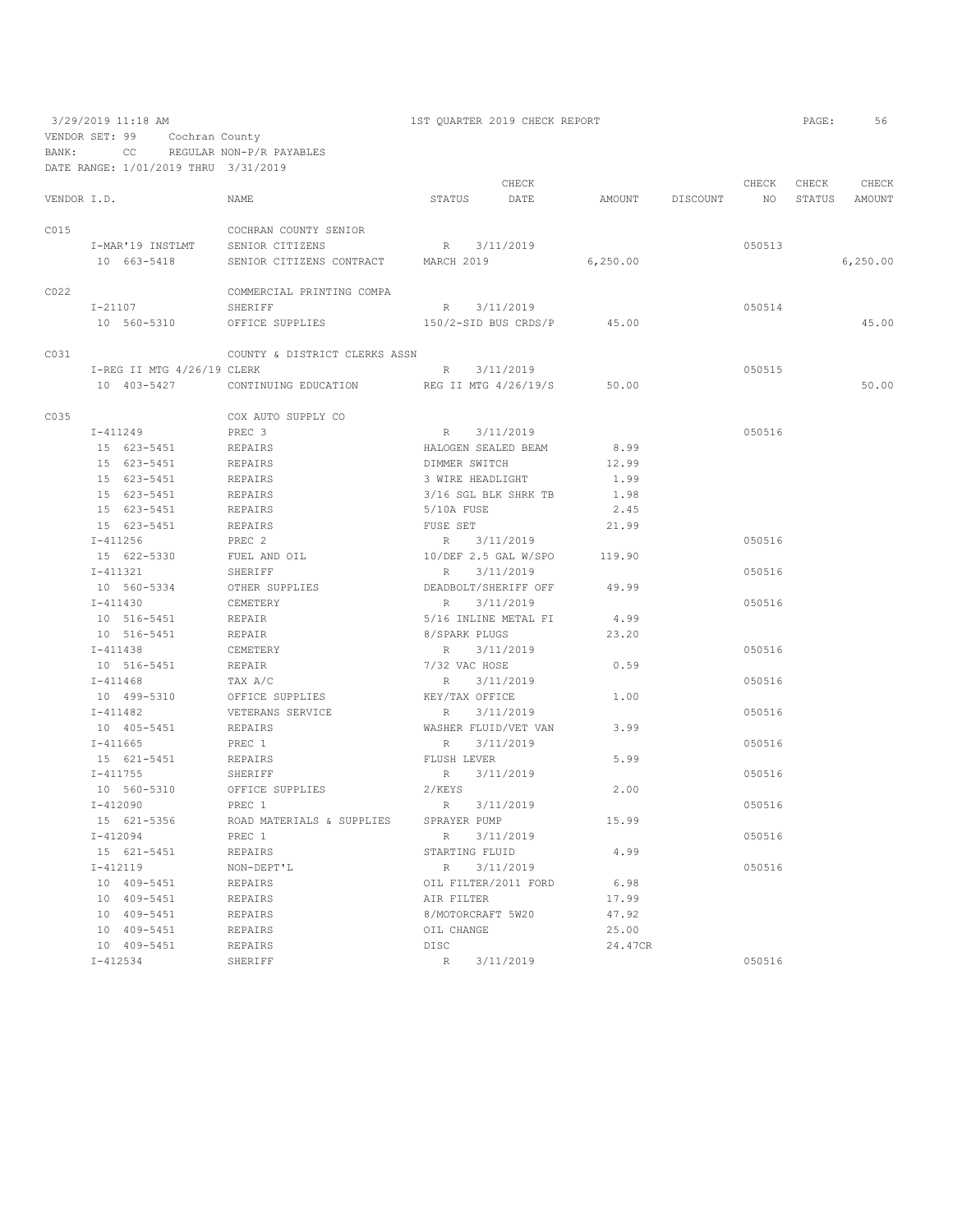3/29/2019 11:18 AM 1ST QUARTER 2019 CHECK REPORT PAGE: 56

VENDOR SET: 99 Cochran County

BANK: CC REGULAR NON-P/R PAYABLES

DATE RANGE: 1/01/2019 THRU 3/31/2019

| VENDOR I.D. | NAME | STATUS | CHECK DATE | AMOUNT | DISCOUNT | CHECK NO | CHECK STATUS | CHECK AMOUNT |
|---|---|---|---|---|---|---|---|---|
| C015 | COCHRAN COUNTY SENIOR | | | | | | | |
| I-MAR'19 INSTLMT | SENIOR CITIZENS | R | 3/11/2019 | | | 050513 | | |
| 10 663-5418 | SENIOR CITIZENS CONTRACT | MARCH 2019 | | 6,250.00 | | | | 6,250.00 |
| C022 | COMMERCIAL PRINTING COMPA | | | | | | | |
| I-21107 | SHERIFF | R | 3/11/2019 | | | 050514 | | |
| 10 560-5310 | OFFICE SUPPLIES | 150/2-SID BUS CRDS/P | | 45.00 | | | | 45.00 |
| C031 | COUNTY & DISTRICT CLERKS ASSN | | | | | | | |
| I-REG II MTG 4/26/19 | CLERK | R | 3/11/2019 | | | 050515 | | |
| 10 403-5427 | CONTINUING EDUCATION | REG II MTG 4/26/19/S | | 50.00 | | | | 50.00 |
| C035 | COX AUTO SUPPLY CO | | | | | | | |
| I-411249 | PREC 3 | R | 3/11/2019 | | | 050516 | | |
| 15 623-5451 | REPAIRS | HALOGEN SEALED BEAM | | 8.99 | | | | |
| 15 623-5451 | REPAIRS | DIMMER SWITCH | | 12.99 | | | | |
| 15 623-5451 | REPAIRS | 3 WIRE HEADLIGHT | | 1.99 | | | | |
| 15 623-5451 | REPAIRS | 3/16 SGL BLK SHRK TB | | 1.98 | | | | |
| 15 623-5451 | REPAIRS | 5/10A FUSE | | 2.45 | | | | |
| 15 623-5451 | REPAIRS | FUSE SET | | 21.99 | | | | |
| I-411256 | PREC 2 | R | 3/11/2019 | | | 050516 | | |
| 15 622-5330 | FUEL AND OIL | 10/DEF 2.5 GAL W/SPO | | 119.90 | | | | |
| I-411321 | SHERIFF | R | 3/11/2019 | | | 050516 | | |
| 10 560-5334 | OTHER SUPPLIES | DEADBOLT/SHERIFF OFF | | 49.99 | | | | |
| I-411430 | CEMETERY | R | 3/11/2019 | | | 050516 | | |
| 10 516-5451 | REPAIR | 5/16 INLINE METAL FI | | 4.99 | | | | |
| 10 516-5451 | REPAIR | 8/SPARK PLUGS | | 23.20 | | | | |
| I-411438 | CEMETERY | R | 3/11/2019 | | | 050516 | | |
| 10 516-5451 | REPAIR | 7/32 VAC HOSE | | 0.59 | | | | |
| I-411468 | TAX A/C | R | 3/11/2019 | | | 050516 | | |
| 10 499-5310 | OFFICE SUPPLIES | KEY/TAX OFFICE | | 1.00 | | | | |
| I-411482 | VETERANS SERVICE | R | 3/11/2019 | | | 050516 | | |
| 10 405-5451 | REPAIRS | WASHER FLUID/VET VAN | | 3.99 | | | | |
| I-411665 | PREC 1 | R | 3/11/2019 | | | 050516 | | |
| 15 621-5451 | REPAIRS | FLUSH LEVER | | 5.99 | | | | |
| I-411755 | SHERIFF | R | 3/11/2019 | | | 050516 | | |
| 10 560-5310 | OFFICE SUPPLIES | 2/KEYS | | 2.00 | | | | |
| I-412090 | PREC 1 | R | 3/11/2019 | | | 050516 | | |
| 15 621-5356 | ROAD MATERIALS & SUPPLIES | SPRAYER PUMP | | 15.99 | | | | |
| I-412094 | PREC 1 | R | 3/11/2019 | | | 050516 | | |
| 15 621-5451 | REPAIRS | STARTING FLUID | | 4.99 | | | | |
| I-412119 | NON-DEPT'L | R | 3/11/2019 | | | 050516 | | |
| 10 409-5451 | REPAIRS | OIL FILTER/2011 FORD | | 6.98 | | | | |
| 10 409-5451 | REPAIRS | AIR FILTER | | 17.99 | | | | |
| 10 409-5451 | REPAIRS | 8/MOTORCRAFT 5W20 | | 47.92 | | | | |
| 10 409-5451 | REPAIRS | OIL CHANGE | | 25.00 | | | | |
| 10 409-5451 | REPAIRS | DISC | | 24.47CR | | | | |
| I-412534 | SHERIFF | R | 3/11/2019 | | | 050516 | | |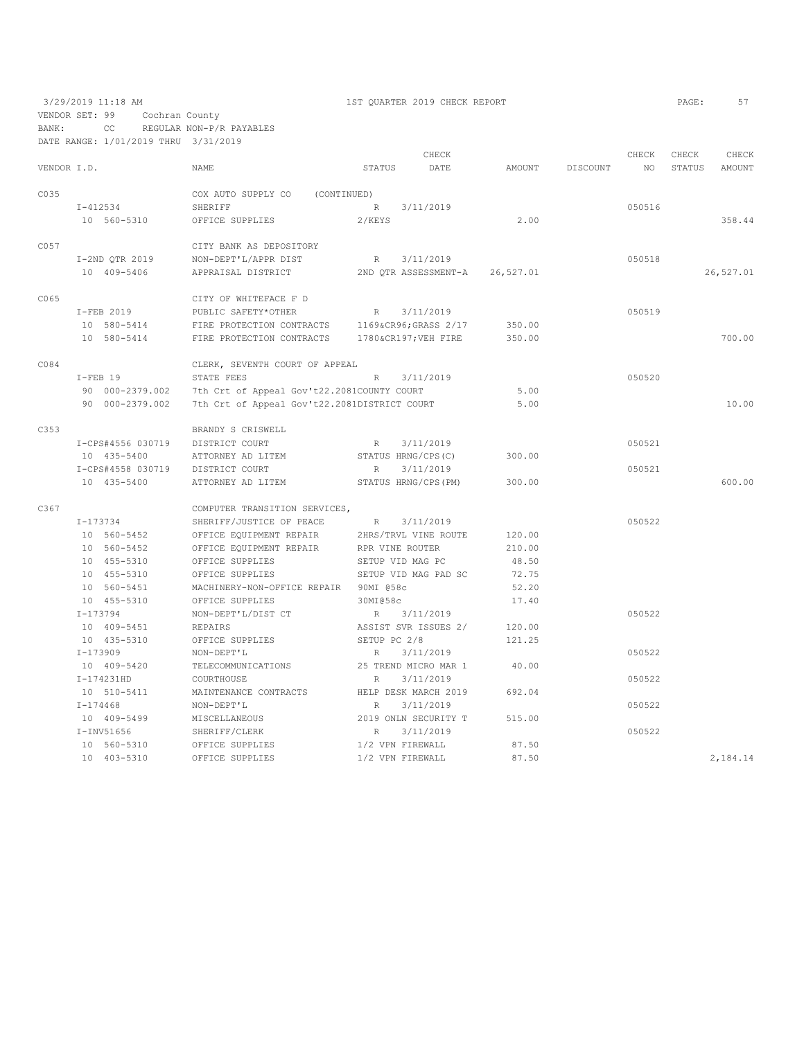3/29/2019 11:18 AM 1ST QUARTER 2019 CHECK REPORT

VENDOR SET: 99 Cochran County
BANK: CC REGULAR NON-P/R PAYABLES
DATE RANGE: 1/01/2019 THRU 3/31/2019

| VENDOR I.D. | NAME | STATUS | CHECK DATE | AMOUNT | DISCOUNT | CHECK NO | CHECK STATUS | CHECK AMOUNT |
|---|---|---|---|---|---|---|---|---|
| C035 | COX AUTO SUPPLY CO (CONTINUED) | | | | | | | |
| I-412534 | SHERIFF | R | 3/11/2019 | | | 050516 | | |
| 10 560-5310 | OFFICE SUPPLIES | 2/KEYS | | 2.00 | | | | 358.44 |
| C057 | CITY BANK AS DEPOSITORY | | | | | | | |
| I-2ND QTR 2019 | NON-DEPT'L/APPR DIST | R | 3/11/2019 | | | 050518 | | |
| 10 409-5406 | APPRAISAL DISTRICT | 2ND QTR ASSESSMENT-A | | 26,527.01 | | | | 26,527.01 |
| C065 | CITY OF WHITEFACE F D | | | | | | | |
| I-FEB 2019 | PUBLIC SAFETY*OTHER | R | 3/11/2019 | | | 050519 | | |
| 10 580-5414 | FIRE PROTECTION CONTRACTS | 1169&CR96;GRASS 2/17 | | 350.00 | | | | |
| 10 580-5414 | FIRE PROTECTION CONTRACTS | 1780&CR197;VEH FIRE | | 350.00 | | | | 700.00 |
| C084 | CLERK, SEVENTH COURT OF APPEAL | | | | | | | |
| I-FEB 19 | STATE FEES | R | 3/11/2019 | | | 050520 | | |
| 90 000-2379.002 | 7th Crt of Appeal Gov't22.2081 | COUNTY COURT | | 5.00 | | | | |
| 90 000-2379.002 | 7th Crt of Appeal Gov't22.2081 | DISTRICT COURT | | 5.00 | | | | 10.00 |
| C353 | BRANDY S CRISWELL | | | | | | | |
| I-CPS#4556 030719 | DISTRICT COURT | R | 3/11/2019 | | | 050521 | | |
| 10 435-5400 | ATTORNEY AD LITEM | STATUS HRNG/CPS(C) | | 300.00 | | | | |
| I-CPS#4558 030719 | DISTRICT COURT | R | 3/11/2019 | | | 050521 | | |
| 10 435-5400 | ATTORNEY AD LITEM | STATUS HRNG/CPS(PM) | | 300.00 | | | | 600.00 |
| C367 | COMPUTER TRANSITION SERVICES, | | | | | | | |
| I-173734 | SHERIFF/JUSTICE OF PEACE | R | 3/11/2019 | | | 050522 | | |
| 10 560-5452 | OFFICE EQUIPMENT REPAIR | 2HRS/TRVL VINE ROUTE | | 120.00 | | | | |
| 10 560-5452 | OFFICE EQUIPMENT REPAIR | RPR VINE ROUTER | | 210.00 | | | | |
| 10 455-5310 | OFFICE SUPPLIES | SETUP VID MAG PC | | 48.50 | | | | |
| 10 455-5310 | OFFICE SUPPLIES | SETUP VID MAG PAD SC | | 72.75 | | | | |
| 10 560-5451 | MACHINERY-NON-OFFICE REPAIR | 90MI @58c | | 52.20 | | | | |
| 10 455-5310 | OFFICE SUPPLIES | 30MI@58c | | 17.40 | | | | |
| I-173794 | NON-DEPT'L/DIST CT | R | 3/11/2019 | | | 050522 | | |
| 10 409-5451 | REPAIRS | ASSIST SVR ISSUES 2/ | | 120.00 | | | | |
| 10 435-5310 | OFFICE SUPPLIES | SETUP PC 2/8 | | 121.25 | | | | |
| I-173909 | NON-DEPT'L | R | 3/11/2019 | | | 050522 | | |
| 10 409-5420 | TELECOMMUNICATIONS | 25 TREND MICRO MAR 1 | | 40.00 | | | | |
| I-174231HD | COURTHOUSE | R | 3/11/2019 | | | 050522 | | |
| 10 510-5411 | MAINTENANCE CONTRACTS | HELP DESK MARCH 2019 | | 692.04 | | | | |
| I-174468 | NON-DEPT'L | R | 3/11/2019 | | | 050522 | | |
| 10 409-5499 | MISCELLANEOUS | 2019 ONLN SECURITY T | | 515.00 | | | | |
| I-INV51656 | SHERIFF/CLERK | R | 3/11/2019 | | | 050522 | | |
| 10 560-5310 | OFFICE SUPPLIES | 1/2 VPN FIREWALL | | 87.50 | | | | |
| 10 403-5310 | OFFICE SUPPLIES | 1/2 VPN FIREWALL | | 87.50 | | | | 2,184.14 |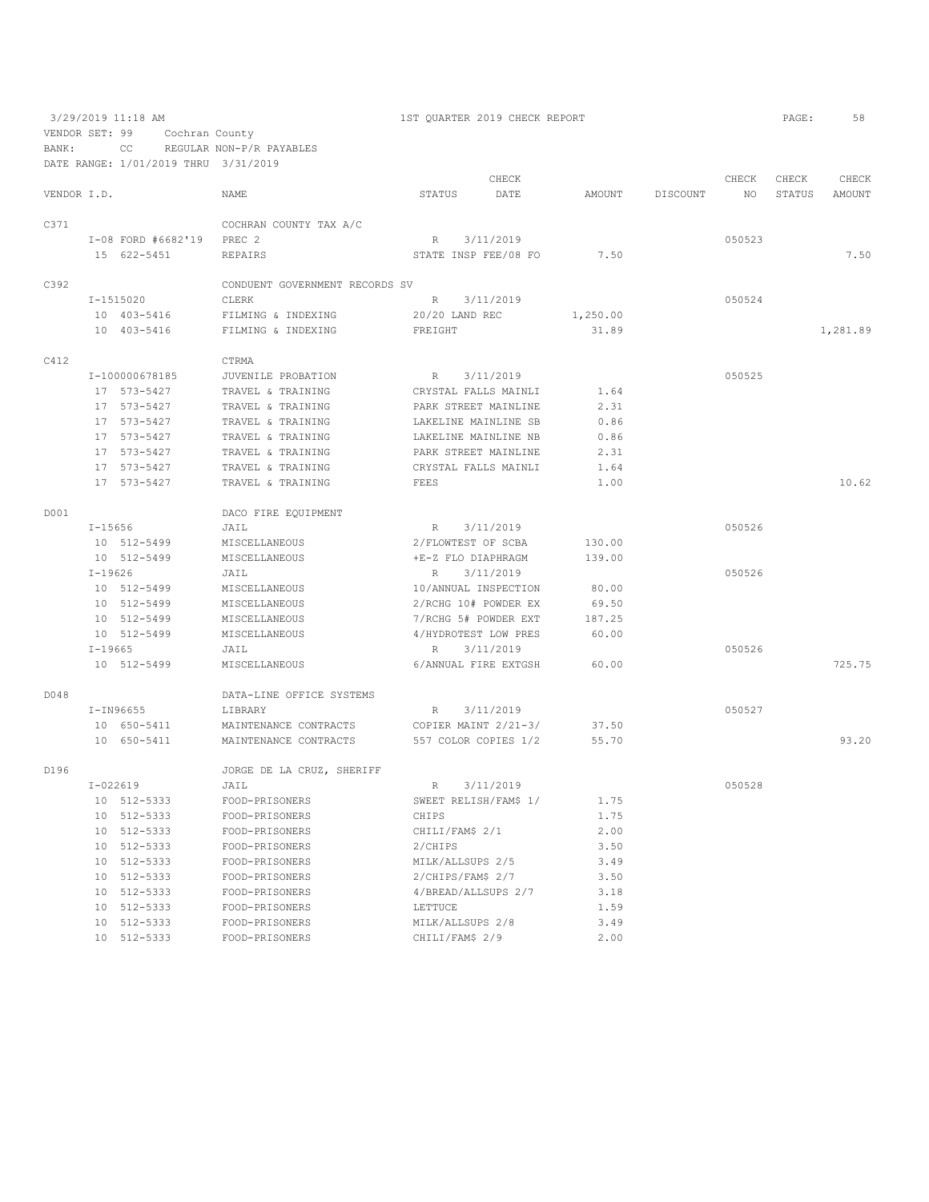3/29/2019 11:18 AM — 1ST QUARTER 2019 CHECK REPORT

VENDOR SET: 99 Cochran County
BANK: CC REGULAR NON-P/R PAYABLES
DATE RANGE: 1/01/2019 THRU 3/31/2019

| VENDOR I.D. | NAME | STATUS | CHECK DATE | AMOUNT | DISCOUNT | CHECK NO | CHECK STATUS | CHECK AMOUNT |
|---|---|---|---|---|---|---|---|---|
| C371 | COCHRAN COUNTY TAX A/C | | | | | | | |
| I-08 FORD #6682'19 | PREC 2 | R | 3/11/2019 | | | 050523 | | |
| 15 622-5451 | REPAIRS | STATE INSP FEE/08 FO | | 7.50 | | | | 7.50 |
| C392 | CONDUENT GOVERNMENT RECORDS SV | | | | | | | |
| I-1515020 | CLERK | R | 3/11/2019 | | | 050524 | | |
| 10 403-5416 | FILMING & INDEXING | 20/20 LAND REC | | 1,250.00 | | | | |
| 10 403-5416 | FILMING & INDEXING | FREIGHT | | 31.89 | | | | 1,281.89 |
| C412 | CTRMA | | | | | | | |
| I-100000678185 | JUVENILE PROBATION | R | 3/11/2019 | | | 050525 | | |
| 17 573-5427 | TRAVEL & TRAINING | CRYSTAL FALLS MAINLI | | 1.64 | | | | |
| 17 573-5427 | TRAVEL & TRAINING | PARK STREET MAINLINE | | 2.31 | | | | |
| 17 573-5427 | TRAVEL & TRAINING | LAKELINE MAINLINE SB | | 0.86 | | | | |
| 17 573-5427 | TRAVEL & TRAINING | LAKELINE MAINLINE NB | | 0.86 | | | | |
| 17 573-5427 | TRAVEL & TRAINING | PARK STREET MAINLINE | | 2.31 | | | | |
| 17 573-5427 | TRAVEL & TRAINING | CRYSTAL FALLS MAINLI | | 1.64 | | | | |
| 17 573-5427 | TRAVEL & TRAINING | FEES | | 1.00 | | | | 10.62 |
| D001 | DACO FIRE EQUIPMENT | | | | | | | |
| I-15656 | JAIL | R | 3/11/2019 | | | 050526 | | |
| 10 512-5499 | MISCELLANEOUS | 2/FLOWTEST OF SCBA | | 130.00 | | | | |
| 10 512-5499 | MISCELLANEOUS | +E-Z FLO DIAPHRAGM | | 139.00 | | | | |
| I-19626 | JAIL | R | 3/11/2019 | | | 050526 | | |
| 10 512-5499 | MISCELLANEOUS | 10/ANNUAL INSPECTION | | 80.00 | | | | |
| 10 512-5499 | MISCELLANEOUS | 2/RCHG 10# POWDER EX | | 69.50 | | | | |
| 10 512-5499 | MISCELLANEOUS | 7/RCHG 5# POWDER EXT | | 187.25 | | | | |
| 10 512-5499 | MISCELLANEOUS | 4/HYDROTEST LOW PRES | | 60.00 | | | | |
| I-19665 | JAIL | R | 3/11/2019 | | | 050526 | | |
| 10 512-5499 | MISCELLANEOUS | 6/ANNUAL FIRE EXTGSH | | 60.00 | | | | 725.75 |
| D048 | DATA-LINE OFFICE SYSTEMS | | | | | | | |
| I-IN96655 | LIBRARY | R | 3/11/2019 | | | 050527 | | |
| 10 650-5411 | MAINTENANCE CONTRACTS | COPIER MAINT 2/21-3/ | | 37.50 | | | | |
| 10 650-5411 | MAINTENANCE CONTRACTS | 557 COLOR COPIES 1/2 | | 55.70 | | | | 93.20 |
| D196 | JORGE DE LA CRUZ, SHERIFF | | | | | | | |
| I-022619 | JAIL | R | 3/11/2019 | | | 050528 | | |
| 10 512-5333 | FOOD-PRISONERS | SWEET RELISH/FAM$ 1/ | | 1.75 | | | | |
| 10 512-5333 | FOOD-PRISONERS | CHIPS | | 1.75 | | | | |
| 10 512-5333 | FOOD-PRISONERS | CHILI/FAM$ 2/1 | | 2.00 | | | | |
| 10 512-5333 | FOOD-PRISONERS | 2/CHIPS | | 3.50 | | | | |
| 10 512-5333 | FOOD-PRISONERS | MILK/ALLSUPS 2/5 | | 3.49 | | | | |
| 10 512-5333 | FOOD-PRISONERS | 2/CHIPS/FAM$ 2/7 | | 3.50 | | | | |
| 10 512-5333 | FOOD-PRISONERS | 4/BREAD/ALLSUPS 2/7 | | 3.18 | | | | |
| 10 512-5333 | FOOD-PRISONERS | LETTUCE | | 1.59 | | | | |
| 10 512-5333 | FOOD-PRISONERS | MILK/ALLSUPS 2/8 | | 3.49 | | | | |
| 10 512-5333 | FOOD-PRISONERS | CHILI/FAM$ 2/9 | | 2.00 | | | | |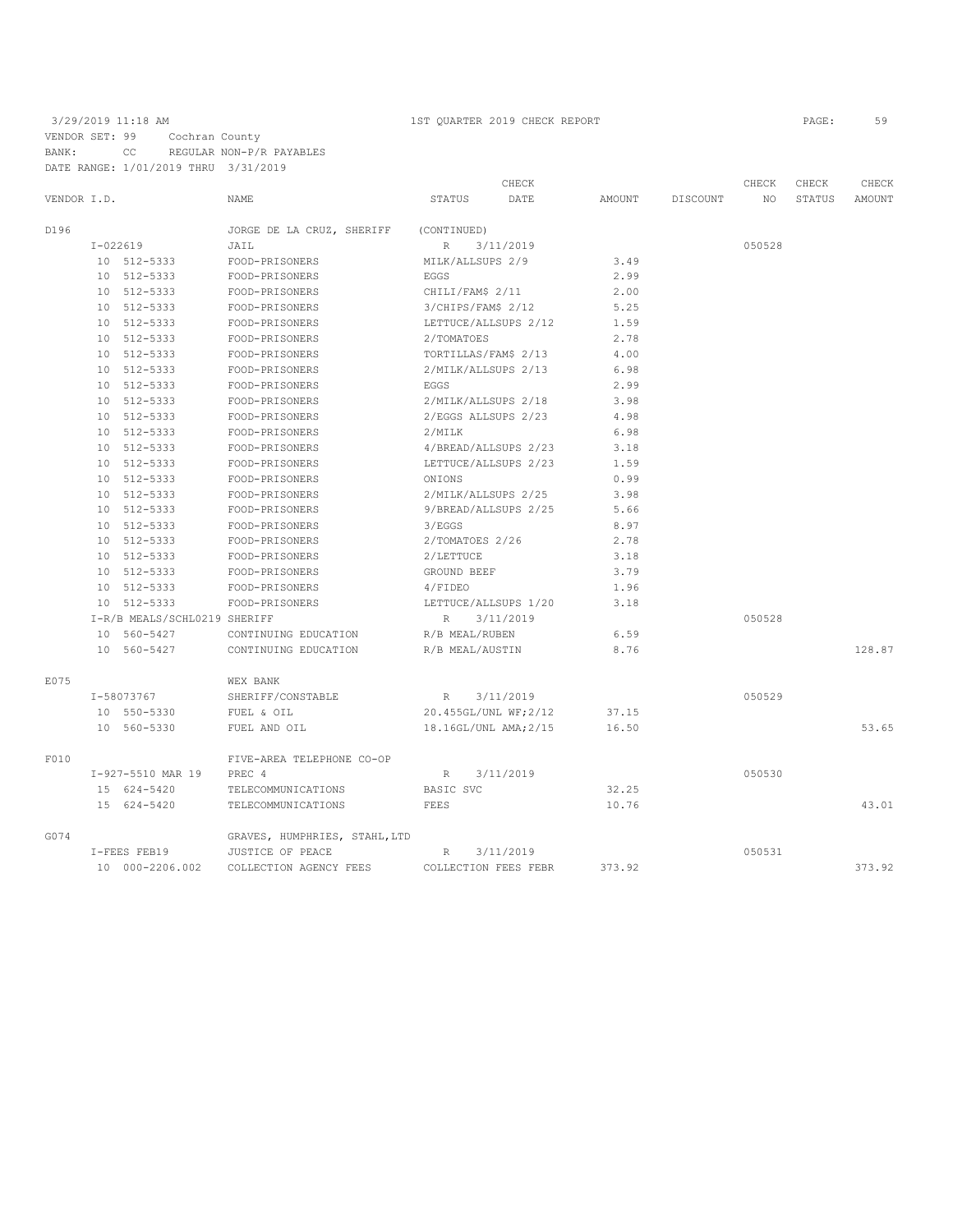3/29/2019 11:18 AM 1ST QUARTER 2019 CHECK REPORT

VENDOR SET: 99 Cochran County
BANK: CC REGULAR NON-P/R PAYABLES
DATE RANGE: 1/01/2019 THRU 3/31/2019

| VENDOR I.D. | NAME | STATUS | CHECK DATE | AMOUNT | DISCOUNT | CHECK NO | CHECK STATUS | CHECK AMOUNT |
|---|---|---|---|---|---|---|---|---|
| D196 | JORGE DE LA CRUZ, SHERIFF | (CONTINUED) | | | | | | |
| I-022619 | JAIL | R | 3/11/2019 | | | 050528 | | |
| 10 512-5333 | FOOD-PRISONERS | MILK/ALLSUPS 2/9 | | 3.49 | | | | |
| 10 512-5333 | FOOD-PRISONERS | EGGS | | 2.99 | | | | |
| 10 512-5333 | FOOD-PRISONERS | CHILI/FAM$ 2/11 | | 2.00 | | | | |
| 10 512-5333 | FOOD-PRISONERS | 3/CHIPS/FAM$ 2/12 | | 5.25 | | | | |
| 10 512-5333 | FOOD-PRISONERS | LETTUCE/ALLSUPS 2/12 | | 1.59 | | | | |
| 10 512-5333 | FOOD-PRISONERS | 2/TOMATOES | | 2.78 | | | | |
| 10 512-5333 | FOOD-PRISONERS | TORTILLAS/FAM$ 2/13 | | 4.00 | | | | |
| 10 512-5333 | FOOD-PRISONERS | 2/MILK/ALLSUPS 2/13 | | 6.98 | | | | |
| 10 512-5333 | FOOD-PRISONERS | EGGS | | 2.99 | | | | |
| 10 512-5333 | FOOD-PRISONERS | 2/MILK/ALLSUPS 2/18 | | 3.98 | | | | |
| 10 512-5333 | FOOD-PRISONERS | 2/EGGS ALLSUPS 2/23 | | 4.98 | | | | |
| 10 512-5333 | FOOD-PRISONERS | 2/MILK | | 6.98 | | | | |
| 10 512-5333 | FOOD-PRISONERS | 4/BREAD/ALLSUPS 2/23 | | 3.18 | | | | |
| 10 512-5333 | FOOD-PRISONERS | LETTUCE/ALLSUPS 2/23 | | 1.59 | | | | |
| 10 512-5333 | FOOD-PRISONERS | ONIONS | | 0.99 | | | | |
| 10 512-5333 | FOOD-PRISONERS | 2/MILK/ALLSUPS 2/25 | | 3.98 | | | | |
| 10 512-5333 | FOOD-PRISONERS | 9/BREAD/ALLSUPS 2/25 | | 5.66 | | | | |
| 10 512-5333 | FOOD-PRISONERS | 3/EGGS | | 8.97 | | | | |
| 10 512-5333 | FOOD-PRISONERS | 2/TOMATOES 2/26 | | 2.78 | | | | |
| 10 512-5333 | FOOD-PRISONERS | 2/LETTUCE | | 3.18 | | | | |
| 10 512-5333 | FOOD-PRISONERS | GROUND BEEF | | 3.79 | | | | |
| 10 512-5333 | FOOD-PRISONERS | 4/FIDEO | | 1.96 | | | | |
| 10 512-5333 | FOOD-PRISONERS | LETTUCE/ALLSUPS 1/20 | | 3.18 | | | | |
| I-R/B MEALS/SCHL0219 | SHERIFF | R | 3/11/2019 | | | 050528 | | |
| 10 560-5427 | CONTINUING EDUCATION | R/B MEAL/RUBEN | | 6.59 | | | | |
| 10 560-5427 | CONTINUING EDUCATION | R/B MEAL/AUSTIN | | 8.76 | | | | 128.87 |
| E075 | WEX BANK | | | | | | | |
| I-58073767 | SHERIFF/CONSTABLE | R | 3/11/2019 | | | 050529 | | |
| 10 550-5330 | FUEL & OIL | 20.455GL/UNL WF;2/12 | | 37.15 | | | | |
| 10 560-5330 | FUEL AND OIL | 18.16GL/UNL AMA;2/15 | | 16.50 | | | | 53.65 |
| F010 | FIVE-AREA TELEPHONE CO-OP | | | | | | | |
| I-927-5510 MAR 19 | PREC 4 | R | 3/11/2019 | | | 050530 | | |
| 15 624-5420 | TELECOMMUNICATIONS | BASIC SVC | | 32.25 | | | | |
| 15 624-5420 | TELECOMMUNICATIONS | FEES | | 10.76 | | | | 43.01 |
| G074 | GRAVES, HUMPHRIES, STAHL,LTD | | | | | | | |
| I-FEES FEB19 | JUSTICE OF PEACE | R | 3/11/2019 | | | 050531 | | |
| 10 000-2206.002 | COLLECTION AGENCY FEES | COLLECTION FEES FEBR | | 373.92 | | | | 373.92 |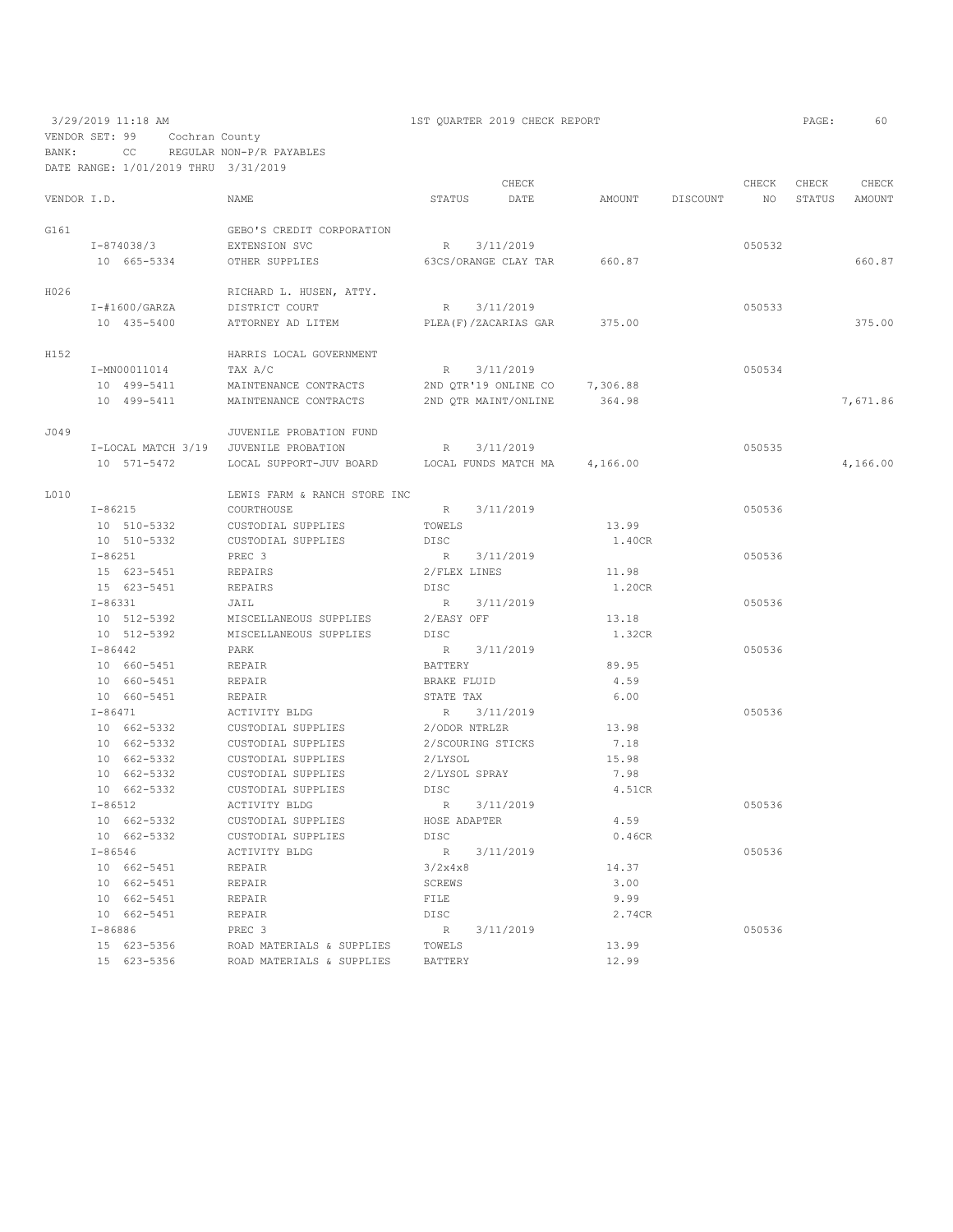3/29/2019 11:18 AM 1ST QUARTER 2019 CHECK REPORT

VENDOR SET: 99 Cochran County
BANK: CC REGULAR NON-P/R PAYABLES
DATE RANGE: 1/01/2019 THRU 3/31/2019

| VENDOR I.D. | NAME | STATUS | CHECK DATE | AMOUNT | DISCOUNT | CHECK NO | CHECK STATUS | CHECK AMOUNT |
|---|---|---|---|---|---|---|---|---|
| G161 | GEBO'S CREDIT CORPORATION | | | | | | | |
| I-874038/3 | EXTENSION SVC | R | 3/11/2019 | | | 050532 | | |
| 10 665-5334 | OTHER SUPPLIES | 63CS/ORANGE CLAY TAR | | 660.87 | | | | 660.87 |
| H026 | RICHARD L. HUSEN, ATTY. | | | | | | | |
| I-#1600/GARZA | DISTRICT COURT | R | 3/11/2019 | | | 050533 | | |
| 10 435-5400 | ATTORNEY AD LITEM | PLEA(F)/ZACARIAS GAR | | 375.00 | | | | 375.00 |
| H152 | HARRIS LOCAL GOVERNMENT | | | | | | | |
| I-MN00011014 | TAX A/C | R | 3/11/2019 | | | 050534 | | |
| 10 499-5411 | MAINTENANCE CONTRACTS | 2ND QTR'19 ONLINE CO | | 7,306.88 | | | | |
| 10 499-5411 | MAINTENANCE CONTRACTS | 2ND QTR MAINT/ONLINE | | 364.98 | | | | 7,671.86 |
| J049 | JUVENILE PROBATION FUND | | | | | | | |
| I-LOCAL MATCH 3/19 | JUVENILE PROBATION | R | 3/11/2019 | | | 050535 | | |
| 10 571-5472 | LOCAL SUPPORT-JUV BOARD | LOCAL FUNDS MATCH MA | | 4,166.00 | | | | 4,166.00 |
| L010 | LEWIS FARM & RANCH STORE INC | | | | | | | |
| I-86215 | COURTHOUSE | R | 3/11/2019 | | | 050536 | | |
| 10 510-5332 | CUSTODIAL SUPPLIES | TOWELS | | 13.99 | | | | |
| 10 510-5332 | CUSTODIAL SUPPLIES | DISC | | 1.40CR | | | | |
| I-86251 | PREC 3 | R | 3/11/2019 | | | 050536 | | |
| 15 623-5451 | REPAIRS | 2/FLEX LINES | | 11.98 | | | | |
| 15 623-5451 | REPAIRS | DISC | | 1.20CR | | | | |
| I-86331 | JAIL | R | 3/11/2019 | | | 050536 | | |
| 10 512-5392 | MISCELLANEOUS SUPPLIES | 2/EASY OFF | | 13.18 | | | | |
| 10 512-5392 | MISCELLANEOUS SUPPLIES | DISC | | 1.32CR | | | | |
| I-86442 | PARK | R | 3/11/2019 | | | 050536 | | |
| 10 660-5451 | REPAIR | BATTERY | | 89.95 | | | | |
| 10 660-5451 | REPAIR | BRAKE FLUID | | 4.59 | | | | |
| 10 660-5451 | REPAIR | STATE TAX | | 6.00 | | | | |
| I-86471 | ACTIVITY BLDG | R | 3/11/2019 | | | 050536 | | |
| 10 662-5332 | CUSTODIAL SUPPLIES | 2/ODOR NTRLZR | | 13.98 | | | | |
| 10 662-5332 | CUSTODIAL SUPPLIES | 2/SCOURING STICKS | | 7.18 | | | | |
| 10 662-5332 | CUSTODIAL SUPPLIES | 2/LYSOL | | 15.98 | | | | |
| 10 662-5332 | CUSTODIAL SUPPLIES | 2/LYSOL SPRAY | | 7.98 | | | | |
| 10 662-5332 | CUSTODIAL SUPPLIES | DISC | | 4.51CR | | | | |
| I-86512 | ACTIVITY BLDG | R | 3/11/2019 | | | 050536 | | |
| 10 662-5332 | CUSTODIAL SUPPLIES | HOSE ADAPTER | | 4.59 | | | | |
| 10 662-5332 | CUSTODIAL SUPPLIES | DISC | | 0.46CR | | | | |
| I-86546 | ACTIVITY BLDG | R | 3/11/2019 | | | 050536 | | |
| 10 662-5451 | REPAIR | 3/2x4x8 | | 14.37 | | | | |
| 10 662-5451 | REPAIR | SCREWS | | 3.00 | | | | |
| 10 662-5451 | REPAIR | FILE | | 9.99 | | | | |
| 10 662-5451 | REPAIR | DISC | | 2.74CR | | | | |
| I-86886 | PREC 3 | R | 3/11/2019 | | | 050536 | | |
| 15 623-5356 | ROAD MATERIALS & SUPPLIES | TOWELS | | 13.99 | | | | |
| 15 623-5356 | ROAD MATERIALS & SUPPLIES | BATTERY | | 12.99 | | | | |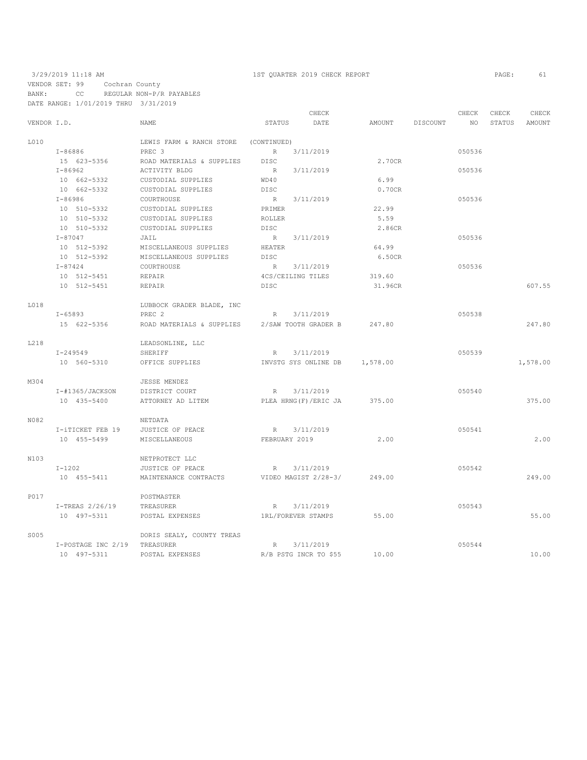3/29/2019 11:18 AM — 1ST QUARTER 2019 CHECK REPORT

VENDOR SET: 99 Cochran County
BANK: CC REGULAR NON-P/R PAYABLES
DATE RANGE: 1/01/2019 THRU 3/31/2019

| VENDOR I.D. | NAME | STATUS | CHECK DATE | AMOUNT | DISCOUNT | CHECK NO | CHECK STATUS | CHECK AMOUNT |
|---|---|---|---|---|---|---|---|---|
| L010 | LEWIS FARM & RANCH STORE | (CONTINUED) | | | | | | |
| I-86886 | PREC 3 | R | 3/11/2019 | | | 050536 | | |
| 15 623-5356 | ROAD MATERIALS & SUPPLIES | DISC | | 2.70CR | | | | |
| I-86962 | ACTIVITY BLDG | R | 3/11/2019 | | | 050536 | | |
| 10 662-5332 | CUSTODIAL SUPPLIES | WD40 | | 6.99 | | | | |
| 10 662-5332 | CUSTODIAL SUPPLIES | DISC | | 0.70CR | | | | |
| I-86986 | COURTHOUSE | R | 3/11/2019 | | | 050536 | | |
| 10 510-5332 | CUSTODIAL SUPPLIES | PRIMER | | 22.99 | | | | |
| 10 510-5332 | CUSTODIAL SUPPLIES | ROLLER | | 5.59 | | | | |
| 10 510-5332 | CUSTODIAL SUPPLIES | DISC | | 2.86CR | | | | |
| I-87047 | JAIL | R | 3/11/2019 | | | 050536 | | |
| 10 512-5392 | MISCELLANEOUS SUPPLIES | HEATER | | 64.99 | | | | |
| 10 512-5392 | MISCELLANEOUS SUPPLIES | DISC | | 6.50CR | | | | |
| I-87424 | COURTHOUSE | R | 3/11/2019 | | | 050536 | | |
| 10 512-5451 | REPAIR | 4CS/CEILING TILES | | 319.60 | | | | |
| 10 512-5451 | REPAIR | DISC | | 31.96CR | | | | 607.55 |
| L018 | LUBBOCK GRADER BLADE, INC | | | | | | | |
| I-65893 | PREC 2 | R | 3/11/2019 | | | 050538 | | |
| 15 622-5356 | ROAD MATERIALS & SUPPLIES | 2/SAW TOOTH GRADER B | | 247.80 | | | | 247.80 |
| L218 | LEADSONLINE, LLC | | | | | | | |
| I-249549 | SHERIFF | R | 3/11/2019 | | | 050539 | | |
| 10 560-5310 | OFFICE SUPPLIES | INVSTG SYS ONLINE DB | | 1,578.00 | | | | 1,578.00 |
| M304 | JESSE MENDEZ | | | | | | | |
| I-#1365/JACKSON | DISTRICT COURT | R | 3/11/2019 | | | 050540 | | |
| 10 435-5400 | ATTORNEY AD LITEM | PLEA HRNG(F)/ERIC JA | | 375.00 | | | | 375.00 |
| N082 | NETDATA | | | | | | | |
| I-iTICKET FEB 19 | JUSTICE OF PEACE | R | 3/11/2019 | | | 050541 | | |
| 10 455-5499 | MISCELLANEOUS | FEBRUARY 2019 | | 2.00 | | | | 2.00 |
| N103 | NETPROTECT LLC | | | | | | | |
| I-1202 | JUSTICE OF PEACE | R | 3/11/2019 | | | 050542 | | |
| 10 455-5411 | MAINTENANCE CONTRACTS | VIDEO MAGIST 2/28-3/ | | 249.00 | | | | 249.00 |
| P017 | POSTMASTER | | | | | | | |
| I-TREAS 2/26/19 | TREASURER | R | 3/11/2019 | | | 050543 | | |
| 10 497-5311 | POSTAL EXPENSES | 1RL/FOREVER STAMPS | | 55.00 | | | | 55.00 |
| S005 | DORIS SEALY, COUNTY TREAS | | | | | | | |
| I-POSTAGE INC 2/19 | TREASURER | R | 3/11/2019 | | | 050544 | | |
| 10 497-5311 | POSTAL EXPENSES | R/B PSTG INCR TO $55 | | 10.00 | | | | 10.00 |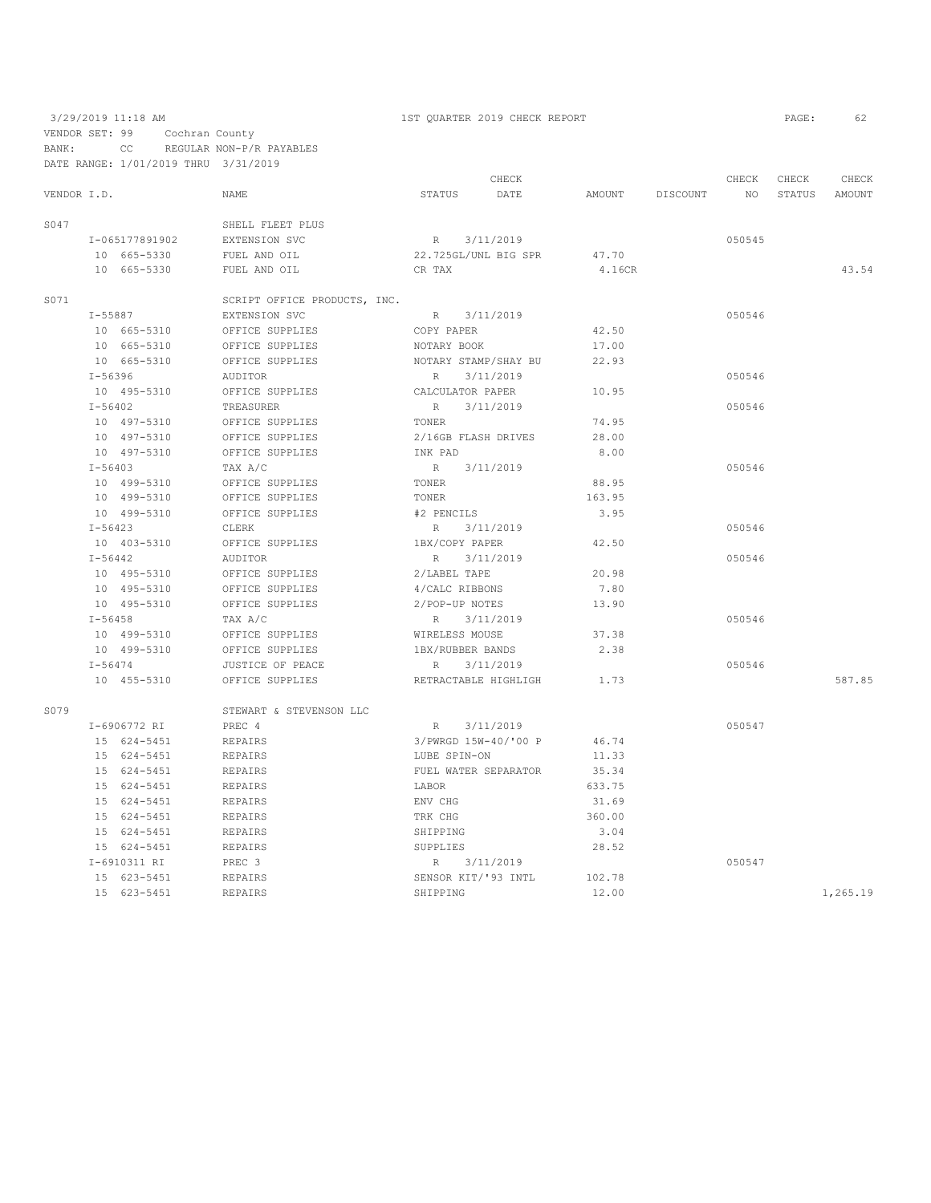3/29/2019 11:18 AM — 1ST QUARTER 2019 CHECK REPORT

VENDOR SET: 99 Cochran County
BANK: CC REGULAR NON-P/R PAYABLES
DATE RANGE: 1/01/2019 THRU 3/31/2019

| VENDOR I.D. | NAME | STATUS | CHECK DATE | AMOUNT | DISCOUNT | CHECK NO | CHECK STATUS | CHECK AMOUNT |
|---|---|---|---|---|---|---|---|---|
| S047 | SHELL FLEET PLUS | | | | | | | |
| I-065177891902 | EXTENSION SVC | R | 3/11/2019 | | | 050545 | | |
| 10 665-5330 | FUEL AND OIL | 22.725GL/UNL BIG SPR | | 47.70 | | | | |
| 10 665-5330 | FUEL AND OIL | CR TAX | | 4.16CR | | | | 43.54 |
| S071 | SCRIPT OFFICE PRODUCTS, INC. | | | | | | | |
| I-55887 | EXTENSION SVC | R | 3/11/2019 | | | 050546 | | |
| 10 665-5310 | OFFICE SUPPLIES | COPY PAPER | | 42.50 | | | | |
| 10 665-5310 | OFFICE SUPPLIES | NOTARY BOOK | | 17.00 | | | | |
| 10 665-5310 | OFFICE SUPPLIES | NOTARY STAMP/SHAY BU | | 22.93 | | | | |
| I-56396 | AUDITOR | R | 3/11/2019 | | | 050546 | | |
| 10 495-5310 | OFFICE SUPPLIES | CALCULATOR PAPER | | 10.95 | | | | |
| I-56402 | TREASURER | R | 3/11/2019 | | | 050546 | | |
| 10 497-5310 | OFFICE SUPPLIES | TONER | | 74.95 | | | | |
| 10 497-5310 | OFFICE SUPPLIES | 2/16GB FLASH DRIVES | | 28.00 | | | | |
| 10 497-5310 | OFFICE SUPPLIES | INK PAD | | 8.00 | | | | |
| I-56403 | TAX A/C | R | 3/11/2019 | | | 050546 | | |
| 10 499-5310 | OFFICE SUPPLIES | TONER | | 88.95 | | | | |
| 10 499-5310 | OFFICE SUPPLIES | TONER | | 163.95 | | | | |
| 10 499-5310 | OFFICE SUPPLIES | #2 PENCILS | | 3.95 | | | | |
| I-56423 | CLERK | R | 3/11/2019 | | | 050546 | | |
| 10 403-5310 | OFFICE SUPPLIES | 1BX/COPY PAPER | | 42.50 | | | | |
| I-56442 | AUDITOR | R | 3/11/2019 | | | 050546 | | |
| 10 495-5310 | OFFICE SUPPLIES | 2/LABEL TAPE | | 20.98 | | | | |
| 10 495-5310 | OFFICE SUPPLIES | 4/CALC RIBBONS | | 7.80 | | | | |
| 10 495-5310 | OFFICE SUPPLIES | 2/POP-UP NOTES | | 13.90 | | | | |
| I-56458 | TAX A/C | R | 3/11/2019 | | | 050546 | | |
| 10 499-5310 | OFFICE SUPPLIES | WIRELESS MOUSE | | 37.38 | | | | |
| 10 499-5310 | OFFICE SUPPLIES | 1BX/RUBBER BANDS | | 2.38 | | | | |
| I-56474 | JUSTICE OF PEACE | R | 3/11/2019 | | | 050546 | | |
| 10 455-5310 | OFFICE SUPPLIES | RETRACTABLE HIGHLIGH | | 1.73 | | | | 587.85 |
| S079 | STEWART & STEVENSON LLC | | | | | | | |
| I-6906772 RI | PREC 4 | R | 3/11/2019 | | | 050547 | | |
| 15 624-5451 | REPAIRS | 3/PWRGD 15W-40/'00 P | | 46.74 | | | | |
| 15 624-5451 | REPAIRS | LUBE SPIN-ON | | 11.33 | | | | |
| 15 624-5451 | REPAIRS | FUEL WATER SEPARATOR | | 35.34 | | | | |
| 15 624-5451 | REPAIRS | LABOR | | 633.75 | | | | |
| 15 624-5451 | REPAIRS | ENV CHG | | 31.69 | | | | |
| 15 624-5451 | REPAIRS | TRK CHG | | 360.00 | | | | |
| 15 624-5451 | REPAIRS | SHIPPING | | 3.04 | | | | |
| 15 624-5451 | REPAIRS | SUPPLIES | | 28.52 | | | | |
| I-6910311 RI | PREC 3 | R | 3/11/2019 | | | 050547 | | |
| 15 623-5451 | REPAIRS | SENSOR KIT/'93 INTL | | 102.78 | | | | |
| 15 623-5451 | REPAIRS | SHIPPING | | 12.00 | | | | 1,265.19 |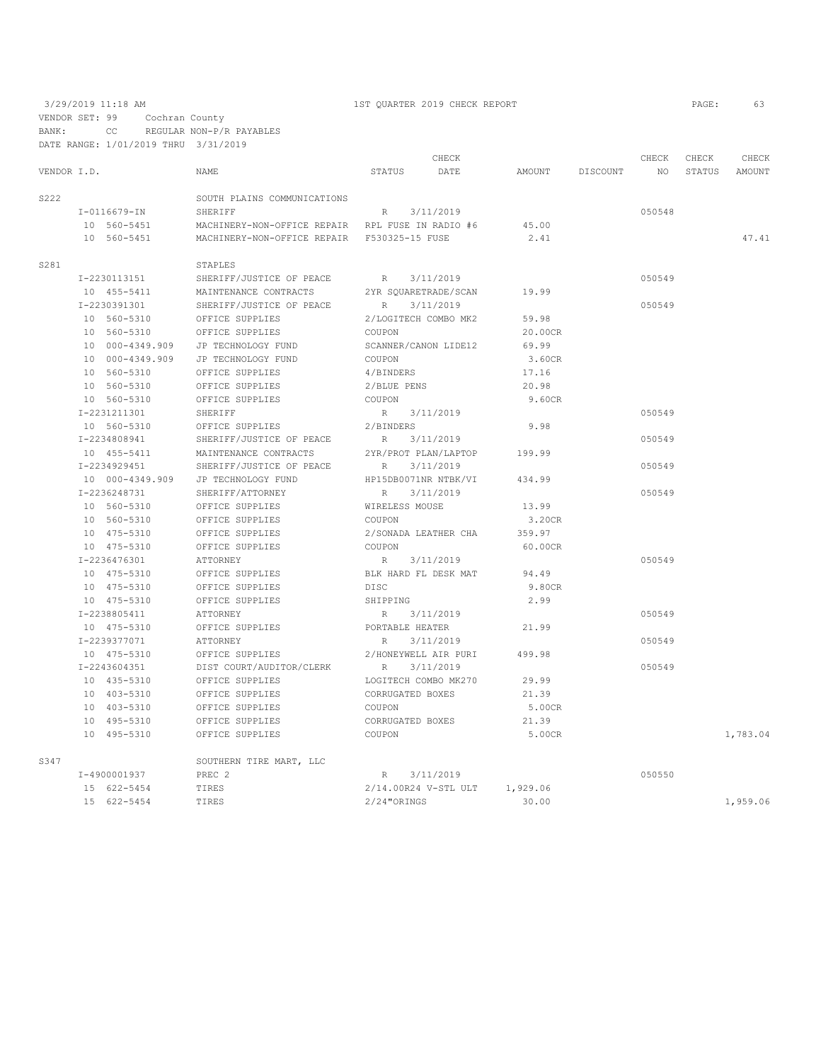3/29/2019 11:18 AM — 1ST QUARTER 2019 CHECK REPORT

VENDOR SET: 99 Cochran County
BANK: CC REGULAR NON-P/R PAYABLES
DATE RANGE: 1/01/2019 THRU 3/31/2019

| VENDOR I.D. | NAME | STATUS | CHECK DATE | AMOUNT | DISCOUNT | CHECK NO | CHECK STATUS | CHECK AMOUNT |
|---|---|---|---|---|---|---|---|---|
| S222 | SOUTH PLAINS COMMUNICATIONS | | | | | | | |
| I-0116679-IN | SHERIFF | R | 3/11/2019 | | | 050548 | | |
| 10 560-5451 | MACHINERY-NON-OFFICE REPAIR | RPL FUSE IN RADIO #6 | | 45.00 | | | | |
| 10 560-5451 | MACHINERY-NON-OFFICE REPAIR | F530325-15 FUSE | | 2.41 | | | | 47.41 |
| S281 | STAPLES | | | | | | | |
| I-2230113151 | SHERIFF/JUSTICE OF PEACE | R | 3/11/2019 | | | 050549 | | |
| 10 455-5411 | MAINTENANCE CONTRACTS | 2YR SQUARETRADE/SCAN | | 19.99 | | | | |
| I-2230391301 | SHERIFF/JUSTICE OF PEACE | R | 3/11/2019 | | | 050549 | | |
| 10 560-5310 | OFFICE SUPPLIES | 2/LOGITECH COMBO MK2 | | 59.98 | | | | |
| 10 560-5310 | OFFICE SUPPLIES | COUPON | | 20.00CR | | | | |
| 10 000-4349.909 | JP TECHNOLOGY FUND | SCANNER/CANON LIDE12 | | 69.99 | | | | |
| 10 000-4349.909 | JP TECHNOLOGY FUND | COUPON | | 3.60CR | | | | |
| 10 560-5310 | OFFICE SUPPLIES | 4/BINDERS | | 17.16 | | | | |
| 10 560-5310 | OFFICE SUPPLIES | 2/BLUE PENS | | 20.98 | | | | |
| 10 560-5310 | OFFICE SUPPLIES | COUPON | | 9.60CR | | | | |
| I-2231211301 | SHERIFF | R | 3/11/2019 | | | 050549 | | |
| 10 560-5310 | OFFICE SUPPLIES | 2/BINDERS | | 9.98 | | | | |
| I-2234808941 | SHERIFF/JUSTICE OF PEACE | R | 3/11/2019 | | | 050549 | | |
| 10 455-5411 | MAINTENANCE CONTRACTS | 2YR/PROT PLAN/LAPTOP | | 199.99 | | | | |
| I-2234929451 | SHERIFF/JUSTICE OF PEACE | R | 3/11/2019 | | | 050549 | | |
| 10 000-4349.909 | JP TECHNOLOGY FUND | HP15DB0071NR NTBK/VI | | 434.99 | | | | |
| I-2236248731 | SHERIFF/ATTORNEY | R | 3/11/2019 | | | 050549 | | |
| 10 560-5310 | OFFICE SUPPLIES | WIRELESS MOUSE | | 13.99 | | | | |
| 10 560-5310 | OFFICE SUPPLIES | COUPON | | 3.20CR | | | | |
| 10 475-5310 | OFFICE SUPPLIES | 2/SONADA LEATHER CHA | | 359.97 | | | | |
| 10 475-5310 | OFFICE SUPPLIES | COUPON | | 60.00CR | | | | |
| I-2236476301 | ATTORNEY | R | 3/11/2019 | | | 050549 | | |
| 10 475-5310 | OFFICE SUPPLIES | BLK HARD FL DESK MAT | | 94.49 | | | | |
| 10 475-5310 | OFFICE SUPPLIES | DISC | | 9.80CR | | | | |
| 10 475-5310 | OFFICE SUPPLIES | SHIPPING | | 2.99 | | | | |
| I-2238805411 | ATTORNEY | R | 3/11/2019 | | | 050549 | | |
| 10 475-5310 | OFFICE SUPPLIES | PORTABLE HEATER | | 21.99 | | | | |
| I-2239377071 | ATTORNEY | R | 3/11/2019 | | | 050549 | | |
| 10 475-5310 | OFFICE SUPPLIES | 2/HONEYWELL AIR PURI | | 499.98 | | | | |
| I-2243604351 | DIST COURT/AUDITOR/CLERK | R | 3/11/2019 | | | 050549 | | |
| 10 435-5310 | OFFICE SUPPLIES | LOGITECH COMBO MK270 | | 29.99 | | | | |
| 10 403-5310 | OFFICE SUPPLIES | CORRUGATED BOXES | | 21.39 | | | | |
| 10 403-5310 | OFFICE SUPPLIES | COUPON | | 5.00CR | | | | |
| 10 495-5310 | OFFICE SUPPLIES | CORRUGATED BOXES | | 21.39 | | | | |
| 10 495-5310 | OFFICE SUPPLIES | COUPON | | 5.00CR | | | | 1,783.04 |
| S347 | SOUTHERN TIRE MART, LLC | | | | | | | |
| I-4900001937 | PREC 2 | R | 3/11/2019 | | | 050550 | | |
| 15 622-5454 | TIRES | 2/14.00R24 V-STL ULT | | 1,929.06 | | | | |
| 15 622-5454 | TIRES | 2/24"ORINGS | | 30.00 | | | | 1,959.06 |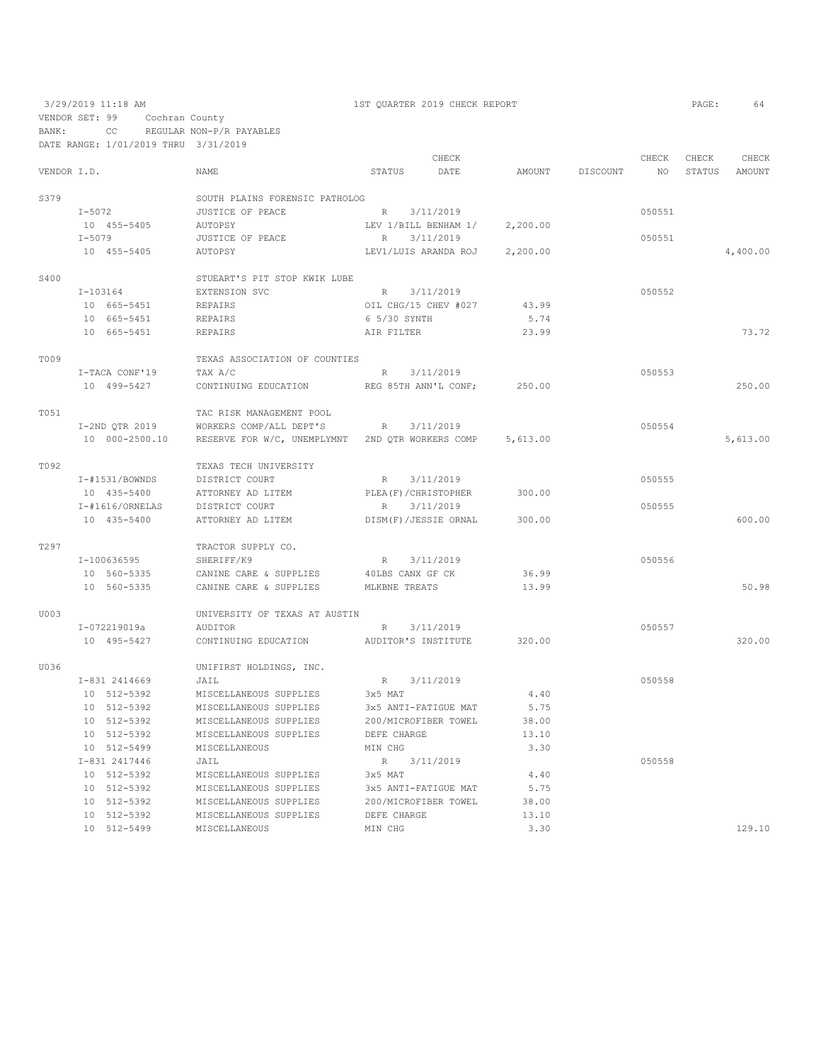3/29/2019 11:18 AM — 1ST QUARTER 2019 CHECK REPORT

VENDOR SET: 99 Cochran County
BANK: CC REGULAR NON-P/R PAYABLES
DATE RANGE: 1/01/2019 THRU 3/31/2019

| VENDOR I.D. | NAME | STATUS | CHECK DATE | AMOUNT | DISCOUNT | CHECK NO | CHECK STATUS | CHECK AMOUNT |
|---|---|---|---|---|---|---|---|---|
| S379 | SOUTH PLAINS FORENSIC PATHOLOG | | | | | | | |
| I-5072 | JUSTICE OF PEACE | R | 3/11/2019 | | | 050551 | | |
| 10 455-5405 | AUTOPSY | LEV 1/BILL BENHAM 1/ | | 2,200.00 | | | | |
| I-5079 | JUSTICE OF PEACE | R | 3/11/2019 | | | 050551 | | |
| 10 455-5405 | AUTOPSY | LEV1/LUIS ARANDA ROJ | | 2,200.00 | | | | 4,400.00 |
| S400 | STUEART'S PIT STOP KWIK LUBE | | | | | | | |
| I-103164 | EXTENSION SVC | R | 3/11/2019 | | | 050552 | | |
| 10 665-5451 | REPAIRS | OIL CHG/15 CHEV #027 | | 43.99 | | | | |
| 10 665-5451 | REPAIRS | 6 5/30 SYNTH | | 5.74 | | | | |
| 10 665-5451 | REPAIRS | AIR FILTER | | 23.99 | | | | 73.72 |
| T009 | TEXAS ASSOCIATION OF COUNTIES | | | | | | | |
| I-TACA CONF'19 | TAX A/C | R | 3/11/2019 | | | 050553 | | |
| 10 499-5427 | CONTINUING EDUCATION | REG 85TH ANN'L CONF; | | 250.00 | | | | 250.00 |
| T051 | TAC RISK MANAGEMENT POOL | | | | | | | |
| I-2ND QTR 2019 | WORKERS COMP/ALL DEPT'S | R | 3/11/2019 | | | 050554 | | |
| 10 000-2500.10 | RESERVE FOR W/C, UNEMPLYMNT | 2ND QTR WORKERS COMP | | 5,613.00 | | | | 5,613.00 |
| T092 | TEXAS TECH UNIVERSITY | | | | | | | |
| I-#1531/BOWNDS | DISTRICT COURT | R | 3/11/2019 | | | 050555 | | |
| 10 435-5400 | ATTORNEY AD LITEM | PLEA(F)/CHRISTOPHER | | 300.00 | | | | |
| I-#1616/ORNELAS | DISTRICT COURT | R | 3/11/2019 | | | 050555 | | |
| 10 435-5400 | ATTORNEY AD LITEM | DISM(F)/JESSIE ORNAL | | 300.00 | | | | 600.00 |
| T297 | TRACTOR SUPPLY CO. | | | | | | | |
| I-100636595 | SHERIFF/K9 | R | 3/11/2019 | | | 050556 | | |
| 10 560-5335 | CANINE CARE & SUPPLIES | 40LBS CANX GF CK | | 36.99 | | | | |
| 10 560-5335 | CANINE CARE & SUPPLIES | MLKBNE TREATS | | 13.99 | | | | 50.98 |
| U003 | UNIVERSITY OF TEXAS AT AUSTIN | | | | | | | |
| I-072219019a | AUDITOR | R | 3/11/2019 | | | 050557 | | |
| 10 495-5427 | CONTINUING EDUCATION | AUDITOR'S INSTITUTE | | 320.00 | | | | 320.00 |
| U036 | UNIFIRST HOLDINGS, INC. | | | | | | | |
| I-831 2414669 | JAIL | R | 3/11/2019 | | | 050558 | | |
| 10 512-5392 | MISCELLANEOUS SUPPLIES | 3x5 MAT | | 4.40 | | | | |
| 10 512-5392 | MISCELLANEOUS SUPPLIES | 3x5 ANTI-FATIGUE MAT | | 5.75 | | | | |
| 10 512-5392 | MISCELLANEOUS SUPPLIES | 200/MICROFIBER TOWEL | | 38.00 | | | | |
| 10 512-5392 | MISCELLANEOUS SUPPLIES | DEFE CHARGE | | 13.10 | | | | |
| 10 512-5499 | MISCELLANEOUS | MIN CHG | | 3.30 | | | | |
| I-831 2417446 | JAIL | R | 3/11/2019 | | | 050558 | | |
| 10 512-5392 | MISCELLANEOUS SUPPLIES | 3x5 MAT | | 4.40 | | | | |
| 10 512-5392 | MISCELLANEOUS SUPPLIES | 3x5 ANTI-FATIGUE MAT | | 5.75 | | | | |
| 10 512-5392 | MISCELLANEOUS SUPPLIES | 200/MICROFIBER TOWEL | | 38.00 | | | | |
| 10 512-5392 | MISCELLANEOUS SUPPLIES | DEFE CHARGE | | 13.10 | | | | |
| 10 512-5499 | MISCELLANEOUS | MIN CHG | | 3.30 | | | | 129.10 |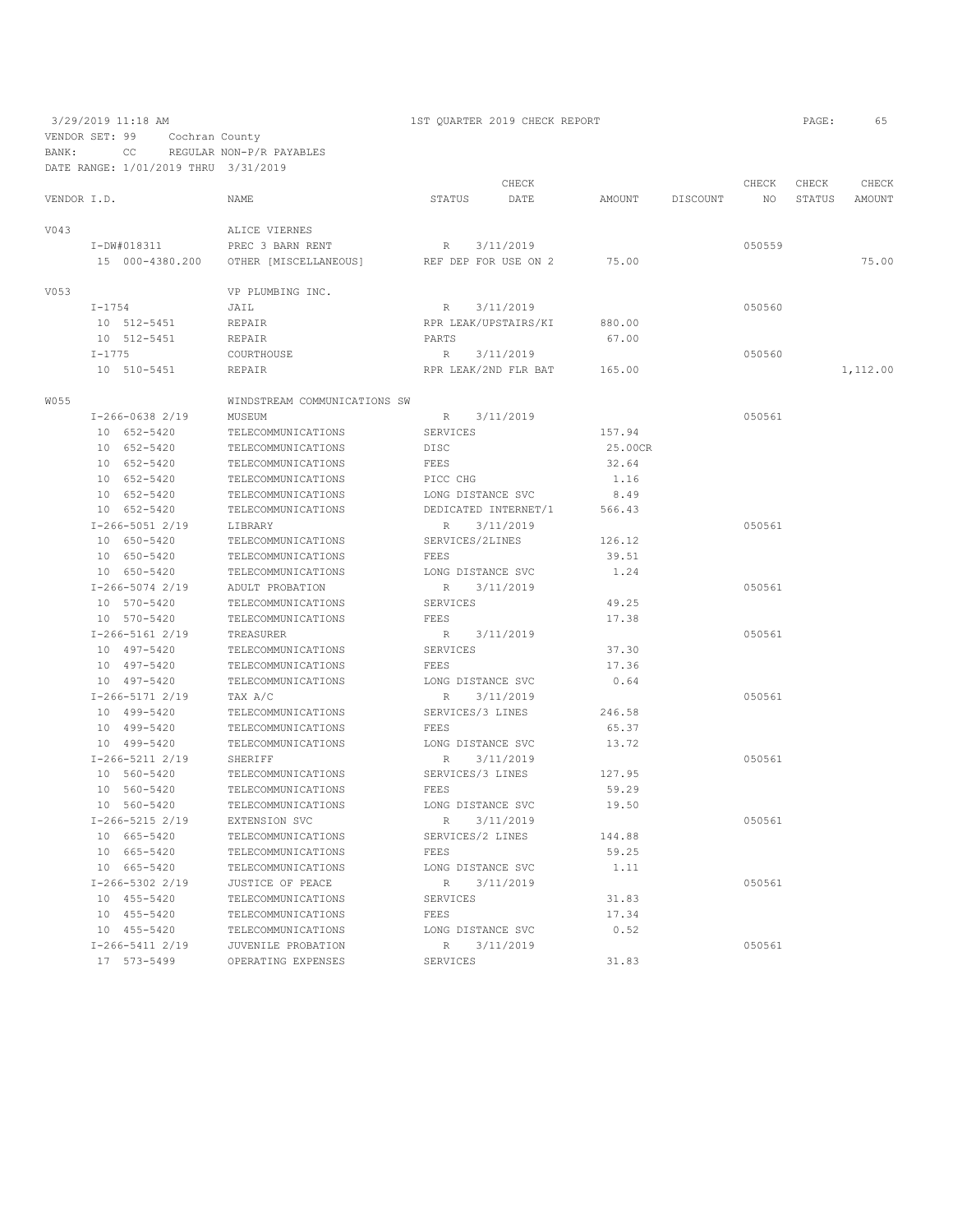3/29/2019 11:18 AM　　1ST QUARTER 2019 CHECK REPORT

VENDOR SET: 99　Cochran County
BANK: CC　REGULAR NON-P/R PAYABLES
DATE RANGE: 1/01/2019 THRU 3/31/2019

| VENDOR I.D. | NAME | STATUS | CHECK DATE | AMOUNT | DISCOUNT | CHECK NO | CHECK STATUS | CHECK AMOUNT |
|---|---|---|---|---|---|---|---|---|
| V043 | ALICE VIERNES | | | | | | | |
| I-DW#018311 | PREC 3 BARN RENT | R | 3/11/2019 | | | 050559 | | |
| 15 000-4380.200 | OTHER [MISCELLANEOUS] | REF DEP FOR USE ON 2 | | 75.00 | | | | 75.00 |
| V053 | VP PLUMBING INC. | | | | | | | |
| I-1754 | JAIL | R | 3/11/2019 | | | 050560 | | |
| 10 512-5451 | REPAIR | RPR LEAK/UPSTAIRS/KI | | 880.00 | | | | |
| 10 512-5451 | REPAIR | PARTS | | 67.00 | | | | |
| I-1775 | COURTHOUSE | R | 3/11/2019 | | | 050560 | | |
| 10 510-5451 | REPAIR | RPR LEAK/2ND FLR BAT | | 165.00 | | | | 1,112.00 |
| W055 | WINDSTREAM COMMUNICATIONS SW | | | | | | | |
| I-266-0638 2/19 | MUSEUM | R | 3/11/2019 | | | 050561 | | |
| 10 652-5420 | TELECOMMUNICATIONS | SERVICES | | 157.94 | | | | |
| 10 652-5420 | TELECOMMUNICATIONS | DISC | | 25.00CR | | | | |
| 10 652-5420 | TELECOMMUNICATIONS | FEES | | 32.64 | | | | |
| 10 652-5420 | TELECOMMUNICATIONS | PICC CHG | | 1.16 | | | | |
| 10 652-5420 | TELECOMMUNICATIONS | LONG DISTANCE SVC | | 8.49 | | | | |
| 10 652-5420 | TELECOMMUNICATIONS | DEDICATED INTERNET/1 | | 566.43 | | | | |
| I-266-5051 2/19 | LIBRARY | R | 3/11/2019 | | | 050561 | | |
| 10 650-5420 | TELECOMMUNICATIONS | SERVICES/2LINES | | 126.12 | | | | |
| 10 650-5420 | TELECOMMUNICATIONS | FEES | | 39.51 | | | | |
| 10 650-5420 | TELECOMMUNICATIONS | LONG DISTANCE SVC | | 1.24 | | | | |
| I-266-5074 2/19 | ADULT PROBATION | R | 3/11/2019 | | | 050561 | | |
| 10 570-5420 | TELECOMMUNICATIONS | SERVICES | | 49.25 | | | | |
| 10 570-5420 | TELECOMMUNICATIONS | FEES | | 17.38 | | | | |
| I-266-5161 2/19 | TREASURER | R | 3/11/2019 | | | 050561 | | |
| 10 497-5420 | TELECOMMUNICATIONS | SERVICES | | 37.30 | | | | |
| 10 497-5420 | TELECOMMUNICATIONS | FEES | | 17.36 | | | | |
| 10 497-5420 | TELECOMMUNICATIONS | LONG DISTANCE SVC | | 0.64 | | | | |
| I-266-5171 2/19 | TAX A/C | R | 3/11/2019 | | | 050561 | | |
| 10 499-5420 | TELECOMMUNICATIONS | SERVICES/3 LINES | | 246.58 | | | | |
| 10 499-5420 | TELECOMMUNICATIONS | FEES | | 65.37 | | | | |
| 10 499-5420 | TELECOMMUNICATIONS | LONG DISTANCE SVC | | 13.72 | | | | |
| I-266-5211 2/19 | SHERIFF | R | 3/11/2019 | | | 050561 | | |
| 10 560-5420 | TELECOMMUNICATIONS | SERVICES/3 LINES | | 127.95 | | | | |
| 10 560-5420 | TELECOMMUNICATIONS | FEES | | 59.29 | | | | |
| 10 560-5420 | TELECOMMUNICATIONS | LONG DISTANCE SVC | | 19.50 | | | | |
| I-266-5215 2/19 | EXTENSION SVC | R | 3/11/2019 | | | 050561 | | |
| 10 665-5420 | TELECOMMUNICATIONS | SERVICES/2 LINES | | 144.88 | | | | |
| 10 665-5420 | TELECOMMUNICATIONS | FEES | | 59.25 | | | | |
| 10 665-5420 | TELECOMMUNICATIONS | LONG DISTANCE SVC | | 1.11 | | | | |
| I-266-5302 2/19 | JUSTICE OF PEACE | R | 3/11/2019 | | | 050561 | | |
| 10 455-5420 | TELECOMMUNICATIONS | SERVICES | | 31.83 | | | | |
| 10 455-5420 | TELECOMMUNICATIONS | FEES | | 17.34 | | | | |
| 10 455-5420 | TELECOMMUNICATIONS | LONG DISTANCE SVC | | 0.52 | | | | |
| I-266-5411 2/19 | JUVENILE PROBATION | R | 3/11/2019 | | | 050561 | | |
| 17 573-5499 | OPERATING EXPENSES | SERVICES | | 31.83 | | | | |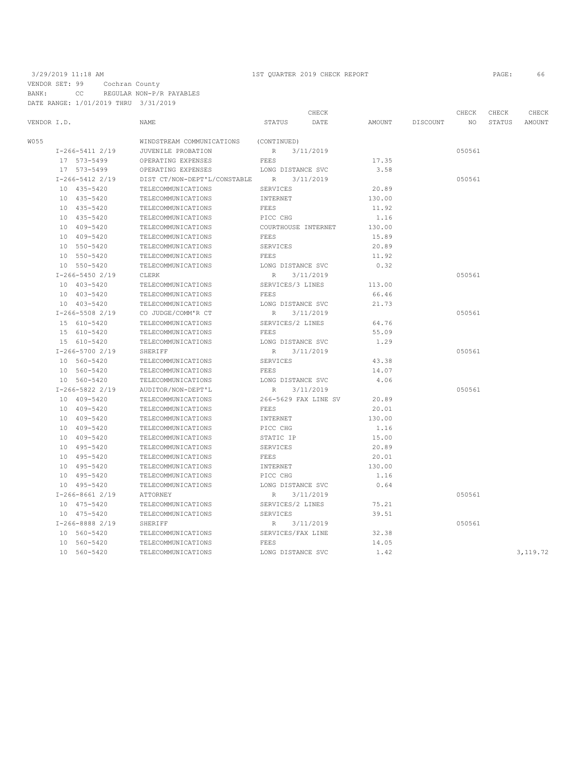3/29/2019 11:18 AM — 1ST QUARTER 2019 CHECK REPORT — PAGE: 66

VENDOR SET: 99 Cochran County
BANK: CC REGULAR NON-P/R PAYABLES
DATE RANGE: 1/01/2019 THRU 3/31/2019

| VENDOR I.D. | NAME | STATUS | CHECK DATE | AMOUNT | DISCOUNT | CHECK NO | CHECK STATUS | CHECK AMOUNT |
|---|---|---|---|---|---|---|---|---|
| W055 | WINDSTREAM COMMUNICATIONS | (CONTINUED) | | | | | | |
| I-266-5411 2/19 | JUVENILE PROBATION | R | 3/11/2019 | | | 050561 | | |
| 17 573-5499 | OPERATING EXPENSES | FEES | | 17.35 | | | | |
| 17 573-5499 | OPERATING EXPENSES | LONG DISTANCE SVC | | 3.58 | | | | |
| I-266-5412 2/19 | DIST CT/NON-DEPT'L/CONSTABLE | R | 3/11/2019 | | | 050561 | | |
| 10 435-5420 | TELECOMMUNICATIONS | SERVICES | | 20.89 | | | | |
| 10 435-5420 | TELECOMMUNICATIONS | INTERNET | | 130.00 | | | | |
| 10 435-5420 | TELECOMMUNICATIONS | FEES | | 11.92 | | | | |
| 10 435-5420 | TELECOMMUNICATIONS | PICC CHG | | 1.16 | | | | |
| 10 409-5420 | TELECOMMUNICATIONS | COURTHOUSE INTERNET | | 130.00 | | | | |
| 10 409-5420 | TELECOMMUNICATIONS | FEES | | 15.89 | | | | |
| 10 550-5420 | TELECOMMUNICATIONS | SERVICES | | 20.89 | | | | |
| 10 550-5420 | TELECOMMUNICATIONS | FEES | | 11.92 | | | | |
| 10 550-5420 | TELECOMMUNICATIONS | LONG DISTANCE SVC | | 0.32 | | | | |
| I-266-5450 2/19 | CLERK | R | 3/11/2019 | | | 050561 | | |
| 10 403-5420 | TELECOMMUNICATIONS | SERVICES/3 LINES | | 113.00 | | | | |
| 10 403-5420 | TELECOMMUNICATIONS | FEES | | 66.46 | | | | |
| 10 403-5420 | TELECOMMUNICATIONS | LONG DISTANCE SVC | | 21.73 | | | | |
| I-266-5508 2/19 | CO JUDGE/COMM'R CT | R | 3/11/2019 | | | 050561 | | |
| 15 610-5420 | TELECOMMUNICATIONS | SERVICES/2 LINES | | 64.76 | | | | |
| 15 610-5420 | TELECOMMUNICATIONS | FEES | | 55.09 | | | | |
| 15 610-5420 | TELECOMMUNICATIONS | LONG DISTANCE SVC | | 1.29 | | | | |
| I-266-5700 2/19 | SHERIFF | R | 3/11/2019 | | | 050561 | | |
| 10 560-5420 | TELECOMMUNICATIONS | SERVICES | | 43.38 | | | | |
| 10 560-5420 | TELECOMMUNICATIONS | FEES | | 14.07 | | | | |
| 10 560-5420 | TELECOMMUNICATIONS | LONG DISTANCE SVC | | 4.06 | | | | |
| I-266-5822 2/19 | AUDITOR/NON-DEPT'L | R | 3/11/2019 | | | 050561 | | |
| 10 409-5420 | TELECOMMUNICATIONS | 266-5629 FAX LINE SV | | 20.89 | | | | |
| 10 409-5420 | TELECOMMUNICATIONS | FEES | | 20.01 | | | | |
| 10 409-5420 | TELECOMMUNICATIONS | INTERNET | | 130.00 | | | | |
| 10 409-5420 | TELECOMMUNICATIONS | PICC CHG | | 1.16 | | | | |
| 10 409-5420 | TELECOMMUNICATIONS | STATIC IP | | 15.00 | | | | |
| 10 495-5420 | TELECOMMUNICATIONS | SERVICES | | 20.89 | | | | |
| 10 495-5420 | TELECOMMUNICATIONS | FEES | | 20.01 | | | | |
| 10 495-5420 | TELECOMMUNICATIONS | INTERNET | | 130.00 | | | | |
| 10 495-5420 | TELECOMMUNICATIONS | PICC CHG | | 1.16 | | | | |
| 10 495-5420 | TELECOMMUNICATIONS | LONG DISTANCE SVC | | 0.64 | | | | |
| I-266-8661 2/19 | ATTORNEY | R | 3/11/2019 | | | 050561 | | |
| 10 475-5420 | TELECOMMUNICATIONS | SERVICES/2 LINES | | 75.21 | | | | |
| 10 475-5420 | TELECOMMUNICATIONS | SERVICES | | 39.51 | | | | |
| I-266-8888 2/19 | SHERIFF | R | 3/11/2019 | | | 050561 | | |
| 10 560-5420 | TELECOMMUNICATIONS | SERVICES/FAX LINE | | 32.38 | | | | |
| 10 560-5420 | TELECOMMUNICATIONS | FEES | | 14.05 | | | | |
| 10 560-5420 | TELECOMMUNICATIONS | LONG DISTANCE SVC | | 1.42 | | | | 3,119.72 |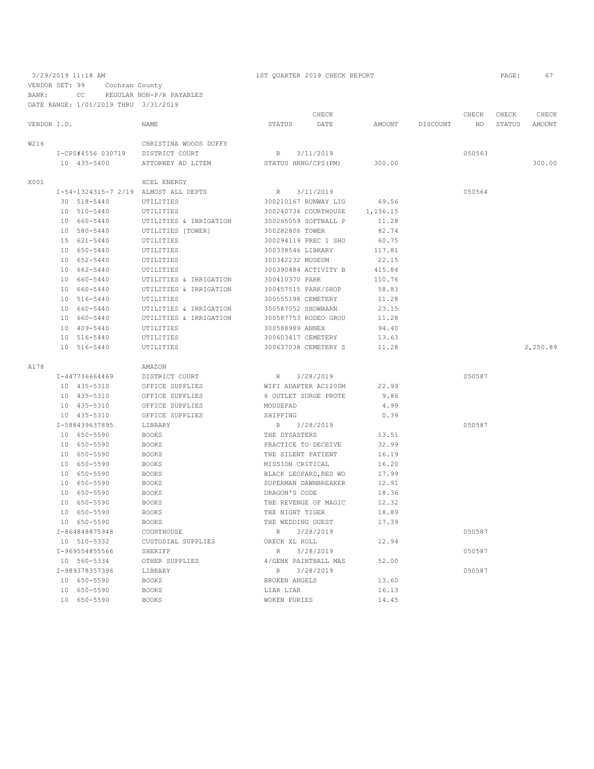3/29/2019 11:18 AM — 1ST QUARTER 2019 CHECK REPORT

VENDOR SET: 99 Cochran County
BANK: CC REGULAR NON-P/R PAYABLES
DATE RANGE: 1/01/2019 THRU 3/31/2019

| VENDOR I.D. | NAME | STATUS | CHECK DATE | AMOUNT | DISCOUNT | CHECK NO | CHECK STATUS | CHECK AMOUNT |
|---|---|---|---|---|---|---|---|---|
| W216 | CHRISTINA WOODS DUFFY | | | | | | | |
| I-CPS#4556 030719 | DISTRICT COURT | R | 3/11/2019 | | | 050563 | | |
| 10 435-5400 | ATTORNEY AD LITEM | STATUS HRNG/CPS(PM) | | 300.00 | | | | 300.00 |
| X001 | XCEL ENERGY | | | | | | | |
| I-54-1324315-7 2/19 | ALMOST ALL DEPTS | R | 3/11/2019 | | | 050564 | | |
| 30 518-5440 | UTILITIES | 300210167 RUNWAY LIG | | 69.56 | | | | |
| 10 510-5440 | UTILITIES | 300240736 COURTHOUSE | | 1,136.15 | | | | |
| 10 660-5440 | UTILITIES & IRRIGATION | 300265059 SOFTBALL P | | 11.28 | | | | |
| 10 580-5440 | UTILITIES [TOWER] | 300282806 TOWER | | 82.74 | | | | |
| 15 621-5440 | UTILITIES | 300294119 PREC 1 SHO | | 60.75 | | | | |
| 10 650-5440 | UTILITIES | 300338546 LIBRARY | | 117.81 | | | | |
| 10 652-5440 | UTILITIES | 300342232 MUSEUM | | 22.15 | | | | |
| 10 662-5440 | UTILITIES | 300390484 ACTIVITY B | | 415.84 | | | | |
| 10 660-5440 | UTILITIES & IRRIGATION | 300410370 PARK | | 110.76 | | | | |
| 10 660-5440 | UTILITIES & IRRIGATION | 300457515 PARK/SHOP | | 58.83 | | | | |
| 10 516-5440 | UTILITIES | 300555198 CEMETERY | | 11.28 | | | | |
| 10 660-5440 | UTILITIES & IRRIGATION | 300587052 SHOWBARN | | 23.15 | | | | |
| 10 660-5440 | UTILITIES & IRRIGATION | 300587753 RODEO GROU | | 11.28 | | | | |
| 10 409-5440 | UTILITIES | 300588989 ANNEX | | 94.40 | | | | |
| 10 516-5440 | UTILITIES | 300603417 CEMETERY | | 13.63 | | | | |
| 10 516-5440 | UTILITIES | 300637038 CEMETERY S | | 11.28 | | | | 2,250.89 |
| A178 | AMAZON | | | | | | | |
| I-447736664469 | DISTRICT COURT | R | 3/28/2019 | | | 050587 | | |
| 10 435-5310 | OFFICE SUPPLIES | WIFI ADAPTER AC1200M | | 22.99 | | | | |
| 10 435-5310 | OFFICE SUPPLIES | 6 OUTLET SURGE PROTE | | 9.86 | | | | |
| 10 435-5310 | OFFICE SUPPLIES | MOUSEPAD | | 4.99 | | | | |
| 10 435-5310 | OFFICE SUPPLIES | SHIPPING | | 0.39 | | | | |
| I-588439637895 | LIBRARY | R | 3/28/2019 | | | 050587 | | |
| 10 650-5590 | BOOKS | THE DYSASTERS | | 13.51 | | | | |
| 10 650-5590 | BOOKS | PRACTICE TO DECEIVE | | 32.99 | | | | |
| 10 650-5590 | BOOKS | THE SILENT PATIENT | | 16.19 | | | | |
| 10 650-5590 | BOOKS | MISSION CRITICAL | | 16.20 | | | | |
| 10 650-5590 | BOOKS | BLACK LEOPARD,RED WO | | 17.99 | | | | |
| 10 650-5590 | BOOKS | SUPERMAN DAWNBREAKER | | 12.91 | | | | |
| 10 650-5590 | BOOKS | DRAGON'S CODE | | 18.36 | | | | |
| 10 650-5590 | BOOKS | THE REVENGE OF MAGIC | | 12.32 | | | | |
| 10 650-5590 | BOOKS | THE NIGHT TIGER | | 18.89 | | | | |
| 10 650-5590 | BOOKS | THE WEDDING GUEST | | 17.39 | | | | |
| I-864848875948 | COURTHOUSE | R | 3/28/2019 | | | 050587 | | |
| 10 510-5332 | CUSTODIAL SUPPLIES | ORECK XL ROLL | | 12.94 | | | | |
| I-969554855566 | SHERIFF | R | 3/28/2019 | | | 050587 | | |
| 10 560-5334 | OTHER SUPPLIES | 4/GENX PAINTBALL MAS | | 52.00 | | | | |
| I-989378357396 | LIBRARY | R | 3/28/2019 | | | 050587 | | |
| 10 650-5590 | BOOKS | BROKEN ANGELS | | 13.60 | | | | |
| 10 650-5590 | BOOKS | LIAR LIAR | | 16.13 | | | | |
| 10 650-5590 | BOOKS | WOKEN FURIES | | 14.45 | | | | |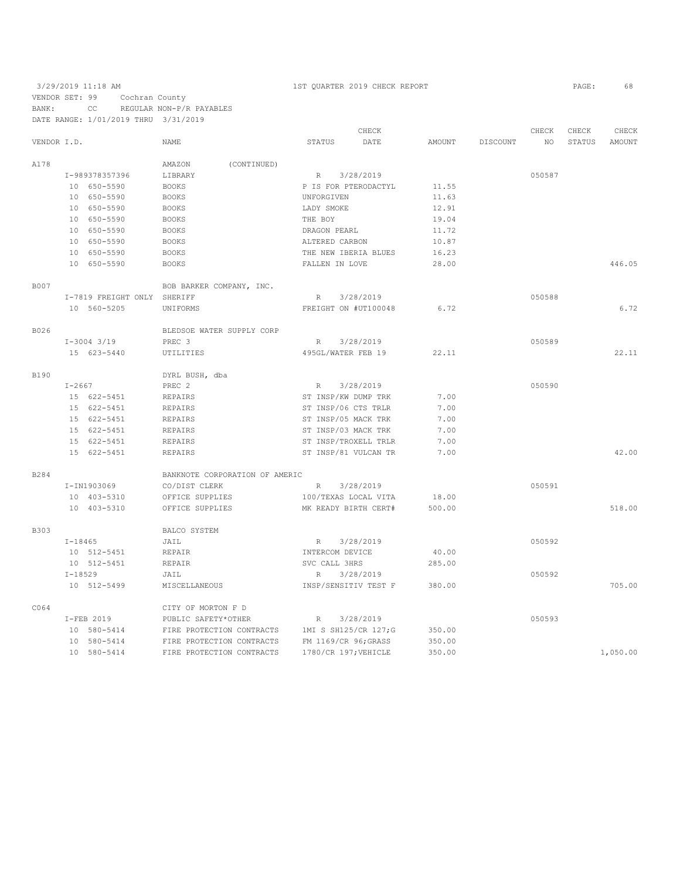3/29/2019 11:18 AM 1ST QUARTER 2019 CHECK REPORT

VENDOR SET: 99 Cochran County
BANK: CC REGULAR NON-P/R PAYABLES
DATE RANGE: 1/01/2019 THRU 3/31/2019

| VENDOR I.D. | NAME | STATUS | CHECK DATE | AMOUNT | DISCOUNT | CHECK NO | CHECK STATUS | CHECK AMOUNT |
|---|---|---|---|---|---|---|---|---|
| A178 | AMAZON (CONTINUED) | | | | | | | |
| I-989378357396 | LIBRARY | R | 3/28/2019 | | | 050587 | | |
| 10 650-5590 | BOOKS | P IS FOR PTERODACTYL | | 11.55 | | | | |
| 10 650-5590 | BOOKS | UNFORGIVEN | | 11.63 | | | | |
| 10 650-5590 | BOOKS | LADY SMOKE | | 12.91 | | | | |
| 10 650-5590 | BOOKS | THE BOY | | 19.04 | | | | |
| 10 650-5590 | BOOKS | DRAGON PEARL | | 11.72 | | | | |
| 10 650-5590 | BOOKS | ALTERED CARBON | | 10.87 | | | | |
| 10 650-5590 | BOOKS | THE NEW IBERIA BLUES | | 16.23 | | | | |
| 10 650-5590 | BOOKS | FALLEN IN LOVE | | 28.00 | | | | 446.05 |
| B007 | BOB BARKER COMPANY, INC. | | | | | | | |
| I-7819 FREIGHT ONLY | SHERIFF | R | 3/28/2019 | | | 050588 | | |
| 10 560-5205 | UNIFORMS | FREIGHT ON #UT100048 | | 6.72 | | | | 6.72 |
| B026 | BLEDSOE WATER SUPPLY CORP | | | | | | | |
| I-3004 3/19 | PREC 3 | R | 3/28/2019 | | | 050589 | | |
| 15 623-5440 | UTILITIES | 495GL/WATER FEB 19 | | 22.11 | | | | 22.11 |
| B190 | DYRL BUSH, dba | | | | | | | |
| I-2667 | PREC 2 | R | 3/28/2019 | | | 050590 | | |
| 15 622-5451 | REPAIRS | ST INSP/KW DUMP TRK | | 7.00 | | | | |
| 15 622-5451 | REPAIRS | ST INSP/06 CTS TRLR | | 7.00 | | | | |
| 15 622-5451 | REPAIRS | ST INSP/05 MACK TRK | | 7.00 | | | | |
| 15 622-5451 | REPAIRS | ST INSP/03 MACK TRK | | 7.00 | | | | |
| 15 622-5451 | REPAIRS | ST INSP/TROXELL TRLR | | 7.00 | | | | |
| 15 622-5451 | REPAIRS | ST INSP/81 VULCAN TR | | 7.00 | | | | 42.00 |
| B284 | BANKNOTE CORPORATION OF AMERIC | | | | | | | |
| I-IN1903069 | CO/DIST CLERK | R | 3/28/2019 | | | 050591 | | |
| 10 403-5310 | OFFICE SUPPLIES | 100/TEXAS LOCAL VITA | | 18.00 | | | | |
| 10 403-5310 | OFFICE SUPPLIES | MK READY BIRTH CERT# | | 500.00 | | | | 518.00 |
| B303 | BALCO SYSTEM | | | | | | | |
| I-18465 | JAIL | R | 3/28/2019 | | | 050592 | | |
| 10 512-5451 | REPAIR | INTERCOM DEVICE | | 40.00 | | | | |
| 10 512-5451 | REPAIR | SVC CALL 3HRS | | 285.00 | | | | |
| I-18529 | JAIL | R | 3/28/2019 | | | 050592 | | |
| 10 512-5499 | MISCELLANEOUS | INSP/SENSITIV TEST F | | 380.00 | | | | 705.00 |
| C064 | CITY OF MORTON F D | | | | | | | |
| I-FEB 2019 | PUBLIC SAFETY*OTHER | R | 3/28/2019 | | | 050593 | | |
| 10 580-5414 | FIRE PROTECTION CONTRACTS | 1MI S SH125/CR 127;G | | 350.00 | | | | |
| 10 580-5414 | FIRE PROTECTION CONTRACTS | FM 1169/CR 96;GRASS | | 350.00 | | | | |
| 10 580-5414 | FIRE PROTECTION CONTRACTS | 1780/CR 197;VEHICLE | | 350.00 | | | | 1,050.00 |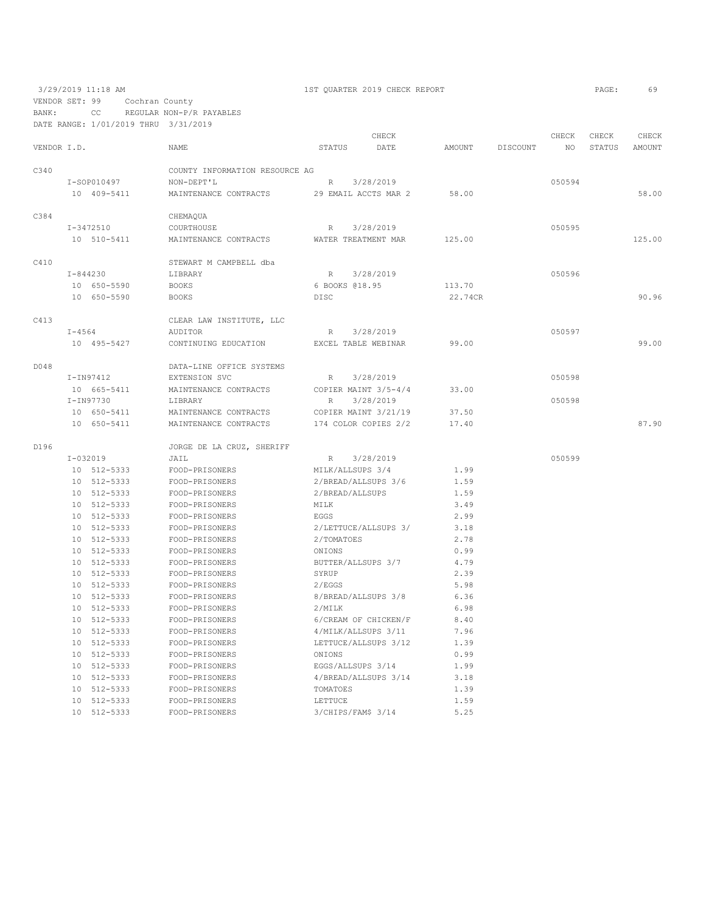3/29/2019 11:18 AM 1ST QUARTER 2019 CHECK REPORT PAGE: 69

VENDOR SET: 99 Cochran County

BANK: CC REGULAR NON-P/R PAYABLES

DATE RANGE: 1/01/2019 THRU 3/31/2019

| VENDOR I.D. | NAME | STATUS | CHECK DATE | AMOUNT | DISCOUNT | CHECK NO | CHECK STATUS | CHECK AMOUNT |
|---|---|---|---|---|---|---|---|---|
| C340 | COUNTY INFORMATION RESOURCE AG | | | | | | | |
| I-SOP010497 | NON-DEPT'L | R | 3/28/2019 | | | 050594 | | |
| 10 409-5411 | MAINTENANCE CONTRACTS | 29 EMAIL ACCTS MAR 2 | | 58.00 | | | | 58.00 |
| C384 | CHEMAQUA | | | | | | | |
| I-3472510 | COURTHOUSE | R | 3/28/2019 | | | 050595 | | |
| 10 510-5411 | MAINTENANCE CONTRACTS | WATER TREATMENT MAR | | 125.00 | | | | 125.00 |
| C410 | STEWART M CAMPBELL dba | | | | | | | |
| I-844230 | LIBRARY | R | 3/28/2019 | | | 050596 | | |
| 10 650-5590 | BOOKS | 6 BOOKS @18.95 | | 113.70 | | | | |
| 10 650-5590 | BOOKS | DISC | | 22.74CR | | | | 90.96 |
| C413 | CLEAR LAW INSTITUTE, LLC | | | | | | | |
| I-4564 | AUDITOR | R | 3/28/2019 | | | 050597 | | |
| 10 495-5427 | CONTINUING EDUCATION | EXCEL TABLE WEBINAR | | 99.00 | | | | 99.00 |
| D048 | DATA-LINE OFFICE SYSTEMS | | | | | | | |
| I-IN97412 | EXTENSION SVC | R | 3/28/2019 | | | 050598 | | |
| 10 665-5411 | MAINTENANCE CONTRACTS | COPIER MAINT 3/5-4/4 | | 33.00 | | | | |
| I-IN97730 | LIBRARY | R | 3/28/2019 | | | 050598 | | |
| 10 650-5411 | MAINTENANCE CONTRACTS | COPIER MAINT 3/21/19 | | 37.50 | | | | |
| 10 650-5411 | MAINTENANCE CONTRACTS | 174 COLOR COPIES 2/2 | | 17.40 | | | | 87.90 |
| D196 | JORGE DE LA CRUZ, SHERIFF | | | | | | | |
| I-032019 | JAIL | R | 3/28/2019 | | | 050599 | | |
| 10 512-5333 | FOOD-PRISONERS | MILK/ALLSUPS 3/4 | | 1.99 | | | | |
| 10 512-5333 | FOOD-PRISONERS | 2/BREAD/ALLSUPS 3/6 | | 1.59 | | | | |
| 10 512-5333 | FOOD-PRISONERS | 2/BREAD/ALLSUPS | | 1.59 | | | | |
| 10 512-5333 | FOOD-PRISONERS | MILK | | 3.49 | | | | |
| 10 512-5333 | FOOD-PRISONERS | EGGS | | 2.99 | | | | |
| 10 512-5333 | FOOD-PRISONERS | 2/LETTUCE/ALLSUPS 3/ | | 3.18 | | | | |
| 10 512-5333 | FOOD-PRISONERS | 2/TOMATOES | | 2.78 | | | | |
| 10 512-5333 | FOOD-PRISONERS | ONIONS | | 0.99 | | | | |
| 10 512-5333 | FOOD-PRISONERS | BUTTER/ALLSUPS 3/7 | | 4.79 | | | | |
| 10 512-5333 | FOOD-PRISONERS | SYRUP | | 2.39 | | | | |
| 10 512-5333 | FOOD-PRISONERS | 2/EGGS | | 5.98 | | | | |
| 10 512-5333 | FOOD-PRISONERS | 8/BREAD/ALLSUPS 3/8 | | 6.36 | | | | |
| 10 512-5333 | FOOD-PRISONERS | 2/MILK | | 6.98 | | | | |
| 10 512-5333 | FOOD-PRISONERS | 6/CREAM OF CHICKEN/F | | 8.40 | | | | |
| 10 512-5333 | FOOD-PRISONERS | 4/MILK/ALLSUPS 3/11 | | 7.96 | | | | |
| 10 512-5333 | FOOD-PRISONERS | LETTUCE/ALLSUPS 3/12 | | 1.39 | | | | |
| 10 512-5333 | FOOD-PRISONERS | ONIONS | | 0.99 | | | | |
| 10 512-5333 | FOOD-PRISONERS | EGGS/ALLSUPS 3/14 | | 1.99 | | | | |
| 10 512-5333 | FOOD-PRISONERS | 4/BREAD/ALLSUPS 3/14 | | 3.18 | | | | |
| 10 512-5333 | FOOD-PRISONERS | TOMATOES | | 1.39 | | | | |
| 10 512-5333 | FOOD-PRISONERS | LETTUCE | | 1.59 | | | | |
| 10 512-5333 | FOOD-PRISONERS | 3/CHIPS/FAM$ 3/14 | | 5.25 | | | | |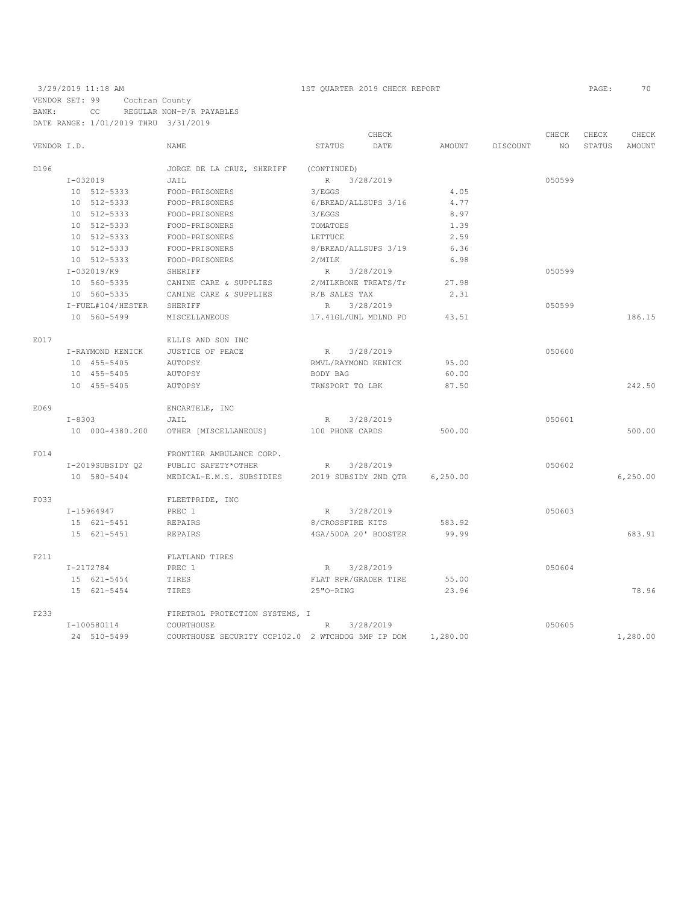3/29/2019 11:18 AM — 1ST QUARTER 2019 CHECK REPORT — PAGE: 70

VENDOR SET: 99 Cochran County
BANK: CC REGULAR NON-P/R PAYABLES
DATE RANGE: 1/01/2019 THRU 3/31/2019

| VENDOR I.D. | NAME | STATUS | CHECK DATE | AMOUNT | DISCOUNT | CHECK NO | CHECK STATUS | CHECK AMOUNT |
|---|---|---|---|---|---|---|---|---|
| D196 | JORGE DE LA CRUZ, SHERIFF | (CONTINUED) | | | | | | |
| I-032019 | JAIL | R | 3/28/2019 | | | 050599 | | |
| 10 512-5333 | FOOD-PRISONERS | 3/EGGS | | 4.05 | | | | |
| 10 512-5333 | FOOD-PRISONERS | 6/BREAD/ALLSUPS 3/16 | | 4.77 | | | | |
| 10 512-5333 | FOOD-PRISONERS | 3/EGGS | | 8.97 | | | | |
| 10 512-5333 | FOOD-PRISONERS | TOMATOES | | 1.39 | | | | |
| 10 512-5333 | FOOD-PRISONERS | LETTUCE | | 2.59 | | | | |
| 10 512-5333 | FOOD-PRISONERS | 8/BREAD/ALLSUPS 3/19 | | 6.36 | | | | |
| 10 512-5333 | FOOD-PRISONERS | 2/MILK | | 6.98 | | | | |
| I-032019/K9 | SHERIFF | R | 3/28/2019 | | | 050599 | | |
| 10 560-5335 | CANINE CARE & SUPPLIES | 2/MILKBONE TREATS/Tr | | 27.98 | | | | |
| 10 560-5335 | CANINE CARE & SUPPLIES | R/B SALES TAX | | 2.31 | | | | |
| I-FUEL#104/HESTER | SHERIFF | R | 3/28/2019 | | | 050599 | | |
| 10 560-5499 | MISCELLANEOUS | 17.41GL/UNL MDLND PD | | 43.51 | | | | 186.15 |
| E017 | ELLIS AND SON INC | | | | | | | |
| I-RAYMOND KENICK | JUSTICE OF PEACE | R | 3/28/2019 | | | 050600 | | |
| 10 455-5405 | AUTOPSY | RMVL/RAYMOND KENICK | | 95.00 | | | | |
| 10 455-5405 | AUTOPSY | BODY BAG | | 60.00 | | | | |
| 10 455-5405 | AUTOPSY | TRNSPORT TO LBK | | 87.50 | | | | 242.50 |
| E069 | ENCARTELE, INC | | | | | | | |
| I-8303 | JAIL | R | 3/28/2019 | | | 050601 | | |
| 10 000-4380.200 | OTHER [MISCELLANEOUS] | 100 PHONE CARDS | | 500.00 | | | | 500.00 |
| F014 | FRONTIER AMBULANCE CORP. | | | | | | | |
| I-2019SUBSIDY Q2 | PUBLIC SAFETY*OTHER | R | 3/28/2019 | | | 050602 | | |
| 10 580-5404 | MEDICAL-E.M.S. SUBSIDIES | 2019 SUBSIDY 2ND QTR | | 6,250.00 | | | | 6,250.00 |
| F033 | FLEETPRIDE, INC | | | | | | | |
| I-15964947 | PREC 1 | R | 3/28/2019 | | | 050603 | | |
| 15 621-5451 | REPAIRS | 8/CROSSFIRE KITS | | 583.92 | | | | |
| 15 621-5451 | REPAIRS | 4GA/500A 20' BOOSTER | | 99.99 | | | | 683.91 |
| F211 | FLATLAND TIRES | | | | | | | |
| I-2172784 | PREC 1 | R | 3/28/2019 | | | 050604 | | |
| 15 621-5454 | TIRES | FLAT RPR/GRADER TIRE | | 55.00 | | | | |
| 15 621-5454 | TIRES | 25"O-RING | | 23.96 | | | | 78.96 |
| F233 | FIRETROL PROTECTION SYSTEMS, I | | | | | | | |
| I-100580114 | COURTHOUSE | R | 3/28/2019 | | | 050605 | | |
| 24 510-5499 | COURTHOUSE SECURITY CCP102.0 | 2 WTCHDOG 5MP IP DOM | | 1,280.00 | | | | 1,280.00 |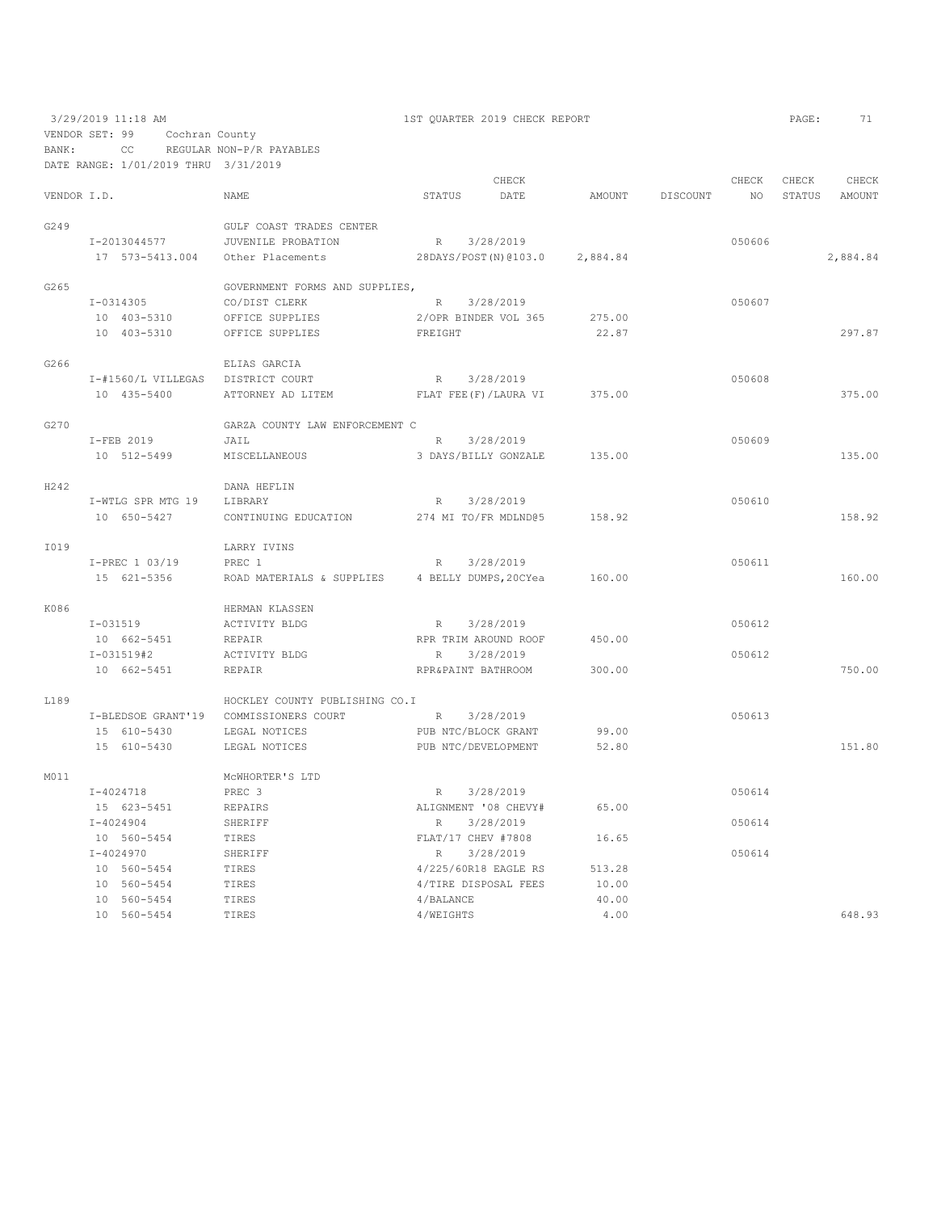3/29/2019 11:18 AM — 1ST QUARTER 2019 CHECK REPORT — PAGE: 71

VENDOR SET: 99 Cochran County
BANK: CC REGULAR NON-P/R PAYABLES
DATE RANGE: 1/01/2019 THRU 3/31/2019

| VENDOR I.D. | NAME | STATUS | CHECK DATE | AMOUNT | DISCOUNT | CHECK NO | CHECK STATUS | CHECK AMOUNT |
|---|---|---|---|---|---|---|---|---|
| G249 | GULF COAST TRADES CENTER | | | | | | | |
| I-2013044577 | JUVENILE PROBATION | R | 3/28/2019 | | | 050606 | | |
| 17 573-5413.004 | Other Placements | 28DAYS/POST(N)@103.0 | | 2,884.84 | | | | 2,884.84 |
| G265 | GOVERNMENT FORMS AND SUPPLIES, | | | | | | | |
| I-0314305 | CO/DIST CLERK | R | 3/28/2019 | | | 050607 | | |
| 10 403-5310 | OFFICE SUPPLIES | 2/OPR BINDER VOL 365 | | 275.00 | | | | |
| 10 403-5310 | OFFICE SUPPLIES | FREIGHT | | 22.87 | | | | 297.87 |
| G266 | ELIAS GARCIA | | | | | | | |
| I-#1560/L VILLEGAS | DISTRICT COURT | R | 3/28/2019 | | | 050608 | | |
| 10 435-5400 | ATTORNEY AD LITEM | FLAT FEE(F)/LAURA VI | | 375.00 | | | | 375.00 |
| G270 | GARZA COUNTY LAW ENFORCEMENT C | | | | | | | |
| I-FEB 2019 | JAIL | R | 3/28/2019 | | | 050609 | | |
| 10 512-5499 | MISCELLANEOUS | 3 DAYS/BILLY GONZALE | | 135.00 | | | | 135.00 |
| H242 | DANA HEFLIN | | | | | | | |
| I-WTLG SPR MTG 19 | LIBRARY | R | 3/28/2019 | | | 050610 | | |
| 10 650-5427 | CONTINUING EDUCATION | 274 MI TO/FR MDLND@5 | | 158.92 | | | | 158.92 |
| I019 | LARRY IVINS | | | | | | | |
| I-PREC 1 03/19 | PREC 1 | R | 3/28/2019 | | | 050611 | | |
| 15 621-5356 | ROAD MATERIALS & SUPPLIES | 4 BELLY DUMPS,20CYea | | 160.00 | | | | 160.00 |
| K086 | HERMAN KLASSEN | | | | | | | |
| I-031519 | ACTIVITY BLDG | R | 3/28/2019 | | | 050612 | | |
| 10 662-5451 | REPAIR | RPR TRIM AROUND ROOF | | 450.00 | | | | |
| I-031519#2 | ACTIVITY BLDG | R | 3/28/2019 | | | 050612 | | |
| 10 662-5451 | REPAIR | RPR&PAINT BATHROOM | | 300.00 | | | | 750.00 |
| L189 | HOCKLEY COUNTY PUBLISHING CO.I | | | | | | | |
| I-BLEDSOE GRANT'19 | COMMISSIONERS COURT | R | 3/28/2019 | | | 050613 | | |
| 15 610-5430 | LEGAL NOTICES | PUB NTC/BLOCK GRANT | | 99.00 | | | | |
| 15 610-5430 | LEGAL NOTICES | PUB NTC/DEVELOPMENT | | 52.80 | | | | 151.80 |
| M011 | McWHORTER'S LTD | | | | | | | |
| I-4024718 | PREC 3 | R | 3/28/2019 | | | 050614 | | |
| 15 623-5451 | REPAIRS | ALIGNMENT '08 CHEVY# | | 65.00 | | | | |
| I-4024904 | SHERIFF | R | 3/28/2019 | | | 050614 | | |
| 10 560-5454 | TIRES | FLAT/17 CHEV #7808 | | 16.65 | | | | |
| I-4024970 | SHERIFF | R | 3/28/2019 | | | 050614 | | |
| 10 560-5454 | TIRES | 4/225/60R18 EAGLE RS | | 513.28 | | | | |
| 10 560-5454 | TIRES | 4/TIRE DISPOSAL FEES | | 10.00 | | | | |
| 10 560-5454 | TIRES | 4/BALANCE | | 40.00 | | | | |
| 10 560-5454 | TIRES | 4/WEIGHTS | | 4.00 | | | | 648.93 |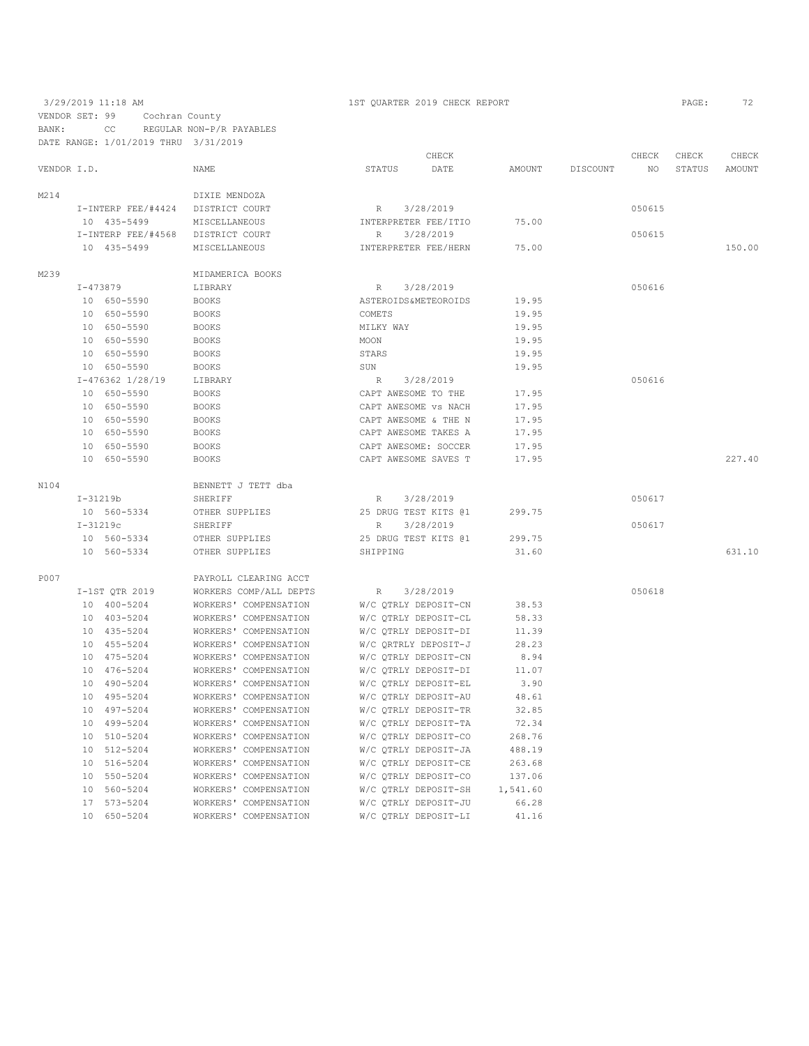3/29/2019 11:18 AM — 1ST QUARTER 2019 CHECK REPORT — PAGE: 72

VENDOR SET: 99 Cochran County
BANK: CC REGULAR NON-P/R PAYABLES
DATE RANGE: 1/01/2019 THRU 3/31/2019

| VENDOR I.D. | NAME | STATUS | CHECK DATE | AMOUNT | DISCOUNT | CHECK NO | CHECK STATUS | CHECK AMOUNT |
|---|---|---|---|---|---|---|---|---|
| M214 | DIXIE MENDOZA | | | | | | | |
| I-INTERP FEE/#4424 | DISTRICT COURT | R | 3/28/2019 | | | 050615 | | |
| 10 435-5499 | MISCELLANEOUS | INTERPRETER FEE/ITIO | | 75.00 | | | | |
| I-INTERP FEE/#4568 | DISTRICT COURT | R | 3/28/2019 | | | 050615 | | |
| 10 435-5499 | MISCELLANEOUS | INTERPRETER FEE/HERN | | 75.00 | | | | 150.00 |
| M239 | MIDAMERICA BOOKS | | | | | | | |
| I-473879 | LIBRARY | R | 3/28/2019 | | | 050616 | | |
| 10 650-5590 | BOOKS | ASTEROIDS&METEOROIDS | | 19.95 | | | | |
| 10 650-5590 | BOOKS | COMETS | | 19.95 | | | | |
| 10 650-5590 | BOOKS | MILKY WAY | | 19.95 | | | | |
| 10 650-5590 | BOOKS | MOON | | 19.95 | | | | |
| 10 650-5590 | BOOKS | STARS | | 19.95 | | | | |
| 10 650-5590 | BOOKS | SUN | | 19.95 | | | | |
| I-476362 1/28/19 | LIBRARY | R | 3/28/2019 | | | 050616 | | |
| 10 650-5590 | BOOKS | CAPT AWESOME TO THE | | 17.95 | | | | |
| 10 650-5590 | BOOKS | CAPT AWESOME vs NACH | | 17.95 | | | | |
| 10 650-5590 | BOOKS | CAPT AWESOME & THE N | | 17.95 | | | | |
| 10 650-5590 | BOOKS | CAPT AWESOME TAKES A | | 17.95 | | | | |
| 10 650-5590 | BOOKS | CAPT AWESOME: SOCCER | | 17.95 | | | | |
| 10 650-5590 | BOOKS | CAPT AWESOME SAVES T | | 17.95 | | | | 227.40 |
| N104 | BENNETT J TETT dba | | | | | | | |
| I-31219b | SHERIFF | R | 3/28/2019 | | | 050617 | | |
| 10 560-5334 | OTHER SUPPLIES | 25 DRUG TEST KITS @1 | | 299.75 | | | | |
| I-31219c | SHERIFF | R | 3/28/2019 | | | 050617 | | |
| 10 560-5334 | OTHER SUPPLIES | 25 DRUG TEST KITS @1 | | 299.75 | | | | |
| 10 560-5334 | OTHER SUPPLIES | SHIPPING | | 31.60 | | | | 631.10 |
| P007 | PAYROLL CLEARING ACCT | | | | | | | |
| I-1ST QTR 2019 | WORKERS COMP/ALL DEPTS | R | 3/28/2019 | | | 050618 | | |
| 10 400-5204 | WORKERS' COMPENSATION | W/C QTRLY DEPOSIT-CN | | 38.53 | | | | |
| 10 403-5204 | WORKERS' COMPENSATION | W/C QTRLY DEPOSIT-CL | | 58.33 | | | | |
| 10 435-5204 | WORKERS' COMPENSATION | W/C QTRLY DEPOSIT-DI | | 11.39 | | | | |
| 10 455-5204 | WORKERS' COMPENSATION | W/C QRTRLY DEPOSIT-J | | 28.23 | | | | |
| 10 475-5204 | WORKERS' COMPENSATION | W/C QTRLY DEPOSIT-CN | | 8.94 | | | | |
| 10 476-5204 | WORKERS' COMPENSATION | W/C QTRLY DEPOSIT-DI | | 11.07 | | | | |
| 10 490-5204 | WORKERS' COMPENSATION | W/C QTRLY DEPOSIT-EL | | 3.90 | | | | |
| 10 495-5204 | WORKERS' COMPENSATION | W/C QTRLY DEPOSIT-AU | | 48.61 | | | | |
| 10 497-5204 | WORKERS' COMPENSATION | W/C QTRLY DEPOSIT-TR | | 32.85 | | | | |
| 10 499-5204 | WORKERS' COMPENSATION | W/C QTRLY DEPOSIT-TA | | 72.34 | | | | |
| 10 510-5204 | WORKERS' COMPENSATION | W/C QTRLY DEPOSIT-CO | | 268.76 | | | | |
| 10 512-5204 | WORKERS' COMPENSATION | W/C QTRLY DEPOSIT-JA | | 488.19 | | | | |
| 10 516-5204 | WORKERS' COMPENSATION | W/C QTRLY DEPOSIT-CE | | 263.68 | | | | |
| 10 550-5204 | WORKERS' COMPENSATION | W/C QTRLY DEPOSIT-CO | | 137.06 | | | | |
| 10 560-5204 | WORKERS' COMPENSATION | W/C QTRLY DEPOSIT-SH | | 1,541.60 | | | | |
| 17 573-5204 | WORKERS' COMPENSATION | W/C QTRLY DEPOSIT-JU | | 66.28 | | | | |
| 10 650-5204 | WORKERS' COMPENSATION | W/C QTRLY DEPOSIT-LI | | 41.16 | | | | |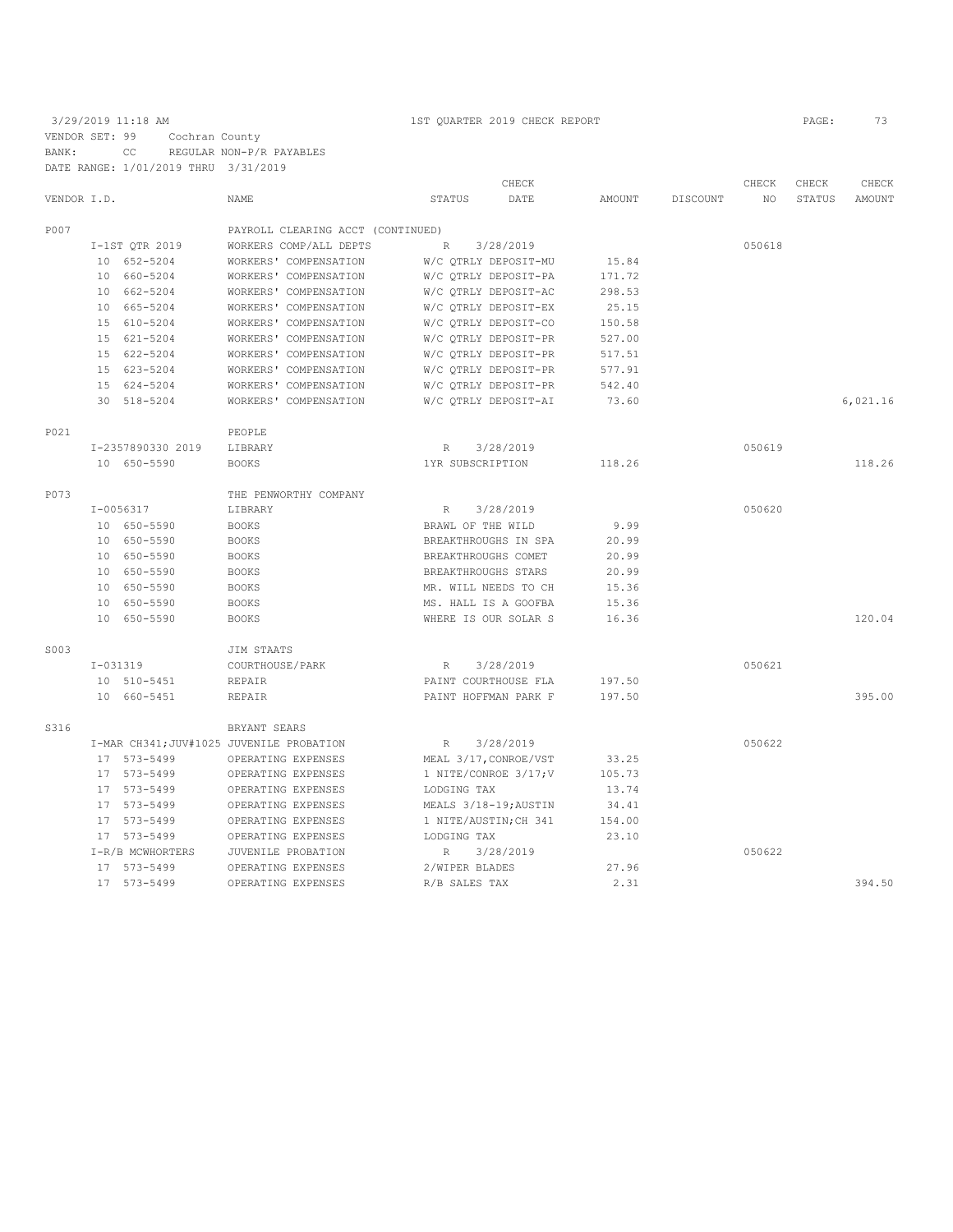3/29/2019 11:18 AM 1ST QUARTER 2019 CHECK REPORT PAGE: 73

VENDOR SET: 99 Cochran County
BANK: CC REGULAR NON-P/R PAYABLES
DATE RANGE: 1/01/2019 THRU 3/31/2019

| VENDOR I.D. | NAME | STATUS | CHECK DATE | AMOUNT | DISCOUNT | CHECK NO | CHECK STATUS | CHECK AMOUNT |
|---|---|---|---|---|---|---|---|---|
| P007 | PAYROLL CLEARING ACCT (CONTINUED) | | | | | | | |
| I-1ST QTR 2019 | WORKERS COMP/ALL DEPTS | R | 3/28/2019 | | | 050618 | | |
| 10 652-5204 | WORKERS' COMPENSATION | W/C QTRLY DEPOSIT-MU | | 15.84 | | | | |
| 10 660-5204 | WORKERS' COMPENSATION | W/C QTRLY DEPOSIT-PA | | 171.72 | | | | |
| 10 662-5204 | WORKERS' COMPENSATION | W/C QTRLY DEPOSIT-AC | | 298.53 | | | | |
| 10 665-5204 | WORKERS' COMPENSATION | W/C QTRLY DEPOSIT-EX | | 25.15 | | | | |
| 15 610-5204 | WORKERS' COMPENSATION | W/C QTRLY DEPOSIT-CO | | 150.58 | | | | |
| 15 621-5204 | WORKERS' COMPENSATION | W/C QTRLY DEPOSIT-PR | | 527.00 | | | | |
| 15 622-5204 | WORKERS' COMPENSATION | W/C QTRLY DEPOSIT-PR | | 517.51 | | | | |
| 15 623-5204 | WORKERS' COMPENSATION | W/C QTRLY DEPOSIT-PR | | 577.91 | | | | |
| 15 624-5204 | WORKERS' COMPENSATION | W/C QTRLY DEPOSIT-PR | | 542.40 | | | | |
| 30 518-5204 | WORKERS' COMPENSATION | W/C QTRLY DEPOSIT-AI | | 73.60 | | | | 6,021.16 |
| P021 | PEOPLE | | | | | | | |
| I-2357890330 2019 | LIBRARY | R | 3/28/2019 | | | 050619 | | |
| 10 650-5590 | BOOKS | 1YR SUBSCRIPTION | | 118.26 | | | | 118.26 |
| P073 | THE PENWORTHY COMPANY | | | | | | | |
| I-0056317 | LIBRARY | R | 3/28/2019 | | | 050620 | | |
| 10 650-5590 | BOOKS | BRAWL OF THE WILD | | 9.99 | | | | |
| 10 650-5590 | BOOKS | BREAKTHROUGHS IN SPA | | 20.99 | | | | |
| 10 650-5590 | BOOKS | BREAKTHROUGHS COMET | | 20.99 | | | | |
| 10 650-5590 | BOOKS | BREAKTHROUGHS STARS | | 20.99 | | | | |
| 10 650-5590 | BOOKS | MR. WILL NEEDS TO CH | | 15.36 | | | | |
| 10 650-5590 | BOOKS | MS. HALL IS A GOOFBA | | 15.36 | | | | |
| 10 650-5590 | BOOKS | WHERE IS OUR SOLAR S | | 16.36 | | | | 120.04 |
| S003 | JIM STAATS | | | | | | | |
| I-031319 | COURTHOUSE/PARK | R | 3/28/2019 | | | 050621 | | |
| 10 510-5451 | REPAIR | PAINT COURTHOUSE FLA | | 197.50 | | | | |
| 10 660-5451 | REPAIR | PAINT HOFFMAN PARK F | | 197.50 | | | | 395.00 |
| S316 | BRYANT SEARS | | | | | | | |
| I-MAR CH341;JUV#1025 | JUVENILE PROBATION | R | 3/28/2019 | | | 050622 | | |
| 17 573-5499 | OPERATING EXPENSES | MEAL 3/17,CONROE/VST | | 33.25 | | | | |
| 17 573-5499 | OPERATING EXPENSES | 1 NITE/CONROE 3/17;V | | 105.73 | | | | |
| 17 573-5499 | OPERATING EXPENSES | LODGING TAX | | 13.74 | | | | |
| 17 573-5499 | OPERATING EXPENSES | MEALS 3/18-19;AUSTIN | | 34.41 | | | | |
| 17 573-5499 | OPERATING EXPENSES | 1 NITE/AUSTIN;CH 341 | | 154.00 | | | | |
| 17 573-5499 | OPERATING EXPENSES | LODGING TAX | | 23.10 | | | | |
| I-R/B MCWHORTERS | JUVENILE PROBATION | R | 3/28/2019 | | | 050622 | | |
| 17 573-5499 | OPERATING EXPENSES | 2/WIPER BLADES | | 27.96 | | | | |
| 17 573-5499 | OPERATING EXPENSES | R/B SALES TAX | | 2.31 | | | | 394.50 |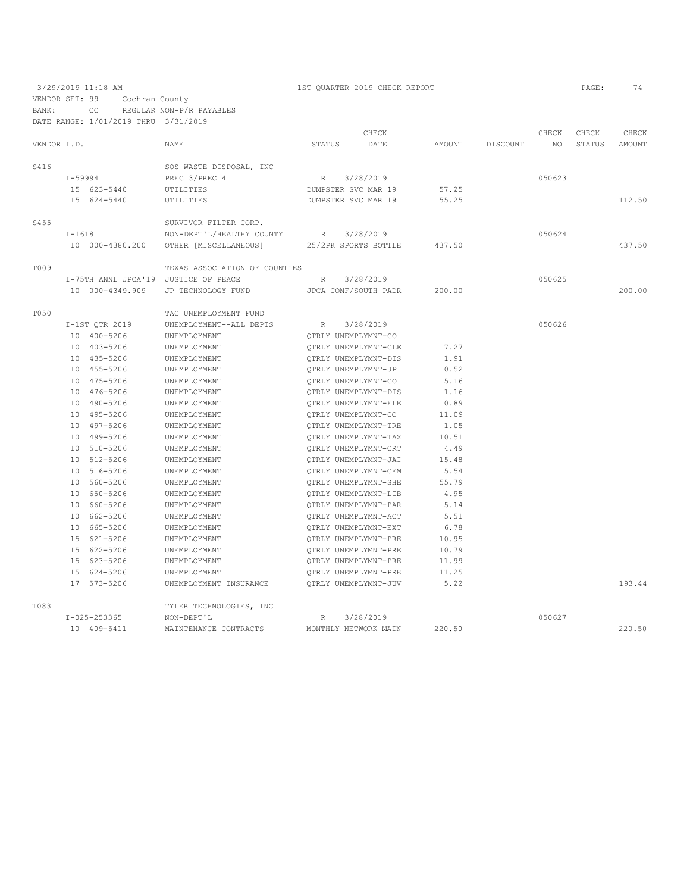3/29/2019 11:18 AM — 1ST QUARTER 2019 CHECK REPORT

VENDOR SET: 99 Cochran County
BANK: CC REGULAR NON-P/R PAYABLES
DATE RANGE: 1/01/2019 THRU 3/31/2019

| VENDOR I.D. | NAME | STATUS | CHECK DATE | AMOUNT | DISCOUNT | CHECK NO | CHECK STATUS | CHECK AMOUNT |
|---|---|---|---|---|---|---|---|---|
| S416 | SOS WASTE DISPOSAL, INC | | | | | | | |
| I-59994 | PREC 3/PREC 4 | R | 3/28/2019 | | | 050623 | | |
| 15 623-5440 | UTILITIES | DUMPSTER SVC MAR 19 | | 57.25 | | | | |
| 15 624-5440 | UTILITIES | DUMPSTER SVC MAR 19 | | 55.25 | | | | 112.50 |
| S455 | SURVIVOR FILTER CORP. | | | | | | | |
| I-1618 | NON-DEPT'L/HEALTHY COUNTY | R | 3/28/2019 | | | 050624 | | |
| 10 000-4380.200 | OTHER [MISCELLANEOUS] | 25/2PK SPORTS BOTTLE | | 437.50 | | | | 437.50 |
| T009 | TEXAS ASSOCIATION OF COUNTIES | | | | | | | |
| I-75TH ANNL JPCA'19 | JUSTICE OF PEACE | R | 3/28/2019 | | | 050625 | | |
| 10 000-4349.909 | JP TECHNOLOGY FUND | JPCA CONF/SOUTH PADR | | 200.00 | | | | 200.00 |
| T050 | TAC UNEMPLOYMENT FUND | | | | | | | |
| I-1ST QTR 2019 | UNEMPLOYMENT--ALL DEPTS | R | 3/28/2019 | | | 050626 | | |
| 10 400-5206 | UNEMPLOYMENT | QTRLY UNEMPLYMNT-CO | | | | | | |
| 10 403-5206 | UNEMPLOYMENT | QTRLY UNEMPLYMNT-CLE | | 7.27 | | | | |
| 10 435-5206 | UNEMPLOYMENT | QTRLY UNEMPLYMNT-DIS | | 1.91 | | | | |
| 10 455-5206 | UNEMPLOYMENT | QTRLY UNEMPLYMNT-JP | | 0.52 | | | | |
| 10 475-5206 | UNEMPLOYMENT | QTRLY UNEMPLYMNT-CO | | 5.16 | | | | |
| 10 476-5206 | UNEMPLOYMENT | QTRLY UNEMPLYMNT-DIS | | 1.16 | | | | |
| 10 490-5206 | UNEMPLOYMENT | QTRLY UNEMPLYMNT-ELE | | 0.89 | | | | |
| 10 495-5206 | UNEMPLOYMENT | QTRLY UNEMPLYMNT-CO | | 11.09 | | | | |
| 10 497-5206 | UNEMPLOYMENT | QTRLY UNEMPLYMNT-TRE | | 1.05 | | | | |
| 10 499-5206 | UNEMPLOYMENT | QTRLY UNEMPLYMNT-TAX | | 10.51 | | | | |
| 10 510-5206 | UNEMPLOYMENT | QTRLY UNEMPLYMNT-CRT | | 4.49 | | | | |
| 10 512-5206 | UNEMPLOYMENT | QTRLY UNEMPLYMNT-JAI | | 15.48 | | | | |
| 10 516-5206 | UNEMPLOYMENT | QTRLY UNEMPLYMNT-CEM | | 5.54 | | | | |
| 10 560-5206 | UNEMPLOYMENT | QTRLY UNEMPLYMNT-SHE | | 55.79 | | | | |
| 10 650-5206 | UNEMPLOYMENT | QTRLY UNEMPLYMNT-LIB | | 4.95 | | | | |
| 10 660-5206 | UNEMPLOYMENT | QTRLY UNEMPLYMNT-PAR | | 5.14 | | | | |
| 10 662-5206 | UNEMPLOYMENT | QTRLY UNEMPLYMNT-ACT | | 5.51 | | | | |
| 10 665-5206 | UNEMPLOYMENT | QTRLY UNEMPLYMNT-EXT | | 6.78 | | | | |
| 15 621-5206 | UNEMPLOYMENT | QTRLY UNEMPLYMNT-PRE | | 10.95 | | | | |
| 15 622-5206 | UNEMPLOYMENT | QTRLY UNEMPLYMNT-PRE | | 10.79 | | | | |
| 15 623-5206 | UNEMPLOYMENT | QTRLY UNEMPLYMNT-PRE | | 11.99 | | | | |
| 15 624-5206 | UNEMPLOYMENT | QTRLY UNEMPLYMNT-PRE | | 11.25 | | | | |
| 17 573-5206 | UNEMPLOYMENT INSURANCE | QTRLY UNEMPLYMNT-JUV | | 5.22 | | | | 193.44 |
| T083 | TYLER TECHNOLOGIES, INC | | | | | | | |
| I-025-253365 | NON-DEPT'L | R | 3/28/2019 | | | 050627 | | |
| 10 409-5411 | MAINTENANCE CONTRACTS | MONTHLY NETWORK MAIN | | 220.50 | | | | 220.50 |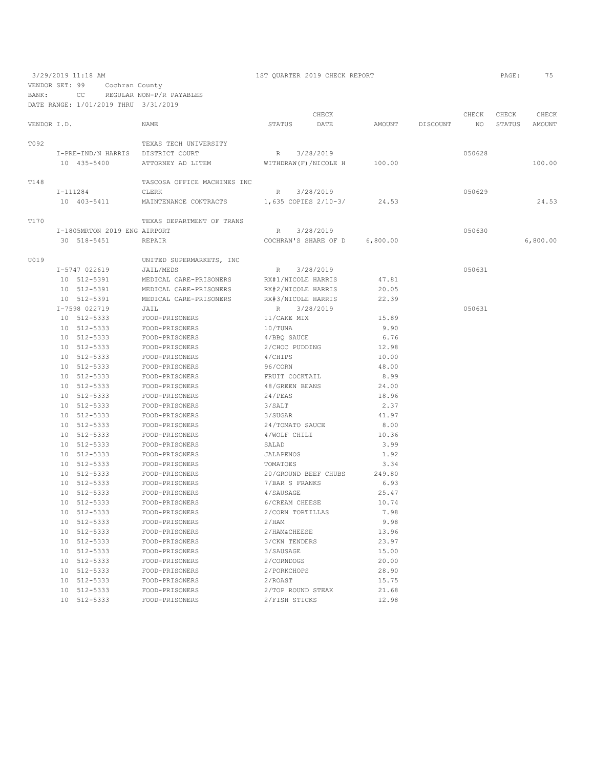3/29/2019 11:18 AM    1ST QUARTER 2019 CHECK REPORT

VENDOR SET: 99 Cochran County
BANK: CC REGULAR NON-P/R PAYABLES
DATE RANGE: 1/01/2019 THRU 3/31/2019

| VENDOR I.D. | NAME | STATUS | CHECK DATE | AMOUNT | DISCOUNT | CHECK NO | CHECK STATUS | CHECK AMOUNT |
|---|---|---|---|---|---|---|---|---|
| T092 | TEXAS TECH UNIVERSITY | | | | | | | |
| I-PRE-IND/N HARRIS | DISTRICT COURT | R | 3/28/2019 | | | 050628 | | |
| 10 435-5400 | ATTORNEY AD LITEM | WITHDRAW(F)/NICOLE H | | 100.00 | | | | 100.00 |
| T148 | TASCOSA OFFICE MACHINES INC | | | | | | | |
| I-111284 | CLERK | R | 3/28/2019 | | | 050629 | | |
| 10 403-5411 | MAINTENANCE CONTRACTS | 1,635 COPIES 2/10-3/ | | 24.53 | | | | 24.53 |
| T170 | TEXAS DEPARTMENT OF TRANS | | | | | | | |
| I-1805MRTON 2019 ENG | AIRPORT | R | 3/28/2019 | | | 050630 | | |
| 30 518-5451 | REPAIR | COCHRAN'S SHARE OF D | | 6,800.00 | | | | 6,800.00 |
| U019 | UNITED SUPERMARKETS, INC | | | | | | | |
| I-5747 022619 | JAIL/MEDS | R | 3/28/2019 | | | 050631 | | |
| 10 512-5391 | MEDICAL CARE-PRISONERS | RX#1/NICOLE HARRIS | | 47.81 | | | | |
| 10 512-5391 | MEDICAL CARE-PRISONERS | RX#2/NICOLE HARRIS | | 20.05 | | | | |
| 10 512-5391 | MEDICAL CARE-PRISONERS | RX#3/NICOLE HARRIS | | 22.39 | | | | |
| I-7598 022719 | JAIL | R | 3/28/2019 | | | 050631 | | |
| 10 512-5333 | FOOD-PRISONERS | 11/CAKE MIX | | 15.89 | | | | |
| 10 512-5333 | FOOD-PRISONERS | 10/TUNA | | 9.90 | | | | |
| 10 512-5333 | FOOD-PRISONERS | 4/BBQ SAUCE | | 6.76 | | | | |
| 10 512-5333 | FOOD-PRISONERS | 2/CHOC PUDDING | | 12.98 | | | | |
| 10 512-5333 | FOOD-PRISONERS | 4/CHIPS | | 10.00 | | | | |
| 10 512-5333 | FOOD-PRISONERS | 96/CORN | | 48.00 | | | | |
| 10 512-5333 | FOOD-PRISONERS | FRUIT COCKTAIL | | 8.99 | | | | |
| 10 512-5333 | FOOD-PRISONERS | 48/GREEN BEANS | | 24.00 | | | | |
| 10 512-5333 | FOOD-PRISONERS | 24/PEAS | | 18.96 | | | | |
| 10 512-5333 | FOOD-PRISONERS | 3/SALT | | 2.37 | | | | |
| 10 512-5333 | FOOD-PRISONERS | 3/SUGAR | | 41.97 | | | | |
| 10 512-5333 | FOOD-PRISONERS | 24/TOMATO SAUCE | | 8.00 | | | | |
| 10 512-5333 | FOOD-PRISONERS | 4/WOLF CHILI | | 10.36 | | | | |
| 10 512-5333 | FOOD-PRISONERS | SALAD | | 3.99 | | | | |
| 10 512-5333 | FOOD-PRISONERS | JALAPENOS | | 1.92 | | | | |
| 10 512-5333 | FOOD-PRISONERS | TOMATOES | | 3.34 | | | | |
| 10 512-5333 | FOOD-PRISONERS | 20/GROUND BEEF CHUBS | | 249.80 | | | | |
| 10 512-5333 | FOOD-PRISONERS | 7/BAR S FRANKS | | 6.93 | | | | |
| 10 512-5333 | FOOD-PRISONERS | 4/SAUSAGE | | 25.47 | | | | |
| 10 512-5333 | FOOD-PRISONERS | 6/CREAM CHEESE | | 10.74 | | | | |
| 10 512-5333 | FOOD-PRISONERS | 2/CORN TORTILLAS | | 7.98 | | | | |
| 10 512-5333 | FOOD-PRISONERS | 2/HAM | | 9.98 | | | | |
| 10 512-5333 | FOOD-PRISONERS | 2/HAM&CHEESE | | 13.96 | | | | |
| 10 512-5333 | FOOD-PRISONERS | 3/CKN TENDERS | | 23.97 | | | | |
| 10 512-5333 | FOOD-PRISONERS | 3/SAUSAGE | | 15.00 | | | | |
| 10 512-5333 | FOOD-PRISONERS | 2/CORNDOGS | | 20.00 | | | | |
| 10 512-5333 | FOOD-PRISONERS | 2/PORKCHOPS | | 28.90 | | | | |
| 10 512-5333 | FOOD-PRISONERS | 2/ROAST | | 15.75 | | | | |
| 10 512-5333 | FOOD-PRISONERS | 2/TOP ROUND STEAK | | 21.68 | | | | |
| 10 512-5333 | FOOD-PRISONERS | 2/FISH STICKS | | 12.98 | | | | |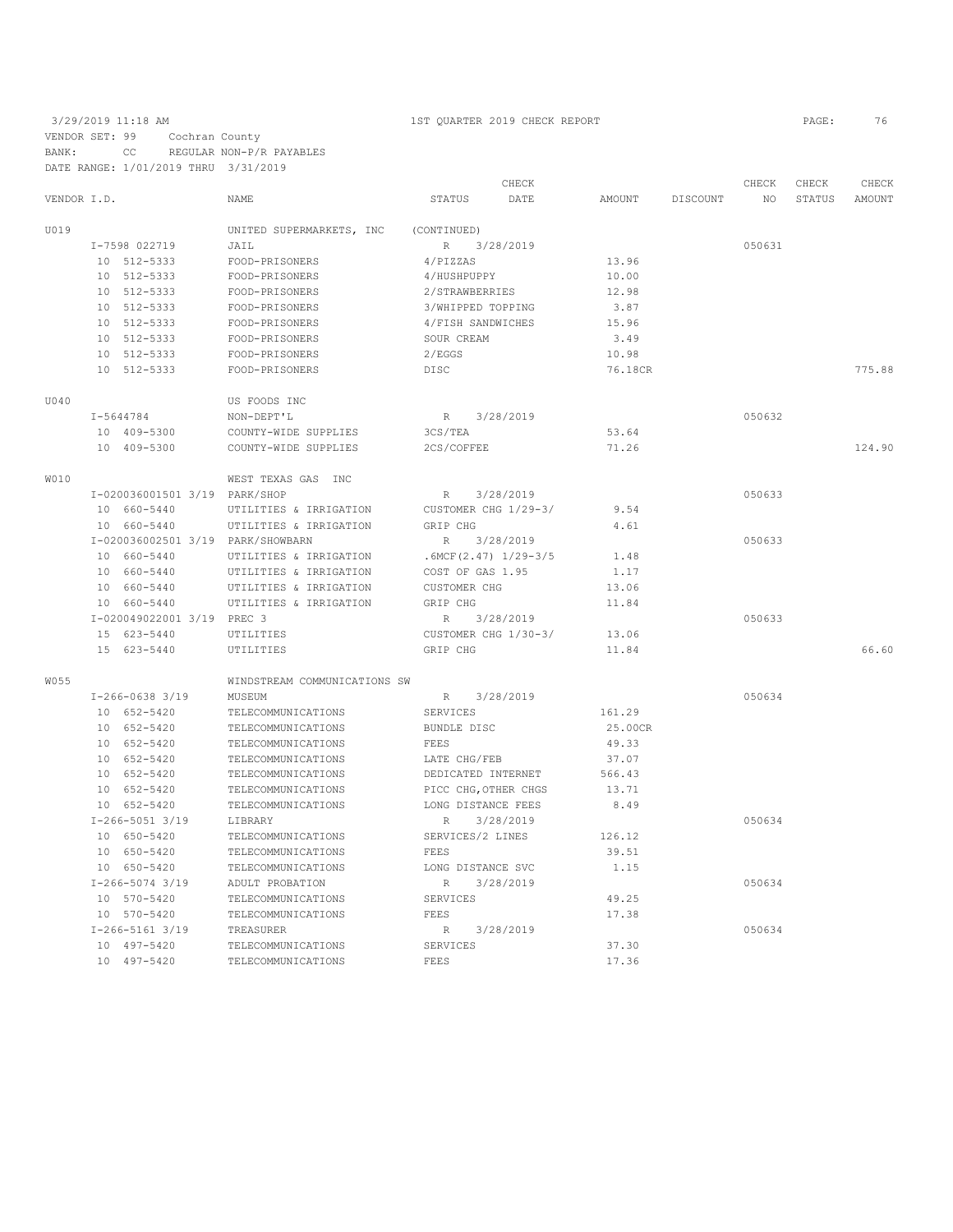3/29/2019 11:18 AM — 1ST QUARTER 2019 CHECK REPORT

VENDOR SET: 99 Cochran County
BANK: CC REGULAR NON-P/R PAYABLES
DATE RANGE: 1/01/2019 THRU 3/31/2019

| VENDOR I.D. | NAME | STATUS | CHECK DATE | AMOUNT | DISCOUNT | CHECK NO | CHECK STATUS | CHECK AMOUNT |
|---|---|---|---|---|---|---|---|---|
| U019 | UNITED SUPERMARKETS, INC | (CONTINUED) | | | | | | |
| I-7598 022719 | JAIL | R | 3/28/2019 | | | 050631 | | |
| 10 512-5333 | FOOD-PRISONERS | 4/PIZZAS | | 13.96 | | | | |
| 10 512-5333 | FOOD-PRISONERS | 4/HUSHPUPPY | | 10.00 | | | | |
| 10 512-5333 | FOOD-PRISONERS | 2/STRAWBERRIES | | 12.98 | | | | |
| 10 512-5333 | FOOD-PRISONERS | 3/WHIPPED TOPPING | | 3.87 | | | | |
| 10 512-5333 | FOOD-PRISONERS | 4/FISH SANDWICHES | | 15.96 | | | | |
| 10 512-5333 | FOOD-PRISONERS | SOUR CREAM | | 3.49 | | | | |
| 10 512-5333 | FOOD-PRISONERS | 2/EGGS | | 10.98 | | | | |
| 10 512-5333 | FOOD-PRISONERS | DISC | | 76.18CR | | | | 775.88 |
| U040 | US FOODS INC | | | | | | | |
| I-5644784 | NON-DEPT'L | R | 3/28/2019 | | | 050632 | | |
| 10 409-5300 | COUNTY-WIDE SUPPLIES | 3CS/TEA | | 53.64 | | | | |
| 10 409-5300 | COUNTY-WIDE SUPPLIES | 2CS/COFFEE | | 71.26 | | | | 124.90 |
| W010 | WEST TEXAS GAS INC | | | | | | | |
| I-020036001501 3/19 | PARK/SHOP | R | 3/28/2019 | | | 050633 | | |
| 10 660-5440 | UTILITIES & IRRIGATION | CUSTOMER CHG 1/29-3/ | | 9.54 | | | | |
| 10 660-5440 | UTILITIES & IRRIGATION | GRIP CHG | | 4.61 | | | | |
| I-020036002501 3/19 | PARK/SHOWBARN | R | 3/28/2019 | | | 050633 | | |
| 10 660-5440 | UTILITIES & IRRIGATION | .6MCF(2.47) 1/29-3/5 | | 1.48 | | | | |
| 10 660-5440 | UTILITIES & IRRIGATION | COST OF GAS 1.95 | | 1.17 | | | | |
| 10 660-5440 | UTILITIES & IRRIGATION | CUSTOMER CHG | | 13.06 | | | | |
| 10 660-5440 | UTILITIES & IRRIGATION | GRIP CHG | | 11.84 | | | | |
| I-020049022001 3/19 | PREC 3 | R | 3/28/2019 | | | 050633 | | |
| 15 623-5440 | UTILITIES | CUSTOMER CHG 1/30-3/ | | 13.06 | | | | |
| 15 623-5440 | UTILITIES | GRIP CHG | | 11.84 | | | | 66.60 |
| W055 | WINDSTREAM COMMUNICATIONS SW | | | | | | | |
| I-266-0638 3/19 | MUSEUM | R | 3/28/2019 | | | 050634 | | |
| 10 652-5420 | TELECOMMUNICATIONS | SERVICES | | 161.29 | | | | |
| 10 652-5420 | TELECOMMUNICATIONS | BUNDLE DISC | | 25.00CR | | | | |
| 10 652-5420 | TELECOMMUNICATIONS | FEES | | 49.33 | | | | |
| 10 652-5420 | TELECOMMUNICATIONS | LATE CHG/FEB | | 37.07 | | | | |
| 10 652-5420 | TELECOMMUNICATIONS | DEDICATED INTERNET | | 566.43 | | | | |
| 10 652-5420 | TELECOMMUNICATIONS | PICC CHG,OTHER CHGS | | 13.71 | | | | |
| 10 652-5420 | TELECOMMUNICATIONS | LONG DISTANCE FEES | | 8.49 | | | | |
| I-266-5051 3/19 | LIBRARY | R | 3/28/2019 | | | 050634 | | |
| 10 650-5420 | TELECOMMUNICATIONS | SERVICES/2 LINES | | 126.12 | | | | |
| 10 650-5420 | TELECOMMUNICATIONS | FEES | | 39.51 | | | | |
| 10 650-5420 | TELECOMMUNICATIONS | LONG DISTANCE SVC | | 1.15 | | | | |
| I-266-5074 3/19 | ADULT PROBATION | R | 3/28/2019 | | | 050634 | | |
| 10 570-5420 | TELECOMMUNICATIONS | SERVICES | | 49.25 | | | | |
| 10 570-5420 | TELECOMMUNICATIONS | FEES | | 17.38 | | | | |
| I-266-5161 3/19 | TREASURER | R | 3/28/2019 | | | 050634 | | |
| 10 497-5420 | TELECOMMUNICATIONS | SERVICES | | 37.30 | | | | |
| 10 497-5420 | TELECOMMUNICATIONS | FEES | | 17.36 | | | | |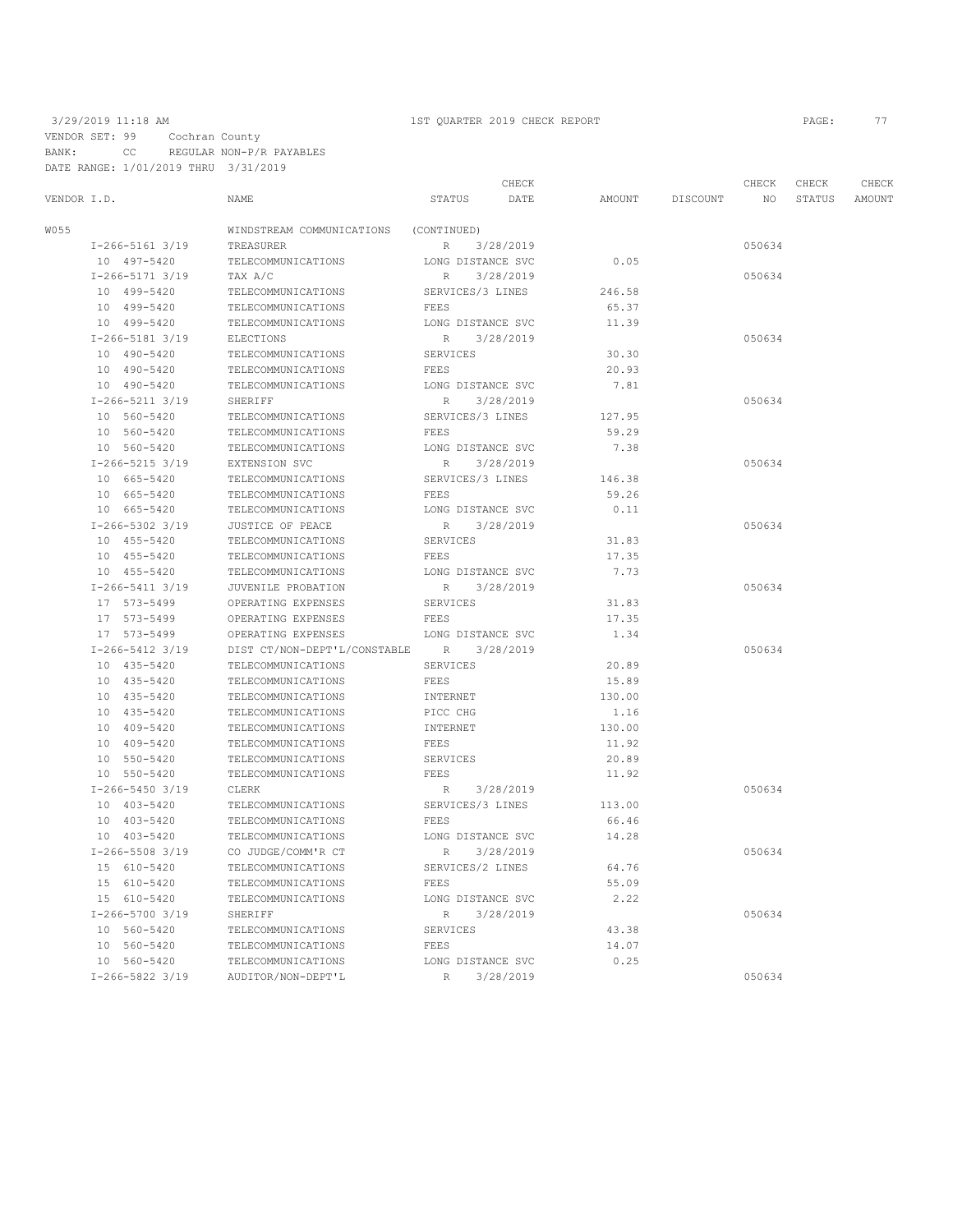3/29/2019 11:18 AM — 1ST QUARTER 2019 CHECK REPORT

VENDOR SET: 99 Cochran County
BANK: CC REGULAR NON-P/R PAYABLES
DATE RANGE: 1/01/2019 THRU 3/31/2019

| VENDOR I.D. | NAME | STATUS | CHECK DATE | AMOUNT | DISCOUNT | CHECK NO | CHECK STATUS | CHECK AMOUNT |
|---|---|---|---|---|---|---|---|---|
| W055 | WINDSTREAM COMMUNICATIONS | (CONTINUED) | | | | | | |
| I-266-5161 3/19 | TREASURER | R | 3/28/2019 | | | 050634 | | |
| 10 497-5420 | TELECOMMUNICATIONS | LONG DISTANCE SVC | | 0.05 | | | | |
| I-266-5171 3/19 | TAX A/C | R | 3/28/2019 | | | 050634 | | |
| 10 499-5420 | TELECOMMUNICATIONS | SERVICES/3 LINES | | 246.58 | | | | |
| 10 499-5420 | TELECOMMUNICATIONS | FEES | | 65.37 | | | | |
| 10 499-5420 | TELECOMMUNICATIONS | LONG DISTANCE SVC | | 11.39 | | | | |
| I-266-5181 3/19 | ELECTIONS | R | 3/28/2019 | | | 050634 | | |
| 10 490-5420 | TELECOMMUNICATIONS | SERVICES | | 30.30 | | | | |
| 10 490-5420 | TELECOMMUNICATIONS | FEES | | 20.93 | | | | |
| 10 490-5420 | TELECOMMUNICATIONS | LONG DISTANCE SVC | | 7.81 | | | | |
| I-266-5211 3/19 | SHERIFF | R | 3/28/2019 | | | 050634 | | |
| 10 560-5420 | TELECOMMUNICATIONS | SERVICES/3 LINES | | 127.95 | | | | |
| 10 560-5420 | TELECOMMUNICATIONS | FEES | | 59.29 | | | | |
| 10 560-5420 | TELECOMMUNICATIONS | LONG DISTANCE SVC | | 7.38 | | | | |
| I-266-5215 3/19 | EXTENSION SVC | R | 3/28/2019 | | | 050634 | | |
| 10 665-5420 | TELECOMMUNICATIONS | SERVICES/3 LINES | | 146.38 | | | | |
| 10 665-5420 | TELECOMMUNICATIONS | FEES | | 59.26 | | | | |
| 10 665-5420 | TELECOMMUNICATIONS | LONG DISTANCE SVC | | 0.11 | | | | |
| I-266-5302 3/19 | JUSTICE OF PEACE | R | 3/28/2019 | | | 050634 | | |
| 10 455-5420 | TELECOMMUNICATIONS | SERVICES | | 31.83 | | | | |
| 10 455-5420 | TELECOMMUNICATIONS | FEES | | 17.35 | | | | |
| 10 455-5420 | TELECOMMUNICATIONS | LONG DISTANCE SVC | | 7.73 | | | | |
| I-266-5411 3/19 | JUVENILE PROBATION | R | 3/28/2019 | | | 050634 | | |
| 17 573-5499 | OPERATING EXPENSES | SERVICES | | 31.83 | | | | |
| 17 573-5499 | OPERATING EXPENSES | FEES | | 17.35 | | | | |
| 17 573-5499 | OPERATING EXPENSES | LONG DISTANCE SVC | | 1.34 | | | | |
| I-266-5412 3/19 | DIST CT/NON-DEPT'L/CONSTABLE | R | 3/28/2019 | | | 050634 | | |
| 10 435-5420 | TELECOMMUNICATIONS | SERVICES | | 20.89 | | | | |
| 10 435-5420 | TELECOMMUNICATIONS | FEES | | 15.89 | | | | |
| 10 435-5420 | TELECOMMUNICATIONS | INTERNET | | 130.00 | | | | |
| 10 435-5420 | TELECOMMUNICATIONS | PICC CHG | | 1.16 | | | | |
| 10 409-5420 | TELECOMMUNICATIONS | INTERNET | | 130.00 | | | | |
| 10 409-5420 | TELECOMMUNICATIONS | FEES | | 11.92 | | | | |
| 10 550-5420 | TELECOMMUNICATIONS | SERVICES | | 20.89 | | | | |
| 10 550-5420 | TELECOMMUNICATIONS | FEES | | 11.92 | | | | |
| I-266-5450 3/19 | CLERK | R | 3/28/2019 | | | 050634 | | |
| 10 403-5420 | TELECOMMUNICATIONS | SERVICES/3 LINES | | 113.00 | | | | |
| 10 403-5420 | TELECOMMUNICATIONS | FEES | | 66.46 | | | | |
| 10 403-5420 | TELECOMMUNICATIONS | LONG DISTANCE SVC | | 14.28 | | | | |
| I-266-5508 3/19 | CO JUDGE/COMM'R CT | R | 3/28/2019 | | | 050634 | | |
| 15 610-5420 | TELECOMMUNICATIONS | SERVICES/2 LINES | | 64.76 | | | | |
| 15 610-5420 | TELECOMMUNICATIONS | FEES | | 55.09 | | | | |
| 15 610-5420 | TELECOMMUNICATIONS | LONG DISTANCE SVC | | 2.22 | | | | |
| I-266-5700 3/19 | SHERIFF | R | 3/28/2019 | | | 050634 | | |
| 10 560-5420 | TELECOMMUNICATIONS | SERVICES | | 43.38 | | | | |
| 10 560-5420 | TELECOMMUNICATIONS | FEES | | 14.07 | | | | |
| 10 560-5420 | TELECOMMUNICATIONS | LONG DISTANCE SVC | | 0.25 | | | | |
| I-266-5822 3/19 | AUDITOR/NON-DEPT'L | R | 3/28/2019 | | | 050634 | | |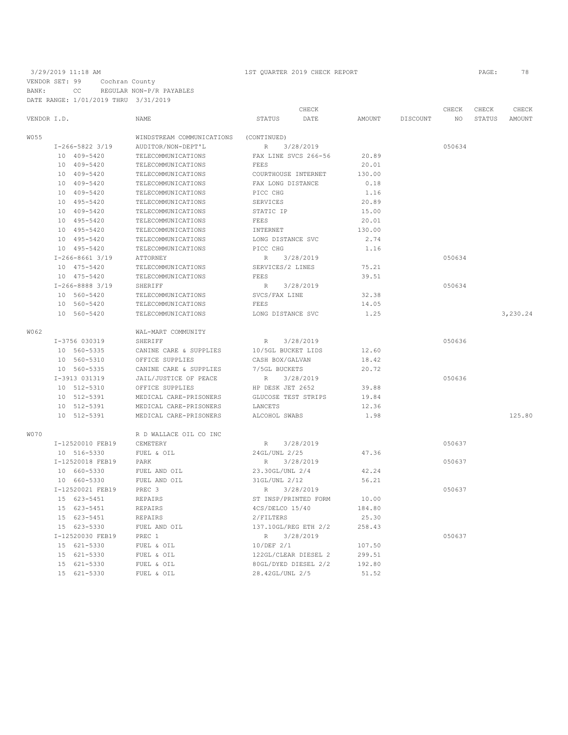3/29/2019 11:18 AM　　　　1ST QUARTER 2019 CHECK REPORT

VENDOR SET: 99　Cochran County
BANK: CC　REGULAR NON-P/R PAYABLES
DATE RANGE: 1/01/2019 THRU 3/31/2019

| VENDOR I.D. | NAME | STATUS | CHECK DATE | AMOUNT | DISCOUNT | CHECK NO | CHECK STATUS | CHECK AMOUNT |
|---|---|---|---|---|---|---|---|---|
| W055 | WINDSTREAM COMMUNICATIONS | (CONTINUED) | | | | | | |
| I-266-5822 3/19 | AUDITOR/NON-DEPT'L | R | 3/28/2019 | | | 050634 | | |
| 10 409-5420 | TELECOMMUNICATIONS | FAX LINE SVCS 266-56 | | 20.89 | | | | |
| 10 409-5420 | TELECOMMUNICATIONS | FEES | | 20.01 | | | | |
| 10 409-5420 | TELECOMMUNICATIONS | COURTHOUSE INTERNET | | 130.00 | | | | |
| 10 409-5420 | TELECOMMUNICATIONS | FAX LONG DISTANCE | | 0.18 | | | | |
| 10 409-5420 | TELECOMMUNICATIONS | PICC CHG | | 1.16 | | | | |
| 10 495-5420 | TELECOMMUNICATIONS | SERVICES | | 20.89 | | | | |
| 10 409-5420 | TELECOMMUNICATIONS | STATIC IP | | 15.00 | | | | |
| 10 495-5420 | TELECOMMUNICATIONS | FEES | | 20.01 | | | | |
| 10 495-5420 | TELECOMMUNICATIONS | INTERNET | | 130.00 | | | | |
| 10 495-5420 | TELECOMMUNICATIONS | LONG DISTANCE SVC | | 2.74 | | | | |
| 10 495-5420 | TELECOMMUNICATIONS | PICC CHG | | 1.16 | | | | |
| I-266-8661 3/19 | ATTORNEY | R | 3/28/2019 | | | 050634 | | |
| 10 475-5420 | TELECOMMUNICATIONS | SERVICES/2 LINES | | 75.21 | | | | |
| 10 475-5420 | TELECOMMUNICATIONS | FEES | | 39.51 | | | | |
| I-266-8888 3/19 | SHERIFF | R | 3/28/2019 | | | 050634 | | |
| 10 560-5420 | TELECOMMUNICATIONS | SVCS/FAX LINE | | 32.38 | | | | |
| 10 560-5420 | TELECOMMUNICATIONS | FEES | | 14.05 | | | | |
| 10 560-5420 | TELECOMMUNICATIONS | LONG DISTANCE SVC | | 1.25 | | | | 3,230.24 |
| W062 | WAL-MART COMMUNITY | | | | | | | |
| I-3756 030319 | SHERIFF | R | 3/28/2019 | | | 050636 | | |
| 10 560-5335 | CANINE CARE & SUPPLIES | 10/5GL BUCKET LIDS | | 12.60 | | | | |
| 10 560-5310 | OFFICE SUPPLIES | CASH BOX/GALVAN | | 18.42 | | | | |
| 10 560-5335 | CANINE CARE & SUPPLIES | 7/5GL BUCKETS | | 20.72 | | | | |
| I-3913 031319 | JAIL/JUSTICE OF PEACE | R | 3/28/2019 | | | 050636 | | |
| 10 512-5310 | OFFICE SUPPLIES | HP DESK JET 2652 | | 39.88 | | | | |
| 10 512-5391 | MEDICAL CARE-PRISONERS | GLUCOSE TEST STRIPS | | 19.84 | | | | |
| 10 512-5391 | MEDICAL CARE-PRISONERS | LANCETS | | 12.36 | | | | |
| 10 512-5391 | MEDICAL CARE-PRISONERS | ALCOHOL SWABS | | 1.98 | | | | 125.80 |
| W070 | R D WALLACE OIL CO INC | | | | | | | |
| I-12520010 FEB19 | CEMETERY | R | 3/28/2019 | | | 050637 | | |
| 10 516-5330 | FUEL & OIL | 24GL/UNL 2/25 | | 47.36 | | | | |
| I-12520018 FEB19 | PARK | R | 3/28/2019 | | | 050637 | | |
| 10 660-5330 | FUEL AND OIL | 23.30GL/UNL 2/4 | | 42.24 | | | | |
| 10 660-5330 | FUEL AND OIL | 31GL/UNL 2/12 | | 56.21 | | | | |
| I-12520021 FEB19 | PREC 3 | R | 3/28/2019 | | | 050637 | | |
| 15 623-5451 | REPAIRS | ST INSP/PRINTED FORM | | 10.00 | | | | |
| 15 623-5451 | REPAIRS | 4CS/DELCO 15/40 | | 184.80 | | | | |
| 15 623-5451 | REPAIRS | 2/FILTERS | | 25.30 | | | | |
| 15 623-5330 | FUEL AND OIL | 137.10GL/REG ETH 2/2 | | 258.43 | | | | |
| I-12520030 FEB19 | PREC 1 | R | 3/28/2019 | | | 050637 | | |
| 15 621-5330 | FUEL & OIL | 10/DEF 2/1 | | 107.50 | | | | |
| 15 621-5330 | FUEL & OIL | 122GL/CLEAR DIESEL 2 | | 299.51 | | | | |
| 15 621-5330 | FUEL & OIL | 80GL/DYED DIESEL 2/2 | | 192.80 | | | | |
| 15 621-5330 | FUEL & OIL | 28.42GL/UNL 2/5 | | 51.52 | | | | |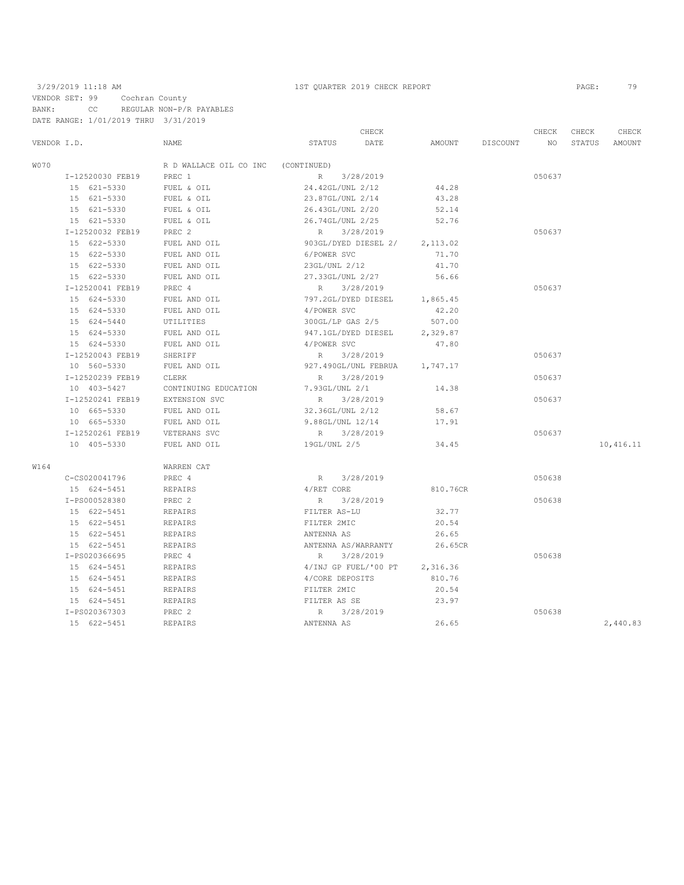VENDOR SET: 99 Cochran County
BANK: CC REGULAR NON-P/R PAYABLES
DATE RANGE: 1/01/2019 THRU 3/31/2019

1ST QUARTER 2019 CHECK REPORT

| VENDOR I.D. | NAME | STATUS | CHECK DATE | AMOUNT | DISCOUNT | CHECK NO | CHECK STATUS | CHECK AMOUNT |
|---|---|---|---|---|---|---|---|---|
| W070 | R D WALLACE OIL CO INC (CONTINUED) | | | | | | | |
| I-12520030 FEB19 | PREC 1 | R | 3/28/2019 | | | 050637 | | |
| 15 621-5330 | FUEL & OIL | 24.42GL/UNL 2/12 | | 44.28 | | | | |
| 15 621-5330 | FUEL & OIL | 23.87GL/UNL 2/14 | | 43.28 | | | | |
| 15 621-5330 | FUEL & OIL | 26.43GL/UNL 2/20 | | 52.14 | | | | |
| 15 621-5330 | FUEL & OIL | 26.74GL/UNL 2/25 | | 52.76 | | | | |
| I-12520032 FEB19 | PREC 2 | R | 3/28/2019 | | | 050637 | | |
| 15 622-5330 | FUEL AND OIL | 903GL/DYED DIESEL 2/ | | 2,113.02 | | | | |
| 15 622-5330 | FUEL AND OIL | 6/POWER SVC | | 71.70 | | | | |
| 15 622-5330 | FUEL AND OIL | 23GL/UNL 2/12 | | 41.70 | | | | |
| 15 622-5330 | FUEL AND OIL | 27.33GL/UNL 2/27 | | 56.66 | | | | |
| I-12520041 FEB19 | PREC 4 | R | 3/28/2019 | | | 050637 | | |
| 15 624-5330 | FUEL AND OIL | 797.2GL/DYED DIESEL | | 1,865.45 | | | | |
| 15 624-5330 | FUEL AND OIL | 4/POWER SVC | | 42.20 | | | | |
| 15 624-5440 | UTILITIES | 300GL/LP GAS 2/5 | | 507.00 | | | | |
| 15 624-5330 | FUEL AND OIL | 947.1GL/DYED DIESEL | | 2,329.87 | | | | |
| 15 624-5330 | FUEL AND OIL | 4/POWER SVC | | 47.80 | | | | |
| I-12520043 FEB19 | SHERIFF | R | 3/28/2019 | | | 050637 | | |
| 10 560-5330 | FUEL AND OIL | 927.490GL/UNL FEBRUA | | 1,747.17 | | | | |
| I-12520239 FEB19 | CLERK | R | 3/28/2019 | | | 050637 | | |
| 10 403-5427 | CONTINUING EDUCATION | 7.93GL/UNL 2/1 | | 14.38 | | | | |
| I-12520241 FEB19 | EXTENSION SVC | R | 3/28/2019 | | | 050637 | | |
| 10 665-5330 | FUEL AND OIL | 32.36GL/UNL 2/12 | | 58.67 | | | | |
| 10 665-5330 | FUEL AND OIL | 9.88GL/UNL 12/14 | | 17.91 | | | | |
| I-12520261 FEB19 | VETERANS SVC | R | 3/28/2019 | | | 050637 | | |
| 10 405-5330 | FUEL AND OIL | 19GL/UNL 2/5 | | 34.45 | | | | 10,416.11 |
| W164 | WARREN CAT | | | | | | | |
| C-CS020041796 | PREC 4 | R | 3/28/2019 | | | 050638 | | |
| 15 624-5451 | REPAIRS | 4/RET CORE | | 810.76CR | | | | |
| I-PS000528380 | PREC 2 | R | 3/28/2019 | | | 050638 | | |
| 15 622-5451 | REPAIRS | FILTER AS-LU | | 32.77 | | | | |
| 15 622-5451 | REPAIRS | FILTER 2MIC | | 20.54 | | | | |
| 15 622-5451 | REPAIRS | ANTENNA AS | | 26.65 | | | | |
| 15 622-5451 | REPAIRS | ANTENNA AS/WARRANTY | | 26.65CR | | | | |
| I-PS020366695 | PREC 4 | R | 3/28/2019 | | | 050638 | | |
| 15 624-5451 | REPAIRS | 4/INJ GP FUEL/'00 PT | | 2,316.36 | | | | |
| 15 624-5451 | REPAIRS | 4/CORE DEPOSITS | | 810.76 | | | | |
| 15 624-5451 | REPAIRS | FILTER 2MIC | | 20.54 | | | | |
| 15 624-5451 | REPAIRS | FILTER AS SE | | 23.97 | | | | |
| I-PS020367303 | PREC 2 | R | 3/28/2019 | | | 050638 | | |
| 15 622-5451 | REPAIRS | ANTENNA AS | | 26.65 | | | | 2,440.83 |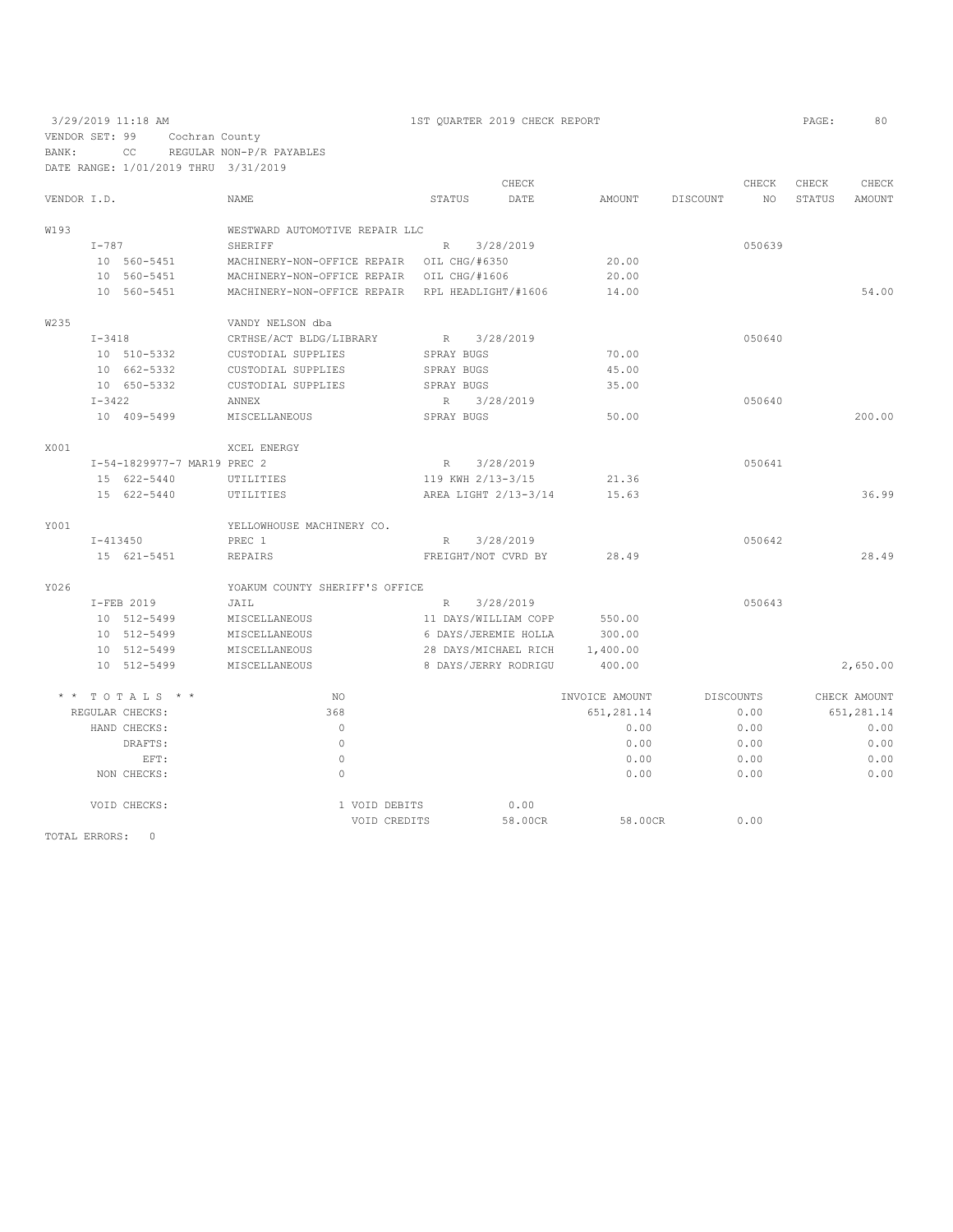3/29/2019 11:18 AM — 1ST QUARTER 2019 CHECK REPORT

VENDOR SET: 99 Cochran County

BANK: CC REGULAR NON-P/R PAYABLES

DATE RANGE: 1/01/2019 THRU 3/31/2019

| VENDOR I.D. | NAME | STATUS | CHECK DATE | AMOUNT | DISCOUNT | CHECK NO | CHECK STATUS | CHECK AMOUNT |
|---|---|---|---|---|---|---|---|---|
| W193 | WESTWARD AUTOMOTIVE REPAIR LLC | | | | | | | |
| I-787 | SHERIFF | R | 3/28/2019 | | | 050639 | | |
| 10 560-5451 | MACHINERY-NON-OFFICE REPAIR | OIL CHG/#6350 | | 20.00 | | | | |
| 10 560-5451 | MACHINERY-NON-OFFICE REPAIR | OIL CHG/#1606 | | 20.00 | | | | |
| 10 560-5451 | MACHINERY-NON-OFFICE REPAIR | RPL HEADLIGHT/#1606 | | 14.00 | | | | 54.00 |
| W235 | VANDY NELSON dba | | | | | | | |
| I-3418 | CRTHSE/ACT BLDG/LIBRARY | R | 3/28/2019 | | | 050640 | | |
| 10 510-5332 | CUSTODIAL SUPPLIES | SPRAY BUGS | | 70.00 | | | | |
| 10 662-5332 | CUSTODIAL SUPPLIES | SPRAY BUGS | | 45.00 | | | | |
| 10 650-5332 | CUSTODIAL SUPPLIES | SPRAY BUGS | | 35.00 | | | | |
| I-3422 | ANNEX | R | 3/28/2019 | | | 050640 | | |
| 10 409-5499 | MISCELLANEOUS | SPRAY BUGS | | 50.00 | | | | 200.00 |
| X001 | XCEL ENERGY | | | | | | | |
| I-54-1829977-7 MAR19 | PREC 2 | R | 3/28/2019 | | | 050641 | | |
| 15 622-5440 | UTILITIES | 119 KWH 2/13-3/15 | | 21.36 | | | | |
| 15 622-5440 | UTILITIES | AREA LIGHT 2/13-3/14 | | 15.63 | | | | 36.99 |
| Y001 | YELLOWHOUSE MACHINERY CO. | | | | | | | |
| I-413450 | PREC 1 | R | 3/28/2019 | | | 050642 | | |
| 15 621-5451 | REPAIRS | FREIGHT/NOT CVRD BY | | 28.49 | | | | 28.49 |
| Y026 | YOAKUM COUNTY SHERIFF'S OFFICE | | | | | | | |
| I-FEB 2019 | JAIL | R | 3/28/2019 | | | 050643 | | |
| 10 512-5499 | MISCELLANEOUS | 11 DAYS/WILLIAM COPP | | 550.00 | | | | |
| 10 512-5499 | MISCELLANEOUS | 6 DAYS/JEREMIE HOLLA | | 300.00 | | | | |
| 10 512-5499 | MISCELLANEOUS | 28 DAYS/MICHAEL RICH | | 1,400.00 | | | | |
| 10 512-5499 | MISCELLANEOUS | 8 DAYS/JERRY RODRIGU | | 400.00 | | | | 2,650.00 |

| * * TOTALS * * | NO | | INVOICE AMOUNT | DISCOUNTS | CHECK AMOUNT |
|---|---|---|---|---|---|
| REGULAR CHECKS: | 368 | | 651,281.14 | 0.00 | 651,281.14 |
| HAND CHECKS: | 0 | | 0.00 | 0.00 | 0.00 |
| DRAFTS: | 0 | | 0.00 | 0.00 | 0.00 |
| EFT: | 0 | | 0.00 | 0.00 | 0.00 |
| NON CHECKS: | 0 | | 0.00 | 0.00 | 0.00 |
| VOID CHECKS: | 1 VOID DEBITS | 0.00 | | | |
| | VOID CREDITS | 58.00CR | 58.00CR | 0.00 | |

TOTAL ERRORS: 0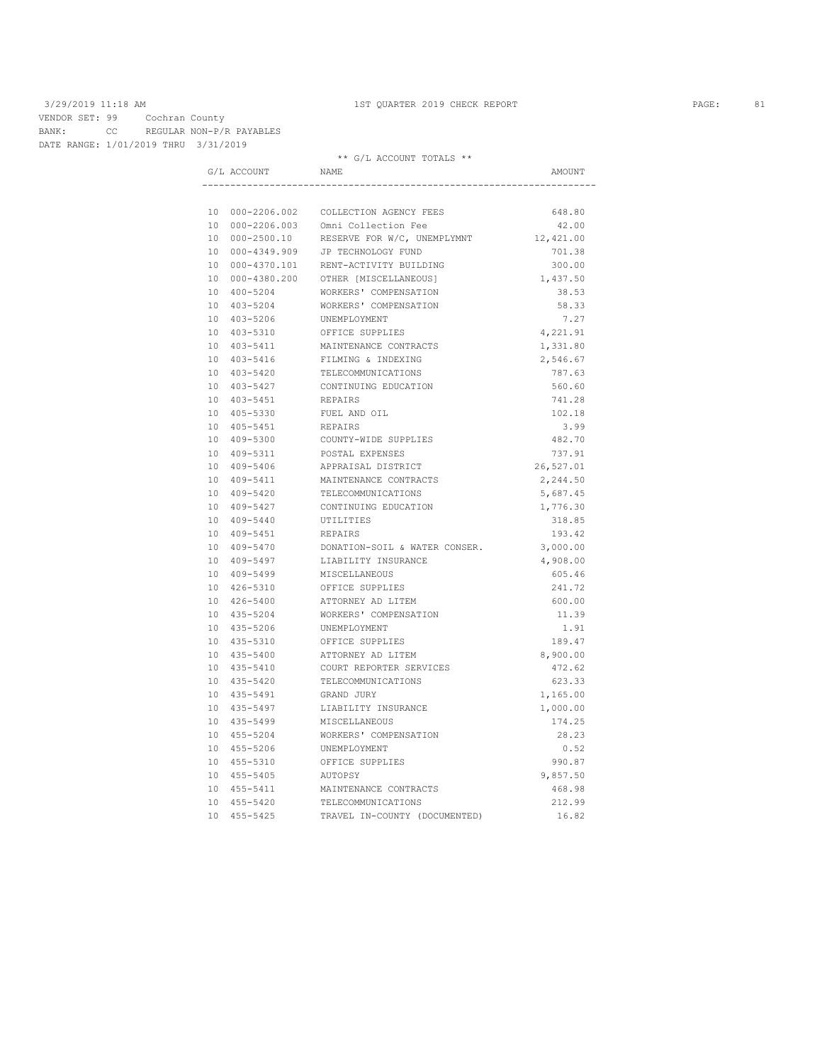3/29/2019 11:18 AM

1ST QUARTER 2019 CHECK REPORT

VENDOR SET: 99 Cochran County
BANK: CC REGULAR NON-P/R PAYABLES
DATE RANGE: 1/01/2019 THRU 3/31/2019

** G/L ACCOUNT TOTALS **

| G/L ACCOUNT | NAME | AMOUNT |
|---|---|---|
| 10 000-2206.002 | COLLECTION AGENCY FEES | 648.80 |
| 10 000-2206.003 | Omni Collection Fee | 42.00 |
| 10 000-2500.10 | RESERVE FOR W/C, UNEMPLYMNT | 12,421.00 |
| 10 000-4349.909 | JP TECHNOLOGY FUND | 701.38 |
| 10 000-4370.101 | RENT-ACTIVITY BUILDING | 300.00 |
| 10 000-4380.200 | OTHER [MISCELLANEOUS] | 1,437.50 |
| 10 400-5204 | WORKERS' COMPENSATION | 38.53 |
| 10 403-5204 | WORKERS' COMPENSATION | 58.33 |
| 10 403-5206 | UNEMPLOYMENT | 7.27 |
| 10 403-5310 | OFFICE SUPPLIES | 4,221.91 |
| 10 403-5411 | MAINTENANCE CONTRACTS | 1,331.80 |
| 10 403-5416 | FILMING & INDEXING | 2,546.67 |
| 10 403-5420 | TELECOMMUNICATIONS | 787.63 |
| 10 403-5427 | CONTINUING EDUCATION | 560.60 |
| 10 403-5451 | REPAIRS | 741.28 |
| 10 405-5330 | FUEL AND OIL | 102.18 |
| 10 405-5451 | REPAIRS | 3.99 |
| 10 409-5300 | COUNTY-WIDE SUPPLIES | 482.70 |
| 10 409-5311 | POSTAL EXPENSES | 737.91 |
| 10 409-5406 | APPRAISAL DISTRICT | 26,527.01 |
| 10 409-5411 | MAINTENANCE CONTRACTS | 2,244.50 |
| 10 409-5420 | TELECOMMUNICATIONS | 5,687.45 |
| 10 409-5427 | CONTINUING EDUCATION | 1,776.30 |
| 10 409-5440 | UTILITIES | 318.85 |
| 10 409-5451 | REPAIRS | 193.42 |
| 10 409-5470 | DONATION-SOIL & WATER CONSER. | 3,000.00 |
| 10 409-5497 | LIABILITY INSURANCE | 4,908.00 |
| 10 409-5499 | MISCELLANEOUS | 605.46 |
| 10 426-5310 | OFFICE SUPPLIES | 241.72 |
| 10 426-5400 | ATTORNEY AD LITEM | 600.00 |
| 10 435-5204 | WORKERS' COMPENSATION | 11.39 |
| 10 435-5206 | UNEMPLOYMENT | 1.91 |
| 10 435-5310 | OFFICE SUPPLIES | 189.47 |
| 10 435-5400 | ATTORNEY AD LITEM | 8,900.00 |
| 10 435-5410 | COURT REPORTER SERVICES | 472.62 |
| 10 435-5420 | TELECOMMUNICATIONS | 623.33 |
| 10 435-5491 | GRAND JURY | 1,165.00 |
| 10 435-5497 | LIABILITY INSURANCE | 1,000.00 |
| 10 435-5499 | MISCELLANEOUS | 174.25 |
| 10 455-5204 | WORKERS' COMPENSATION | 28.23 |
| 10 455-5206 | UNEMPLOYMENT | 0.52 |
| 10 455-5310 | OFFICE SUPPLIES | 990.87 |
| 10 455-5405 | AUTOPSY | 9,857.50 |
| 10 455-5411 | MAINTENANCE CONTRACTS | 468.98 |
| 10 455-5420 | TELECOMMUNICATIONS | 212.99 |
| 10 455-5425 | TRAVEL IN-COUNTY (DOCUMENTED) | 16.82 |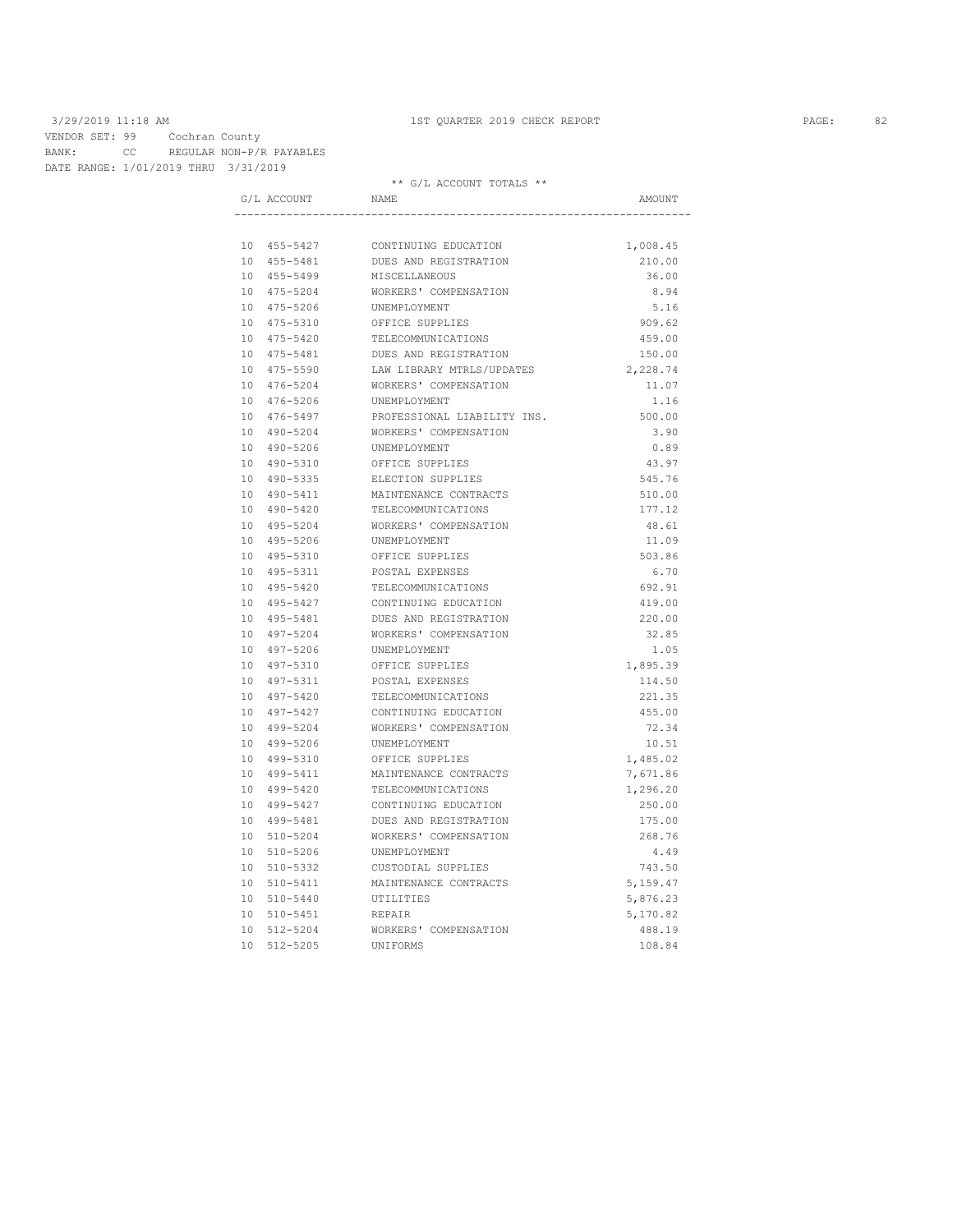3/29/2019 11:18 AM 1ST QUARTER 2019 CHECK REPORT

VENDOR SET: 99 Cochran County
BANK: CC REGULAR NON-P/R PAYABLES
DATE RANGE: 1/01/2019 THRU 3/31/2019

** G/L ACCOUNT TOTALS **

| G/L ACCOUNT | NAME | AMOUNT |
|---|---|---|
| 10 455-5427 | CONTINUING EDUCATION | 1,008.45 |
| 10 455-5481 | DUES AND REGISTRATION | 210.00 |
| 10 455-5499 | MISCELLANEOUS | 36.00 |
| 10 475-5204 | WORKERS' COMPENSATION | 8.94 |
| 10 475-5206 | UNEMPLOYMENT | 5.16 |
| 10 475-5310 | OFFICE SUPPLIES | 909.62 |
| 10 475-5420 | TELECOMMUNICATIONS | 459.00 |
| 10 475-5481 | DUES AND REGISTRATION | 150.00 |
| 10 475-5590 | LAW LIBRARY MTRLS/UPDATES | 2,228.74 |
| 10 476-5204 | WORKERS' COMPENSATION | 11.07 |
| 10 476-5206 | UNEMPLOYMENT | 1.16 |
| 10 476-5497 | PROFESSIONAL LIABILITY INS. | 500.00 |
| 10 490-5204 | WORKERS' COMPENSATION | 3.90 |
| 10 490-5206 | UNEMPLOYMENT | 0.89 |
| 10 490-5310 | OFFICE SUPPLIES | 43.97 |
| 10 490-5335 | ELECTION SUPPLIES | 545.76 |
| 10 490-5411 | MAINTENANCE CONTRACTS | 510.00 |
| 10 490-5420 | TELECOMMUNICATIONS | 177.12 |
| 10 495-5204 | WORKERS' COMPENSATION | 48.61 |
| 10 495-5206 | UNEMPLOYMENT | 11.09 |
| 10 495-5310 | OFFICE SUPPLIES | 503.86 |
| 10 495-5311 | POSTAL EXPENSES | 6.70 |
| 10 495-5420 | TELECOMMUNICATIONS | 692.91 |
| 10 495-5427 | CONTINUING EDUCATION | 419.00 |
| 10 495-5481 | DUES AND REGISTRATION | 220.00 |
| 10 497-5204 | WORKERS' COMPENSATION | 32.85 |
| 10 497-5206 | UNEMPLOYMENT | 1.05 |
| 10 497-5310 | OFFICE SUPPLIES | 1,895.39 |
| 10 497-5311 | POSTAL EXPENSES | 114.50 |
| 10 497-5420 | TELECOMMUNICATIONS | 221.35 |
| 10 497-5427 | CONTINUING EDUCATION | 455.00 |
| 10 499-5204 | WORKERS' COMPENSATION | 72.34 |
| 10 499-5206 | UNEMPLOYMENT | 10.51 |
| 10 499-5310 | OFFICE SUPPLIES | 1,485.02 |
| 10 499-5411 | MAINTENANCE CONTRACTS | 7,671.86 |
| 10 499-5420 | TELECOMMUNICATIONS | 1,296.20 |
| 10 499-5427 | CONTINUING EDUCATION | 250.00 |
| 10 499-5481 | DUES AND REGISTRATION | 175.00 |
| 10 510-5204 | WORKERS' COMPENSATION | 268.76 |
| 10 510-5206 | UNEMPLOYMENT | 4.49 |
| 10 510-5332 | CUSTODIAL SUPPLIES | 743.50 |
| 10 510-5411 | MAINTENANCE CONTRACTS | 5,159.47 |
| 10 510-5440 | UTILITIES | 5,876.23 |
| 10 510-5451 | REPAIR | 5,170.82 |
| 10 512-5204 | WORKERS' COMPENSATION | 488.19 |
| 10 512-5205 | UNIFORMS | 108.84 |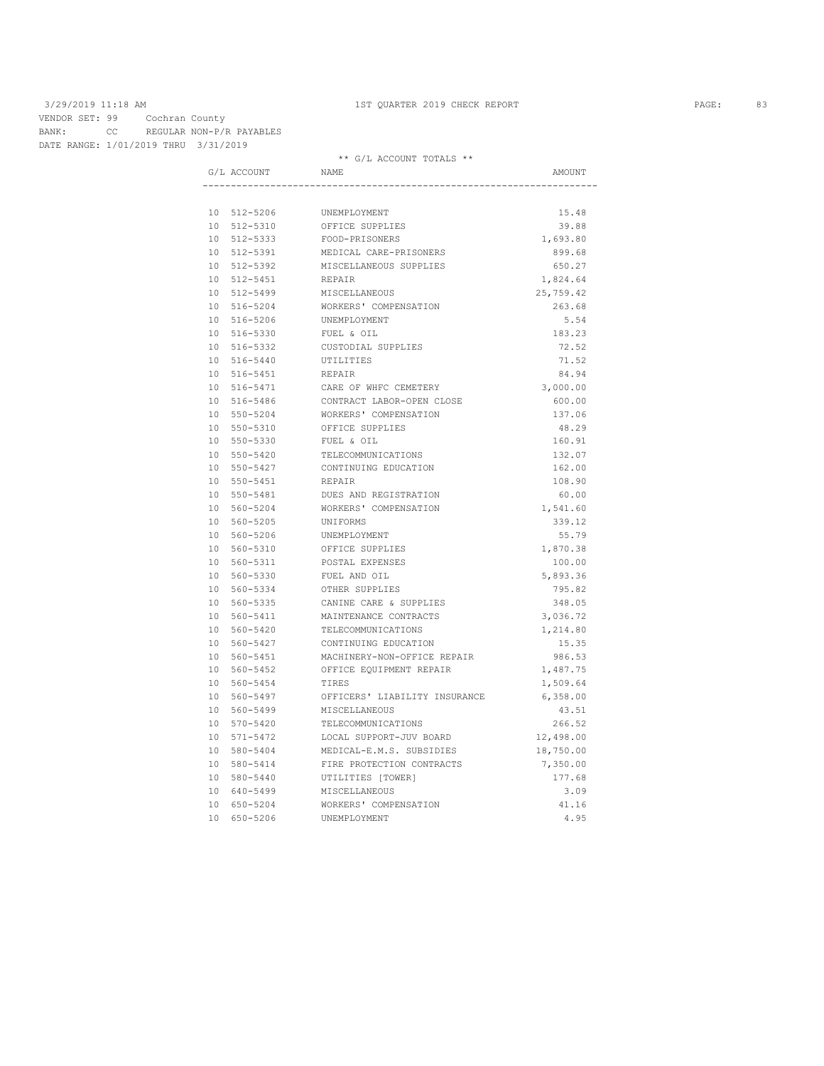3/29/2019 11:18 AM 1ST QUARTER 2019 CHECK REPORT

VENDOR SET: 99 Cochran County
BANK: CC REGULAR NON-P/R PAYABLES
DATE RANGE: 1/01/2019 THRU 3/31/2019

** G/L ACCOUNT TOTALS **

| G/L ACCOUNT | NAME | AMOUNT |
|---|---|---|
| 10 512-5206 | UNEMPLOYMENT | 15.48 |
| 10 512-5310 | OFFICE SUPPLIES | 39.88 |
| 10 512-5333 | FOOD-PRISONERS | 1,693.80 |
| 10 512-5391 | MEDICAL CARE-PRISONERS | 899.68 |
| 10 512-5392 | MISCELLANEOUS SUPPLIES | 650.27 |
| 10 512-5451 | REPAIR | 1,824.64 |
| 10 512-5499 | MISCELLANEOUS | 25,759.42 |
| 10 516-5204 | WORKERS' COMPENSATION | 263.68 |
| 10 516-5206 | UNEMPLOYMENT | 5.54 |
| 10 516-5330 | FUEL & OIL | 183.23 |
| 10 516-5332 | CUSTODIAL SUPPLIES | 72.52 |
| 10 516-5440 | UTILITIES | 71.52 |
| 10 516-5451 | REPAIR | 84.94 |
| 10 516-5471 | CARE OF WHFC CEMETERY | 3,000.00 |
| 10 516-5486 | CONTRACT LABOR-OPEN CLOSE | 600.00 |
| 10 550-5204 | WORKERS' COMPENSATION | 137.06 |
| 10 550-5310 | OFFICE SUPPLIES | 48.29 |
| 10 550-5330 | FUEL & OIL | 160.91 |
| 10 550-5420 | TELECOMMUNICATIONS | 132.07 |
| 10 550-5427 | CONTINUING EDUCATION | 162.00 |
| 10 550-5451 | REPAIR | 108.90 |
| 10 550-5481 | DUES AND REGISTRATION | 60.00 |
| 10 560-5204 | WORKERS' COMPENSATION | 1,541.60 |
| 10 560-5205 | UNIFORMS | 339.12 |
| 10 560-5206 | UNEMPLOYMENT | 55.79 |
| 10 560-5310 | OFFICE SUPPLIES | 1,870.38 |
| 10 560-5311 | POSTAL EXPENSES | 100.00 |
| 10 560-5330 | FUEL AND OIL | 5,893.36 |
| 10 560-5334 | OTHER SUPPLIES | 795.82 |
| 10 560-5335 | CANINE CARE & SUPPLIES | 348.05 |
| 10 560-5411 | MAINTENANCE CONTRACTS | 3,036.72 |
| 10 560-5420 | TELECOMMUNICATIONS | 1,214.80 |
| 10 560-5427 | CONTINUING EDUCATION | 15.35 |
| 10 560-5451 | MACHINERY-NON-OFFICE REPAIR | 986.53 |
| 10 560-5452 | OFFICE EQUIPMENT REPAIR | 1,487.75 |
| 10 560-5454 | TIRES | 1,509.64 |
| 10 560-5497 | OFFICERS' LIABILITY INSURANCE | 6,358.00 |
| 10 560-5499 | MISCELLANEOUS | 43.51 |
| 10 570-5420 | TELECOMMUNICATIONS | 266.52 |
| 10 571-5472 | LOCAL SUPPORT-JUV BOARD | 12,498.00 |
| 10 580-5404 | MEDICAL-E.M.S. SUBSIDIES | 18,750.00 |
| 10 580-5414 | FIRE PROTECTION CONTRACTS | 7,350.00 |
| 10 580-5440 | UTILITIES [TOWER] | 177.68 |
| 10 640-5499 | MISCELLANEOUS | 3.09 |
| 10 650-5204 | WORKERS' COMPENSATION | 41.16 |
| 10 650-5206 | UNEMPLOYMENT | 4.95 |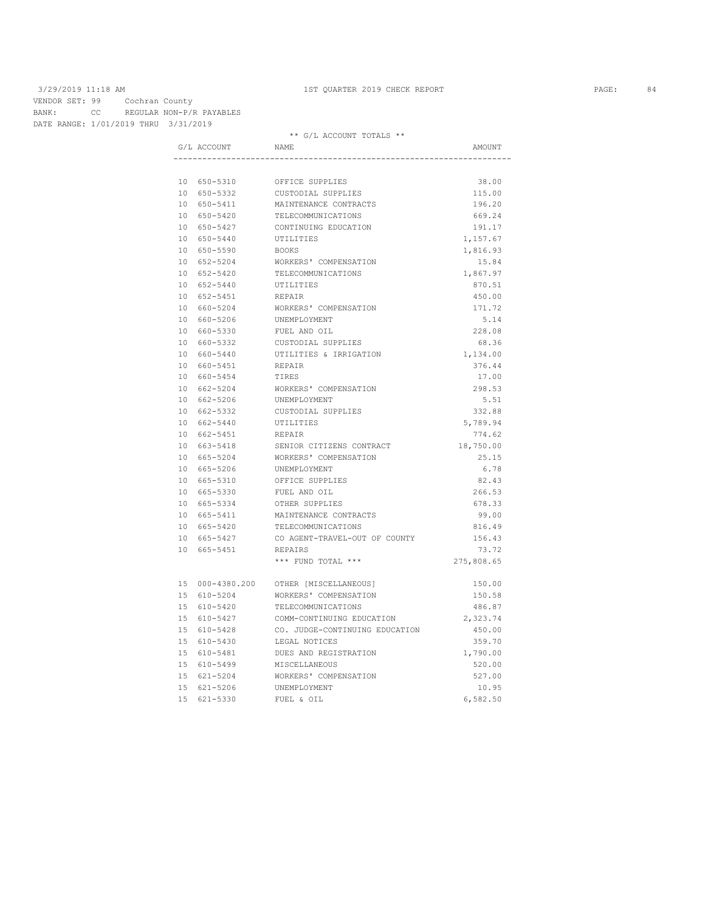3/29/2019 11:18 AM 1ST QUARTER 2019 CHECK REPORT

VENDOR SET: 99 Cochran County
BANK: CC REGULAR NON-P/R PAYABLES
DATE RANGE: 1/01/2019 THRU 3/31/2019

** G/L ACCOUNT TOTALS **

| G/L ACCOUNT | NAME | AMOUNT |
|---|---|---|
| 10 650-5310 | OFFICE SUPPLIES | 38.00 |
| 10 650-5332 | CUSTODIAL SUPPLIES | 115.00 |
| 10 650-5411 | MAINTENANCE CONTRACTS | 196.20 |
| 10 650-5420 | TELECOMMUNICATIONS | 669.24 |
| 10 650-5427 | CONTINUING EDUCATION | 191.17 |
| 10 650-5440 | UTILITIES | 1,157.67 |
| 10 650-5590 | BOOKS | 1,816.93 |
| 10 652-5204 | WORKERS' COMPENSATION | 15.84 |
| 10 652-5420 | TELECOMMUNICATIONS | 1,867.97 |
| 10 652-5440 | UTILITIES | 870.51 |
| 10 652-5451 | REPAIR | 450.00 |
| 10 660-5204 | WORKERS' COMPENSATION | 171.72 |
| 10 660-5206 | UNEMPLOYMENT | 5.14 |
| 10 660-5330 | FUEL AND OIL | 228.08 |
| 10 660-5332 | CUSTODIAL SUPPLIES | 68.36 |
| 10 660-5440 | UTILITIES & IRRIGATION | 1,134.00 |
| 10 660-5451 | REPAIR | 376.44 |
| 10 660-5454 | TIRES | 17.00 |
| 10 662-5204 | WORKERS' COMPENSATION | 298.53 |
| 10 662-5206 | UNEMPLOYMENT | 5.51 |
| 10 662-5332 | CUSTODIAL SUPPLIES | 332.88 |
| 10 662-5440 | UTILITIES | 5,789.94 |
| 10 662-5451 | REPAIR | 774.62 |
| 10 663-5418 | SENIOR CITIZENS CONTRACT | 18,750.00 |
| 10 665-5204 | WORKERS' COMPENSATION | 25.15 |
| 10 665-5206 | UNEMPLOYMENT | 6.78 |
| 10 665-5310 | OFFICE SUPPLIES | 82.43 |
| 10 665-5330 | FUEL AND OIL | 266.53 |
| 10 665-5334 | OTHER SUPPLIES | 678.33 |
| 10 665-5411 | MAINTENANCE CONTRACTS | 99.00 |
| 10 665-5420 | TELECOMMUNICATIONS | 816.49 |
| 10 665-5427 | CO AGENT-TRAVEL-OUT OF COUNTY | 156.43 |
| 10 665-5451 | REPAIRS | 73.72 |
| | *** FUND TOTAL *** | 275,808.65 |
| 15 000-4380.200 | OTHER [MISCELLANEOUS] | 150.00 |
| 15 610-5204 | WORKERS' COMPENSATION | 150.58 |
| 15 610-5420 | TELECOMMUNICATIONS | 486.87 |
| 15 610-5427 | COMM-CONTINUING EDUCATION | 2,323.74 |
| 15 610-5428 | CO. JUDGE-CONTINUING EDUCATION | 450.00 |
| 15 610-5430 | LEGAL NOTICES | 359.70 |
| 15 610-5481 | DUES AND REGISTRATION | 1,790.00 |
| 15 610-5499 | MISCELLANEOUS | 520.00 |
| 15 621-5204 | WORKERS' COMPENSATION | 527.00 |
| 15 621-5206 | UNEMPLOYMENT | 10.95 |
| 15 621-5330 | FUEL & OIL | 6,582.50 |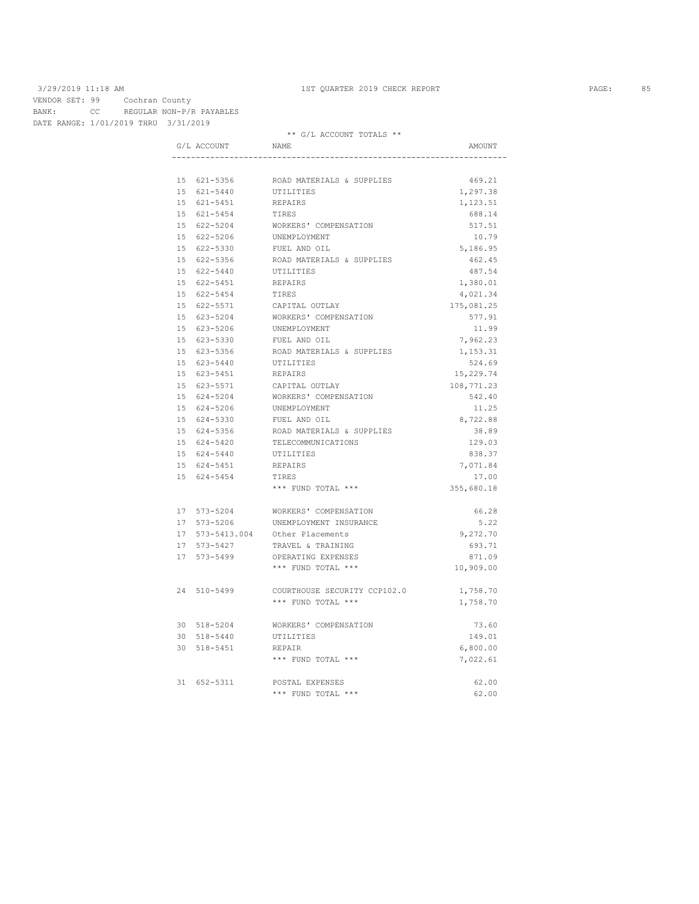3/29/2019 11:18 AM 1ST QUARTER 2019 CHECK REPORT

VENDOR SET: 99 Cochran County
BANK: CC REGULAR NON-P/R PAYABLES
DATE RANGE: 1/01/2019 THRU 3/31/2019

** G/L ACCOUNT TOTALS **

| G/L ACCOUNT | NAME | AMOUNT |
|---|---|---|
| 15 621-5356 | ROAD MATERIALS & SUPPLIES | 469.21 |
| 15 621-5440 | UTILITIES | 1,297.38 |
| 15 621-5451 | REPAIRS | 1,123.51 |
| 15 621-5454 | TIRES | 688.14 |
| 15 622-5204 | WORKERS' COMPENSATION | 517.51 |
| 15 622-5206 | UNEMPLOYMENT | 10.79 |
| 15 622-5330 | FUEL AND OIL | 5,186.95 |
| 15 622-5356 | ROAD MATERIALS & SUPPLIES | 462.45 |
| 15 622-5440 | UTILITIES | 487.54 |
| 15 622-5451 | REPAIRS | 1,380.01 |
| 15 622-5454 | TIRES | 4,021.34 |
| 15 622-5571 | CAPITAL OUTLAY | 175,081.25 |
| 15 623-5204 | WORKERS' COMPENSATION | 577.91 |
| 15 623-5206 | UNEMPLOYMENT | 11.99 |
| 15 623-5330 | FUEL AND OIL | 7,962.23 |
| 15 623-5356 | ROAD MATERIALS & SUPPLIES | 1,153.31 |
| 15 623-5440 | UTILITIES | 524.69 |
| 15 623-5451 | REPAIRS | 15,229.74 |
| 15 623-5571 | CAPITAL OUTLAY | 108,771.23 |
| 15 624-5204 | WORKERS' COMPENSATION | 542.40 |
| 15 624-5206 | UNEMPLOYMENT | 11.25 |
| 15 624-5330 | FUEL AND OIL | 8,722.88 |
| 15 624-5356 | ROAD MATERIALS & SUPPLIES | 38.89 |
| 15 624-5420 | TELECOMMUNICATIONS | 129.03 |
| 15 624-5440 | UTILITIES | 838.37 |
| 15 624-5451 | REPAIRS | 7,071.84 |
| 15 624-5454 | TIRES | 17.00 |
| | *** FUND TOTAL *** | 355,680.18 |
| 17 573-5204 | WORKERS' COMPENSATION | 66.28 |
| 17 573-5206 | UNEMPLOYMENT INSURANCE | 5.22 |
| 17 573-5413.004 | Other Placements | 9,272.70 |
| 17 573-5427 | TRAVEL & TRAINING | 693.71 |
| 17 573-5499 | OPERATING EXPENSES | 871.09 |
| | *** FUND TOTAL *** | 10,909.00 |
| 24 510-5499 | COURTHOUSE SECURITY CCP102.0 | 1,758.70 |
| | *** FUND TOTAL *** | 1,758.70 |
| 30 518-5204 | WORKERS' COMPENSATION | 73.60 |
| 30 518-5440 | UTILITIES | 149.01 |
| 30 518-5451 | REPAIR | 6,800.00 |
| | *** FUND TOTAL *** | 7,022.61 |
| 31 652-5311 | POSTAL EXPENSES | 62.00 |
| | *** FUND TOTAL *** | 62.00 |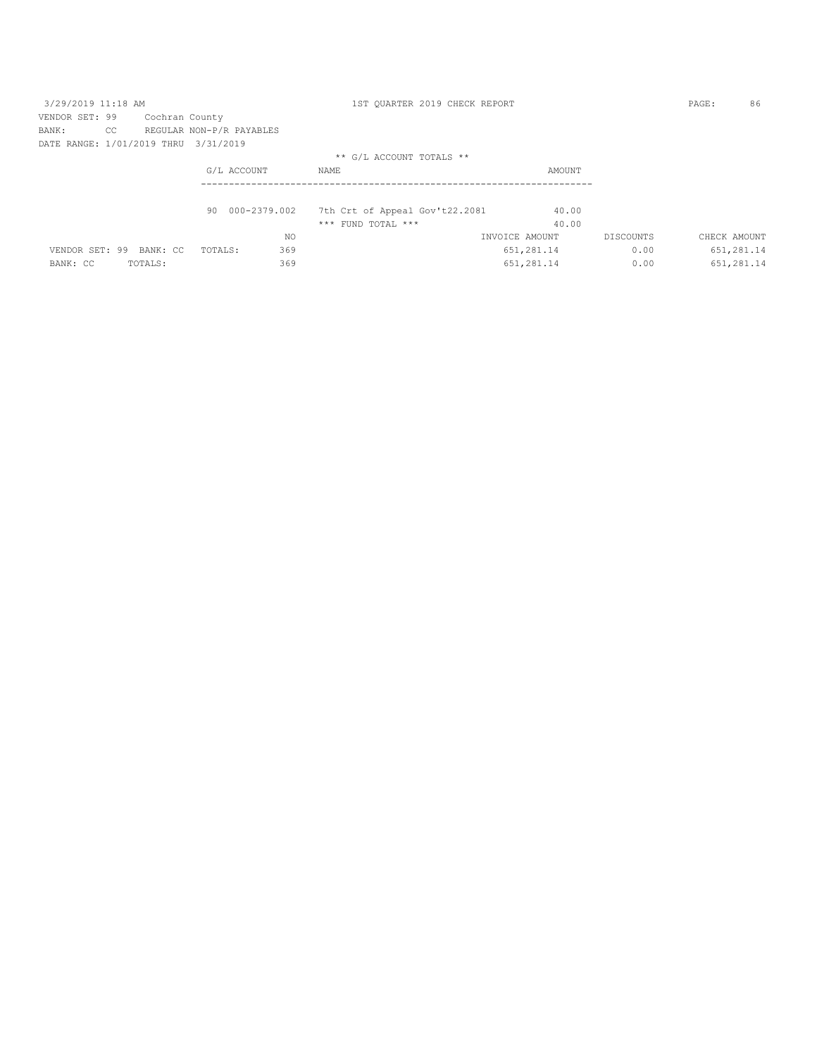3/29/2019 11:18 AM — 1ST QUARTER 2019 CHECK REPORT

VENDOR SET: 99 Cochran County
BANK: CC REGULAR NON-P/R PAYABLES
DATE RANGE: 1/01/2019 THRU 3/31/2019

** G/L ACCOUNT TOTALS **

| G/L ACCOUNT | NAME | AMOUNT |
|---|---|---|
| 90 000-2379.002 | 7th Crt of Appeal Gov't22.2081 | 40.00 |
| | *** FUND TOTAL *** | 40.00 |

| | NO | INVOICE AMOUNT | DISCOUNTS | CHECK AMOUNT |
|---|---|---|---|---|
| VENDOR SET: 99 BANK: CC TOTALS: | 369 | 651,281.14 | 0.00 | 651,281.14 |
| BANK: CC TOTALS: | 369 | 651,281.14 | 0.00 | 651,281.14 |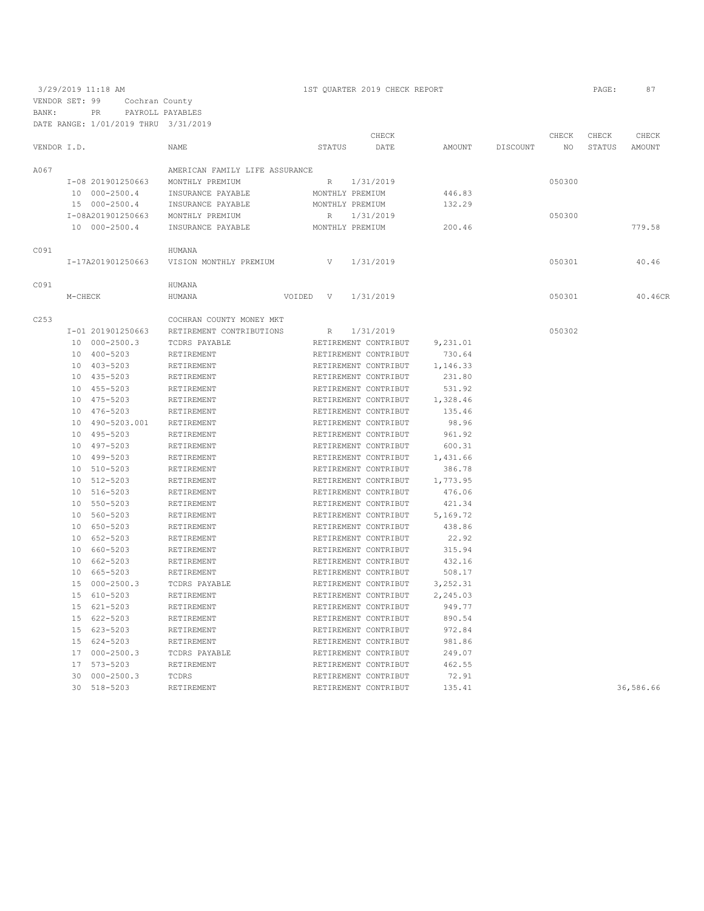3/29/2019 11:18 AM 1ST QUARTER 2019 CHECK REPORT

VENDOR SET: 99 Cochran County
BANK: PR PAYROLL PAYABLES
DATE RANGE: 1/01/2019 THRU 3/31/2019

| VENDOR I.D. | NAME | STATUS | CHECK DATE | AMOUNT | DISCOUNT | CHECK NO | CHECK STATUS | CHECK AMOUNT |
|---|---|---|---|---|---|---|---|---|
| A067 | AMERICAN FAMILY LIFE ASSURANCE | | | | | | | |
| I-08 201901250663 | MONTHLY PREMIUM | R | 1/31/2019 | | | 050300 | | |
| 10 000-2500.4 | INSURANCE PAYABLE | MONTHLY PREMIUM | | 446.83 | | | | |
| 15 000-2500.4 | INSURANCE PAYABLE | MONTHLY PREMIUM | | 132.29 | | | | |
| I-08A201901250663 | MONTHLY PREMIUM | R | 1/31/2019 | | | 050300 | | |
| 10 000-2500.4 | INSURANCE PAYABLE | MONTHLY PREMIUM | | 200.46 | | | | 779.58 |
| C091 | HUMANA | | | | | | | |
| I-17A201901250663 | VISION MONTHLY PREMIUM | V | 1/31/2019 | | | 050301 | | 40.46 |
| C091 | HUMANA | | | | | | | |
| M-CHECK | HUMANA | VOIDED V | 1/31/2019 | | | 050301 | | 40.46CR |
| C253 | COCHRAN COUNTY MONEY MKT | | | | | | | |
| I-01 201901250663 | RETIREMENT CONTRIBUTIONS | R | 1/31/2019 | | | 050302 | | |
| 10 000-2500.3 | TCDRS PAYABLE | RETIREMENT CONTRIBUT | | 9,231.01 | | | | |
| 10 400-5203 | RETIREMENT | RETIREMENT CONTRIBUT | | 730.64 | | | | |
| 10 403-5203 | RETIREMENT | RETIREMENT CONTRIBUT | | 1,146.33 | | | | |
| 10 435-5203 | RETIREMENT | RETIREMENT CONTRIBUT | | 231.80 | | | | |
| 10 455-5203 | RETIREMENT | RETIREMENT CONTRIBUT | | 531.92 | | | | |
| 10 475-5203 | RETIREMENT | RETIREMENT CONTRIBUT | | 1,328.46 | | | | |
| 10 476-5203 | RETIREMENT | RETIREMENT CONTRIBUT | | 135.46 | | | | |
| 10 490-5203.001 | RETIREMENT | RETIREMENT CONTRIBUT | | 98.96 | | | | |
| 10 495-5203 | RETIREMENT | RETIREMENT CONTRIBUT | | 961.92 | | | | |
| 10 497-5203 | RETIREMENT | RETIREMENT CONTRIBUT | | 600.31 | | | | |
| 10 499-5203 | RETIREMENT | RETIREMENT CONTRIBUT | | 1,431.66 | | | | |
| 10 510-5203 | RETIREMENT | RETIREMENT CONTRIBUT | | 386.78 | | | | |
| 10 512-5203 | RETIREMENT | RETIREMENT CONTRIBUT | | 1,773.95 | | | | |
| 10 516-5203 | RETIREMENT | RETIREMENT CONTRIBUT | | 476.06 | | | | |
| 10 550-5203 | RETIREMENT | RETIREMENT CONTRIBUT | | 421.34 | | | | |
| 10 560-5203 | RETIREMENT | RETIREMENT CONTRIBUT | | 5,169.72 | | | | |
| 10 650-5203 | RETIREMENT | RETIREMENT CONTRIBUT | | 438.86 | | | | |
| 10 652-5203 | RETIREMENT | RETIREMENT CONTRIBUT | | 22.92 | | | | |
| 10 660-5203 | RETIREMENT | RETIREMENT CONTRIBUT | | 315.94 | | | | |
| 10 662-5203 | RETIREMENT | RETIREMENT CONTRIBUT | | 432.16 | | | | |
| 10 665-5203 | RETIREMENT | RETIREMENT CONTRIBUT | | 508.17 | | | | |
| 15 000-2500.3 | TCDRS PAYABLE | RETIREMENT CONTRIBUT | | 3,252.31 | | | | |
| 15 610-5203 | RETIREMENT | RETIREMENT CONTRIBUT | | 2,245.03 | | | | |
| 15 621-5203 | RETIREMENT | RETIREMENT CONTRIBUT | | 949.77 | | | | |
| 15 622-5203 | RETIREMENT | RETIREMENT CONTRIBUT | | 890.54 | | | | |
| 15 623-5203 | RETIREMENT | RETIREMENT CONTRIBUT | | 972.84 | | | | |
| 15 624-5203 | RETIREMENT | RETIREMENT CONTRIBUT | | 981.86 | | | | |
| 17 000-2500.3 | TCDRS PAYABLE | RETIREMENT CONTRIBUT | | 249.07 | | | | |
| 17 573-5203 | RETIREMENT | RETIREMENT CONTRIBUT | | 462.55 | | | | |
| 30 000-2500.3 | TCDRS | RETIREMENT CONTRIBUT | | 72.91 | | | | |
| 30 518-5203 | RETIREMENT | RETIREMENT CONTRIBUT | | 135.41 | | | | 36,586.66 |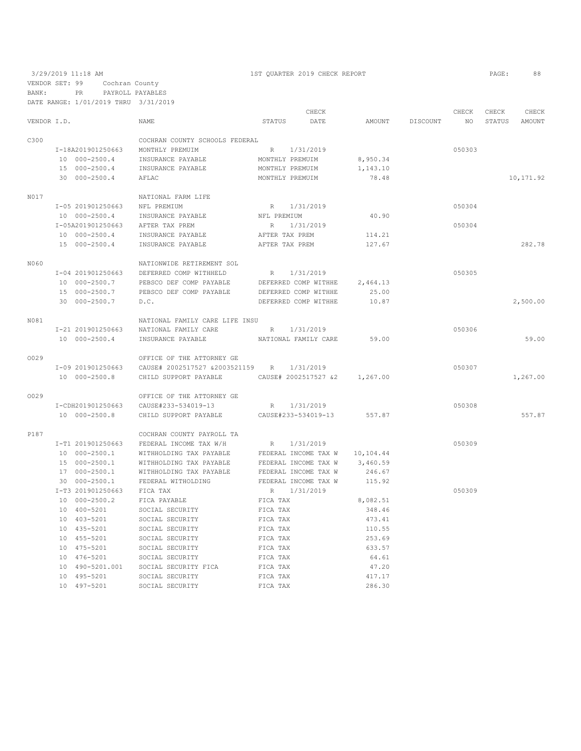3/29/2019 11:18 AM 1ST QUARTER 2019 CHECK REPORT

VENDOR SET: 99 Cochran County
BANK: PR PAYROLL PAYABLES
DATE RANGE: 1/01/2019 THRU 3/31/2019

| VENDOR I.D. | NAME | STATUS | CHECK DATE | AMOUNT | DISCOUNT | CHECK NO | CHECK STATUS | CHECK AMOUNT |
|---|---|---|---|---|---|---|---|---|
| C300 | COCHRAN COUNTY SCHOOLS FEDERAL | | | | | | | |
| I-18A201901250663 | MONTHLY PREMUIM | R | 1/31/2019 | | | 050303 | | |
| 10 000-2500.4 | INSURANCE PAYABLE | MONTHLY PREMUIM | | 8,950.34 | | | | |
| 15 000-2500.4 | INSURANCE PAYABLE | MONTHLY PREMUIM | | 1,143.10 | | | | |
| 30 000-2500.4 | AFLAC | MONTHLY PREMUIM | | 78.48 | | | | 10,171.92 |
| N017 | NATIONAL FARM LIFE | | | | | | | |
| I-05 201901250663 | NFL PREMIUM | R | 1/31/2019 | | | 050304 | | |
| 10 000-2500.4 | INSURANCE PAYABLE | NFL PREMIUM | | 40.90 | | | | |
| I-05A201901250663 | AFTER TAX PREM | R | 1/31/2019 | | | 050304 | | |
| 10 000-2500.4 | INSURANCE PAYABLE | AFTER TAX PREM | | 114.21 | | | | |
| 15 000-2500.4 | INSURANCE PAYABLE | AFTER TAX PREM | | 127.67 | | | | 282.78 |
| N060 | NATIONWIDE RETIREMENT SOL | | | | | | | |
| I-04 201901250663 | DEFERRED COMP WITHHELD | R | 1/31/2019 | | | 050305 | | |
| 10 000-2500.7 | PEBSCO DEF COMP PAYABLE | DEFERRED COMP WITHHE | | 2,464.13 | | | | |
| 15 000-2500.7 | PEBSCO DEF COMP PAYABLE | DEFERRED COMP WITHHE | | 25.00 | | | | |
| 30 000-2500.7 | D.C. | DEFERRED COMP WITHHE | | 10.87 | | | | 2,500.00 |
| N081 | NATIONAL FAMILY CARE LIFE INSU | | | | | | | |
| I-21 201901250663 | NATIONAL FAMILY CARE | R | 1/31/2019 | | | 050306 | | |
| 10 000-2500.4 | INSURANCE PAYABLE | NATIONAL FAMILY CARE | | 59.00 | | | | 59.00 |
| O029 | OFFICE OF THE ATTORNEY GE | | | | | | | |
| I-09 201901250663 | CAUSE# 2002517527 &2003521159 | R | 1/31/2019 | | | 050307 | | |
| 10 000-2500.8 | CHILD SUPPORT PAYABLE | CAUSE# 2002517527 &2 | | 1,267.00 | | | | 1,267.00 |
| O029 | OFFICE OF THE ATTORNEY GE | | | | | | | |
| I-CDH201901250663 | CAUSE#233-534019-13 | R | 1/31/2019 | | | 050308 | | |
| 10 000-2500.8 | CHILD SUPPORT PAYABLE | CAUSE#233-534019-13 | | 557.87 | | | | 557.87 |
| P187 | COCHRAN COUNTY PAYROLL TA | | | | | | | |
| I-T1 201901250663 | FEDERAL INCOME TAX W/H | R | 1/31/2019 | | | 050309 | | |
| 10 000-2500.1 | WITHHOLDING TAX PAYABLE | FEDERAL INCOME TAX W | | 10,104.44 | | | | |
| 15 000-2500.1 | WITHHOLDING TAX PAYABLE | FEDERAL INCOME TAX W | | 3,460.59 | | | | |
| 17 000-2500.1 | WITHHOLDING TAX PAYABLE | FEDERAL INCOME TAX W | | 246.67 | | | | |
| 30 000-2500.1 | FEDERAL WITHOLDING | FEDERAL INCOME TAX W | | 115.92 | | | | |
| I-T3 201901250663 | FICA TAX | R | 1/31/2019 | | | 050309 | | |
| 10 000-2500.2 | FICA PAYABLE | FICA TAX | | 8,082.51 | | | | |
| 10 400-5201 | SOCIAL SECURITY | FICA TAX | | 348.46 | | | | |
| 10 403-5201 | SOCIAL SECURITY | FICA TAX | | 473.41 | | | | |
| 10 435-5201 | SOCIAL SECURITY | FICA TAX | | 110.55 | | | | |
| 10 455-5201 | SOCIAL SECURITY | FICA TAX | | 253.69 | | | | |
| 10 475-5201 | SOCIAL SECURITY | FICA TAX | | 633.57 | | | | |
| 10 476-5201 | SOCIAL SECURITY | FICA TAX | | 64.61 | | | | |
| 10 490-5201.001 | SOCIAL SECURITY FICA | FICA TAX | | 47.20 | | | | |
| 10 495-5201 | SOCIAL SECURITY | FICA TAX | | 417.17 | | | | |
| 10 497-5201 | SOCIAL SECURITY | FICA TAX | | 286.30 | | | | |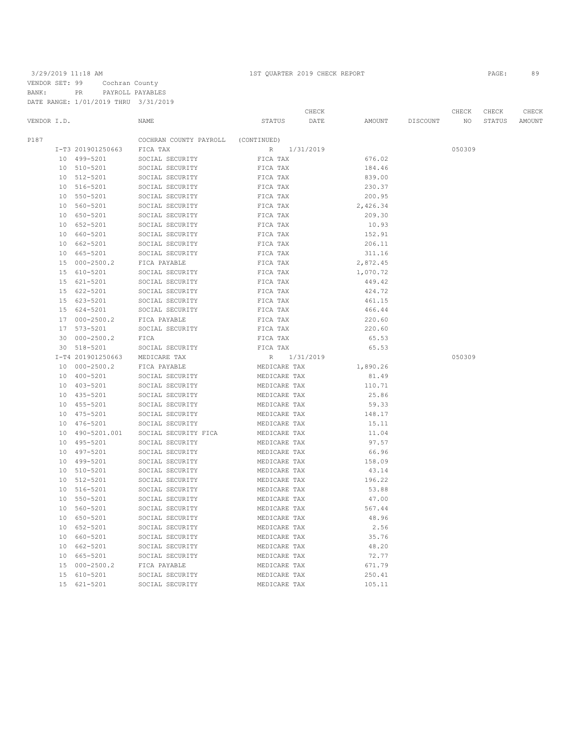3/29/2019 11:18 AM 1ST QUARTER 2019 CHECK REPORT

VENDOR SET: 99 Cochran County
BANK: PR PAYROLL PAYABLES
DATE RANGE: 1/01/2019 THRU 3/31/2019

| VENDOR I.D. | NAME | STATUS | CHECK DATE | AMOUNT | DISCOUNT | CHECK NO | CHECK STATUS | CHECK AMOUNT |
|---|---|---|---|---|---|---|---|---|
| P187 | COCHRAN COUNTY PAYROLL | (CONTINUED) | | | | | | |
| I-T3 201901250663 | FICA TAX | R | 1/31/2019 | | | 050309 | | |
| 10 499-5201 | SOCIAL SECURITY | FICA TAX | | 676.02 | | | | |
| 10 510-5201 | SOCIAL SECURITY | FICA TAX | | 184.46 | | | | |
| 10 512-5201 | SOCIAL SECURITY | FICA TAX | | 839.00 | | | | |
| 10 516-5201 | SOCIAL SECURITY | FICA TAX | | 230.37 | | | | |
| 10 550-5201 | SOCIAL SECURITY | FICA TAX | | 200.95 | | | | |
| 10 560-5201 | SOCIAL SECURITY | FICA TAX | | 2,426.34 | | | | |
| 10 650-5201 | SOCIAL SECURITY | FICA TAX | | 209.30 | | | | |
| 10 652-5201 | SOCIAL SECURITY | FICA TAX | | 10.93 | | | | |
| 10 660-5201 | SOCIAL SECURITY | FICA TAX | | 152.91 | | | | |
| 10 662-5201 | SOCIAL SECURITY | FICA TAX | | 206.11 | | | | |
| 10 665-5201 | SOCIAL SECURITY | FICA TAX | | 311.16 | | | | |
| 15 000-2500.2 | FICA PAYABLE | FICA TAX | | 2,872.45 | | | | |
| 15 610-5201 | SOCIAL SECURITY | FICA TAX | | 1,070.72 | | | | |
| 15 621-5201 | SOCIAL SECURITY | FICA TAX | | 449.42 | | | | |
| 15 622-5201 | SOCIAL SECURITY | FICA TAX | | 424.72 | | | | |
| 15 623-5201 | SOCIAL SECURITY | FICA TAX | | 461.15 | | | | |
| 15 624-5201 | SOCIAL SECURITY | FICA TAX | | 466.44 | | | | |
| 17 000-2500.2 | FICA PAYABLE | FICA TAX | | 220.60 | | | | |
| 17 573-5201 | SOCIAL SECURITY | FICA TAX | | 220.60 | | | | |
| 30 000-2500.2 | FICA | FICA TAX | | 65.53 | | | | |
| 30 518-5201 | SOCIAL SECURITY | FICA TAX | | 65.53 | | | | |
| I-T4 201901250663 | MEDICARE TAX | R | 1/31/2019 | | | 050309 | | |
| 10 000-2500.2 | FICA PAYABLE | MEDICARE TAX | | 1,890.26 | | | | |
| 10 400-5201 | SOCIAL SECURITY | MEDICARE TAX | | 81.49 | | | | |
| 10 403-5201 | SOCIAL SECURITY | MEDICARE TAX | | 110.71 | | | | |
| 10 435-5201 | SOCIAL SECURITY | MEDICARE TAX | | 25.86 | | | | |
| 10 455-5201 | SOCIAL SECURITY | MEDICARE TAX | | 59.33 | | | | |
| 10 475-5201 | SOCIAL SECURITY | MEDICARE TAX | | 148.17 | | | | |
| 10 476-5201 | SOCIAL SECURITY | MEDICARE TAX | | 15.11 | | | | |
| 10 490-5201.001 | SOCIAL SECURITY FICA | MEDICARE TAX | | 11.04 | | | | |
| 10 495-5201 | SOCIAL SECURITY | MEDICARE TAX | | 97.57 | | | | |
| 10 497-5201 | SOCIAL SECURITY | MEDICARE TAX | | 66.96 | | | | |
| 10 499-5201 | SOCIAL SECURITY | MEDICARE TAX | | 158.09 | | | | |
| 10 510-5201 | SOCIAL SECURITY | MEDICARE TAX | | 43.14 | | | | |
| 10 512-5201 | SOCIAL SECURITY | MEDICARE TAX | | 196.22 | | | | |
| 10 516-5201 | SOCIAL SECURITY | MEDICARE TAX | | 53.88 | | | | |
| 10 550-5201 | SOCIAL SECURITY | MEDICARE TAX | | 47.00 | | | | |
| 10 560-5201 | SOCIAL SECURITY | MEDICARE TAX | | 567.44 | | | | |
| 10 650-5201 | SOCIAL SECURITY | MEDICARE TAX | | 48.96 | | | | |
| 10 652-5201 | SOCIAL SECURITY | MEDICARE TAX | | 2.56 | | | | |
| 10 660-5201 | SOCIAL SECURITY | MEDICARE TAX | | 35.76 | | | | |
| 10 662-5201 | SOCIAL SECURITY | MEDICARE TAX | | 48.20 | | | | |
| 10 665-5201 | SOCIAL SECURITY | MEDICARE TAX | | 72.77 | | | | |
| 15 000-2500.2 | FICA PAYABLE | MEDICARE TAX | | 671.79 | | | | |
| 15 610-5201 | SOCIAL SECURITY | MEDICARE TAX | | 250.41 | | | | |
| 15 621-5201 | SOCIAL SECURITY | MEDICARE TAX | | 105.11 | | | | |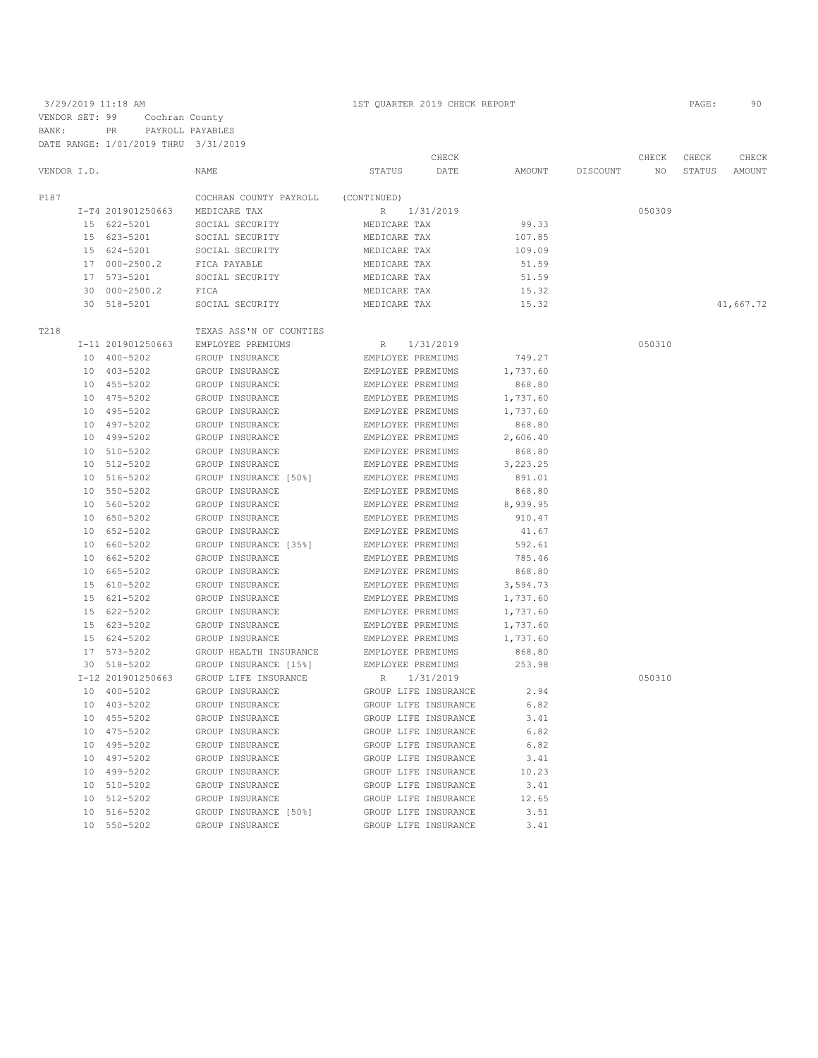3/29/2019 11:18 AM — 1ST QUARTER 2019 CHECK REPORT

VENDOR SET: 99 Cochran County
BANK: PR PAYROLL PAYABLES
DATE RANGE: 1/01/2019 THRU 3/31/2019

| VENDOR I.D. | NAME | STATUS | CHECK DATE | AMOUNT | DISCOUNT | CHECK NO | CHECK STATUS | CHECK AMOUNT |
|---|---|---|---|---|---|---|---|---|
| P187 | COCHRAN COUNTY PAYROLL | (CONTINUED) | | | | | | |
| I-T4 201901250663 | MEDICARE TAX | R | 1/31/2019 | | | 050309 | | |
| 15 622-5201 | SOCIAL SECURITY | MEDICARE TAX | | 99.33 | | | | |
| 15 623-5201 | SOCIAL SECURITY | MEDICARE TAX | | 107.85 | | | | |
| 15 624-5201 | SOCIAL SECURITY | MEDICARE TAX | | 109.09 | | | | |
| 17 000-2500.2 | FICA PAYABLE | MEDICARE TAX | | 51.59 | | | | |
| 17 573-5201 | SOCIAL SECURITY | MEDICARE TAX | | 51.59 | | | | |
| 30 000-2500.2 | FICA | MEDICARE TAX | | 15.32 | | | | |
| 30 518-5201 | SOCIAL SECURITY | MEDICARE TAX | | 15.32 | | | | 41,667.72 |
| T218 | TEXAS ASS'N OF COUNTIES | | | | | | | |
| I-11 201901250663 | EMPLOYEE PREMIUMS | R | 1/31/2019 | | | 050310 | | |
| 10 400-5202 | GROUP INSURANCE | EMPLOYEE PREMIUMS | | 749.27 | | | | |
| 10 403-5202 | GROUP INSURANCE | EMPLOYEE PREMIUMS | | 1,737.60 | | | | |
| 10 455-5202 | GROUP INSURANCE | EMPLOYEE PREMIUMS | | 868.80 | | | | |
| 10 475-5202 | GROUP INSURANCE | EMPLOYEE PREMIUMS | | 1,737.60 | | | | |
| 10 495-5202 | GROUP INSURANCE | EMPLOYEE PREMIUMS | | 1,737.60 | | | | |
| 10 497-5202 | GROUP INSURANCE | EMPLOYEE PREMIUMS | | 868.80 | | | | |
| 10 499-5202 | GROUP INSURANCE | EMPLOYEE PREMIUMS | | 2,606.40 | | | | |
| 10 510-5202 | GROUP INSURANCE | EMPLOYEE PREMIUMS | | 868.80 | | | | |
| 10 512-5202 | GROUP INSURANCE | EMPLOYEE PREMIUMS | | 3,223.25 | | | | |
| 10 516-5202 | GROUP INSURANCE [50%] | EMPLOYEE PREMIUMS | | 891.01 | | | | |
| 10 550-5202 | GROUP INSURANCE | EMPLOYEE PREMIUMS | | 868.80 | | | | |
| 10 560-5202 | GROUP INSURANCE | EMPLOYEE PREMIUMS | | 8,939.95 | | | | |
| 10 650-5202 | GROUP INSURANCE | EMPLOYEE PREMIUMS | | 910.47 | | | | |
| 10 652-5202 | GROUP INSURANCE | EMPLOYEE PREMIUMS | | 41.67 | | | | |
| 10 660-5202 | GROUP INSURANCE [35%] | EMPLOYEE PREMIUMS | | 592.61 | | | | |
| 10 662-5202 | GROUP INSURANCE | EMPLOYEE PREMIUMS | | 785.46 | | | | |
| 10 665-5202 | GROUP INSURANCE | EMPLOYEE PREMIUMS | | 868.80 | | | | |
| 15 610-5202 | GROUP INSURANCE | EMPLOYEE PREMIUMS | | 3,594.73 | | | | |
| 15 621-5202 | GROUP INSURANCE | EMPLOYEE PREMIUMS | | 1,737.60 | | | | |
| 15 622-5202 | GROUP INSURANCE | EMPLOYEE PREMIUMS | | 1,737.60 | | | | |
| 15 623-5202 | GROUP INSURANCE | EMPLOYEE PREMIUMS | | 1,737.60 | | | | |
| 15 624-5202 | GROUP INSURANCE | EMPLOYEE PREMIUMS | | 1,737.60 | | | | |
| 17 573-5202 | GROUP HEALTH INSURANCE | EMPLOYEE PREMIUMS | | 868.80 | | | | |
| 30 518-5202 | GROUP INSURANCE [15%] | EMPLOYEE PREMIUMS | | 253.98 | | | | |
| I-12 201901250663 | GROUP LIFE INSURANCE | R | 1/31/2019 | | | 050310 | | |
| 10 400-5202 | GROUP INSURANCE | GROUP LIFE INSURANCE | | 2.94 | | | | |
| 10 403-5202 | GROUP INSURANCE | GROUP LIFE INSURANCE | | 6.82 | | | | |
| 10 455-5202 | GROUP INSURANCE | GROUP LIFE INSURANCE | | 3.41 | | | | |
| 10 475-5202 | GROUP INSURANCE | GROUP LIFE INSURANCE | | 6.82 | | | | |
| 10 495-5202 | GROUP INSURANCE | GROUP LIFE INSURANCE | | 6.82 | | | | |
| 10 497-5202 | GROUP INSURANCE | GROUP LIFE INSURANCE | | 3.41 | | | | |
| 10 499-5202 | GROUP INSURANCE | GROUP LIFE INSURANCE | | 10.23 | | | | |
| 10 510-5202 | GROUP INSURANCE | GROUP LIFE INSURANCE | | 3.41 | | | | |
| 10 512-5202 | GROUP INSURANCE | GROUP LIFE INSURANCE | | 12.65 | | | | |
| 10 516-5202 | GROUP INSURANCE [50%] | GROUP LIFE INSURANCE | | 3.51 | | | | |
| 10 550-5202 | GROUP INSURANCE | GROUP LIFE INSURANCE | | 3.41 | | | | |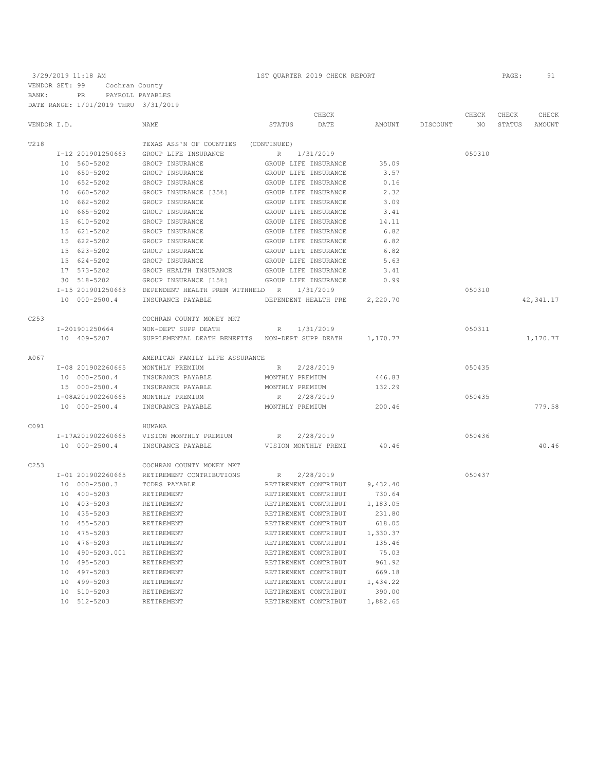3/29/2019 11:18 AM — 1ST QUARTER 2019 CHECK REPORT

VENDOR SET: 99 Cochran County
BANK: PR PAYROLL PAYABLES
DATE RANGE: 1/01/2019 THRU 3/31/2019

| VENDOR I.D. | NAME | STATUS | CHECK DATE | AMOUNT | DISCOUNT | CHECK NO | CHECK STATUS | CHECK AMOUNT |
|---|---|---|---|---|---|---|---|---|
| T218 | TEXAS ASS'N OF COUNTIES (CONTINUED) | | | | | | | |
| I-12 201901250663 | GROUP LIFE INSURANCE | R | 1/31/2019 | | | 050310 | | |
| 10 560-5202 | GROUP INSURANCE | GROUP LIFE INSURANCE | | 35.09 | | | | |
| 10 650-5202 | GROUP INSURANCE | GROUP LIFE INSURANCE | | 3.57 | | | | |
| 10 652-5202 | GROUP INSURANCE | GROUP LIFE INSURANCE | | 0.16 | | | | |
| 10 660-5202 | GROUP INSURANCE [35%] | GROUP LIFE INSURANCE | | 2.32 | | | | |
| 10 662-5202 | GROUP INSURANCE | GROUP LIFE INSURANCE | | 3.09 | | | | |
| 10 665-5202 | GROUP INSURANCE | GROUP LIFE INSURANCE | | 3.41 | | | | |
| 15 610-5202 | GROUP INSURANCE | GROUP LIFE INSURANCE | | 14.11 | | | | |
| 15 621-5202 | GROUP INSURANCE | GROUP LIFE INSURANCE | | 6.82 | | | | |
| 15 622-5202 | GROUP INSURANCE | GROUP LIFE INSURANCE | | 6.82 | | | | |
| 15 623-5202 | GROUP INSURANCE | GROUP LIFE INSURANCE | | 6.82 | | | | |
| 15 624-5202 | GROUP INSURANCE | GROUP LIFE INSURANCE | | 5.63 | | | | |
| 17 573-5202 | GROUP HEALTH INSURANCE | GROUP LIFE INSURANCE | | 3.41 | | | | |
| 30 518-5202 | GROUP INSURANCE [15%] | GROUP LIFE INSURANCE | | 0.99 | | | | |
| I-15 201901250663 | DEPENDENT HEALTH PREM WITHHELD | R | 1/31/2019 | | | 050310 | | |
| 10 000-2500.4 | INSURANCE PAYABLE | DEPENDENT HEALTH PRE | | 2,220.70 | | | | 42,341.17 |
| C253 | COCHRAN COUNTY MONEY MKT | | | | | | | |
| I-201901250664 | NON-DEPT SUPP DEATH | R | 1/31/2019 | | | 050311 | | |
| 10 409-5207 | SUPPLEMENTAL DEATH BENEFITS | NON-DEPT SUPP DEATH | | 1,170.77 | | | | 1,170.77 |
| A067 | AMERICAN FAMILY LIFE ASSURANCE | | | | | | | |
| I-08 201902260665 | MONTHLY PREMIUM | R | 2/28/2019 | | | 050435 | | |
| 10 000-2500.4 | INSURANCE PAYABLE | MONTHLY PREMIUM | | 446.83 | | | | |
| 15 000-2500.4 | INSURANCE PAYABLE | MONTHLY PREMIUM | | 132.29 | | | | |
| I-08A201902260665 | MONTHLY PREMIUM | R | 2/28/2019 | | | 050435 | | |
| 10 000-2500.4 | INSURANCE PAYABLE | MONTHLY PREMIUM | | 200.46 | | | | 779.58 |
| C091 | HUMANA | | | | | | | |
| I-17A201902260665 | VISION MONTHLY PREMIUM | R | 2/28/2019 | | | 050436 | | |
| 10 000-2500.4 | INSURANCE PAYABLE | VISION MONTHLY PREMI | | 40.46 | | | | 40.46 |
| C253 | COCHRAN COUNTY MONEY MKT | | | | | | | |
| I-01 201902260665 | RETIREMENT CONTRIBUTIONS | R | 2/28/2019 | | | 050437 | | |
| 10 000-2500.3 | TCDRS PAYABLE | RETIREMENT CONTRIBUT | | 9,432.40 | | | | |
| 10 400-5203 | RETIREMENT | RETIREMENT CONTRIBUT | | 730.64 | | | | |
| 10 403-5203 | RETIREMENT | RETIREMENT CONTRIBUT | | 1,183.05 | | | | |
| 10 435-5203 | RETIREMENT | RETIREMENT CONTRIBUT | | 231.80 | | | | |
| 10 455-5203 | RETIREMENT | RETIREMENT CONTRIBUT | | 618.05 | | | | |
| 10 475-5203 | RETIREMENT | RETIREMENT CONTRIBUT | | 1,330.37 | | | | |
| 10 476-5203 | RETIREMENT | RETIREMENT CONTRIBUT | | 135.46 | | | | |
| 10 490-5203.001 | RETIREMENT | RETIREMENT CONTRIBUT | | 75.03 | | | | |
| 10 495-5203 | RETIREMENT | RETIREMENT CONTRIBUT | | 961.92 | | | | |
| 10 497-5203 | RETIREMENT | RETIREMENT CONTRIBUT | | 669.18 | | | | |
| 10 499-5203 | RETIREMENT | RETIREMENT CONTRIBUT | | 1,434.22 | | | | |
| 10 510-5203 | RETIREMENT | RETIREMENT CONTRIBUT | | 390.00 | | | | |
| 10 512-5203 | RETIREMENT | RETIREMENT CONTRIBUT | | 1,882.65 | | | | |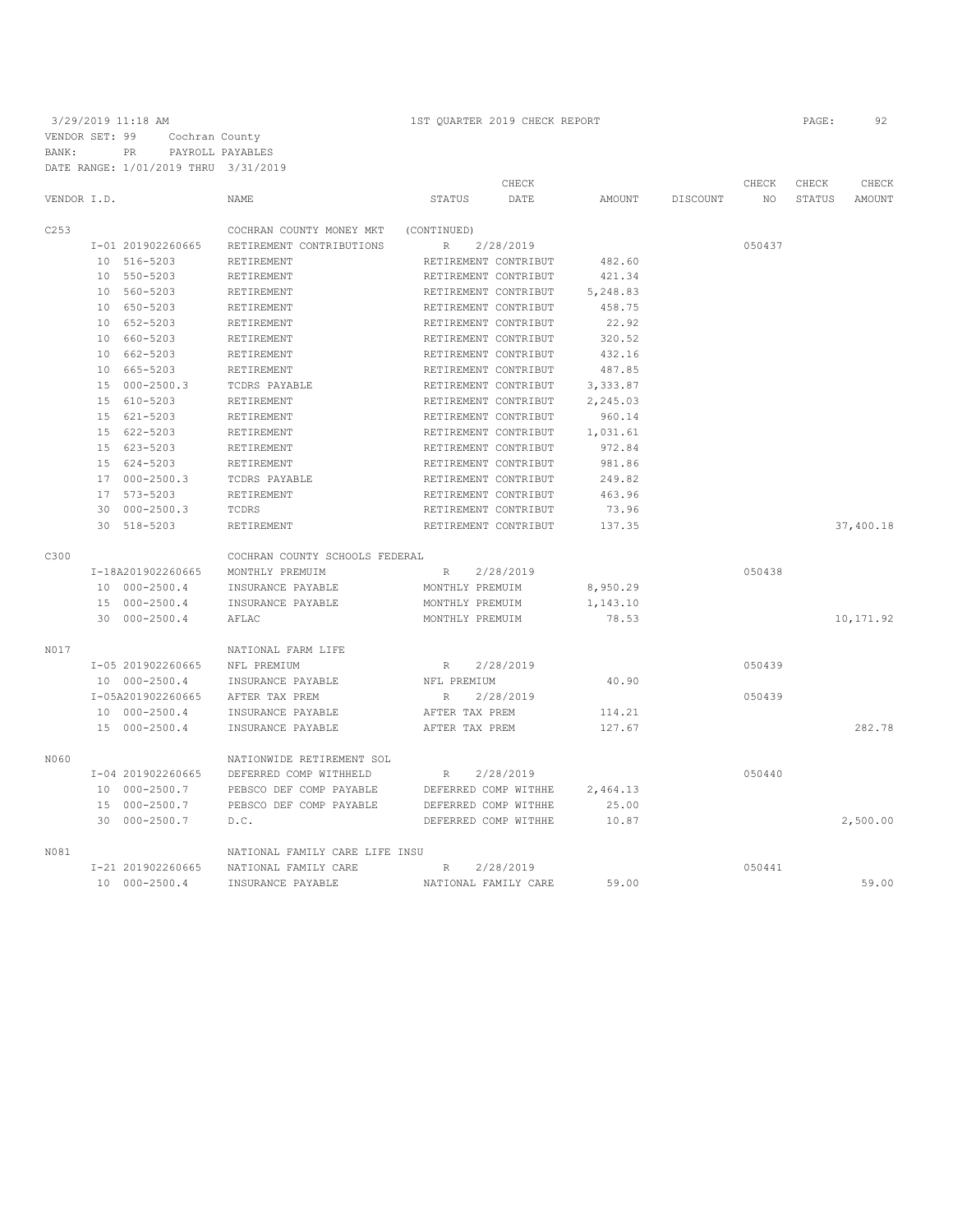3/29/2019 11:18 AM — 1ST QUARTER 2019 CHECK REPORT

VENDOR SET: 99 Cochran County
BANK: PR PAYROLL PAYABLES
DATE RANGE: 1/01/2019 THRU 3/31/2019

| VENDOR I.D. | NAME | STATUS | CHECK DATE | AMOUNT | DISCOUNT | CHECK NO | CHECK STATUS | CHECK AMOUNT |
|---|---|---|---|---|---|---|---|---|
| C253 | COCHRAN COUNTY MONEY MKT | (CONTINUED) | | | | | | |
| I-01 201902260665 | RETIREMENT CONTRIBUTIONS | R | 2/28/2019 | | | 050437 | | |
| 10 516-5203 | RETIREMENT | RETIREMENT CONTRIBUT | | 482.60 | | | | |
| 10 550-5203 | RETIREMENT | RETIREMENT CONTRIBUT | | 421.34 | | | | |
| 10 560-5203 | RETIREMENT | RETIREMENT CONTRIBUT | | 5,248.83 | | | | |
| 10 650-5203 | RETIREMENT | RETIREMENT CONTRIBUT | | 458.75 | | | | |
| 10 652-5203 | RETIREMENT | RETIREMENT CONTRIBUT | | 22.92 | | | | |
| 10 660-5203 | RETIREMENT | RETIREMENT CONTRIBUT | | 320.52 | | | | |
| 10 662-5203 | RETIREMENT | RETIREMENT CONTRIBUT | | 432.16 | | | | |
| 10 665-5203 | RETIREMENT | RETIREMENT CONTRIBUT | | 487.85 | | | | |
| 15 000-2500.3 | TCDRS PAYABLE | RETIREMENT CONTRIBUT | | 3,333.87 | | | | |
| 15 610-5203 | RETIREMENT | RETIREMENT CONTRIBUT | | 2,245.03 | | | | |
| 15 621-5203 | RETIREMENT | RETIREMENT CONTRIBUT | | 960.14 | | | | |
| 15 622-5203 | RETIREMENT | RETIREMENT CONTRIBUT | | 1,031.61 | | | | |
| 15 623-5203 | RETIREMENT | RETIREMENT CONTRIBUT | | 972.84 | | | | |
| 15 624-5203 | RETIREMENT | RETIREMENT CONTRIBUT | | 981.86 | | | | |
| 17 000-2500.3 | TCDRS PAYABLE | RETIREMENT CONTRIBUT | | 249.82 | | | | |
| 17 573-5203 | RETIREMENT | RETIREMENT CONTRIBUT | | 463.96 | | | | |
| 30 000-2500.3 | TCDRS | RETIREMENT CONTRIBUT | | 73.96 | | | | |
| 30 518-5203 | RETIREMENT | RETIREMENT CONTRIBUT | | 137.35 | | | | 37,400.18 |
| C300 | COCHRAN COUNTY SCHOOLS FEDERAL | | | | | | | |
| I-18A201902260665 | MONTHLY PREMUIM | R | 2/28/2019 | | | 050438 | | |
| 10 000-2500.4 | INSURANCE PAYABLE | MONTHLY PREMUIM | | 8,950.29 | | | | |
| 15 000-2500.4 | INSURANCE PAYABLE | MONTHLY PREMUIM | | 1,143.10 | | | | |
| 30 000-2500.4 | AFLAC | MONTHLY PREMUIM | | 78.53 | | | | 10,171.92 |
| N017 | NATIONAL FARM LIFE | | | | | | | |
| I-05 201902260665 | NFL PREMIUM | R | 2/28/2019 | | | 050439 | | |
| 10 000-2500.4 | INSURANCE PAYABLE | NFL PREMIUM | | 40.90 | | | | |
| I-05A201902260665 | AFTER TAX PREM | R | 2/28/2019 | | | 050439 | | |
| 10 000-2500.4 | INSURANCE PAYABLE | AFTER TAX PREM | | 114.21 | | | | |
| 15 000-2500.4 | INSURANCE PAYABLE | AFTER TAX PREM | | 127.67 | | | | 282.78 |
| N060 | NATIONWIDE RETIREMENT SOL | | | | | | | |
| I-04 201902260665 | DEFERRED COMP WITHHELD | R | 2/28/2019 | | | 050440 | | |
| 10 000-2500.7 | PEBSCO DEF COMP PAYABLE | DEFERRED COMP WITHHE | | 2,464.13 | | | | |
| 15 000-2500.7 | PEBSCO DEF COMP PAYABLE | DEFERRED COMP WITHHE | | 25.00 | | | | |
| 30 000-2500.7 | D.C. | DEFERRED COMP WITHHE | | 10.87 | | | | 2,500.00 |
| N081 | NATIONAL FAMILY CARE LIFE INSU | | | | | | | |
| I-21 201902260665 | NATIONAL FAMILY CARE | R | 2/28/2019 | | | 050441 | | |
| 10 000-2500.4 | INSURANCE PAYABLE | NATIONAL FAMILY CARE | | 59.00 | | | | 59.00 |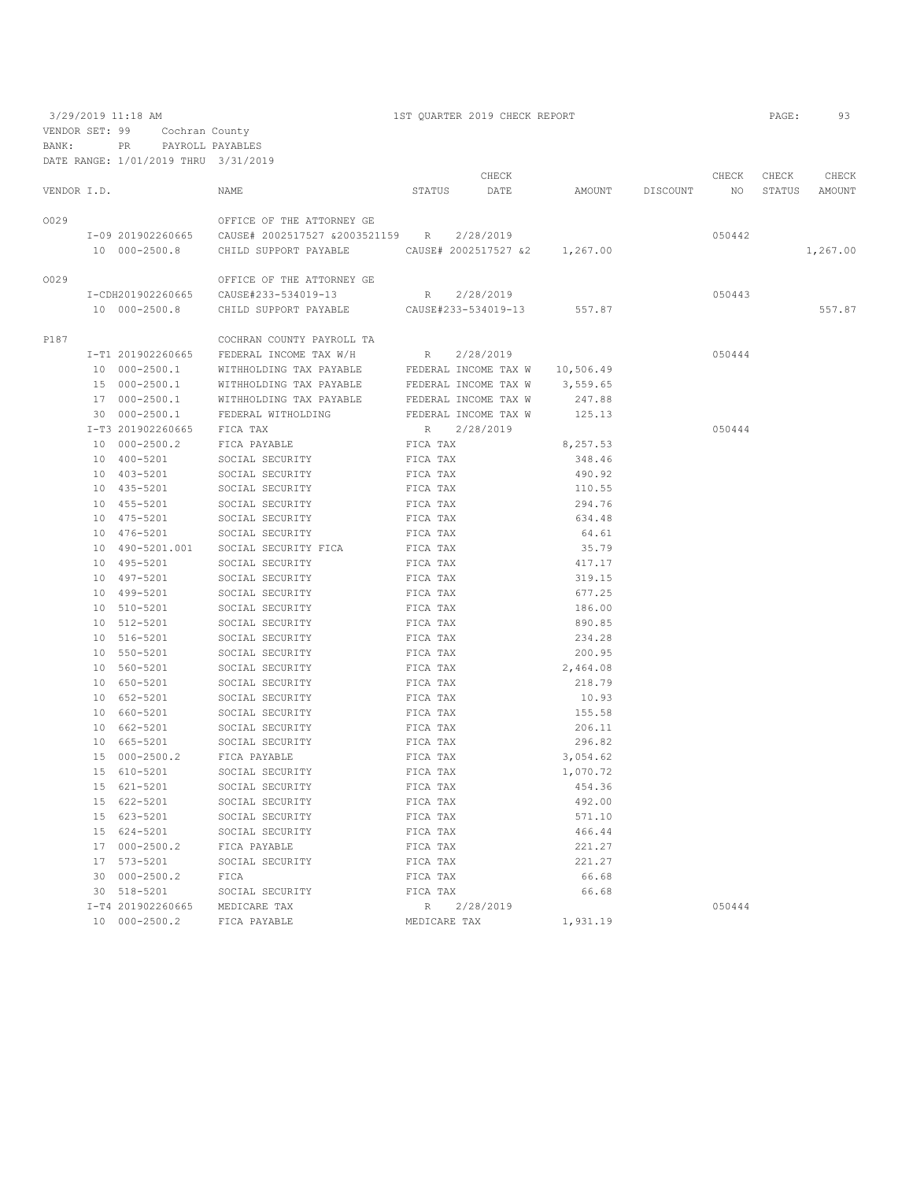3/29/2019 11:18 AM — 1ST QUARTER 2019 CHECK REPORT

VENDOR SET: 99 Cochran County
BANK: PR PAYROLL PAYABLES
DATE RANGE: 1/01/2019 THRU 3/31/2019

| VENDOR I.D. | NAME | STATUS | CHECK DATE | AMOUNT | DISCOUNT | CHECK NO | CHECK STATUS | CHECK AMOUNT |
|---|---|---|---|---|---|---|---|---|
| O029 | OFFICE OF THE ATTORNEY GE | | | | | | | |
| I-09 201902260665 | CAUSE# 2002517527 &2003521159 | R | 2/28/2019 | | | 050442 | | |
| 10 000-2500.8 | CHILD SUPPORT PAYABLE | CAUSE# 2002517527 &2 | | 1,267.00 | | | | 1,267.00 |
| O029 | OFFICE OF THE ATTORNEY GE | | | | | | | |
| I-CDH201902260665 | CAUSE#233-534019-13 | R | 2/28/2019 | | | 050443 | | |
| 10 000-2500.8 | CHILD SUPPORT PAYABLE | CAUSE#233-534019-13 | | 557.87 | | | | 557.87 |
| P187 | COCHRAN COUNTY PAYROLL TA | | | | | | | |
| I-T1 201902260665 | FEDERAL INCOME TAX W/H | R | 2/28/2019 | | | 050444 | | |
| 10 000-2500.1 | WITHHOLDING TAX PAYABLE | FEDERAL INCOME TAX W | | 10,506.49 | | | | |
| 15 000-2500.1 | WITHHOLDING TAX PAYABLE | FEDERAL INCOME TAX W | | 3,559.65 | | | | |
| 17 000-2500.1 | WITHHOLDING TAX PAYABLE | FEDERAL INCOME TAX W | | 247.88 | | | | |
| 30 000-2500.1 | FEDERAL WITHOLDING | FEDERAL INCOME TAX W | | 125.13 | | | | |
| I-T3 201902260665 | FICA TAX | R | 2/28/2019 | | | 050444 | | |
| 10 000-2500.2 | FICA PAYABLE | FICA TAX | | 8,257.53 | | | | |
| 10 400-5201 | SOCIAL SECURITY | FICA TAX | | 348.46 | | | | |
| 10 403-5201 | SOCIAL SECURITY | FICA TAX | | 490.92 | | | | |
| 10 435-5201 | SOCIAL SECURITY | FICA TAX | | 110.55 | | | | |
| 10 455-5201 | SOCIAL SECURITY | FICA TAX | | 294.76 | | | | |
| 10 475-5201 | SOCIAL SECURITY | FICA TAX | | 634.48 | | | | |
| 10 476-5201 | SOCIAL SECURITY | FICA TAX | | 64.61 | | | | |
| 10 490-5201.001 | SOCIAL SECURITY FICA | FICA TAX | | 35.79 | | | | |
| 10 495-5201 | SOCIAL SECURITY | FICA TAX | | 417.17 | | | | |
| 10 497-5201 | SOCIAL SECURITY | FICA TAX | | 319.15 | | | | |
| 10 499-5201 | SOCIAL SECURITY | FICA TAX | | 677.25 | | | | |
| 10 510-5201 | SOCIAL SECURITY | FICA TAX | | 186.00 | | | | |
| 10 512-5201 | SOCIAL SECURITY | FICA TAX | | 890.85 | | | | |
| 10 516-5201 | SOCIAL SECURITY | FICA TAX | | 234.28 | | | | |
| 10 550-5201 | SOCIAL SECURITY | FICA TAX | | 200.95 | | | | |
| 10 560-5201 | SOCIAL SECURITY | FICA TAX | | 2,464.08 | | | | |
| 10 650-5201 | SOCIAL SECURITY | FICA TAX | | 218.79 | | | | |
| 10 652-5201 | SOCIAL SECURITY | FICA TAX | | 10.93 | | | | |
| 10 660-5201 | SOCIAL SECURITY | FICA TAX | | 155.58 | | | | |
| 10 662-5201 | SOCIAL SECURITY | FICA TAX | | 206.11 | | | | |
| 10 665-5201 | SOCIAL SECURITY | FICA TAX | | 296.82 | | | | |
| 15 000-2500.2 | FICA PAYABLE | FICA TAX | | 3,054.62 | | | | |
| 15 610-5201 | SOCIAL SECURITY | FICA TAX | | 1,070.72 | | | | |
| 15 621-5201 | SOCIAL SECURITY | FICA TAX | | 454.36 | | | | |
| 15 622-5201 | SOCIAL SECURITY | FICA TAX | | 492.00 | | | | |
| 15 623-5201 | SOCIAL SECURITY | FICA TAX | | 571.10 | | | | |
| 15 624-5201 | SOCIAL SECURITY | FICA TAX | | 466.44 | | | | |
| 17 000-2500.2 | FICA PAYABLE | FICA TAX | | 221.27 | | | | |
| 17 573-5201 | SOCIAL SECURITY | FICA TAX | | 221.27 | | | | |
| 30 000-2500.2 | FICA | FICA TAX | | 66.68 | | | | |
| 30 518-5201 | SOCIAL SECURITY | FICA TAX | | 66.68 | | | | |
| I-T4 201902260665 | MEDICARE TAX | R | 2/28/2019 | | | 050444 | | |
| 10 000-2500.2 | FICA PAYABLE | MEDICARE TAX | | 1,931.19 | | | | |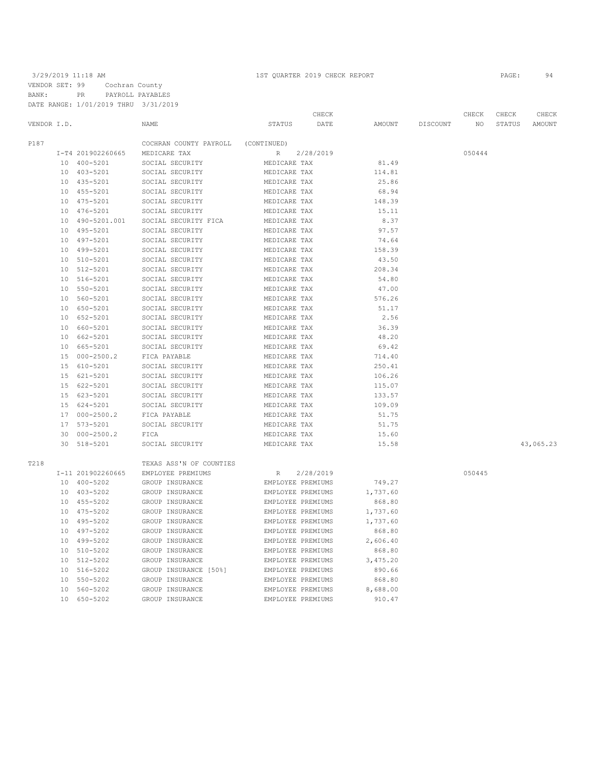3/29/2019 11:18 AM 1ST QUARTER 2019 CHECK REPORT

VENDOR SET: 99 Cochran County
BANK: PR PAYROLL PAYABLES
DATE RANGE: 1/01/2019 THRU 3/31/2019

| VENDOR I.D. | NAME | STATUS | CHECK DATE | AMOUNT | DISCOUNT | CHECK NO | CHECK STATUS | CHECK AMOUNT |
|---|---|---|---|---|---|---|---|---|
| P187 | COCHRAN COUNTY PAYROLL | (CONTINUED) | | | | | | |
| I-T4 201902260665 | MEDICARE TAX | R | 2/28/2019 | | | 050444 | | |
| 10 400-5201 | SOCIAL SECURITY | MEDICARE TAX | | 81.49 | | | | |
| 10 403-5201 | SOCIAL SECURITY | MEDICARE TAX | | 114.81 | | | | |
| 10 435-5201 | SOCIAL SECURITY | MEDICARE TAX | | 25.86 | | | | |
| 10 455-5201 | SOCIAL SECURITY | MEDICARE TAX | | 68.94 | | | | |
| 10 475-5201 | SOCIAL SECURITY | MEDICARE TAX | | 148.39 | | | | |
| 10 476-5201 | SOCIAL SECURITY | MEDICARE TAX | | 15.11 | | | | |
| 10 490-5201.001 | SOCIAL SECURITY FICA | MEDICARE TAX | | 8.37 | | | | |
| 10 495-5201 | SOCIAL SECURITY | MEDICARE TAX | | 97.57 | | | | |
| 10 497-5201 | SOCIAL SECURITY | MEDICARE TAX | | 74.64 | | | | |
| 10 499-5201 | SOCIAL SECURITY | MEDICARE TAX | | 158.39 | | | | |
| 10 510-5201 | SOCIAL SECURITY | MEDICARE TAX | | 43.50 | | | | |
| 10 512-5201 | SOCIAL SECURITY | MEDICARE TAX | | 208.34 | | | | |
| 10 516-5201 | SOCIAL SECURITY | MEDICARE TAX | | 54.80 | | | | |
| 10 550-5201 | SOCIAL SECURITY | MEDICARE TAX | | 47.00 | | | | |
| 10 560-5201 | SOCIAL SECURITY | MEDICARE TAX | | 576.26 | | | | |
| 10 650-5201 | SOCIAL SECURITY | MEDICARE TAX | | 51.17 | | | | |
| 10 652-5201 | SOCIAL SECURITY | MEDICARE TAX | | 2.56 | | | | |
| 10 660-5201 | SOCIAL SECURITY | MEDICARE TAX | | 36.39 | | | | |
| 10 662-5201 | SOCIAL SECURITY | MEDICARE TAX | | 48.20 | | | | |
| 10 665-5201 | SOCIAL SECURITY | MEDICARE TAX | | 69.42 | | | | |
| 15 000-2500.2 | FICA PAYABLE | MEDICARE TAX | | 714.40 | | | | |
| 15 610-5201 | SOCIAL SECURITY | MEDICARE TAX | | 250.41 | | | | |
| 15 621-5201 | SOCIAL SECURITY | MEDICARE TAX | | 106.26 | | | | |
| 15 622-5201 | SOCIAL SECURITY | MEDICARE TAX | | 115.07 | | | | |
| 15 623-5201 | SOCIAL SECURITY | MEDICARE TAX | | 133.57 | | | | |
| 15 624-5201 | SOCIAL SECURITY | MEDICARE TAX | | 109.09 | | | | |
| 17 000-2500.2 | FICA PAYABLE | MEDICARE TAX | | 51.75 | | | | |
| 17 573-5201 | SOCIAL SECURITY | MEDICARE TAX | | 51.75 | | | | |
| 30 000-2500.2 | FICA | MEDICARE TAX | | 15.60 | | | | |
| 30 518-5201 | SOCIAL SECURITY | MEDICARE TAX | | 15.58 | | | | 43,065.23 |
| T218 | TEXAS ASS'N OF COUNTIES | | | | | | | |
| I-11 201902260665 | EMPLOYEE PREMIUMS | R | 2/28/2019 | | | 050445 | | |
| 10 400-5202 | GROUP INSURANCE | EMPLOYEE PREMIUMS | | 749.27 | | | | |
| 10 403-5202 | GROUP INSURANCE | EMPLOYEE PREMIUMS | | 1,737.60 | | | | |
| 10 455-5202 | GROUP INSURANCE | EMPLOYEE PREMIUMS | | 868.80 | | | | |
| 10 475-5202 | GROUP INSURANCE | EMPLOYEE PREMIUMS | | 1,737.60 | | | | |
| 10 495-5202 | GROUP INSURANCE | EMPLOYEE PREMIUMS | | 1,737.60 | | | | |
| 10 497-5202 | GROUP INSURANCE | EMPLOYEE PREMIUMS | | 868.80 | | | | |
| 10 499-5202 | GROUP INSURANCE | EMPLOYEE PREMIUMS | | 2,606.40 | | | | |
| 10 510-5202 | GROUP INSURANCE | EMPLOYEE PREMIUMS | | 868.80 | | | | |
| 10 512-5202 | GROUP INSURANCE | EMPLOYEE PREMIUMS | | 3,475.20 | | | | |
| 10 516-5202 | GROUP INSURANCE [50%] | EMPLOYEE PREMIUMS | | 890.66 | | | | |
| 10 550-5202 | GROUP INSURANCE | EMPLOYEE PREMIUMS | | 868.80 | | | | |
| 10 560-5202 | GROUP INSURANCE | EMPLOYEE PREMIUMS | | 8,688.00 | | | | |
| 10 650-5202 | GROUP INSURANCE | EMPLOYEE PREMIUMS | | 910.47 | | | | |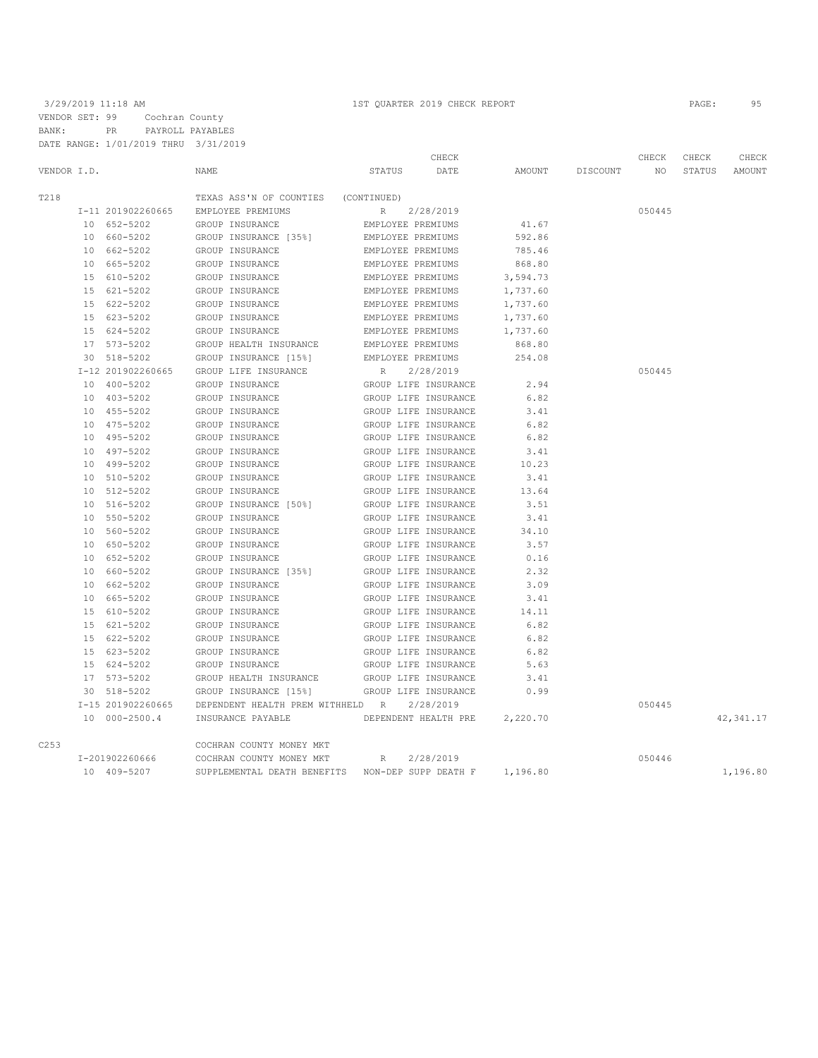3/29/2019 11:18 AM 1ST QUARTER 2019 CHECK REPORT

VENDOR SET: 99 Cochran County
BANK: PR PAYROLL PAYABLES
DATE RANGE: 1/01/2019 THRU 3/31/2019

| VENDOR I.D. | NAME | STATUS | CHECK DATE | AMOUNT | DISCOUNT | CHECK NO | CHECK STATUS | CHECK AMOUNT |
|---|---|---|---|---|---|---|---|---|
| T218 | TEXAS ASS'N OF COUNTIES | (CONTINUED) | | | | | | |
| I-11 201902260665 | EMPLOYEE PREMIUMS | R | 2/28/2019 | | | 050445 | | |
| 10 652-5202 | GROUP INSURANCE | EMPLOYEE PREMIUMS | | 41.67 | | | | |
| 10 660-5202 | GROUP INSURANCE [35%] | EMPLOYEE PREMIUMS | | 592.86 | | | | |
| 10 662-5202 | GROUP INSURANCE | EMPLOYEE PREMIUMS | | 785.46 | | | | |
| 10 665-5202 | GROUP INSURANCE | EMPLOYEE PREMIUMS | | 868.80 | | | | |
| 15 610-5202 | GROUP INSURANCE | EMPLOYEE PREMIUMS | | 3,594.73 | | | | |
| 15 621-5202 | GROUP INSURANCE | EMPLOYEE PREMIUMS | | 1,737.60 | | | | |
| 15 622-5202 | GROUP INSURANCE | EMPLOYEE PREMIUMS | | 1,737.60 | | | | |
| 15 623-5202 | GROUP INSURANCE | EMPLOYEE PREMIUMS | | 1,737.60 | | | | |
| 15 624-5202 | GROUP INSURANCE | EMPLOYEE PREMIUMS | | 1,737.60 | | | | |
| 17 573-5202 | GROUP HEALTH INSURANCE | EMPLOYEE PREMIUMS | | 868.80 | | | | |
| 30 518-5202 | GROUP INSURANCE [15%] | EMPLOYEE PREMIUMS | | 254.08 | | | | |
| I-12 201902260665 | GROUP LIFE INSURANCE | R | 2/28/2019 | | | 050445 | | |
| 10 400-5202 | GROUP INSURANCE | GROUP LIFE INSURANCE | | 2.94 | | | | |
| 10 403-5202 | GROUP INSURANCE | GROUP LIFE INSURANCE | | 6.82 | | | | |
| 10 455-5202 | GROUP INSURANCE | GROUP LIFE INSURANCE | | 3.41 | | | | |
| 10 475-5202 | GROUP INSURANCE | GROUP LIFE INSURANCE | | 6.82 | | | | |
| 10 495-5202 | GROUP INSURANCE | GROUP LIFE INSURANCE | | 6.82 | | | | |
| 10 497-5202 | GROUP INSURANCE | GROUP LIFE INSURANCE | | 3.41 | | | | |
| 10 499-5202 | GROUP INSURANCE | GROUP LIFE INSURANCE | | 10.23 | | | | |
| 10 510-5202 | GROUP INSURANCE | GROUP LIFE INSURANCE | | 3.41 | | | | |
| 10 512-5202 | GROUP INSURANCE | GROUP LIFE INSURANCE | | 13.64 | | | | |
| 10 516-5202 | GROUP INSURANCE [50%] | GROUP LIFE INSURANCE | | 3.51 | | | | |
| 10 550-5202 | GROUP INSURANCE | GROUP LIFE INSURANCE | | 3.41 | | | | |
| 10 560-5202 | GROUP INSURANCE | GROUP LIFE INSURANCE | | 34.10 | | | | |
| 10 650-5202 | GROUP INSURANCE | GROUP LIFE INSURANCE | | 3.57 | | | | |
| 10 652-5202 | GROUP INSURANCE | GROUP LIFE INSURANCE | | 0.16 | | | | |
| 10 660-5202 | GROUP INSURANCE [35%] | GROUP LIFE INSURANCE | | 2.32 | | | | |
| 10 662-5202 | GROUP INSURANCE | GROUP LIFE INSURANCE | | 3.09 | | | | |
| 10 665-5202 | GROUP INSURANCE | GROUP LIFE INSURANCE | | 3.41 | | | | |
| 15 610-5202 | GROUP INSURANCE | GROUP LIFE INSURANCE | | 14.11 | | | | |
| 15 621-5202 | GROUP INSURANCE | GROUP LIFE INSURANCE | | 6.82 | | | | |
| 15 622-5202 | GROUP INSURANCE | GROUP LIFE INSURANCE | | 6.82 | | | | |
| 15 623-5202 | GROUP INSURANCE | GROUP LIFE INSURANCE | | 6.82 | | | | |
| 15 624-5202 | GROUP INSURANCE | GROUP LIFE INSURANCE | | 5.63 | | | | |
| 17 573-5202 | GROUP HEALTH INSURANCE | GROUP LIFE INSURANCE | | 3.41 | | | | |
| 30 518-5202 | GROUP INSURANCE [15%] | GROUP LIFE INSURANCE | | 0.99 | | | | |
| I-15 201902260665 | DEPENDENT HEALTH PREM WITHHELD | R | 2/28/2019 | | | 050445 | | |
| 10 000-2500.4 | INSURANCE PAYABLE | DEPENDENT HEALTH PRE | | 2,220.70 | | | | 42,341.17 |
| C253 | COCHRAN COUNTY MONEY MKT | | | | | | | |
| I-201902260666 | COCHRAN COUNTY MONEY MKT | R | 2/28/2019 | | | 050446 | | |
| 10 409-5207 | SUPPLEMENTAL DEATH BENEFITS | NON-DEP SUPP DEATH F | | 1,196.80 | | | | 1,196.80 |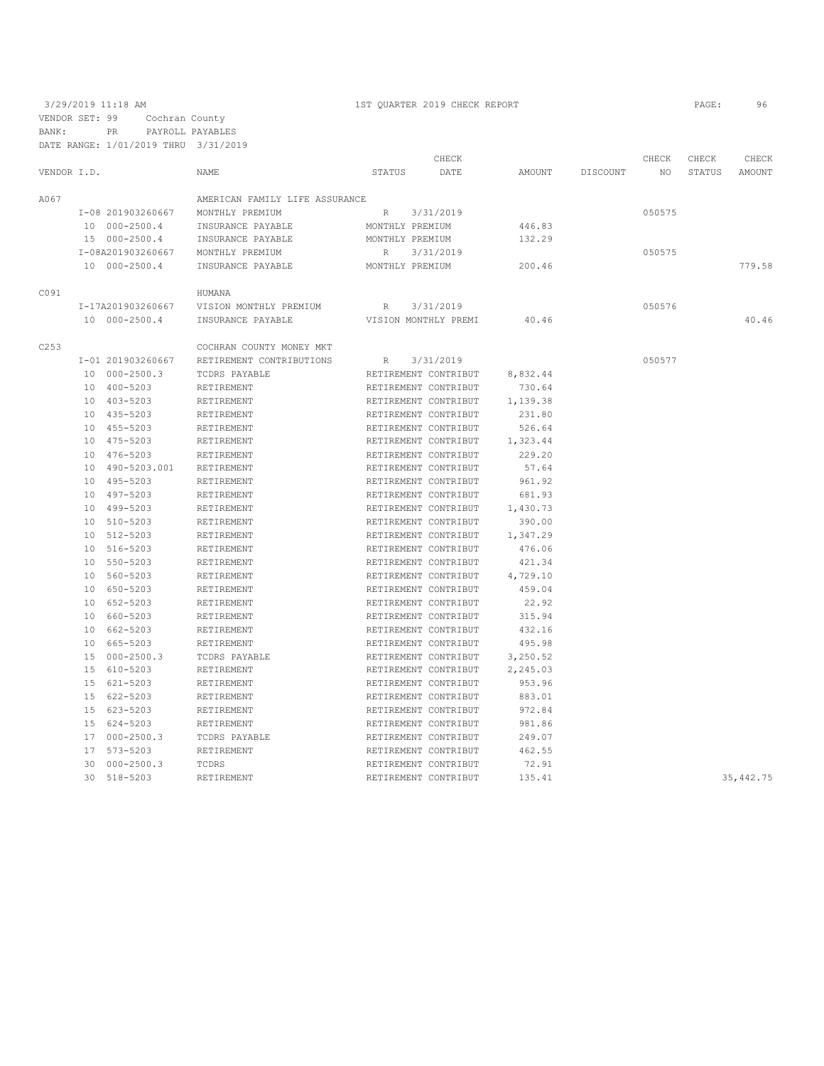3/29/2019 11:18 AM 1ST QUARTER 2019 CHECK REPORT

VENDOR SET: 99 Cochran County
BANK: PR PAYROLL PAYABLES
DATE RANGE: 1/01/2019 THRU 3/31/2019

| VENDOR I.D. | NAME | STATUS | CHECK DATE | AMOUNT | DISCOUNT | CHECK NO | CHECK STATUS | CHECK AMOUNT |
|---|---|---|---|---|---|---|---|---|
| A067 | AMERICAN FAMILY LIFE ASSURANCE | | | | | | | |
| I-08 201903260667 | MONTHLY PREMIUM | R | 3/31/2019 | | | 050575 | | |
| 10 000-2500.4 | INSURANCE PAYABLE | MONTHLY PREMIUM | | 446.83 | | | | |
| 15 000-2500.4 | INSURANCE PAYABLE | MONTHLY PREMIUM | | 132.29 | | | | |
| I-08A201903260667 | MONTHLY PREMIUM | R | 3/31/2019 | | | 050575 | | |
| 10 000-2500.4 | INSURANCE PAYABLE | MONTHLY PREMIUM | | 200.46 | | | | 779.58 |
| C091 | HUMANA | | | | | | | |
| I-17A201903260667 | VISION MONTHLY PREMIUM | R | 3/31/2019 | | | 050576 | | |
| 10 000-2500.4 | INSURANCE PAYABLE | VISION MONTHLY PREMI | | 40.46 | | | | 40.46 |
| C253 | COCHRAN COUNTY MONEY MKT | | | | | | | |
| I-01 201903260667 | RETIREMENT CONTRIBUTIONS | R | 3/31/2019 | | | 050577 | | |
| 10 000-2500.3 | TCDRS PAYABLE | RETIREMENT CONTRIBUT | | 8,832.44 | | | | |
| 10 400-5203 | RETIREMENT | RETIREMENT CONTRIBUT | | 730.64 | | | | |
| 10 403-5203 | RETIREMENT | RETIREMENT CONTRIBUT | | 1,139.38 | | | | |
| 10 435-5203 | RETIREMENT | RETIREMENT CONTRIBUT | | 231.80 | | | | |
| 10 455-5203 | RETIREMENT | RETIREMENT CONTRIBUT | | 526.64 | | | | |
| 10 475-5203 | RETIREMENT | RETIREMENT CONTRIBUT | | 1,323.44 | | | | |
| 10 476-5203 | RETIREMENT | RETIREMENT CONTRIBUT | | 229.20 | | | | |
| 10 490-5203.001 | RETIREMENT | RETIREMENT CONTRIBUT | | 57.64 | | | | |
| 10 495-5203 | RETIREMENT | RETIREMENT CONTRIBUT | | 961.92 | | | | |
| 10 497-5203 | RETIREMENT | RETIREMENT CONTRIBUT | | 681.93 | | | | |
| 10 499-5203 | RETIREMENT | RETIREMENT CONTRIBUT | | 1,430.73 | | | | |
| 10 510-5203 | RETIREMENT | RETIREMENT CONTRIBUT | | 390.00 | | | | |
| 10 512-5203 | RETIREMENT | RETIREMENT CONTRIBUT | | 1,347.29 | | | | |
| 10 516-5203 | RETIREMENT | RETIREMENT CONTRIBUT | | 476.06 | | | | |
| 10 550-5203 | RETIREMENT | RETIREMENT CONTRIBUT | | 421.34 | | | | |
| 10 560-5203 | RETIREMENT | RETIREMENT CONTRIBUT | | 4,729.10 | | | | |
| 10 650-5203 | RETIREMENT | RETIREMENT CONTRIBUT | | 459.04 | | | | |
| 10 652-5203 | RETIREMENT | RETIREMENT CONTRIBUT | | 22.92 | | | | |
| 10 660-5203 | RETIREMENT | RETIREMENT CONTRIBUT | | 315.94 | | | | |
| 10 662-5203 | RETIREMENT | RETIREMENT CONTRIBUT | | 432.16 | | | | |
| 10 665-5203 | RETIREMENT | RETIREMENT CONTRIBUT | | 495.98 | | | | |
| 15 000-2500.3 | TCDRS PAYABLE | RETIREMENT CONTRIBUT | | 3,250.52 | | | | |
| 15 610-5203 | RETIREMENT | RETIREMENT CONTRIBUT | | 2,245.03 | | | | |
| 15 621-5203 | RETIREMENT | RETIREMENT CONTRIBUT | | 953.96 | | | | |
| 15 622-5203 | RETIREMENT | RETIREMENT CONTRIBUT | | 883.01 | | | | |
| 15 623-5203 | RETIREMENT | RETIREMENT CONTRIBUT | | 972.84 | | | | |
| 15 624-5203 | RETIREMENT | RETIREMENT CONTRIBUT | | 981.86 | | | | |
| 17 000-2500.3 | TCDRS PAYABLE | RETIREMENT CONTRIBUT | | 249.07 | | | | |
| 17 573-5203 | RETIREMENT | RETIREMENT CONTRIBUT | | 462.55 | | | | |
| 30 000-2500.3 | TCDRS | RETIREMENT CONTRIBUT | | 72.91 | | | | |
| 30 518-5203 | RETIREMENT | RETIREMENT CONTRIBUT | | 135.41 | | | | 35,442.75 |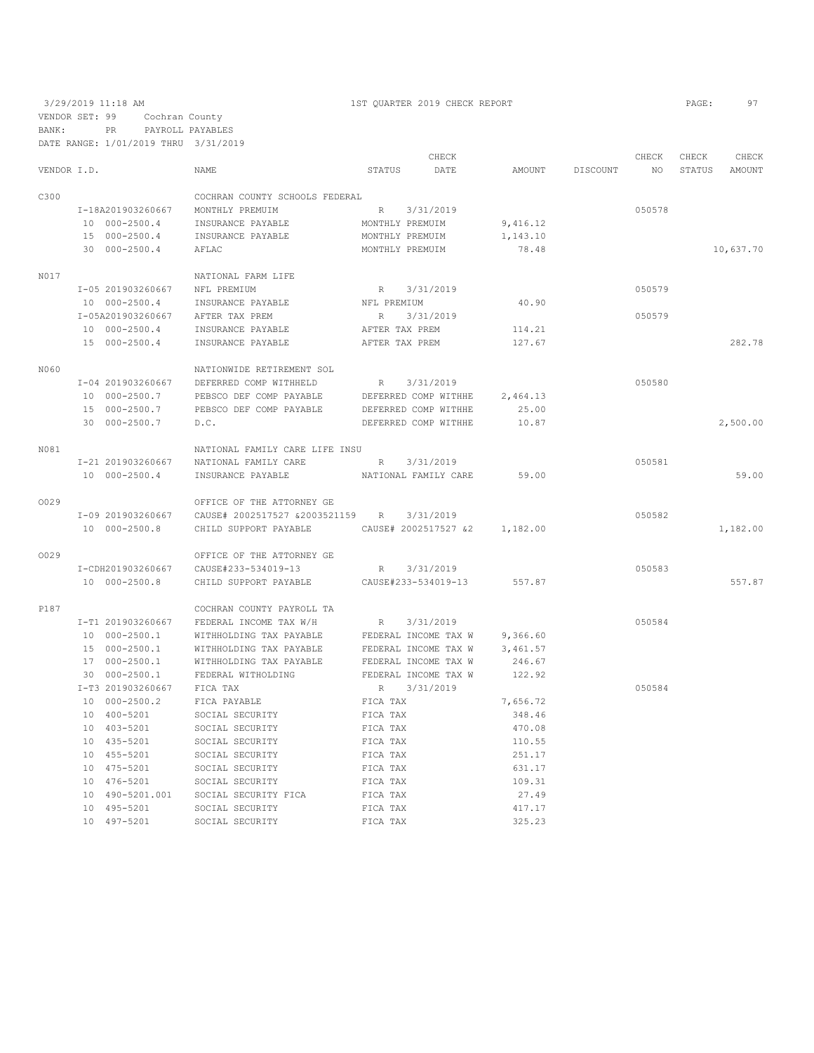3/29/2019 11:18 AM 1ST QUARTER 2019 CHECK REPORT

VENDOR SET: 99 Cochran County
BANK: PR PAYROLL PAYABLES
DATE RANGE: 1/01/2019 THRU 3/31/2019

| VENDOR I.D. | NAME | STATUS | CHECK DATE | AMOUNT | DISCOUNT | CHECK NO | CHECK STATUS | CHECK AMOUNT |
|---|---|---|---|---|---|---|---|---|
| C300 | COCHRAN COUNTY SCHOOLS FEDERAL | | | | | | | |
| I-18A201903260667 | MONTHLY PREMUIM | R | 3/31/2019 | | | 050578 | | |
| 10 000-2500.4 | INSURANCE PAYABLE | MONTHLY PREMUIM | | 9,416.12 | | | | |
| 15 000-2500.4 | INSURANCE PAYABLE | MONTHLY PREMUIM | | 1,143.10 | | | | |
| 30 000-2500.4 | AFLAC | MONTHLY PREMUIM | | 78.48 | | | | 10,637.70 |
| N017 | NATIONAL FARM LIFE | | | | | | | |
| I-05 201903260667 | NFL PREMIUM | R | 3/31/2019 | | | 050579 | | |
| 10 000-2500.4 | INSURANCE PAYABLE | NFL PREMIUM | | 40.90 | | | | |
| I-05A201903260667 | AFTER TAX PREM | R | 3/31/2019 | | | 050579 | | |
| 10 000-2500.4 | INSURANCE PAYABLE | AFTER TAX PREM | | 114.21 | | | | |
| 15 000-2500.4 | INSURANCE PAYABLE | AFTER TAX PREM | | 127.67 | | | | 282.78 |
| N060 | NATIONWIDE RETIREMENT SOL | | | | | | | |
| I-04 201903260667 | DEFERRED COMP WITHHELD | R | 3/31/2019 | | | 050580 | | |
| 10 000-2500.7 | PEBSCO DEF COMP PAYABLE | DEFERRED COMP WITHHE | | 2,464.13 | | | | |
| 15 000-2500.7 | PEBSCO DEF COMP PAYABLE | DEFERRED COMP WITHHE | | 25.00 | | | | |
| 30 000-2500.7 | D.C. | DEFERRED COMP WITHHE | | 10.87 | | | | 2,500.00 |
| N081 | NATIONAL FAMILY CARE LIFE INSU | | | | | | | |
| I-21 201903260667 | NATIONAL FAMILY CARE | R | 3/31/2019 | | | 050581 | | |
| 10 000-2500.4 | INSURANCE PAYABLE | NATIONAL FAMILY CARE | | 59.00 | | | | 59.00 |
| O029 | OFFICE OF THE ATTORNEY GE | | | | | | | |
| I-09 201903260667 | CAUSE# 2002517527 &2003521159 | R | 3/31/2019 | | | 050582 | | |
| 10 000-2500.8 | CHILD SUPPORT PAYABLE | CAUSE# 2002517527 &2 | | 1,182.00 | | | | 1,182.00 |
| O029 | OFFICE OF THE ATTORNEY GE | | | | | | | |
| I-CDH201903260667 | CAUSE#233-534019-13 | R | 3/31/2019 | | | 050583 | | |
| 10 000-2500.8 | CHILD SUPPORT PAYABLE | CAUSE#233-534019-13 | | 557.87 | | | | 557.87 |
| P187 | COCHRAN COUNTY PAYROLL TA | | | | | | | |
| I-T1 201903260667 | FEDERAL INCOME TAX W/H | R | 3/31/2019 | | | 050584 | | |
| 10 000-2500.1 | WITHHOLDING TAX PAYABLE | FEDERAL INCOME TAX W | | 9,366.60 | | | | |
| 15 000-2500.1 | WITHHOLDING TAX PAYABLE | FEDERAL INCOME TAX W | | 3,461.57 | | | | |
| 17 000-2500.1 | WITHHOLDING TAX PAYABLE | FEDERAL INCOME TAX W | | 246.67 | | | | |
| 30 000-2500.1 | FEDERAL WITHOLDING | FEDERAL INCOME TAX W | | 122.92 | | | | |
| I-T3 201903260667 | FICA TAX | R | 3/31/2019 | | | 050584 | | |
| 10 000-2500.2 | FICA PAYABLE | FICA TAX | | 7,656.72 | | | | |
| 10 400-5201 | SOCIAL SECURITY | FICA TAX | | 348.46 | | | | |
| 10 403-5201 | SOCIAL SECURITY | FICA TAX | | 470.08 | | | | |
| 10 435-5201 | SOCIAL SECURITY | FICA TAX | | 110.55 | | | | |
| 10 455-5201 | SOCIAL SECURITY | FICA TAX | | 251.17 | | | | |
| 10 475-5201 | SOCIAL SECURITY | FICA TAX | | 631.17 | | | | |
| 10 476-5201 | SOCIAL SECURITY | FICA TAX | | 109.31 | | | | |
| 10 490-5201.001 | SOCIAL SECURITY FICA | FICA TAX | | 27.49 | | | | |
| 10 495-5201 | SOCIAL SECURITY | FICA TAX | | 417.17 | | | | |
| 10 497-5201 | SOCIAL SECURITY | FICA TAX | | 325.23 | | | | |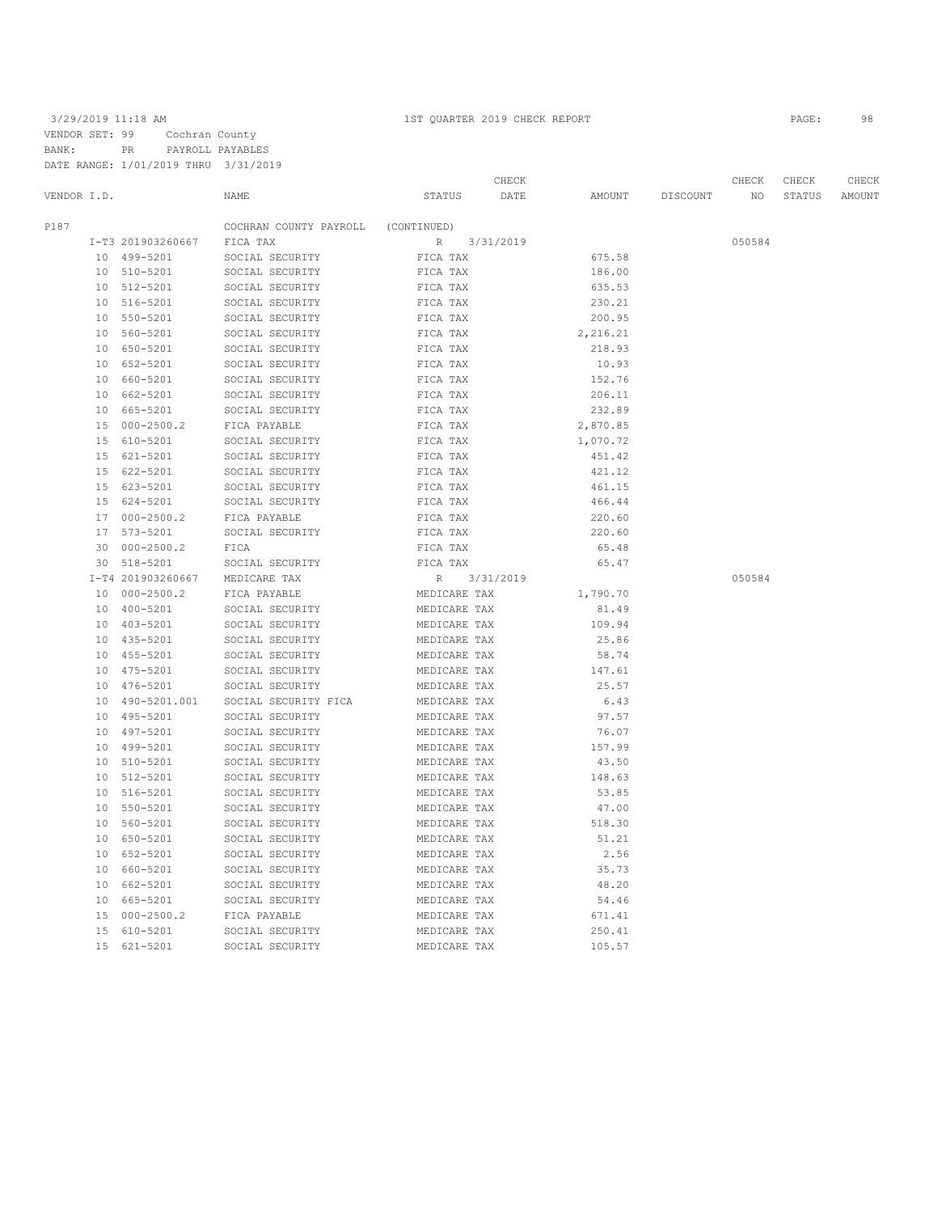3/29/2019 11:18 AM — 1ST QUARTER 2019 CHECK REPORT

VENDOR SET: 99 Cochran County
BANK: PR PAYROLL PAYABLES
DATE RANGE: 1/01/2019 THRU 3/31/2019

| VENDOR I.D. | NAME | STATUS | CHECK DATE | AMOUNT | DISCOUNT | CHECK NO | CHECK STATUS | CHECK AMOUNT |
|---|---|---|---|---|---|---|---|---|
| P187 | COCHRAN COUNTY PAYROLL | (CONTINUED) | | | | | | |
| I-T3 201903260667 | FICA TAX | R | 3/31/2019 | | | 050584 | | |
| 10 499-5201 | SOCIAL SECURITY | FICA TAX | | 675.58 | | | | |
| 10 510-5201 | SOCIAL SECURITY | FICA TAX | | 186.00 | | | | |
| 10 512-5201 | SOCIAL SECURITY | FICA TAX | | 635.53 | | | | |
| 10 516-5201 | SOCIAL SECURITY | FICA TAX | | 230.21 | | | | |
| 10 550-5201 | SOCIAL SECURITY | FICA TAX | | 200.95 | | | | |
| 10 560-5201 | SOCIAL SECURITY | FICA TAX | | 2,216.21 | | | | |
| 10 650-5201 | SOCIAL SECURITY | FICA TAX | | 218.93 | | | | |
| 10 652-5201 | SOCIAL SECURITY | FICA TAX | | 10.93 | | | | |
| 10 660-5201 | SOCIAL SECURITY | FICA TAX | | 152.76 | | | | |
| 10 662-5201 | SOCIAL SECURITY | FICA TAX | | 206.11 | | | | |
| 10 665-5201 | SOCIAL SECURITY | FICA TAX | | 232.89 | | | | |
| 15 000-2500.2 | FICA PAYABLE | FICA TAX | | 2,870.85 | | | | |
| 15 610-5201 | SOCIAL SECURITY | FICA TAX | | 1,070.72 | | | | |
| 15 621-5201 | SOCIAL SECURITY | FICA TAX | | 451.42 | | | | |
| 15 622-5201 | SOCIAL SECURITY | FICA TAX | | 421.12 | | | | |
| 15 623-5201 | SOCIAL SECURITY | FICA TAX | | 461.15 | | | | |
| 15 624-5201 | SOCIAL SECURITY | FICA TAX | | 466.44 | | | | |
| 17 000-2500.2 | FICA PAYABLE | FICA TAX | | 220.60 | | | | |
| 17 573-5201 | SOCIAL SECURITY | FICA TAX | | 220.60 | | | | |
| 30 000-2500.2 | FICA | FICA TAX | | 65.48 | | | | |
| 30 518-5201 | SOCIAL SECURITY | FICA TAX | | 65.47 | | | | |
| I-T4 201903260667 | MEDICARE TAX | R | 3/31/2019 | | | 050584 | | |
| 10 000-2500.2 | FICA PAYABLE | MEDICARE TAX | | 1,790.70 | | | | |
| 10 400-5201 | SOCIAL SECURITY | MEDICARE TAX | | 81.49 | | | | |
| 10 403-5201 | SOCIAL SECURITY | MEDICARE TAX | | 109.94 | | | | |
| 10 435-5201 | SOCIAL SECURITY | MEDICARE TAX | | 25.86 | | | | |
| 10 455-5201 | SOCIAL SECURITY | MEDICARE TAX | | 58.74 | | | | |
| 10 475-5201 | SOCIAL SECURITY | MEDICARE TAX | | 147.61 | | | | |
| 10 476-5201 | SOCIAL SECURITY | MEDICARE TAX | | 25.57 | | | | |
| 10 490-5201.001 | SOCIAL SECURITY FICA | MEDICARE TAX | | 6.43 | | | | |
| 10 495-5201 | SOCIAL SECURITY | MEDICARE TAX | | 97.57 | | | | |
| 10 497-5201 | SOCIAL SECURITY | MEDICARE TAX | | 76.07 | | | | |
| 10 499-5201 | SOCIAL SECURITY | MEDICARE TAX | | 157.99 | | | | |
| 10 510-5201 | SOCIAL SECURITY | MEDICARE TAX | | 43.50 | | | | |
| 10 512-5201 | SOCIAL SECURITY | MEDICARE TAX | | 148.63 | | | | |
| 10 516-5201 | SOCIAL SECURITY | MEDICARE TAX | | 53.85 | | | | |
| 10 550-5201 | SOCIAL SECURITY | MEDICARE TAX | | 47.00 | | | | |
| 10 560-5201 | SOCIAL SECURITY | MEDICARE TAX | | 518.30 | | | | |
| 10 650-5201 | SOCIAL SECURITY | MEDICARE TAX | | 51.21 | | | | |
| 10 652-5201 | SOCIAL SECURITY | MEDICARE TAX | | 2.56 | | | | |
| 10 660-5201 | SOCIAL SECURITY | MEDICARE TAX | | 35.73 | | | | |
| 10 662-5201 | SOCIAL SECURITY | MEDICARE TAX | | 48.20 | | | | |
| 10 665-5201 | SOCIAL SECURITY | MEDICARE TAX | | 54.46 | | | | |
| 15 000-2500.2 | FICA PAYABLE | MEDICARE TAX | | 671.41 | | | | |
| 15 610-5201 | SOCIAL SECURITY | MEDICARE TAX | | 250.41 | | | | |
| 15 621-5201 | SOCIAL SECURITY | MEDICARE TAX | | 105.57 | | | | |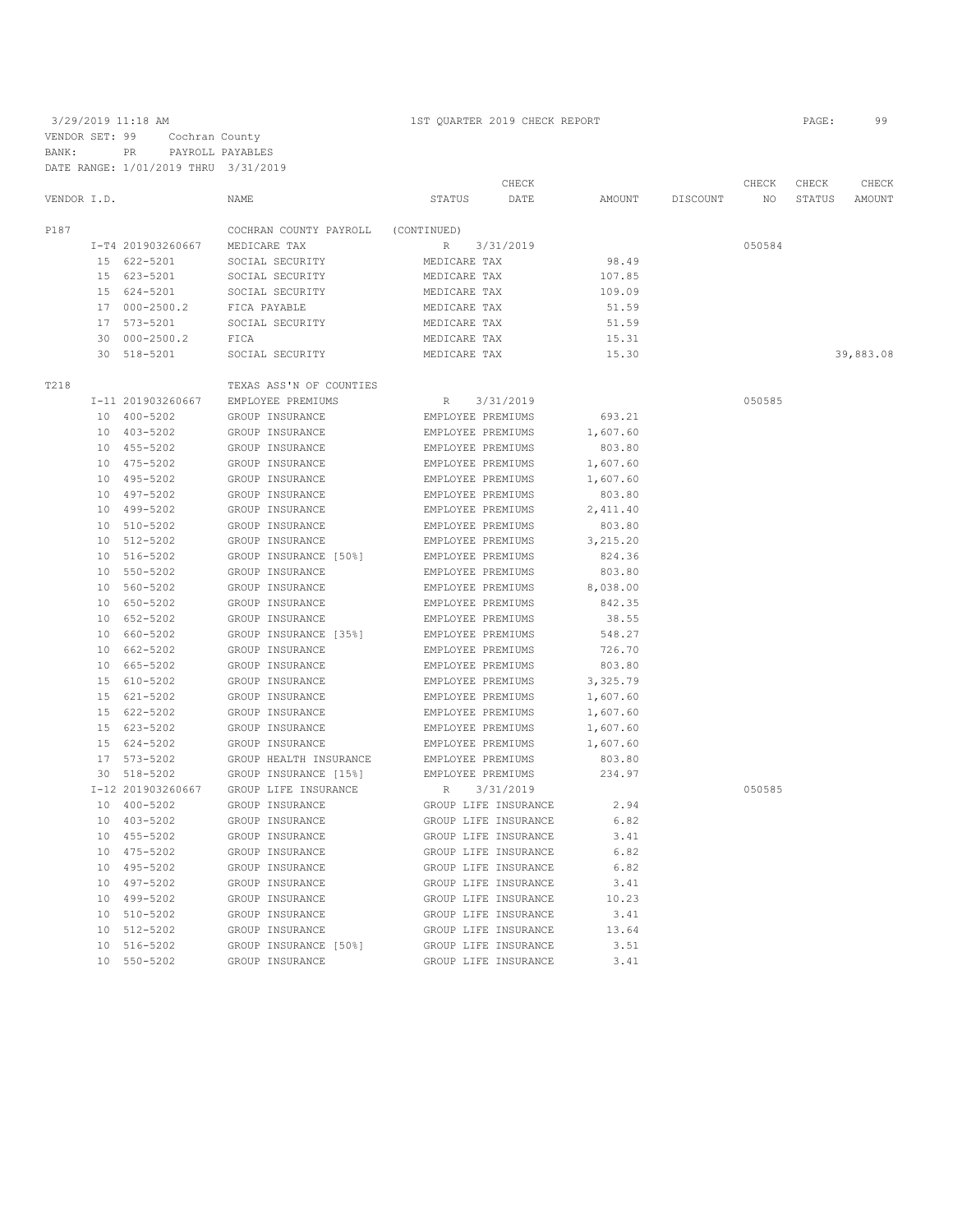3/29/2019 11:18 AM 1ST QUARTER 2019 CHECK REPORT

VENDOR SET: 99 Cochran County
BANK: PR PAYROLL PAYABLES
DATE RANGE: 1/01/2019 THRU 3/31/2019

| VENDOR I.D. | NAME | STATUS | CHECK DATE | AMOUNT | DISCOUNT | CHECK NO | CHECK STATUS | CHECK AMOUNT |
|---|---|---|---|---|---|---|---|---|
| P187 | COCHRAN COUNTY PAYROLL | (CONTINUED) | | | | | | |
| I-T4 201903260667 | MEDICARE TAX | R | 3/31/2019 | | | 050584 | | |
| 15 622-5201 | SOCIAL SECURITY | MEDICARE TAX | | 98.49 | | | | |
| 15 623-5201 | SOCIAL SECURITY | MEDICARE TAX | | 107.85 | | | | |
| 15 624-5201 | SOCIAL SECURITY | MEDICARE TAX | | 109.09 | | | | |
| 17 000-2500.2 | FICA PAYABLE | MEDICARE TAX | | 51.59 | | | | |
| 17 573-5201 | SOCIAL SECURITY | MEDICARE TAX | | 51.59 | | | | |
| 30 000-2500.2 | FICA | MEDICARE TAX | | 15.31 | | | | |
| 30 518-5201 | SOCIAL SECURITY | MEDICARE TAX | | 15.30 | | | | 39,883.08 |
| T218 | TEXAS ASS'N OF COUNTIES | | | | | | | |
| I-11 201903260667 | EMPLOYEE PREMIUMS | R | 3/31/2019 | | | 050585 | | |
| 10 400-5202 | GROUP INSURANCE | EMPLOYEE PREMIUMS | | 693.21 | | | | |
| 10 403-5202 | GROUP INSURANCE | EMPLOYEE PREMIUMS | | 1,607.60 | | | | |
| 10 455-5202 | GROUP INSURANCE | EMPLOYEE PREMIUMS | | 803.80 | | | | |
| 10 475-5202 | GROUP INSURANCE | EMPLOYEE PREMIUMS | | 1,607.60 | | | | |
| 10 495-5202 | GROUP INSURANCE | EMPLOYEE PREMIUMS | | 1,607.60 | | | | |
| 10 497-5202 | GROUP INSURANCE | EMPLOYEE PREMIUMS | | 803.80 | | | | |
| 10 499-5202 | GROUP INSURANCE | EMPLOYEE PREMIUMS | | 2,411.40 | | | | |
| 10 510-5202 | GROUP INSURANCE | EMPLOYEE PREMIUMS | | 803.80 | | | | |
| 10 512-5202 | GROUP INSURANCE | EMPLOYEE PREMIUMS | | 3,215.20 | | | | |
| 10 516-5202 | GROUP INSURANCE [50%] | EMPLOYEE PREMIUMS | | 824.36 | | | | |
| 10 550-5202 | GROUP INSURANCE | EMPLOYEE PREMIUMS | | 803.80 | | | | |
| 10 560-5202 | GROUP INSURANCE | EMPLOYEE PREMIUMS | | 8,038.00 | | | | |
| 10 650-5202 | GROUP INSURANCE | EMPLOYEE PREMIUMS | | 842.35 | | | | |
| 10 652-5202 | GROUP INSURANCE | EMPLOYEE PREMIUMS | | 38.55 | | | | |
| 10 660-5202 | GROUP INSURANCE [35%] | EMPLOYEE PREMIUMS | | 548.27 | | | | |
| 10 662-5202 | GROUP INSURANCE | EMPLOYEE PREMIUMS | | 726.70 | | | | |
| 10 665-5202 | GROUP INSURANCE | EMPLOYEE PREMIUMS | | 803.80 | | | | |
| 15 610-5202 | GROUP INSURANCE | EMPLOYEE PREMIUMS | | 3,325.79 | | | | |
| 15 621-5202 | GROUP INSURANCE | EMPLOYEE PREMIUMS | | 1,607.60 | | | | |
| 15 622-5202 | GROUP INSURANCE | EMPLOYEE PREMIUMS | | 1,607.60 | | | | |
| 15 623-5202 | GROUP INSURANCE | EMPLOYEE PREMIUMS | | 1,607.60 | | | | |
| 15 624-5202 | GROUP INSURANCE | EMPLOYEE PREMIUMS | | 1,607.60 | | | | |
| 17 573-5202 | GROUP HEALTH INSURANCE | EMPLOYEE PREMIUMS | | 803.80 | | | | |
| 30 518-5202 | GROUP INSURANCE [15%] | EMPLOYEE PREMIUMS | | 234.97 | | | | |
| I-12 201903260667 | GROUP LIFE INSURANCE | R | 3/31/2019 | | | 050585 | | |
| 10 400-5202 | GROUP INSURANCE | GROUP LIFE INSURANCE | | 2.94 | | | | |
| 10 403-5202 | GROUP INSURANCE | GROUP LIFE INSURANCE | | 6.82 | | | | |
| 10 455-5202 | GROUP INSURANCE | GROUP LIFE INSURANCE | | 3.41 | | | | |
| 10 475-5202 | GROUP INSURANCE | GROUP LIFE INSURANCE | | 6.82 | | | | |
| 10 495-5202 | GROUP INSURANCE | GROUP LIFE INSURANCE | | 6.82 | | | | |
| 10 497-5202 | GROUP INSURANCE | GROUP LIFE INSURANCE | | 3.41 | | | | |
| 10 499-5202 | GROUP INSURANCE | GROUP LIFE INSURANCE | | 10.23 | | | | |
| 10 510-5202 | GROUP INSURANCE | GROUP LIFE INSURANCE | | 3.41 | | | | |
| 10 512-5202 | GROUP INSURANCE | GROUP LIFE INSURANCE | | 13.64 | | | | |
| 10 516-5202 | GROUP INSURANCE [50%] | GROUP LIFE INSURANCE | | 3.51 | | | | |
| 10 550-5202 | GROUP INSURANCE | GROUP LIFE INSURANCE | | 3.41 | | | | |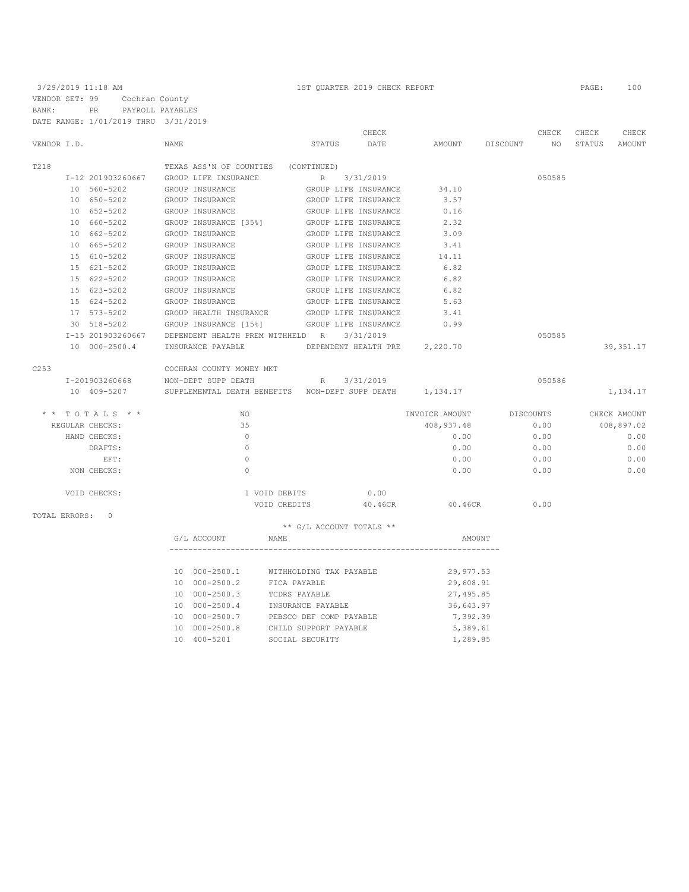3/29/2019 11:18 AM — 1ST QUARTER 2019 CHECK REPORT

VENDOR SET: 99 Cochran County
BANK: PR PAYROLL PAYABLES
DATE RANGE: 1/01/2019 THRU 3/31/2019

| VENDOR I.D. | NAME | STATUS | CHECK DATE | AMOUNT | DISCOUNT | CHECK NO | CHECK STATUS | CHECK AMOUNT |
|---|---|---|---|---|---|---|---|---|
| T218 | TEXAS ASS'N OF COUNTIES (CONTINUED) | | | | | | | |
| I-12 201903260667 | GROUP LIFE INSURANCE | R | 3/31/2019 | | | 050585 | | |
| 10 560-5202 | GROUP INSURANCE | GROUP LIFE INSURANCE | | 34.10 | | | | |
| 10 650-5202 | GROUP INSURANCE | GROUP LIFE INSURANCE | | 3.57 | | | | |
| 10 652-5202 | GROUP INSURANCE | GROUP LIFE INSURANCE | | 0.16 | | | | |
| 10 660-5202 | GROUP INSURANCE [35%] | GROUP LIFE INSURANCE | | 2.32 | | | | |
| 10 662-5202 | GROUP INSURANCE | GROUP LIFE INSURANCE | | 3.09 | | | | |
| 10 665-5202 | GROUP INSURANCE | GROUP LIFE INSURANCE | | 3.41 | | | | |
| 15 610-5202 | GROUP INSURANCE | GROUP LIFE INSURANCE | | 14.11 | | | | |
| 15 621-5202 | GROUP INSURANCE | GROUP LIFE INSURANCE | | 6.82 | | | | |
| 15 622-5202 | GROUP INSURANCE | GROUP LIFE INSURANCE | | 6.82 | | | | |
| 15 623-5202 | GROUP INSURANCE | GROUP LIFE INSURANCE | | 6.82 | | | | |
| 15 624-5202 | GROUP INSURANCE | GROUP LIFE INSURANCE | | 5.63 | | | | |
| 17 573-5202 | GROUP HEALTH INSURANCE | GROUP LIFE INSURANCE | | 3.41 | | | | |
| 30 518-5202 | GROUP INSURANCE [15%] | GROUP LIFE INSURANCE | | 0.99 | | | | |
| I-15 201903260667 | DEPENDENT HEALTH PREM WITHHELD | R | 3/31/2019 | | | 050585 | | |
| 10 000-2500.4 | INSURANCE PAYABLE | DEPENDENT HEALTH PRE | | 2,220.70 | | | | 39,351.17 |
| C253 | COCHRAN COUNTY MONEY MKT | | | | | | | |
| I-201903260668 | NON-DEPT SUPP DEATH | R | 3/31/2019 | | | 050586 | | |
| 10 409-5207 | SUPPLEMENTAL DEATH BENEFITS | NON-DEPT SUPP DEATH | | 1,134.17 | | | | 1,134.17 |

| * * TOTALS * * | NO | INVOICE AMOUNT | DISCOUNTS | CHECK AMOUNT |
|---|---|---|---|---|
| REGULAR CHECKS: | 35 | 408,937.48 | 0.00 | 408,897.02 |
| HAND CHECKS: | 0 | 0.00 | 0.00 | 0.00 |
| DRAFTS: | 0 | 0.00 | 0.00 | 0.00 |
| EFT: | 0 | 0.00 | 0.00 | 0.00 |
| NON CHECKS: | 0 | 0.00 | 0.00 | 0.00 |

VOID CHECKS: 1 VOID DEBITS 0.00
VOID CREDITS 40.46CR 40.46CR 0.00

TOTAL ERRORS: 0

** G/L ACCOUNT TOTALS **

| G/L ACCOUNT | NAME | AMOUNT |
|---|---|---|
| 10 000-2500.1 | WITHHOLDING TAX PAYABLE | 29,977.53 |
| 10 000-2500.2 | FICA PAYABLE | 29,608.91 |
| 10 000-2500.3 | TCDRS PAYABLE | 27,495.85 |
| 10 000-2500.4 | INSURANCE PAYABLE | 36,643.97 |
| 10 000-2500.7 | PEBSCO DEF COMP PAYABLE | 7,392.39 |
| 10 000-2500.8 | CHILD SUPPORT PAYABLE | 5,389.61 |
| 10 400-5201 | SOCIAL SECURITY | 1,289.85 |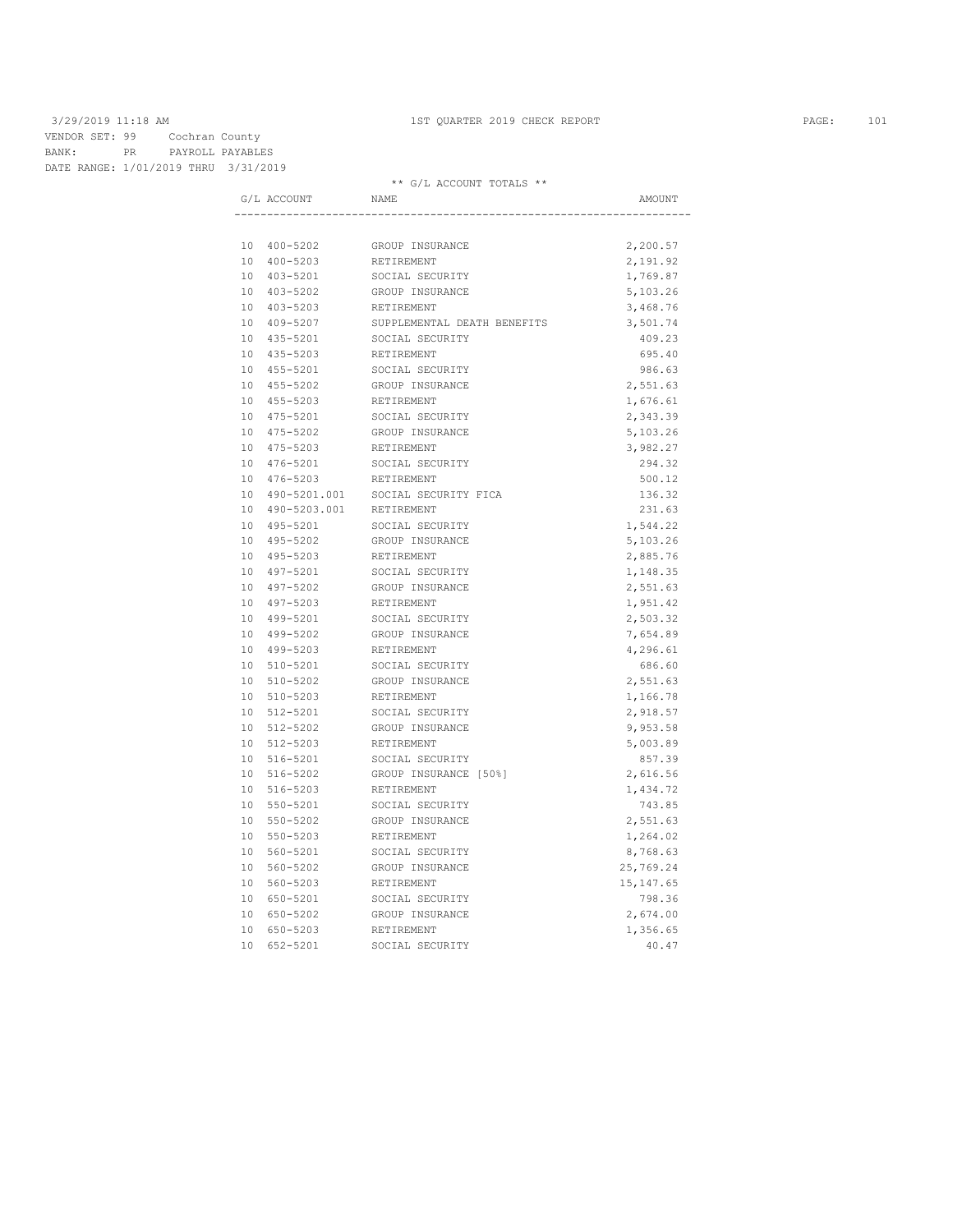VENDOR SET: 99 Cochran County
BANK: PR PAYROLL PAYABLES
DATE RANGE: 1/01/2019 THRU 3/31/2019

1ST QUARTER 2019 CHECK REPORT

** G/L ACCOUNT TOTALS **

| G/L ACCOUNT | NAME | AMOUNT |
|---|---|---|
| 10 400-5202 | GROUP INSURANCE | 2,200.57 |
| 10 400-5203 | RETIREMENT | 2,191.92 |
| 10 403-5201 | SOCIAL SECURITY | 1,769.87 |
| 10 403-5202 | GROUP INSURANCE | 5,103.26 |
| 10 403-5203 | RETIREMENT | 3,468.76 |
| 10 409-5207 | SUPPLEMENTAL DEATH BENEFITS | 3,501.74 |
| 10 435-5201 | SOCIAL SECURITY | 409.23 |
| 10 435-5203 | RETIREMENT | 695.40 |
| 10 455-5201 | SOCIAL SECURITY | 986.63 |
| 10 455-5202 | GROUP INSURANCE | 2,551.63 |
| 10 455-5203 | RETIREMENT | 1,676.61 |
| 10 475-5201 | SOCIAL SECURITY | 2,343.39 |
| 10 475-5202 | GROUP INSURANCE | 5,103.26 |
| 10 475-5203 | RETIREMENT | 3,982.27 |
| 10 476-5201 | SOCIAL SECURITY | 294.32 |
| 10 476-5203 | RETIREMENT | 500.12 |
| 10 490-5201.001 | SOCIAL SECURITY FICA | 136.32 |
| 10 490-5203.001 | RETIREMENT | 231.63 |
| 10 495-5201 | SOCIAL SECURITY | 1,544.22 |
| 10 495-5202 | GROUP INSURANCE | 5,103.26 |
| 10 495-5203 | RETIREMENT | 2,885.76 |
| 10 497-5201 | SOCIAL SECURITY | 1,148.35 |
| 10 497-5202 | GROUP INSURANCE | 2,551.63 |
| 10 497-5203 | RETIREMENT | 1,951.42 |
| 10 499-5201 | SOCIAL SECURITY | 2,503.32 |
| 10 499-5202 | GROUP INSURANCE | 7,654.89 |
| 10 499-5203 | RETIREMENT | 4,296.61 |
| 10 510-5201 | SOCIAL SECURITY | 686.60 |
| 10 510-5202 | GROUP INSURANCE | 2,551.63 |
| 10 510-5203 | RETIREMENT | 1,166.78 |
| 10 512-5201 | SOCIAL SECURITY | 2,918.57 |
| 10 512-5202 | GROUP INSURANCE | 9,953.58 |
| 10 512-5203 | RETIREMENT | 5,003.89 |
| 10 516-5201 | SOCIAL SECURITY | 857.39 |
| 10 516-5202 | GROUP INSURANCE [50%] | 2,616.56 |
| 10 516-5203 | RETIREMENT | 1,434.72 |
| 10 550-5201 | SOCIAL SECURITY | 743.85 |
| 10 550-5202 | GROUP INSURANCE | 2,551.63 |
| 10 550-5203 | RETIREMENT | 1,264.02 |
| 10 560-5201 | SOCIAL SECURITY | 8,768.63 |
| 10 560-5202 | GROUP INSURANCE | 25,769.24 |
| 10 560-5203 | RETIREMENT | 15,147.65 |
| 10 650-5201 | SOCIAL SECURITY | 798.36 |
| 10 650-5202 | GROUP INSURANCE | 2,674.00 |
| 10 650-5203 | RETIREMENT | 1,356.65 |
| 10 652-5201 | SOCIAL SECURITY | 40.47 |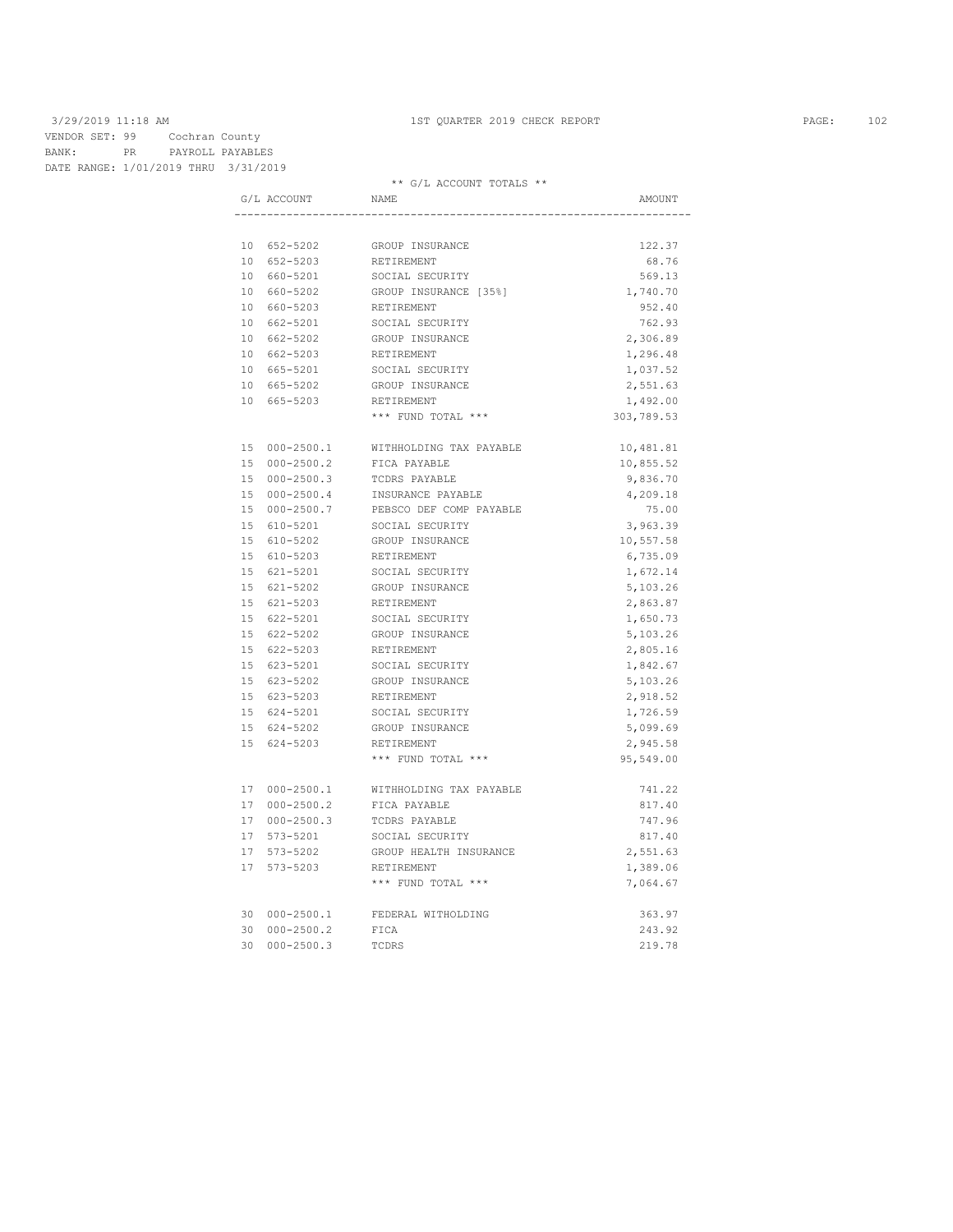3/29/2019 11:18 AM 1ST QUARTER 2019 CHECK REPORT

VENDOR SET: 99 Cochran County
BANK: PR PAYROLL PAYABLES
DATE RANGE: 1/01/2019 THRU 3/31/2019

** G/L ACCOUNT TOTALS **

| G/L ACCOUNT | NAME | AMOUNT |
|---|---|---|
| 10 652-5202 | GROUP INSURANCE | 122.37 |
| 10 652-5203 | RETIREMENT | 68.76 |
| 10 660-5201 | SOCIAL SECURITY | 569.13 |
| 10 660-5202 | GROUP INSURANCE [35%] | 1,740.70 |
| 10 660-5203 | RETIREMENT | 952.40 |
| 10 662-5201 | SOCIAL SECURITY | 762.93 |
| 10 662-5202 | GROUP INSURANCE | 2,306.89 |
| 10 662-5203 | RETIREMENT | 1,296.48 |
| 10 665-5201 | SOCIAL SECURITY | 1,037.52 |
| 10 665-5202 | GROUP INSURANCE | 2,551.63 |
| 10 665-5203 | RETIREMENT | 1,492.00 |
| | *** FUND TOTAL *** | 303,789.53 |
| 15 000-2500.1 | WITHHOLDING TAX PAYABLE | 10,481.81 |
| 15 000-2500.2 | FICA PAYABLE | 10,855.52 |
| 15 000-2500.3 | TCDRS PAYABLE | 9,836.70 |
| 15 000-2500.4 | INSURANCE PAYABLE | 4,209.18 |
| 15 000-2500.7 | PEBSCO DEF COMP PAYABLE | 75.00 |
| 15 610-5201 | SOCIAL SECURITY | 3,963.39 |
| 15 610-5202 | GROUP INSURANCE | 10,557.58 |
| 15 610-5203 | RETIREMENT | 6,735.09 |
| 15 621-5201 | SOCIAL SECURITY | 1,672.14 |
| 15 621-5202 | GROUP INSURANCE | 5,103.26 |
| 15 621-5203 | RETIREMENT | 2,863.87 |
| 15 622-5201 | SOCIAL SECURITY | 1,650.73 |
| 15 622-5202 | GROUP INSURANCE | 5,103.26 |
| 15 622-5203 | RETIREMENT | 2,805.16 |
| 15 623-5201 | SOCIAL SECURITY | 1,842.67 |
| 15 623-5202 | GROUP INSURANCE | 5,103.26 |
| 15 623-5203 | RETIREMENT | 2,918.52 |
| 15 624-5201 | SOCIAL SECURITY | 1,726.59 |
| 15 624-5202 | GROUP INSURANCE | 5,099.69 |
| 15 624-5203 | RETIREMENT | 2,945.58 |
| | *** FUND TOTAL *** | 95,549.00 |
| 17 000-2500.1 | WITHHOLDING TAX PAYABLE | 741.22 |
| 17 000-2500.2 | FICA PAYABLE | 817.40 |
| 17 000-2500.3 | TCDRS PAYABLE | 747.96 |
| 17 573-5201 | SOCIAL SECURITY | 817.40 |
| 17 573-5202 | GROUP HEALTH INSURANCE | 2,551.63 |
| 17 573-5203 | RETIREMENT | 1,389.06 |
| | *** FUND TOTAL *** | 7,064.67 |
| 30 000-2500.1 | FEDERAL WITHOLDING | 363.97 |
| 30 000-2500.2 | FICA | 243.92 |
| 30 000-2500.3 | TCDRS | 219.78 |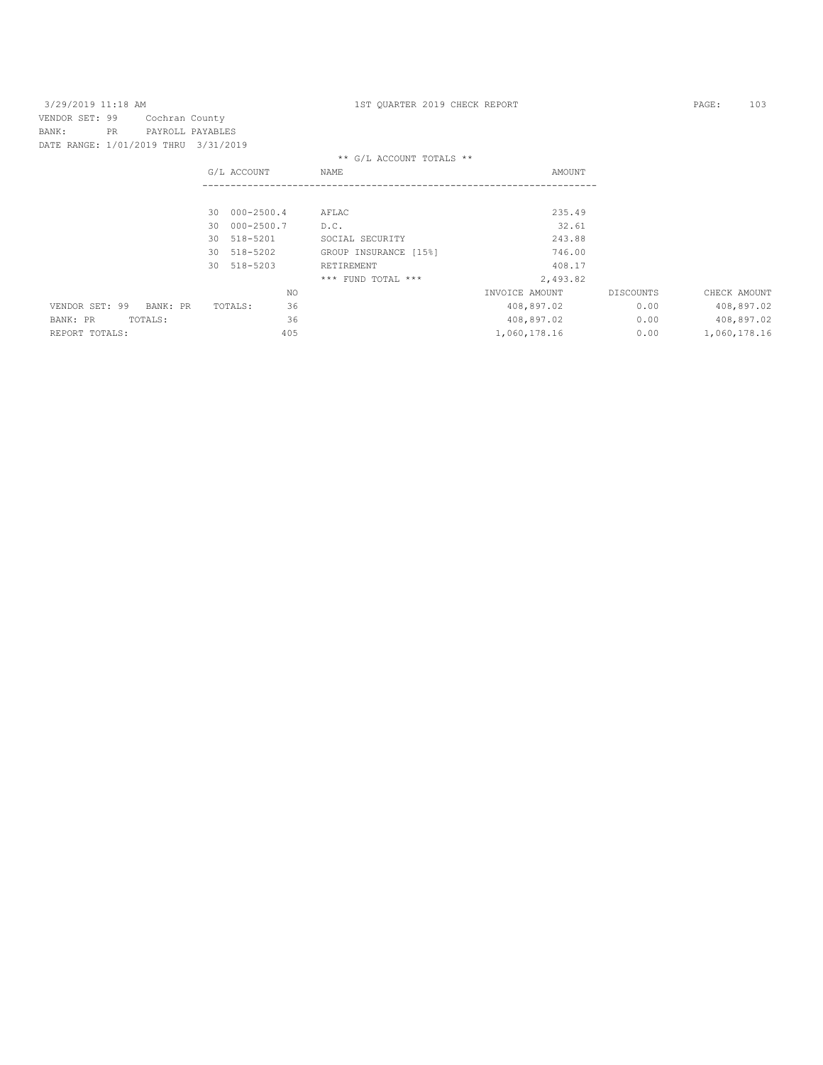3/29/2019 11:18 AM

1ST QUARTER 2019 CHECK REPORT

VENDOR SET: 99 Cochran County
BANK: PR PAYROLL PAYABLES
DATE RANGE: 1/01/2019 THRU 3/31/2019

** G/L ACCOUNT TOTALS **

| G/L ACCOUNT | NAME | AMOUNT |
|---|---|---|
| 30 000-2500.4 | AFLAC | 235.49 |
| 30 000-2500.7 | D.C. | 32.61 |
| 30 518-5201 | SOCIAL SECURITY | 243.88 |
| 30 518-5202 | GROUP INSURANCE [15%] | 746.00 |
| 30 518-5203 | RETIREMENT | 408.17 |
| | *** FUND TOTAL *** | 2,493.82 |

| | NO | INVOICE AMOUNT | DISCOUNTS | CHECK AMOUNT |
|---|---|---|---|---|
| VENDOR SET: 99 BANK: PR TOTALS: | 36 | 408,897.02 | 0.00 | 408,897.02 |
| BANK: PR TOTALS: | 36 | 408,897.02 | 0.00 | 408,897.02 |
| REPORT TOTALS: | 405 | 1,060,178.16 | 0.00 | 1,060,178.16 |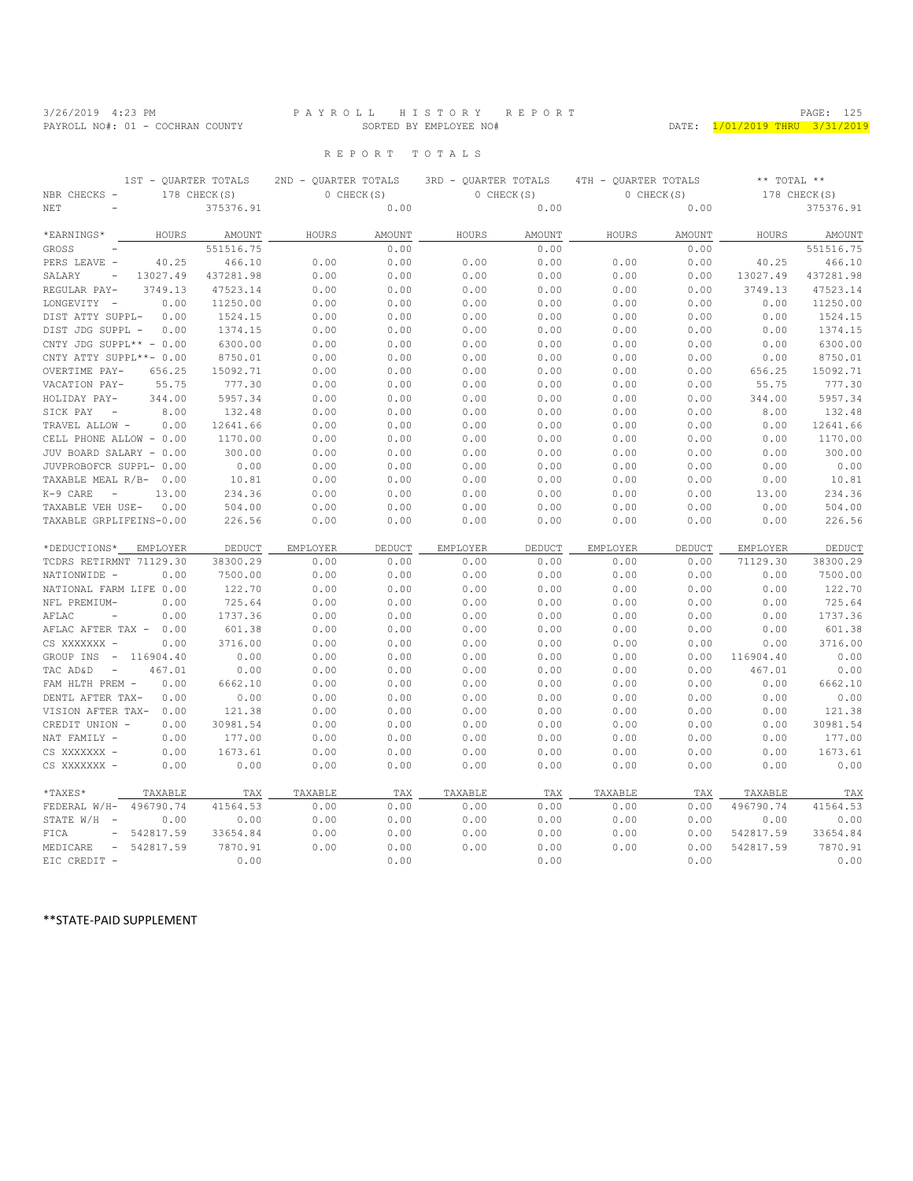3/26/2019 4:23 PM PAYROLL HISTORY REPORT PAGE: 125
PAYROLL NO#: 01 - COCHRAN COUNTY SORTED BY EMPLOYEE NO# DATE: 1/01/2019 THRU 3/31/2019

# REPORT TOTALS

| | 1ST - QUARTER TOTALS | | 2ND - QUARTER TOTALS | | 3RD - QUARTER TOTALS | | 4TH - QUARTER TOTALS | | ** TOTAL ** | |
|---|---|---|---|---|---|---|---|---|---|---|
| NBR CHECKS - | 178 CHECK(S) | | 0 CHECK(S) | | 0 CHECK(S) | | 0 CHECK(S) | | 178 CHECK(S) | |
| NET - | | 375376.91 | | 0.00 | | 0.00 | | 0.00 | | 375376.91 |
| *EARNINGS* | HOURS | AMOUNT | HOURS | AMOUNT | HOURS | AMOUNT | HOURS | AMOUNT | HOURS | AMOUNT |
| GROSS - | | 551516.75 | | 0.00 | | 0.00 | | 0.00 | | 551516.75 |
| PERS LEAVE - | 40.25 | 466.10 | 0.00 | 0.00 | 0.00 | 0.00 | 0.00 | 0.00 | 40.25 | 466.10 |
| SALARY - | 13027.49 | 437281.98 | 0.00 | 0.00 | 0.00 | 0.00 | 0.00 | 0.00 | 13027.49 | 437281.98 |
| REGULAR PAY- | 3749.13 | 47523.14 | 0.00 | 0.00 | 0.00 | 0.00 | 0.00 | 0.00 | 3749.13 | 47523.14 |
| LONGEVITY - | 0.00 | 11250.00 | 0.00 | 0.00 | 0.00 | 0.00 | 0.00 | 0.00 | 0.00 | 11250.00 |
| DIST ATTY SUPPL- | 0.00 | 1524.15 | 0.00 | 0.00 | 0.00 | 0.00 | 0.00 | 0.00 | 0.00 | 1524.15 |
| DIST JDG SUPPL - | 0.00 | 1374.15 | 0.00 | 0.00 | 0.00 | 0.00 | 0.00 | 0.00 | 0.00 | 1374.15 |
| CNTY JDG SUPPL** - | 0.00 | 6300.00 | 0.00 | 0.00 | 0.00 | 0.00 | 0.00 | 0.00 | 0.00 | 6300.00 |
| CNTY ATTY SUPPL**- | 0.00 | 8750.01 | 0.00 | 0.00 | 0.00 | 0.00 | 0.00 | 0.00 | 0.00 | 8750.01 |
| OVERTIME PAY- | 656.25 | 15092.71 | 0.00 | 0.00 | 0.00 | 0.00 | 0.00 | 0.00 | 656.25 | 15092.71 |
| VACATION PAY- | 55.75 | 777.30 | 0.00 | 0.00 | 0.00 | 0.00 | 0.00 | 0.00 | 55.75 | 777.30 |
| HOLIDAY PAY- | 344.00 | 5957.34 | 0.00 | 0.00 | 0.00 | 0.00 | 0.00 | 0.00 | 344.00 | 5957.34 |
| SICK PAY - | 8.00 | 132.48 | 0.00 | 0.00 | 0.00 | 0.00 | 0.00 | 0.00 | 8.00 | 132.48 |
| TRAVEL ALLOW - | 0.00 | 12641.66 | 0.00 | 0.00 | 0.00 | 0.00 | 0.00 | 0.00 | 0.00 | 12641.66 |
| CELL PHONE ALLOW - | 0.00 | 1170.00 | 0.00 | 0.00 | 0.00 | 0.00 | 0.00 | 0.00 | 0.00 | 1170.00 |
| JUV BOARD SALARY - | 0.00 | 300.00 | 0.00 | 0.00 | 0.00 | 0.00 | 0.00 | 0.00 | 0.00 | 300.00 |
| JUVPROBOFCR SUPPL- | 0.00 | 0.00 | 0.00 | 0.00 | 0.00 | 0.00 | 0.00 | 0.00 | 0.00 | 0.00 |
| TAXABLE MEAL R/B- | 0.00 | 10.81 | 0.00 | 0.00 | 0.00 | 0.00 | 0.00 | 0.00 | 0.00 | 10.81 |
| K-9 CARE - | 13.00 | 234.36 | 0.00 | 0.00 | 0.00 | 0.00 | 0.00 | 0.00 | 13.00 | 234.36 |
| TAXABLE VEH USE- | 0.00 | 504.00 | 0.00 | 0.00 | 0.00 | 0.00 | 0.00 | 0.00 | 0.00 | 504.00 |
| TAXABLE GRPLIFEINS- | 0.00 | 226.56 | 0.00 | 0.00 | 0.00 | 0.00 | 0.00 | 0.00 | 0.00 | 226.56 |
| *DEDUCTIONS* | EMPLOYER | DEDUCT | EMPLOYER | DEDUCT | EMPLOYER | DEDUCT | EMPLOYER | DEDUCT | EMPLOYER | DEDUCT |
| TCDRS RETIRMNT | 71129.30 | 38300.29 | 0.00 | 0.00 | 0.00 | 0.00 | 0.00 | 0.00 | 71129.30 | 38300.29 |
| NATIONWIDE - | 0.00 | 7500.00 | 0.00 | 0.00 | 0.00 | 0.00 | 0.00 | 0.00 | 0.00 | 7500.00 |
| NATIONAL FARM LIFE | 0.00 | 122.70 | 0.00 | 0.00 | 0.00 | 0.00 | 0.00 | 0.00 | 0.00 | 122.70 |
| NFL PREMIUM- | 0.00 | 725.64 | 0.00 | 0.00 | 0.00 | 0.00 | 0.00 | 0.00 | 0.00 | 725.64 |
| AFLAC - | 0.00 | 1737.36 | 0.00 | 0.00 | 0.00 | 0.00 | 0.00 | 0.00 | 0.00 | 1737.36 |
| AFLAC AFTER TAX - | 0.00 | 601.38 | 0.00 | 0.00 | 0.00 | 0.00 | 0.00 | 0.00 | 0.00 | 601.38 |
| CS XXXXXXX - | 0.00 | 3716.00 | 0.00 | 0.00 | 0.00 | 0.00 | 0.00 | 0.00 | 0.00 | 3716.00 |
| GROUP INS - | 116904.40 | 0.00 | 0.00 | 0.00 | 0.00 | 0.00 | 0.00 | 0.00 | 116904.40 | 0.00 |
| TAC AD&D - | 467.01 | 0.00 | 0.00 | 0.00 | 0.00 | 0.00 | 0.00 | 0.00 | 467.01 | 0.00 |
| FAM HLTH PREM - | 0.00 | 6662.10 | 0.00 | 0.00 | 0.00 | 0.00 | 0.00 | 0.00 | 0.00 | 6662.10 |
| DENTL AFTER TAX- | 0.00 | 0.00 | 0.00 | 0.00 | 0.00 | 0.00 | 0.00 | 0.00 | 0.00 | 0.00 |
| VISION AFTER TAX- | 0.00 | 121.38 | 0.00 | 0.00 | 0.00 | 0.00 | 0.00 | 0.00 | 0.00 | 121.38 |
| CREDIT UNION - | 0.00 | 30981.54 | 0.00 | 0.00 | 0.00 | 0.00 | 0.00 | 0.00 | 0.00 | 30981.54 |
| NAT FAMILY - | 0.00 | 177.00 | 0.00 | 0.00 | 0.00 | 0.00 | 0.00 | 0.00 | 0.00 | 177.00 |
| CS XXXXXXX - | 0.00 | 1673.61 | 0.00 | 0.00 | 0.00 | 0.00 | 0.00 | 0.00 | 0.00 | 1673.61 |
| CS XXXXXXX - | 0.00 | 0.00 | 0.00 | 0.00 | 0.00 | 0.00 | 0.00 | 0.00 | 0.00 | 0.00 |
| *TAXES* | TAXABLE | TAX | TAXABLE | TAX | TAXABLE | TAX | TAXABLE | TAX | TAXABLE | TAX |
| FEDERAL W/H- | 496790.74 | 41564.53 | 0.00 | 0.00 | 0.00 | 0.00 | 0.00 | 0.00 | 496790.74 | 41564.53 |
| STATE W/H - | 0.00 | 0.00 | 0.00 | 0.00 | 0.00 | 0.00 | 0.00 | 0.00 | 0.00 | 0.00 |
| FICA - | 542817.59 | 33654.84 | 0.00 | 0.00 | 0.00 | 0.00 | 0.00 | 0.00 | 542817.59 | 33654.84 |
| MEDICARE - | 542817.59 | 7870.91 | 0.00 | 0.00 | 0.00 | 0.00 | 0.00 | 0.00 | 542817.59 | 7870.91 |
| EIC CREDIT - | | 0.00 | | 0.00 | | 0.00 | | 0.00 | | 0.00 |

**STATE-PAID SUPPLEMENT